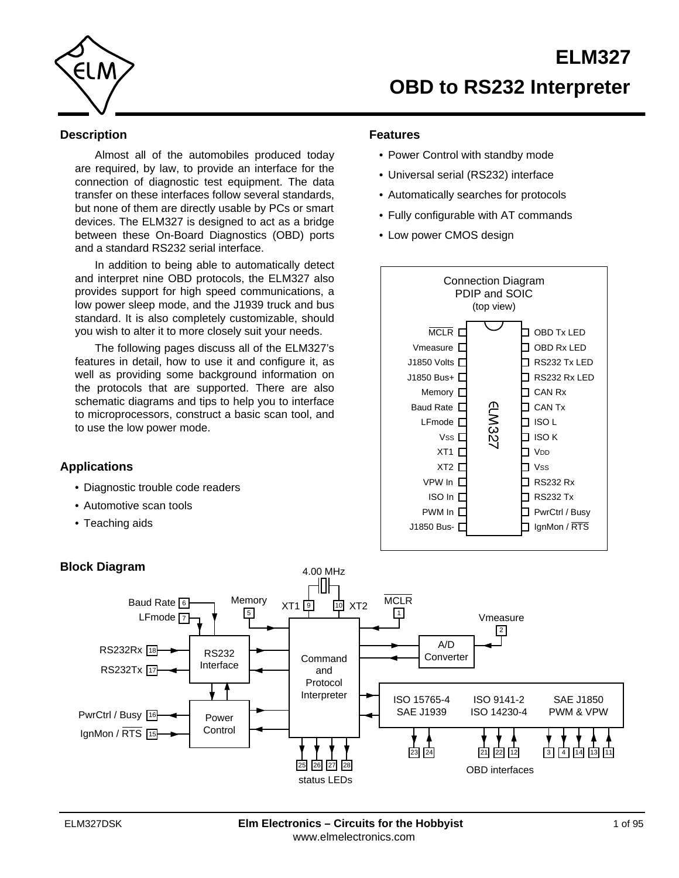# ELM327

# OBD to RS232 Interpreter

## Description

Almost all of the automobiles produced today are required, by law, to provide an interface for the connection of diagnostic test equipment. The data transfer on these interfaces follow several standards, but none of them are directly usable by PCs or smart devices. The ELM327 is designed to act as a bridge between these On-Board Diagnostics (OBD) ports and a standard RS232 serial interface.

In addition to being able to automatically detect and interpret nine OBD protocols, the ELM327 also provides support for high speed communications, a low power sleep mode, and the J1939 truck and bus standard. It is also completely customizable, should you wish to alter it to more closely suit your needs.

The following pages discuss all of the ELM327's features in detail, how to use it and configure it, as well as providing some background information on the protocols that are supported. There are also schematic diagrams and tips to help you to interface to microprocessors, construct a basic scan tool, and to use the low power mode.

## Applications

- Diagnostic trouble code readers
- Automotive scan tools
- Teaching aids

## Features

- Power Control with standby mode
- Universal serial (RS232) interface
- Automatically searches for protocols
- Fully configurable with AT commands
- Low power CMOS design

Connection Diagram
PDIP and SOIC
(top view)

| Pin | Name | Pin | Name |
|---|---|---|---|
| 1 | MCLR (active low) | 28 | OBD Tx LED |
| 2 | Vmeasure | 27 | OBD Rx LED |
| 3 | J1850 Volts | 26 | RS232 Tx LED |
| 4 | J1850 Bus+ | 25 | RS232 Rx LED |
| 5 | Memory | 24 | CAN Rx |
| 6 | Baud Rate | 23 | CAN Tx |
| 7 | LFmode | 22 | ISO L |
| 8 | $V_{SS}$ | 21 | ISO K |
| 9 | XT1 | 20 | $V_{DD}$ |
| 10 | XT2 | 19 | $V_{SS}$ |
| 11 | VPW In | 18 | RS232 Rx |
| 12 | ISO In | 17 | RS232 Tx |
| 13 | PWM In | 16 | PwrCtrl / Busy |
| 14 | J1850 Bus- | 15 | IgnMon / RTS (active low) |

## Block Diagram

Blocks: RS232 Interface (Baud Rate 6, LFmode 7, RS232Rx 18, RS232Tx 17); Power Control (PwrCtrl / Busy 16, IgnMon / RTS 15); Command and Protocol Interpreter (Memory 5, XT1 9, XT2 10 with 4.00 MHz crystal, MCLR 1); A/D Converter (Vmeasure 2); status LEDs (25, 26, 27, 28); OBD interfaces: ISO 15765-4 / SAE J1939 (23, 24), ISO 9141-2 / ISO 14230-4 (21, 22, 12), SAE J1850 PWM & VPW (3, 4, 14, 13, 11).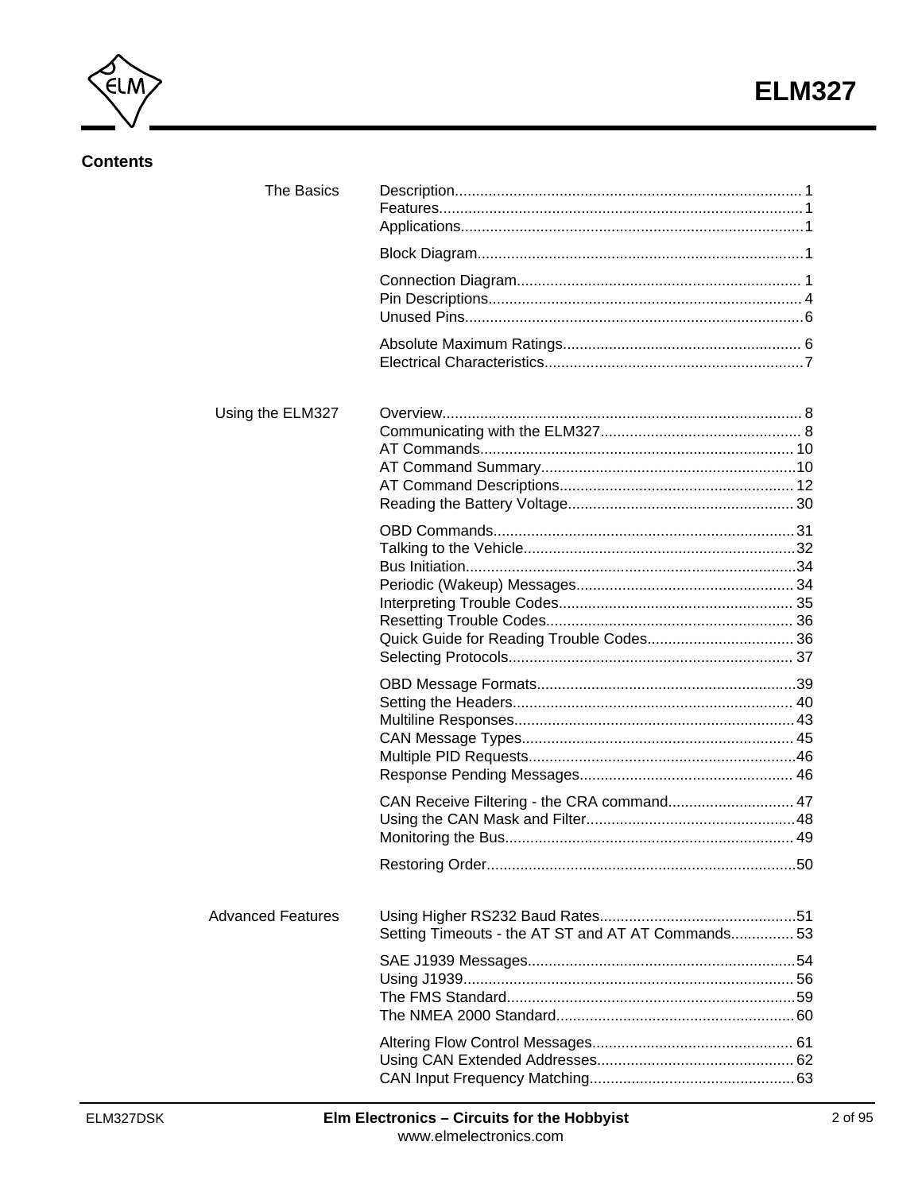## Contents

| | | |
|---|---|---|
| The Basics | Description | 1 |
| | Features | 1 |
| | Applications | 1 |
| | Block Diagram | 1 |
| | Connection Diagram | 1 |
| | Pin Descriptions | 4 |
| | Unused Pins | 6 |
| | Absolute Maximum Ratings | 6 |
| | Electrical Characteristics | 7 |
| Using the ELM327 | Overview | 8 |
| | Communicating with the ELM327 | 8 |
| | AT Commands | 10 |
| | AT Command Summary | 10 |
| | AT Command Descriptions | 12 |
| | Reading the Battery Voltage | 30 |
| | OBD Commands | 31 |
| | Talking to the Vehicle | 32 |
| | Bus Initiation | 34 |
| | Periodic (Wakeup) Messages | 34 |
| | Interpreting Trouble Codes | 35 |
| | Resetting Trouble Codes | 36 |
| | Quick Guide for Reading Trouble Codes | 36 |
| | Selecting Protocols | 37 |
| | OBD Message Formats | 39 |
| | Setting the Headers | 40 |
| | Multiline Responses | 43 |
| | CAN Message Types | 45 |
| | Multiple PID Requests | 46 |
| | Response Pending Messages | 46 |
| | CAN Receive Filtering - the CRA command | 47 |
| | Using the CAN Mask and Filter | 48 |
| | Monitoring the Bus | 49 |
| | Restoring Order | 50 |
| Advanced Features | Using Higher RS232 Baud Rates | 51 |
| | Setting Timeouts - the AT ST and AT AT Commands | 53 |
| | SAE J1939 Messages | 54 |
| | Using J1939 | 56 |
| | The FMS Standard | 59 |
| | The NMEA 2000 Standard | 60 |
| | Altering Flow Control Messages | 61 |
| | Using CAN Extended Addresses | 62 |
| | CAN Input Frequency Matching | 63 |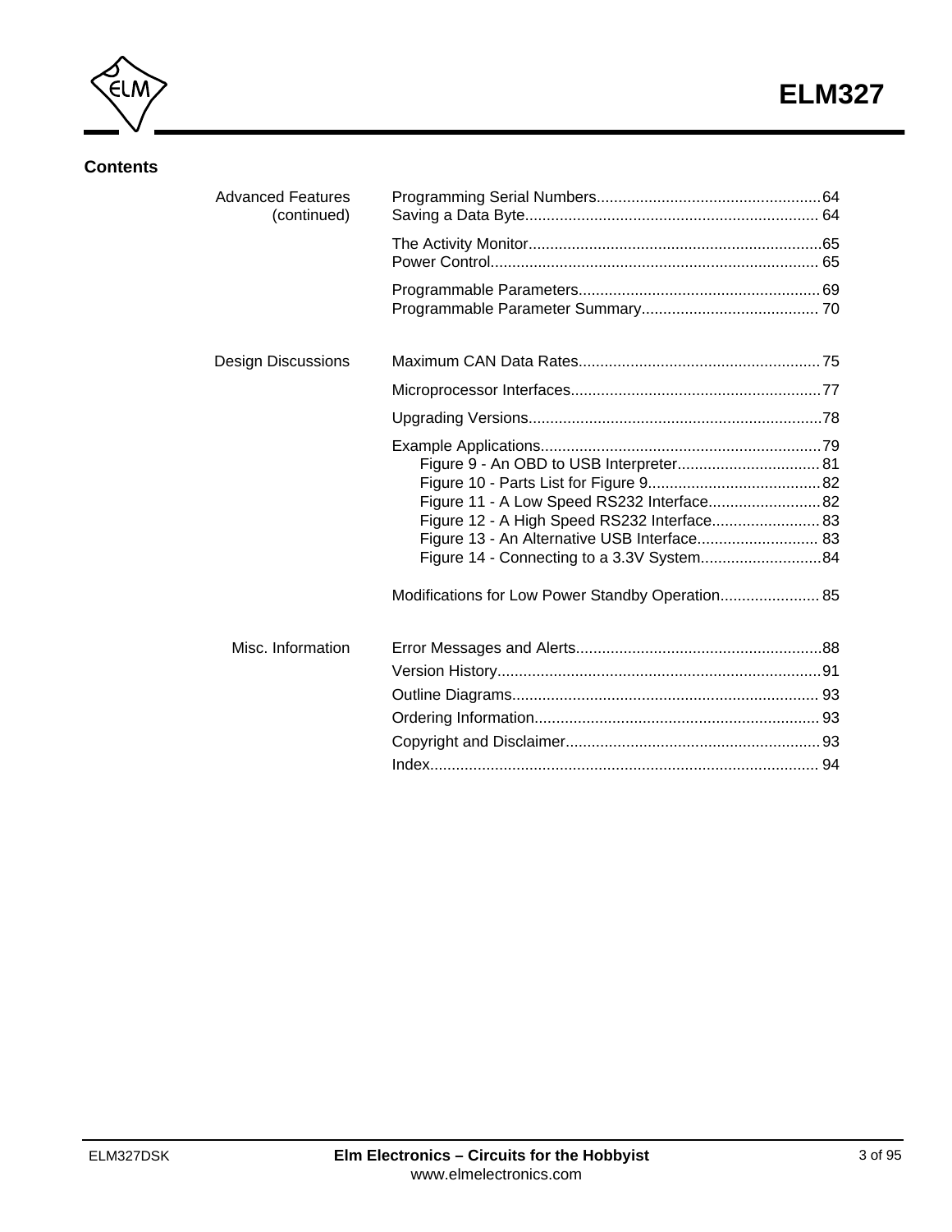## Contents

| | | |
|---|---|---|
| Advanced Features (continued) | Programming Serial Numbers | 64 |
| | Saving a Data Byte | 64 |
| | The Activity Monitor | 65 |
| | Power Control | 65 |
| | Programmable Parameters | 69 |
| | Programmable Parameter Summary | 70 |
| Design Discussions | Maximum CAN Data Rates | 75 |
| | Microprocessor Interfaces | 77 |
| | Upgrading Versions | 78 |
| | Example Applications | 79 |
| | Figure 9 - An OBD to USB Interpreter | 81 |
| | Figure 10 - Parts List for Figure 9 | 82 |
| | Figure 11 - A Low Speed RS232 Interface | 82 |
| | Figure 12 - A High Speed RS232 Interface | 83 |
| | Figure 13 - An Alternative USB Interface | 83 |
| | Figure 14 - Connecting to a 3.3V System | 84 |
| | Modifications for Low Power Standby Operation | 85 |
| Misc. Information | Error Messages and Alerts | 88 |
| | Version History | 91 |
| | Outline Diagrams | 93 |
| | Ordering Information | 93 |
| | Copyright and Disclaimer | 93 |
| | Index | 94 |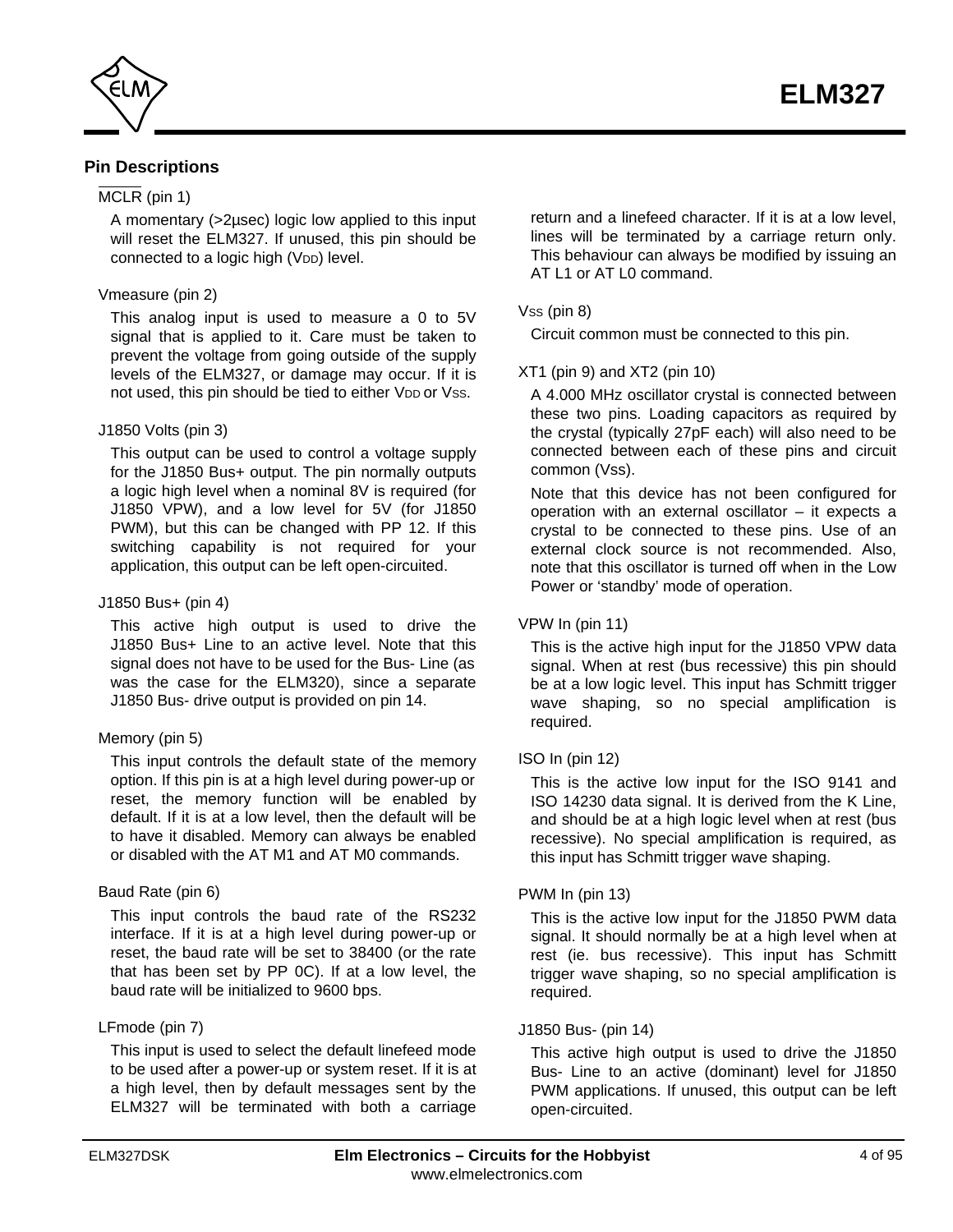## Pin Descriptions

### $\overline{\text{MCLR}}$ (pin 1)

A momentary (>2μsec) logic low applied to this input will reset the ELM327. If unused, this pin should be connected to a logic high ($V_{DD}$) level.

### Vmeasure (pin 2)

This analog input is used to measure a 0 to 5V signal that is applied to it. Care must be taken to prevent the voltage from going outside of the supply levels of the ELM327, or damage may occur. If it is not used, this pin should be tied to either $V_{DD}$ or $V_{SS}$.

### J1850 Volts (pin 3)

This output can be used to control a voltage supply for the J1850 Bus+ output. The pin normally outputs a logic high level when a nominal 8V is required (for J1850 VPW), and a low level for 5V (for J1850 PWM), but this can be changed with PP 12. If this switching capability is not required for your application, this output can be left open-circuited.

### J1850 Bus+ (pin 4)

This active high output is used to drive the J1850 Bus+ Line to an active level. Note that this signal does not have to be used for the Bus- Line (as was the case for the ELM320), since a separate J1850 Bus- drive output is provided on pin 14.

### Memory (pin 5)

This input controls the default state of the memory option. If this pin is at a high level during power-up or reset, the memory function will be enabled by default. If it is at a low level, then the default will be to have it disabled. Memory can always be enabled or disabled with the AT M1 and AT M0 commands.

### Baud Rate (pin 6)

This input controls the baud rate of the RS232 interface. If it is at a high level during power-up or reset, the baud rate will be set to 38400 (or the rate that has been set by PP 0C). If at a low level, the baud rate will be initialized to 9600 bps.

### LFmode (pin 7)

This input is used to select the default linefeed mode to be used after a power-up or system reset. If it is at a high level, then by default messages sent by the ELM327 will be terminated with both a carriage return and a linefeed character. If it is at a low level, lines will be terminated by a carriage return only. This behaviour can always be modified by issuing an AT L1 or AT L0 command.

### $V_{SS}$ (pin 8)

Circuit common must be connected to this pin.

### XT1 (pin 9) and XT2 (pin 10)

A 4.000 MHz oscillator crystal is connected between these two pins. Loading capacitors as required by the crystal (typically 27pF each) will also need to be connected between each of these pins and circuit common (Vss).

Note that this device has not been configured for operation with an external oscillator – it expects a crystal to be connected to these pins. Use of an external clock source is not recommended. Also, note that this oscillator is turned off when in the Low Power or ‘standby’ mode of operation.

### VPW In (pin 11)

This is the active high input for the J1850 VPW data signal. When at rest (bus recessive) this pin should be at a low logic level. This input has Schmitt trigger wave shaping, so no special amplification is required.

### ISO In (pin 12)

This is the active low input for the ISO 9141 and ISO 14230 data signal. It is derived from the K Line, and should be at a high logic level when at rest (bus recessive). No special amplification is required, as this input has Schmitt trigger wave shaping.

### PWM In (pin 13)

This is the active low input for the J1850 PWM data signal. It should normally be at a high level when at rest (ie. bus recessive). This input has Schmitt trigger wave shaping, so no special amplification is required.

### J1850 Bus- (pin 14)

This active high output is used to drive the J1850 Bus- Line to an active (dominant) level for J1850 PWM applications. If unused, this output can be left open-circuited.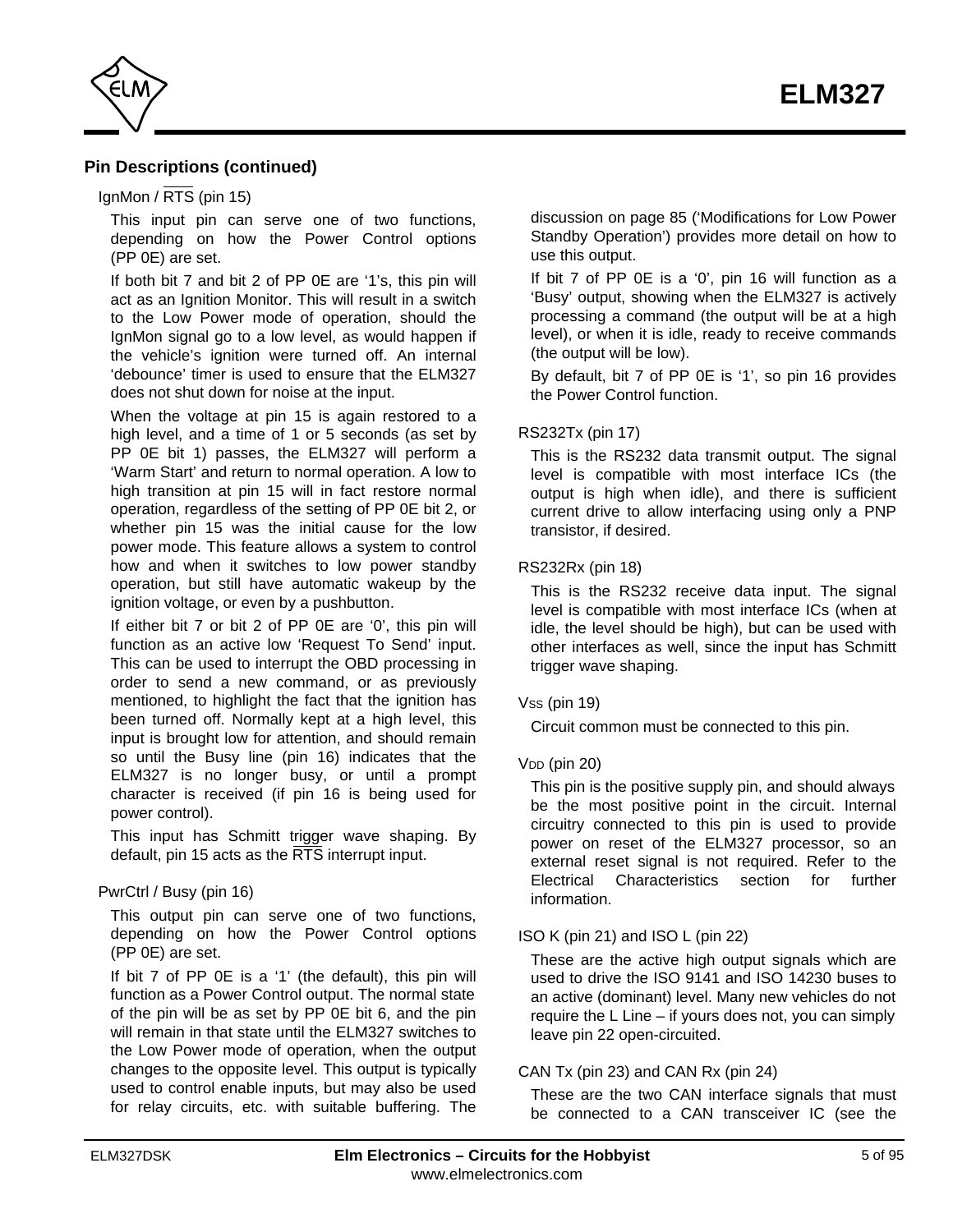## Pin Descriptions (continued)

### IgnMon / $\overline{\text{RTS}}$ (pin 15)

This input pin can serve one of two functions, depending on how the Power Control options (PP 0E) are set.

If both bit 7 and bit 2 of PP 0E are '1's, this pin will act as an Ignition Monitor. This will result in a switch to the Low Power mode of operation, should the IgnMon signal go to a low level, as would happen if the vehicle's ignition were turned off. An internal 'debounce' timer is used to ensure that the ELM327 does not shut down for noise at the input.

When the voltage at pin 15 is again restored to a high level, and a time of 1 or 5 seconds (as set by PP 0E bit 1) passes, the ELM327 will perform a 'Warm Start' and return to normal operation. A low to high transition at pin 15 will in fact restore normal operation, regardless of the setting of PP 0E bit 2, or whether pin 15 was the initial cause for the low power mode. This feature allows a system to control how and when it switches to low power standby operation, but still have automatic wakeup by the ignition voltage, or even by a pushbutton.

If either bit 7 or bit 2 of PP 0E are '0', this pin will function as an active low 'Request To Send' input. This can be used to interrupt the OBD processing in order to send a new command, or as previously mentioned, to highlight the fact that the ignition has been turned off. Normally kept at a high level, this input is brought low for attention, and should remain so until the Busy line (pin 16) indicates that the ELM327 is no longer busy, or until a prompt character is received (if pin 16 is being used for power control).

This input has Schmitt trigger wave shaping. By default, pin 15 acts as the $\overline{\text{RTS}}$ interrupt input.

### PwrCtrl / Busy (pin 16)

This output pin can serve one of two functions, depending on how the Power Control options (PP 0E) are set.

If bit 7 of PP 0E is a '1' (the default), this pin will function as a Power Control output. The normal state of the pin will be as set by PP 0E bit 6, and the pin will remain in that state until the ELM327 switches to the Low Power mode of operation, when the output changes to the opposite level. This output is typically used to control enable inputs, but may also be used for relay circuits, etc. with suitable buffering. The discussion on page 85 ('Modifications for Low Power Standby Operation') provides more detail on how to use this output.

If bit 7 of PP 0E is a '0', pin 16 will function as a 'Busy' output, showing when the ELM327 is actively processing a command (the output will be at a high level), or when it is idle, ready to receive commands (the output will be low).

By default, bit 7 of PP 0E is '1', so pin 16 provides the Power Control function.

### RS232Tx (pin 17)

This is the RS232 data transmit output. The signal level is compatible with most interface ICs (the output is high when idle), and there is sufficient current drive to allow interfacing using only a PNP transistor, if desired.

### RS232Rx (pin 18)

This is the RS232 receive data input. The signal level is compatible with most interface ICs (when at idle, the level should be high), but can be used with other interfaces as well, since the input has Schmitt trigger wave shaping.

### $V_{SS}$ (pin 19)

Circuit common must be connected to this pin.

### $V_{DD}$ (pin 20)

This pin is the positive supply pin, and should always be the most positive point in the circuit. Internal circuitry connected to this pin is used to provide power on reset of the ELM327 processor, so an external reset signal is not required. Refer to the Electrical Characteristics section for further information.

### ISO K (pin 21) and ISO L (pin 22)

These are the active high output signals which are used to drive the ISO 9141 and ISO 14230 buses to an active (dominant) level. Many new vehicles do not require the L Line – if yours does not, you can simply leave pin 22 open-circuited.

### CAN Tx (pin 23) and CAN Rx (pin 24)

These are the two CAN interface signals that must be connected to a CAN transceiver IC (see the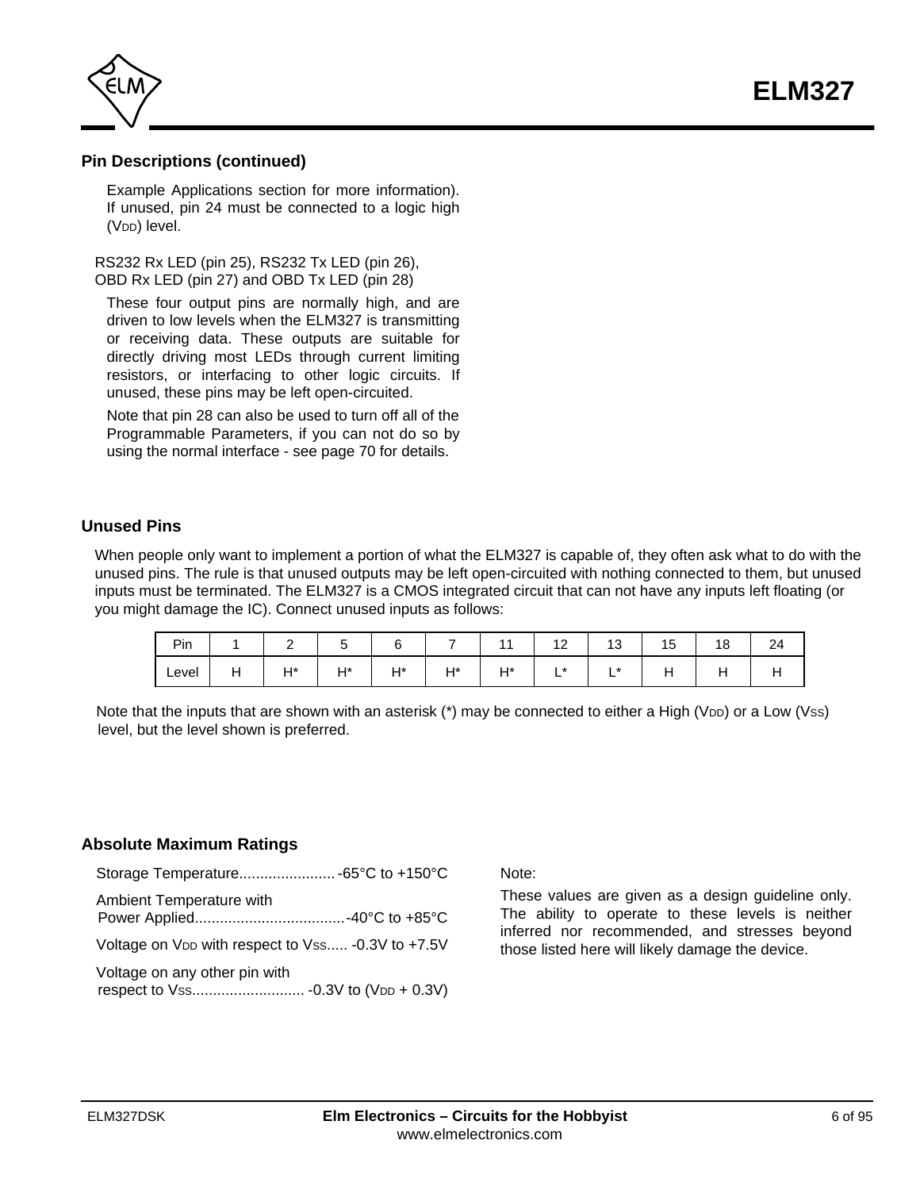## Pin Descriptions (continued)

Example Applications section for more information). If unused, pin 24 must be connected to a logic high ($V_{DD}$) level.

RS232 Rx LED (pin 25), RS232 Tx LED (pin 26), OBD Rx LED (pin 27) and OBD Tx LED (pin 28)

These four output pins are normally high, and are driven to low levels when the ELM327 is transmitting or receiving data. These outputs are suitable for directly driving most LEDs through current limiting resistors, or interfacing to other logic circuits. If unused, these pins may be left open-circuited.

Note that pin 28 can also be used to turn off all of the Programmable Parameters, if you can not do so by using the normal interface - see page 70 for details.

## Unused Pins

When people only want to implement a portion of what the ELM327 is capable of, they often ask what to do with the unused pins. The rule is that unused outputs may be left open-circuited with nothing connected to them, but unused inputs must be terminated. The ELM327 is a CMOS integrated circuit that can not have any inputs left floating (or you might damage the IC). Connect unused inputs as follows:

| Pin | 1 | 2 | 5 | 6 | 7 | 11 | 12 | 13 | 15 | 18 | 24 |
|---|---|---|---|---|---|---|---|---|---|---|---|
| Level | H | H* | H* | H* | H* | H* | L* | L* | H | H | H |

Note that the inputs that are shown with an asterisk (*) may be connected to either a High ($V_{DD}$) or a Low ($V_{SS}$) level, but the level shown is preferred.

## Absolute Maximum Ratings

Storage Temperature....................... -65°C to +150°C

Ambient Temperature with Power Applied.................................... -40°C to +85°C

Voltage on $V_{DD}$ with respect to $V_{SS}$..... -0.3V to +7.5V

Voltage on any other pin with respect to $V_{SS}$........................... -0.3V to ($V_{DD}$ + 0.3V)

Note:

These values are given as a design guideline only. The ability to operate to these levels is neither inferred nor recommended, and stresses beyond those listed here will likely damage the device.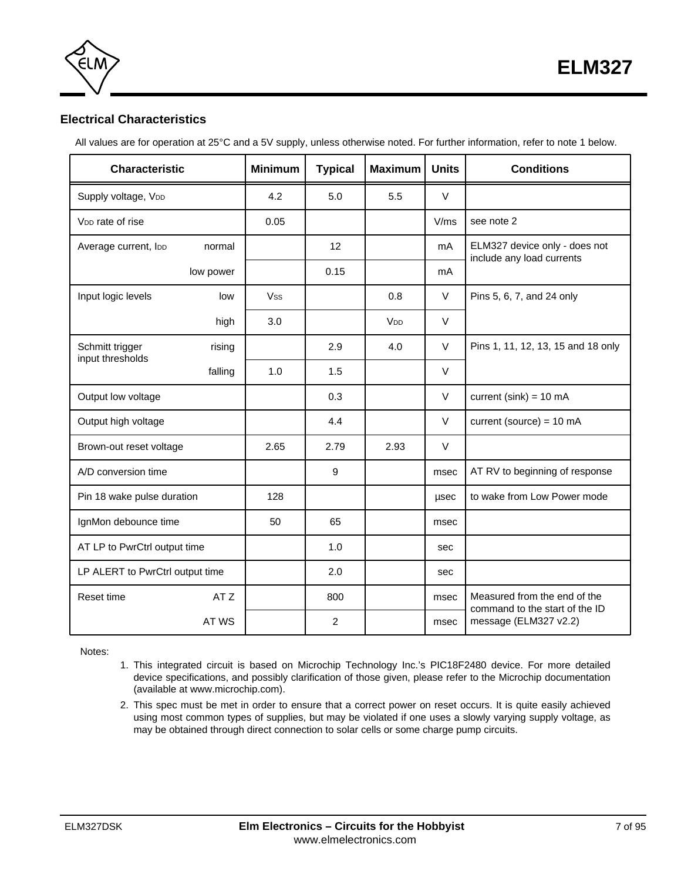## Electrical Characteristics

All values are for operation at 25°C and a 5V supply, unless otherwise noted. For further information, refer to note 1 below.

| Characteristic | | Minimum | Typical | Maximum | Units | Conditions |
|---|---|---|---|---|---|---|
| Supply voltage, $V_{DD}$ | | 4.2 | 5.0 | 5.5 | V | |
| $V_{DD}$ rate of rise | | 0.05 | | | V/ms | see note 2 |
| Average current, $I_{DD}$ | normal | | 12 | | mA | ELM327 device only - does not include any load currents |
| | low power | | 0.15 | | mA | |
| Input logic levels | low | $V_{SS}$ | | 0.8 | V | Pins 5, 6, 7, and 24 only |
| | high | 3.0 | | $V_{DD}$ | V | |
| Schmitt trigger input thresholds | rising | | 2.9 | 4.0 | V | Pins 1, 11, 12, 13, 15 and 18 only |
| | falling | 1.0 | 1.5 | | V | |
| Output low voltage | | | 0.3 | | V | current (sink) = 10 mA |
| Output high voltage | | | 4.4 | | V | current (source) = 10 mA |
| Brown-out reset voltage | | 2.65 | 2.79 | 2.93 | V | |
| A/D conversion time | | | 9 | | msec | AT RV to beginning of response |
| Pin 18 wake pulse duration | | 128 | | | µsec | to wake from Low Power mode |
| IgnMon debounce time | | 50 | 65 | | msec | |
| AT LP to PwrCtrl output time | | | 1.0 | | sec | |
| LP ALERT to PwrCtrl output time | | | 2.0 | | sec | |
| Reset time | AT Z | | 800 | | msec | Measured from the end of the command to the start of the ID message (ELM327 v2.2) |
| | AT WS | | 2 | | msec | |

Notes:

1. This integrated circuit is based on Microchip Technology Inc.'s PIC18F2480 device. For more detailed device specifications, and possibly clarification of those given, please refer to the Microchip documentation (available at www.microchip.com).
2. This spec must be met in order to ensure that a correct power on reset occurs. It is quite easily achieved using most common types of supplies, but may be violated if one uses a slowly varying supply voltage, as may be obtained through direct connection to solar cells or some charge pump circuits.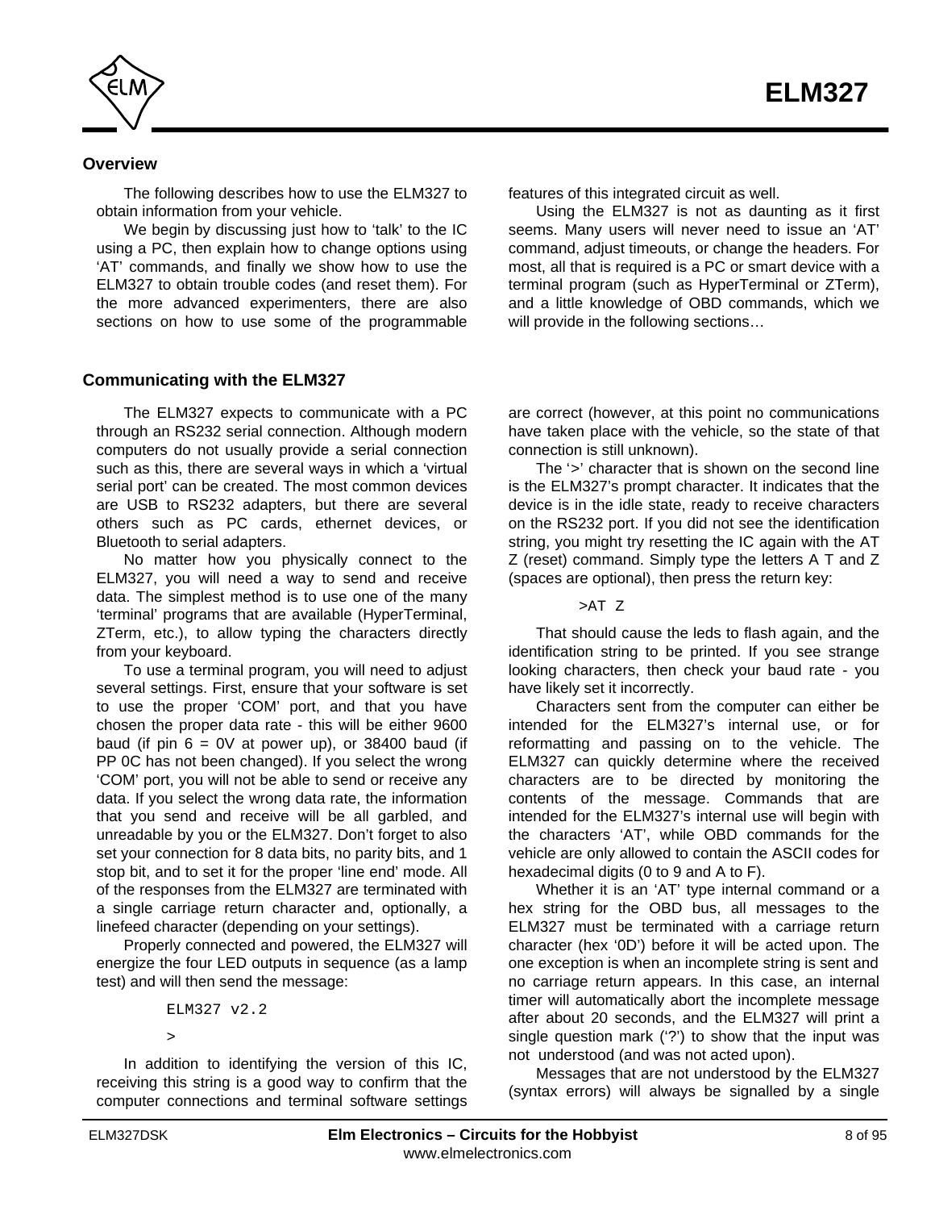## Overview

The following describes how to use the ELM327 to obtain information from your vehicle.

We begin by discussing just how to 'talk' to the IC using a PC, then explain how to change options using 'AT' commands, and finally we show how to use the ELM327 to obtain trouble codes (and reset them). For the more advanced experimenters, there are also sections on how to use some of the programmable features of this integrated circuit as well.

Using the ELM327 is not as daunting as it first seems. Many users will never need to issue an 'AT' command, adjust timeouts, or change the headers. For most, all that is required is a PC or smart device with a terminal program (such as HyperTerminal or ZTerm), and a little knowledge of OBD commands, which we will provide in the following sections…

## Communicating with the ELM327

The ELM327 expects to communicate with a PC through an RS232 serial connection. Although modern computers do not usually provide a serial connection such as this, there are several ways in which a 'virtual serial port' can be created. The most common devices are USB to RS232 adapters, but there are several others such as PC cards, ethernet devices, or Bluetooth to serial adapters.

No matter how you physically connect to the ELM327, you will need a way to send and receive data. The simplest method is to use one of the many 'terminal' programs that are available (HyperTerminal, ZTerm, etc.), to allow typing the characters directly from your keyboard.

To use a terminal program, you will need to adjust several settings. First, ensure that your software is set to use the proper 'COM' port, and that you have chosen the proper data rate - this will be either 9600 baud (if pin 6 = 0V at power up), or 38400 baud (if PP 0C has not been changed). If you select the wrong 'COM' port, you will not be able to send or receive any data. If you select the wrong data rate, the information that you send and receive will be all garbled, and unreadable by you or the ELM327. Don't forget to also set your connection for 8 data bits, no parity bits, and 1 stop bit, and to set it for the proper 'line end' mode. All of the responses from the ELM327 are terminated with a single carriage return character and, optionally, a linefeed character (depending on your settings).

Properly connected and powered, the ELM327 will energize the four LED outputs in sequence (as a lamp test) and will then send the message:

```
ELM327 v2.2

>
```

In addition to identifying the version of this IC, receiving this string is a good way to confirm that the computer connections and terminal software settings are correct (however, at this point no communications have taken place with the vehicle, so the state of that connection is still unknown).

The '>' character that is shown on the second line is the ELM327's prompt character. It indicates that the device is in the idle state, ready to receive characters on the RS232 port. If you did not see the identification string, you might try resetting the IC again with the AT Z (reset) command. Simply type the letters A T and Z (spaces are optional), then press the return key:

```
>AT Z
```

That should cause the leds to flash again, and the identification string to be printed. If you see strange looking characters, then check your baud rate - you have likely set it incorrectly.

Characters sent from the computer can either be intended for the ELM327's internal use, or for reformatting and passing on to the vehicle. The ELM327 can quickly determine where the received characters are to be directed by monitoring the contents of the message. Commands that are intended for the ELM327's internal use will begin with the characters 'AT', while OBD commands for the vehicle are only allowed to contain the ASCII codes for hexadecimal digits (0 to 9 and A to F).

Whether it is an 'AT' type internal command or a hex string for the OBD bus, all messages to the ELM327 must be terminated with a carriage return character (hex '0D') before it will be acted upon. The one exception is when an incomplete string is sent and no carriage return appears. In this case, an internal timer will automatically abort the incomplete message after about 20 seconds, and the ELM327 will print a single question mark ('?') to show that the input was not understood (and was not acted upon).

Messages that are not understood by the ELM327 (syntax errors) will always be signalled by a single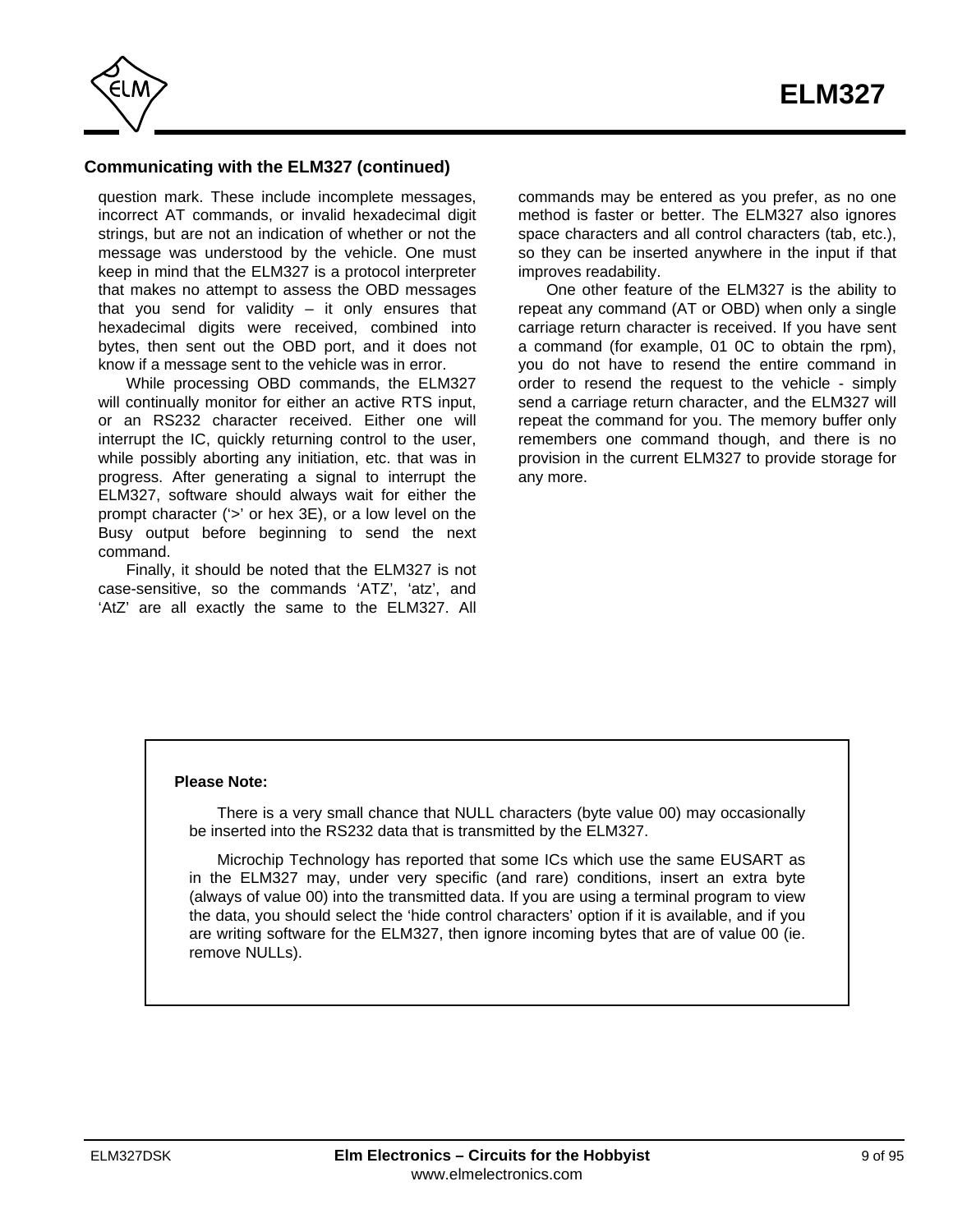## Communicating with the ELM327 (continued)

question mark. These include incomplete messages, incorrect AT commands, or invalid hexadecimal digit strings, but are not an indication of whether or not the message was understood by the vehicle. One must keep in mind that the ELM327 is a protocol interpreter that makes no attempt to assess the OBD messages that you send for validity – it only ensures that hexadecimal digits were received, combined into bytes, then sent out the OBD port, and it does not know if a message sent to the vehicle was in error.

While processing OBD commands, the ELM327 will continually monitor for either an active RTS input, or an RS232 character received. Either one will interrupt the IC, quickly returning control to the user, while possibly aborting any initiation, etc. that was in progress. After generating a signal to interrupt the ELM327, software should always wait for either the prompt character ('>' or hex 3E), or a low level on the Busy output before beginning to send the next command.

Finally, it should be noted that the ELM327 is not case-sensitive, so the commands 'ATZ', 'atz', and 'AtZ' are all exactly the same to the ELM327. All commands may be entered as you prefer, as no one method is faster or better. The ELM327 also ignores space characters and all control characters (tab, etc.), so they can be inserted anywhere in the input if that improves readability.

One other feature of the ELM327 is the ability to repeat any command (AT or OBD) when only a single carriage return character is received. If you have sent a command (for example, 01 0C to obtain the rpm), you do not have to resend the entire command in order to resend the request to the vehicle - simply send a carriage return character, and the ELM327 will repeat the command for you. The memory buffer only remembers one command though, and there is no provision in the current ELM327 to provide storage for any more.

**Please Note:**

There is a very small chance that NULL characters (byte value 00) may occasionally be inserted into the RS232 data that is transmitted by the ELM327.

Microchip Technology has reported that some ICs which use the same EUSART as in the ELM327 may, under very specific (and rare) conditions, insert an extra byte (always of value 00) into the transmitted data. If you are using a terminal program to view the data, you should select the 'hide control characters' option if it is available, and if you are writing software for the ELM327, then ignore incoming bytes that are of value 00 (ie. remove NULLs).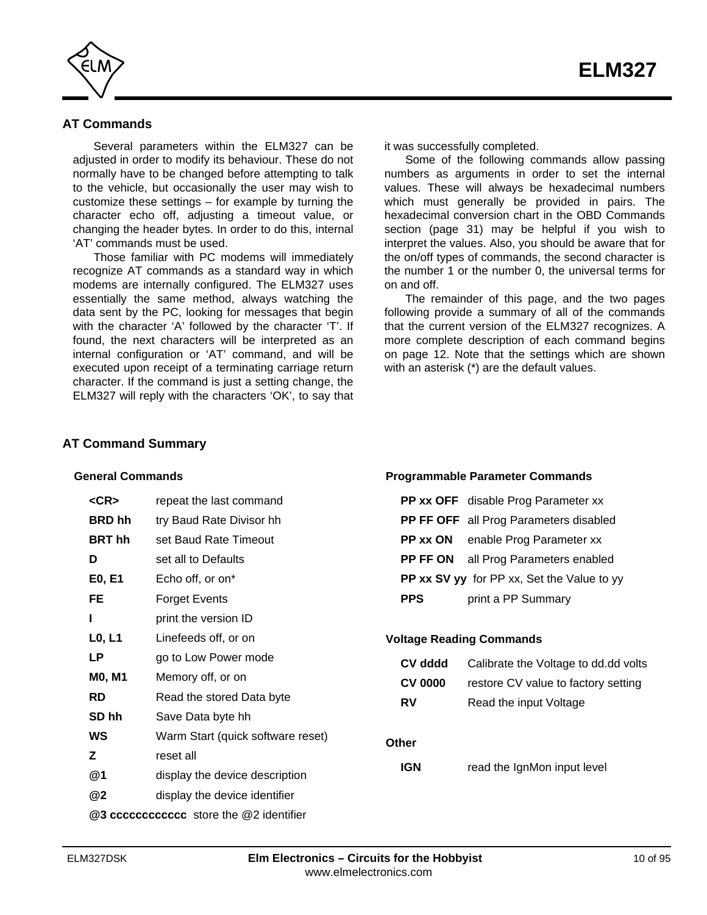## AT Commands

Several parameters within the ELM327 can be adjusted in order to modify its behaviour. These do not normally have to be changed before attempting to talk to the vehicle, but occasionally the user may wish to customize these settings – for example by turning the character echo off, adjusting a timeout value, or changing the header bytes. In order to do this, internal 'AT' commands must be used.

Those familiar with PC modems will immediately recognize AT commands as a standard way in which modems are internally configured. The ELM327 uses essentially the same method, always watching the data sent by the PC, looking for messages that begin with the character 'A' followed by the character 'T'. If found, the next characters will be interpreted as an internal configuration or 'AT' command, and will be executed upon receipt of a terminating carriage return character. If the command is just a setting change, the ELM327 will reply with the characters 'OK', to say that it was successfully completed.

Some of the following commands allow passing numbers as arguments in order to set the internal values. These will always be hexadecimal numbers which must generally be provided in pairs. The hexadecimal conversion chart in the OBD Commands section (page 31) may be helpful if you wish to interpret the values. Also, you should be aware that for the on/off types of commands, the second character is the number 1 or the number 0, the universal terms for on and off.

The remainder of this page, and the two pages following provide a summary of all of the commands that the current version of the ELM327 recognizes. A more complete description of each command begins on page 12. Note that the settings which are shown with an asterisk (*) are the default values.

## AT Command Summary

### General Commands

| Command | Description |
|---|---|
| **<CR>** | repeat the last command |
| **BRD hh** | try Baud Rate Divisor hh |
| **BRT hh** | set Baud Rate Timeout |
| **D** | set all to Defaults |
| **E0, E1** | Echo off, or on* |
| **FE** | Forget Events |
| **I** | print the version ID |
| **L0, L1** | Linefeeds off, or on |
| **LP** | go to Low Power mode |
| **M0, M1** | Memory off, or on |
| **RD** | Read the stored Data byte |
| **SD hh** | Save Data byte hh |
| **WS** | Warm Start (quick software reset) |
| **Z** | reset all |
| **@1** | display the device description |
| **@2** | display the device identifier |
| **@3 cccccccccccc** | store the @2 identifier |

### Programmable Parameter Commands

| Command | Description |
|---|---|
| **PP xx OFF** | disable Prog Parameter xx |
| **PP FF OFF** | all Prog Parameters disabled |
| **PP xx ON** | enable Prog Parameter xx |
| **PP FF ON** | all Prog Parameters enabled |
| **PP xx SV yy** | for PP xx, Set the Value to yy |
| **PPS** | print a PP Summary |

### Voltage Reading Commands

| Command | Description |
|---|---|
| **CV dddd** | Calibrate the Voltage to dd.dd volts |
| **CV 0000** | restore CV value to factory setting |
| **RV** | Read the input Voltage |

### Other

| Command | Description |
|---|---|
| **IGN** | read the IgnMon input level |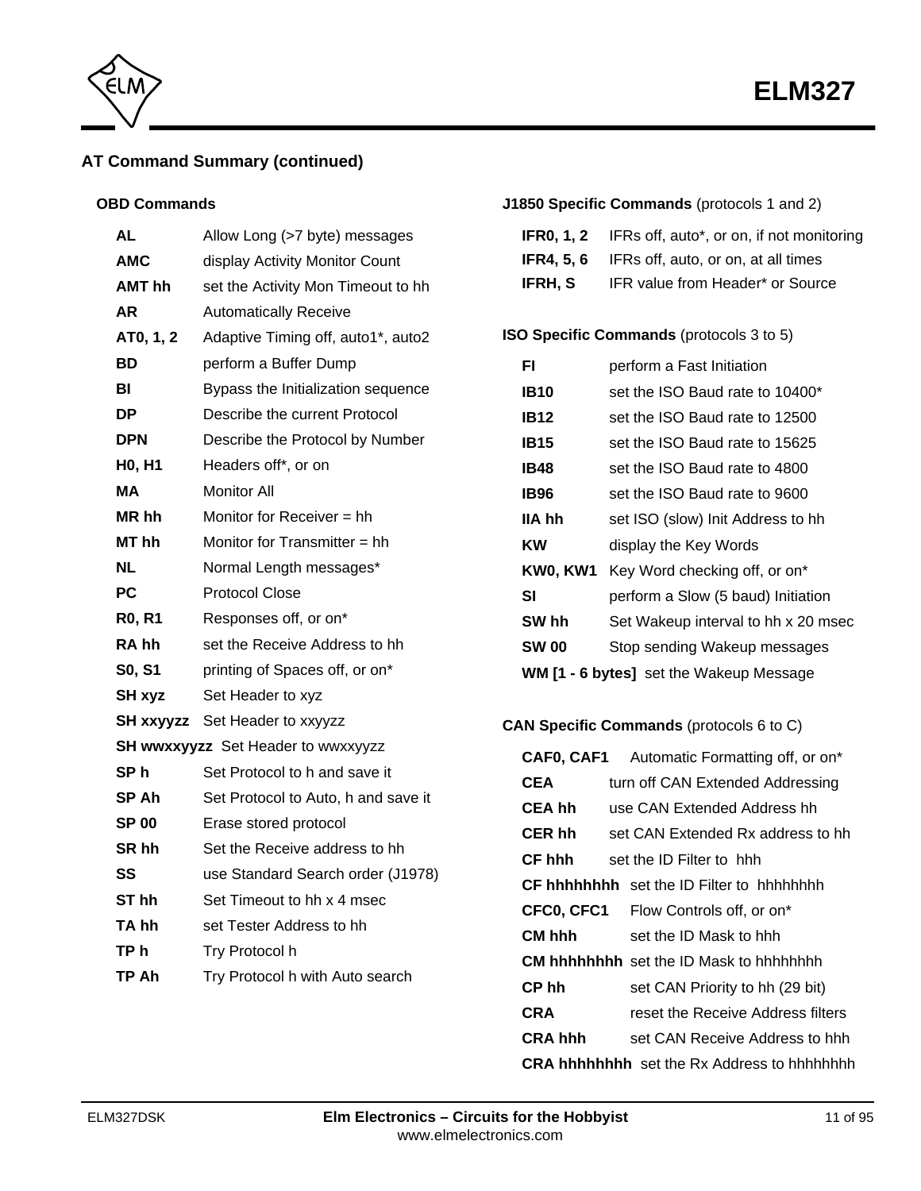## AT Command Summary (continued)

### OBD Commands

| | |
|---|---|
| **AL** | Allow Long (>7 byte) messages |
| **AMC** | display Activity Monitor Count |
| **AMT hh** | set the Activity Mon Timeout to hh |
| **AR** | Automatically Receive |
| **AT0, 1, 2** | Adaptive Timing off, auto1*, auto2 |
| **BD** | perform a Buffer Dump |
| **BI** | Bypass the Initialization sequence |
| **DP** | Describe the current Protocol |
| **DPN** | Describe the Protocol by Number |
| **H0, H1** | Headers off*, or on |
| **MA** | Monitor All |
| **MR hh** | Monitor for Receiver = hh |
| **MT hh** | Monitor for Transmitter = hh |
| **NL** | Normal Length messages* |
| **PC** | Protocol Close |
| **R0, R1** | Responses off, or on* |
| **RA hh** | set the Receive Address to hh |
| **S0, S1** | printing of Spaces off, or on* |
| **SH xyz** | Set Header to xyz |
| **SH xxyyzz** | Set Header to xxyyzz |
| **SH wwxxyyzz** | Set Header to wwxxyyzz |
| **SP h** | Set Protocol to h and save it |
| **SP Ah** | Set Protocol to Auto, h and save it |
| **SP 00** | Erase stored protocol |
| **SR hh** | Set the Receive address to hh |
| **SS** | use Standard Search order (J1978) |
| **ST hh** | Set Timeout to hh x 4 msec |
| **TA hh** | set Tester Address to hh |
| **TP h** | Try Protocol h |
| **TP Ah** | Try Protocol h with Auto search |

### J1850 Specific Commands (protocols 1 and 2)

| | |
|---|---|
| **IFR0, 1, 2** | IFRs off, auto*, or on, if not monitoring |
| **IFR4, 5, 6** | IFRs off, auto, or on, at all times |
| **IFRH, S** | IFR value from Header* or Source |

### ISO Specific Commands (protocols 3 to 5)

| | |
|---|---|
| **FI** | perform a Fast Initiation |
| **IB10** | set the ISO Baud rate to 10400* |
| **IB12** | set the ISO Baud rate to 12500 |
| **IB15** | set the ISO Baud rate to 15625 |
| **IB48** | set the ISO Baud rate to 4800 |
| **IB96** | set the ISO Baud rate to 9600 |
| **IIA hh** | set ISO (slow) Init Address to hh |
| **KW** | display the Key Words |
| **KW0, KW1** | Key Word checking off, or on* |
| **SI** | perform a Slow (5 baud) Initiation |
| **SW hh** | Set Wakeup interval to hh x 20 msec |
| **SW 00** | Stop sending Wakeup messages |
| **WM [1 - 6 bytes]** | set the Wakeup Message |

### CAN Specific Commands (protocols 6 to C)

| | |
|---|---|
| **CAF0, CAF1** | Automatic Formatting off, or on* |
| **CEA** | turn off CAN Extended Addressing |
| **CEA hh** | use CAN Extended Address hh |
| **CER hh** | set CAN Extended Rx address to hh |
| **CF hhh** | set the ID Filter to hhh |
| **CF hhhhhhhh** | set the ID Filter to hhhhhhhh |
| **CFC0, CFC1** | Flow Controls off, or on* |
| **CM hhh** | set the ID Mask to hhh |
| **CM hhhhhhhh** | set the ID Mask to hhhhhhhh |
| **CP hh** | set CAN Priority to hh (29 bit) |
| **CRA** | reset the Receive Address filters |
| **CRA hhh** | set CAN Receive Address to hhh |
| **CRA hhhhhhhh** | set the Rx Address to hhhhhhhh |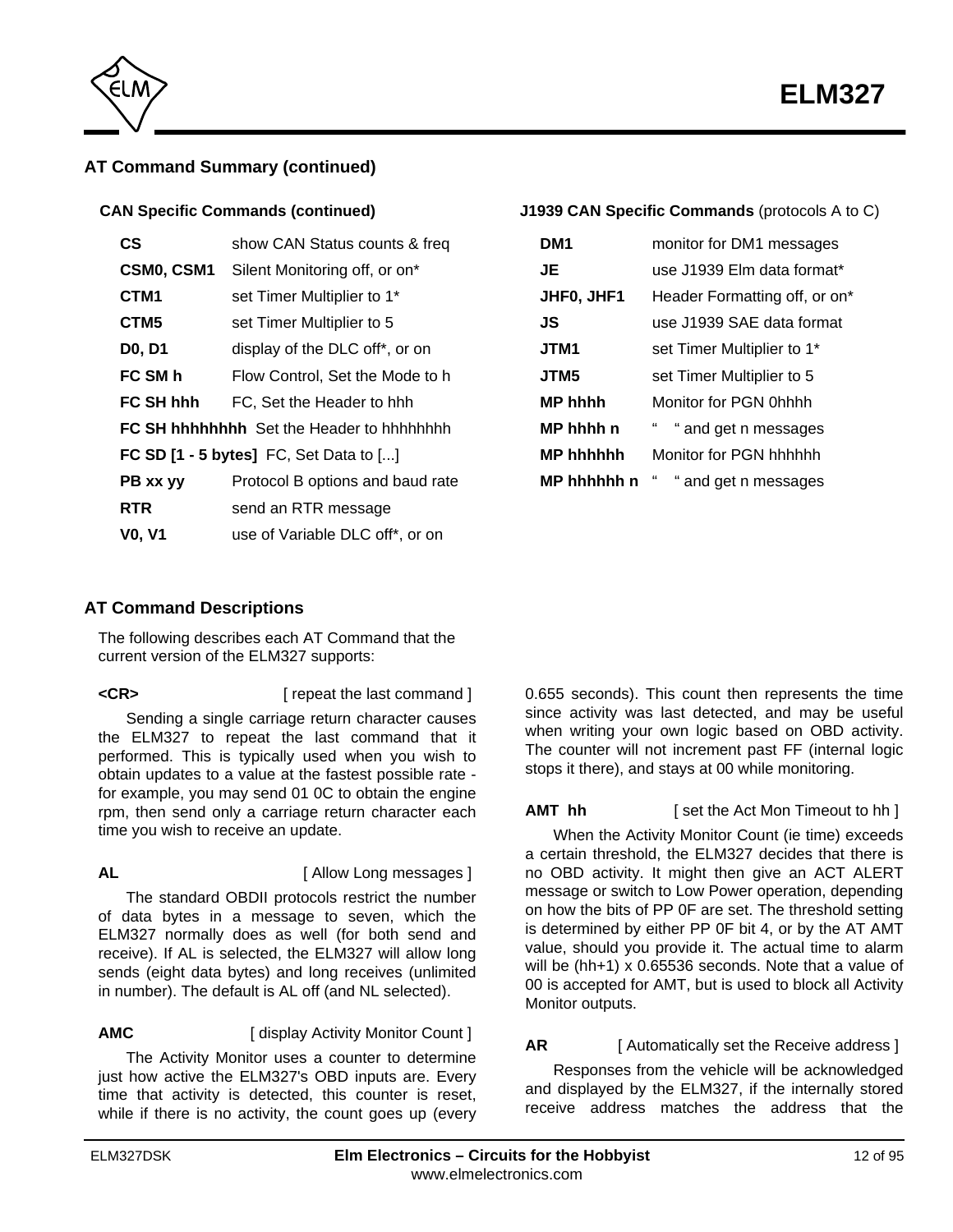## AT Command Summary (continued)

### CAN Specific Commands (continued)

| | |
|---|---|
| **CS** | show CAN Status counts & freq |
| **CSM0, CSM1** | Silent Monitoring off, or on* |
| **CTM1** | set Timer Multiplier to 1* |
| **CTM5** | set Timer Multiplier to 5 |
| **D0, D1** | display of the DLC off*, or on |
| **FC SM h** | Flow Control, Set the Mode to h |
| **FC SH hhh** | FC, Set the Header to hhh |
| **FC SH hhhhhhhh** | Set the Header to hhhhhhhh |
| **FC SD [1 - 5 bytes]** | FC, Set Data to [...] |
| **PB xx yy** | Protocol B options and baud rate |
| **RTR** | send an RTR message |
| **V0, V1** | use of Variable DLC off*, or on |

### J1939 CAN Specific Commands (protocols A to C)

| | |
|---|---|
| **DM1** | monitor for DM1 messages |
| **JE** | use J1939 Elm data format* |
| **JHF0, JHF1** | Header Formatting off, or on* |
| **JS** | use J1939 SAE data format |
| **JTM1** | set Timer Multiplier to 1* |
| **JTM5** | set Timer Multiplier to 5 |
| **MP hhhh** | Monitor for PGN 0hhhh |
| **MP hhhh n** | " " and get n messages |
| **MP hhhhhh** | Monitor for PGN hhhhhh |
| **MP hhhhhh n** | " " and get n messages |

## AT Command Descriptions

The following describes each AT Command that the current version of the ELM327 supports:

**<CR>** [ repeat the last command ]

Sending a single carriage return character causes the ELM327 to repeat the last command that it performed. This is typically used when you wish to obtain updates to a value at the fastest possible rate - for example, you may send 01 0C to obtain the engine rpm, then send only a carriage return character each time you wish to receive an update.

**AL** [ Allow Long messages ]

The standard OBDII protocols restrict the number of data bytes in a message to seven, which the ELM327 normally does as well (for both send and receive). If AL is selected, the ELM327 will allow long sends (eight data bytes) and long receives (unlimited in number). The default is AL off (and NL selected).

**AMC** [ display Activity Monitor Count ]

The Activity Monitor uses a counter to determine just how active the ELM327's OBD inputs are. Every time that activity is detected, this counter is reset, while if there is no activity, the count goes up (every 0.655 seconds). This count then represents the time since activity was last detected, and may be useful when writing your own logic based on OBD activity. The counter will not increment past FF (internal logic stops it there), and stays at 00 while monitoring.

**AMT hh** [ set the Act Mon Timeout to hh ]

When the Activity Monitor Count (ie time) exceeds a certain threshold, the ELM327 decides that there is no OBD activity. It might then give an ACT ALERT message or switch to Low Power operation, depending on how the bits of PP 0F are set. The threshold setting is determined by either PP 0F bit 4, or by the AT AMT value, should you provide it. The actual time to alarm will be (hh+1) x 0.65536 seconds. Note that a value of 00 is accepted for AMT, but is used to block all Activity Monitor outputs.

**AR** [ Automatically set the Receive address ]

Responses from the vehicle will be acknowledged and displayed by the ELM327, if the internally stored receive address matches the address that the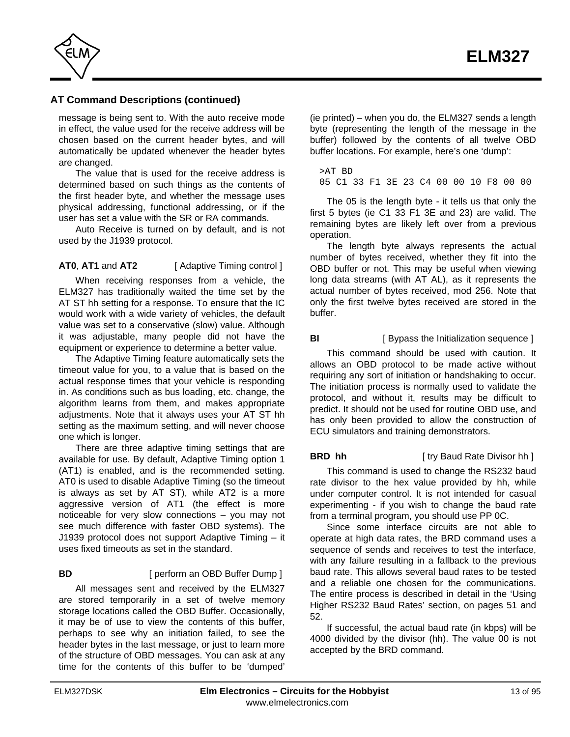## AT Command Descriptions (continued)

message is being sent to. With the auto receive mode in effect, the value used for the receive address will be chosen based on the current header bytes, and will automatically be updated whenever the header bytes are changed.

The value that is used for the receive address is determined based on such things as the contents of the first header byte, and whether the message uses physical addressing, functional addressing, or if the user has set a value with the SR or RA commands.

Auto Receive is turned on by default, and is not used by the J1939 protocol.

**AT0**, **AT1** and **AT2** [ Adaptive Timing control ]

When receiving responses from a vehicle, the ELM327 has traditionally waited the time set by the AT ST hh setting for a response. To ensure that the IC would work with a wide variety of vehicles, the default value was set to a conservative (slow) value. Although it was adjustable, many people did not have the equipment or experience to determine a better value.

The Adaptive Timing feature automatically sets the timeout value for you, to a value that is based on the actual response times that your vehicle is responding in. As conditions such as bus loading, etc. change, the algorithm learns from them, and makes appropriate adjustments. Note that it always uses your AT ST hh setting as the maximum setting, and will never choose one which is longer.

There are three adaptive timing settings that are available for use. By default, Adaptive Timing option 1 (AT1) is enabled, and is the recommended setting. AT0 is used to disable Adaptive Timing (so the timeout is always as set by AT ST), while AT2 is a more aggressive version of AT1 (the effect is more noticeable for very slow connections – you may not see much difference with faster OBD systems). The J1939 protocol does not support Adaptive Timing – it uses fixed timeouts as set in the standard.

**BD** [ perform an OBD Buffer Dump ]

All messages sent and received by the ELM327 are stored temporarily in a set of twelve memory storage locations called the OBD Buffer. Occasionally, it may be of use to view the contents of this buffer, perhaps to see why an initiation failed, to see the header bytes in the last message, or just to learn more of the structure of OBD messages. You can ask at any time for the contents of this buffer to be 'dumped' (ie printed) – when you do, the ELM327 sends a length byte (representing the length of the message in the buffer) followed by the contents of all twelve OBD buffer locations. For example, here's one 'dump':

```
>AT BD
05 C1 33 F1 3E 23 C4 00 00 10 F8 00 00
```

The 05 is the length byte - it tells us that only the first 5 bytes (ie C1 33 F1 3E and 23) are valid. The remaining bytes are likely left over from a previous operation.

The length byte always represents the actual number of bytes received, whether they fit into the OBD buffer or not. This may be useful when viewing long data streams (with AT AL), as it represents the actual number of bytes received, mod 256. Note that only the first twelve bytes received are stored in the buffer.

**BI** [ Bypass the Initialization sequence ]

This command should be used with caution. It allows an OBD protocol to be made active without requiring any sort of initiation or handshaking to occur. The initiation process is normally used to validate the protocol, and without it, results may be difficult to predict. It should not be used for routine OBD use, and has only been provided to allow the construction of ECU simulators and training demonstrators.

**BRD hh** [ try Baud Rate Divisor hh ]

This command is used to change the RS232 baud rate divisor to the hex value provided by hh, while under computer control. It is not intended for casual experimenting - if you wish to change the baud rate from a terminal program, you should use PP 0C.

Since some interface circuits are not able to operate at high data rates, the BRD command uses a sequence of sends and receives to test the interface, with any failure resulting in a fallback to the previous baud rate. This allows several baud rates to be tested and a reliable one chosen for the communications. The entire process is described in detail in the 'Using Higher RS232 Baud Rates' section, on pages 51 and 52.

If successful, the actual baud rate (in kbps) will be 4000 divided by the divisor (hh). The value 00 is not accepted by the BRD command.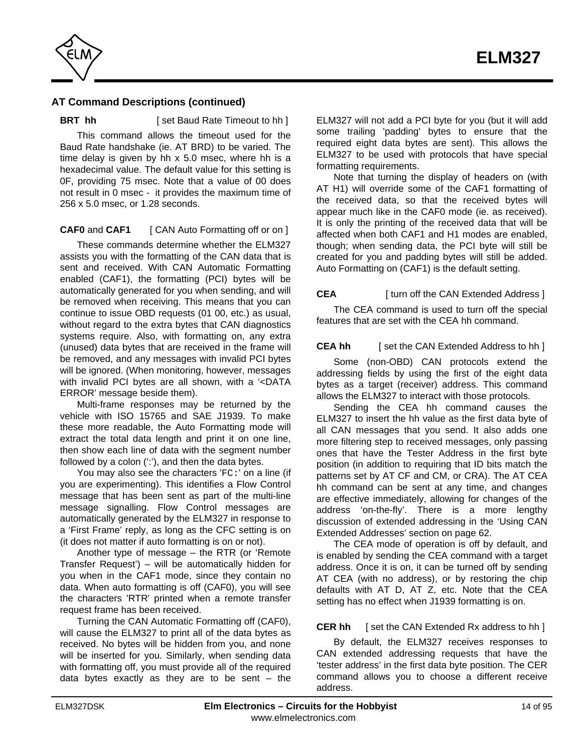## AT Command Descriptions (continued)

**BRT hh** [ set Baud Rate Timeout to hh ]

This command allows the timeout used for the Baud Rate handshake (ie. AT BRD) to be varied. The time delay is given by hh x 5.0 msec, where hh is a hexadecimal value. The default value for this setting is 0F, providing 75 msec. Note that a value of 00 does not result in 0 msec - it provides the maximum time of 256 x 5.0 msec, or 1.28 seconds.

**CAF0** and **CAF1** [ CAN Auto Formatting off or on ]

These commands determine whether the ELM327 assists you with the formatting of the CAN data that is sent and received. With CAN Automatic Formatting enabled (CAF1), the formatting (PCI) bytes will be automatically generated for you when sending, and will be removed when receiving. This means that you can continue to issue OBD requests (01 00, etc.) as usual, without regard to the extra bytes that CAN diagnostics systems require. Also, with formatting on, any extra (unused) data bytes that are received in the frame will be removed, and any messages with invalid PCI bytes will be ignored. (When monitoring, however, messages with invalid PCI bytes are all shown, with a '<DATA ERROR' message beside them).

Multi-frame responses may be returned by the vehicle with ISO 15765 and SAE J1939. To make these more readable, the Auto Formatting mode will extract the total data length and print it on one line, then show each line of data with the segment number followed by a colon (':'), and then the data bytes.

You may also see the characters 'FC:' on a line (if you are experimenting). This identifies a Flow Control message that has been sent as part of the multi-line message signalling. Flow Control messages are automatically generated by the ELM327 in response to a 'First Frame' reply, as long as the CFC setting is on (it does not matter if auto formatting is on or not).

Another type of message – the RTR (or 'Remote Transfer Request') – will be automatically hidden for you when in the CAF1 mode, since they contain no data. When auto formatting is off (CAF0), you will see the characters 'RTR' printed when a remote transfer request frame has been received.

Turning the CAN Automatic Formatting off (CAF0), will cause the ELM327 to print all of the data bytes as received. No bytes will be hidden from you, and none will be inserted for you. Similarly, when sending data with formatting off, you must provide all of the required data bytes exactly as they are to be sent – the ELM327 will not add a PCI byte for you (but it will add some trailing 'padding' bytes to ensure that the required eight data bytes are sent). This allows the ELM327 to be used with protocols that have special formatting requirements.

Note that turning the display of headers on (with AT H1) will override some of the CAF1 formatting of the received data, so that the received bytes will appear much like in the CAF0 mode (ie. as received). It is only the printing of the received data that will be affected when both CAF1 and H1 modes are enabled, though; when sending data, the PCI byte will still be created for you and padding bytes will still be added. Auto Formatting on (CAF1) is the default setting.

**CEA** [ turn off the CAN Extended Address ]

The CEA command is used to turn off the special features that are set with the CEA hh command.

**CEA hh** [ set the CAN Extended Address to hh ]

Some (non-OBD) CAN protocols extend the addressing fields by using the first of the eight data bytes as a target (receiver) address. This command allows the ELM327 to interact with those protocols.

Sending the CEA hh command causes the ELM327 to insert the hh value as the first data byte of all CAN messages that you send. It also adds one more filtering step to received messages, only passing ones that have the Tester Address in the first byte position (in addition to requiring that ID bits match the patterns set by AT CF and CM, or CRA). The AT CEA hh command can be sent at any time, and changes are effective immediately, allowing for changes of the address 'on-the-fly'. There is a more lengthy discussion of extended addressing in the 'Using CAN Extended Addresses' section on page 62.

The CEA mode of operation is off by default, and is enabled by sending the CEA command with a target address. Once it is on, it can be turned off by sending AT CEA (with no address), or by restoring the chip defaults with AT D, AT Z, etc. Note that the CEA setting has no effect when J1939 formatting is on.

**CER hh** [ set the CAN Extended Rx address to hh ]

By default, the ELM327 receives responses to CAN extended addressing requests that have the 'tester address' in the first data byte position. The CER command allows you to choose a different receive address.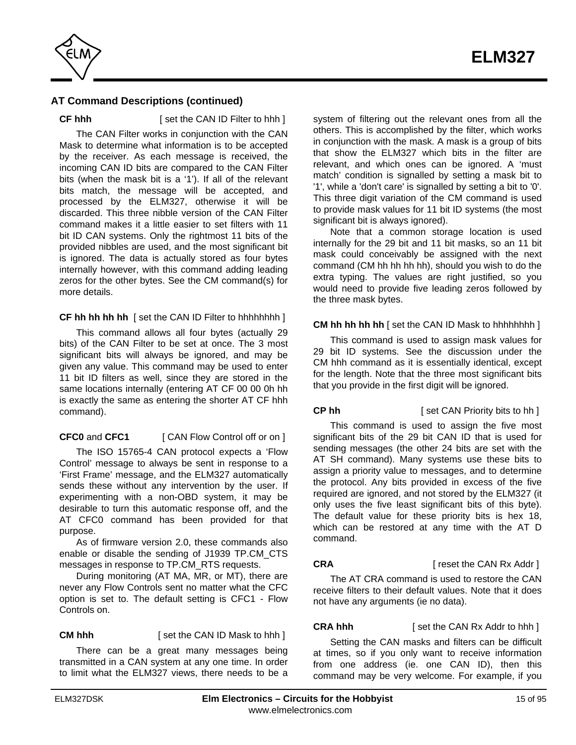## AT Command Descriptions (continued)

**CF hhh** [ set the CAN ID Filter to hhh ]

The CAN Filter works in conjunction with the CAN Mask to determine what information is to be accepted by the receiver. As each message is received, the incoming CAN ID bits are compared to the CAN Filter bits (when the mask bit is a ‘1’). If all of the relevant bits match, the message will be accepted, and processed by the ELM327, otherwise it will be discarded. This three nibble version of the CAN Filter command makes it a little easier to set filters with 11 bit ID CAN systems. Only the rightmost 11 bits of the provided nibbles are used, and the most significant bit is ignored. The data is actually stored as four bytes internally however, with this command adding leading zeros for the other bytes. See the CM command(s) for more details.

**CF hh hh hh hh** [ set the CAN ID Filter to hhhhhhhh ]

This command allows all four bytes (actually 29 bits) of the CAN Filter to be set at once. The 3 most significant bits will always be ignored, and may be given any value. This command may be used to enter 11 bit ID filters as well, since they are stored in the same locations internally (entering AT CF 00 00 0h hh is exactly the same as entering the shorter AT CF hhh command).

**CFC0** and **CFC1** [ CAN Flow Control off or on ]

The ISO 15765-4 CAN protocol expects a ‘Flow Control’ message to always be sent in response to a ‘First Frame’ message, and the ELM327 automatically sends these without any intervention by the user. If experimenting with a non-OBD system, it may be desirable to turn this automatic response off, and the AT CFC0 command has been provided for that purpose.

As of firmware version 2.0, these commands also enable or disable the sending of J1939 TP.CM_CTS messages in response to TP.CM_RTS requests.

During monitoring (AT MA, MR, or MT), there are never any Flow Controls sent no matter what the CFC option is set to. The default setting is CFC1 - Flow Controls on.

**CM hhh** [ set the CAN ID Mask to hhh ]

There can be a great many messages being transmitted in a CAN system at any one time. In order to limit what the ELM327 views, there needs to be a system of filtering out the relevant ones from all the others. This is accomplished by the filter, which works in conjunction with the mask. A mask is a group of bits that show the ELM327 which bits in the filter are relevant, and which ones can be ignored. A ‘must match’ condition is signalled by setting a mask bit to '1', while a 'don't care' is signalled by setting a bit to '0'. This three digit variation of the CM command is used to provide mask values for 11 bit ID systems (the most significant bit is always ignored).

Note that a common storage location is used internally for the 29 bit and 11 bit masks, so an 11 bit mask could conceivably be assigned with the next command (CM hh hh hh hh), should you wish to do the extra typing. The values are right justified, so you would need to provide five leading zeros followed by the three mask bytes.

**CM hh hh hh hh** [ set the CAN ID Mask to hhhhhhhh ]

This command is used to assign mask values for 29 bit ID systems. See the discussion under the CM hhh command as it is essentially identical, except for the length. Note that the three most significant bits that you provide in the first digit will be ignored.

**CP hh** [ set CAN Priority bits to hh ]

This command is used to assign the five most significant bits of the 29 bit CAN ID that is used for sending messages (the other 24 bits are set with the AT SH command). Many systems use these bits to assign a priority value to messages, and to determine the protocol. Any bits provided in excess of the five required are ignored, and not stored by the ELM327 (it only uses the five least significant bits of this byte). The default value for these priority bits is hex 18, which can be restored at any time with the AT D command.

**CRA** [ reset the CAN Rx Addr ]

The AT CRA command is used to restore the CAN receive filters to their default values. Note that it does not have any arguments (ie no data).

**CRA hhh** [ set the CAN Rx Addr to hhh ]

Setting the CAN masks and filters can be difficult at times, so if you only want to receive information from one address (ie. one CAN ID), then this command may be very welcome. For example, if you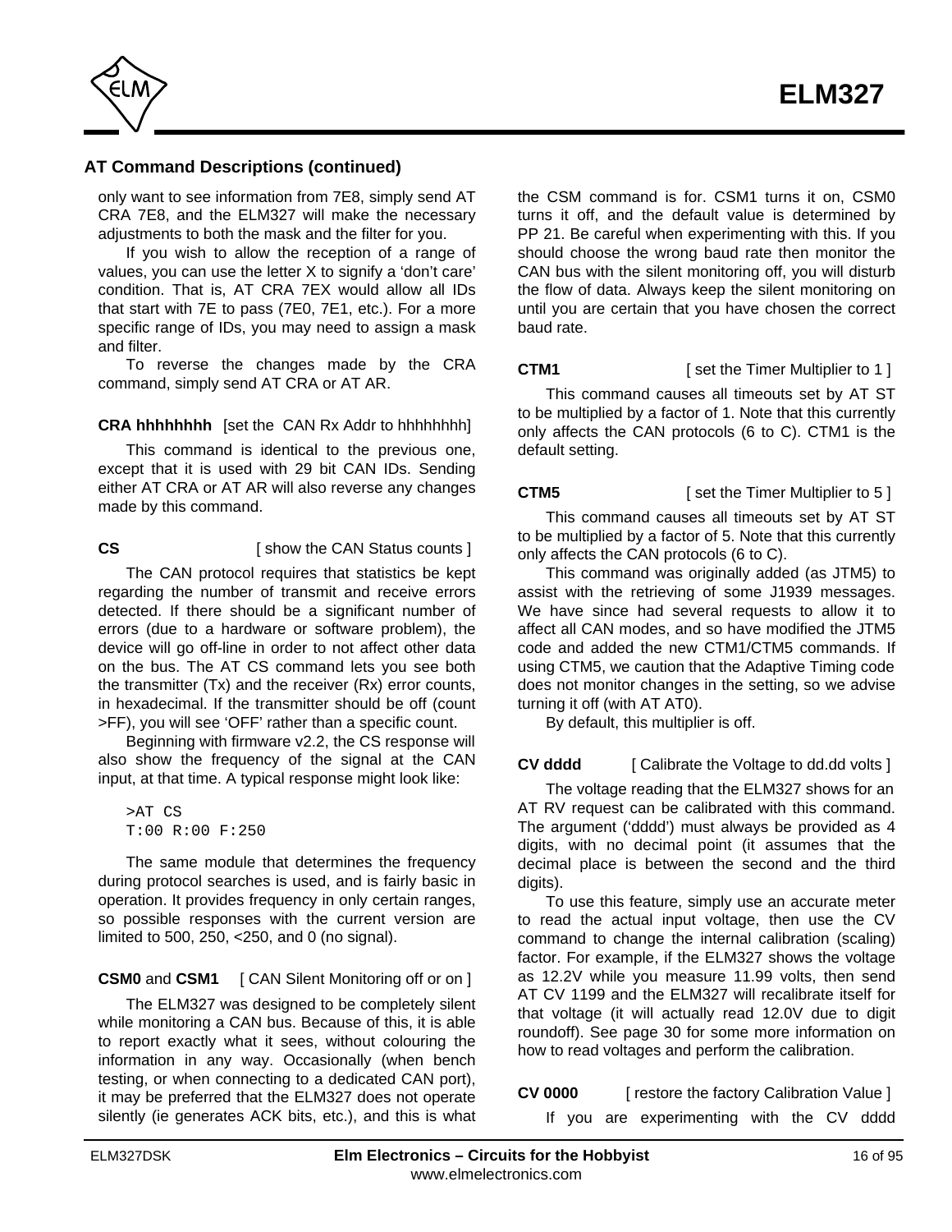## AT Command Descriptions (continued)

only want to see information from 7E8, simply send AT CRA 7E8, and the ELM327 will make the necessary adjustments to both the mask and the filter for you.

If you wish to allow the reception of a range of values, you can use the letter X to signify a 'don't care' condition. That is, AT CRA 7EX would allow all IDs that start with 7E to pass (7E0, 7E1, etc.). For a more specific range of IDs, you may need to assign a mask and filter.

To reverse the changes made by the CRA command, simply send AT CRA or AT AR.

**CRA hhhhhhhh** [set the CAN Rx Addr to hhhhhhhh]

This command is identical to the previous one, except that it is used with 29 bit CAN IDs. Sending either AT CRA or AT AR will also reverse any changes made by this command.

**CS** [ show the CAN Status counts ]

The CAN protocol requires that statistics be kept regarding the number of transmit and receive errors detected. If there should be a significant number of errors (due to a hardware or software problem), the device will go off-line in order to not affect other data on the bus. The AT CS command lets you see both the transmitter (Tx) and the receiver (Rx) error counts, in hexadecimal. If the transmitter should be off (count >FF), you will see 'OFF' rather than a specific count.

Beginning with firmware v2.2, the CS response will also show the frequency of the signal at the CAN input, at that time. A typical response might look like:

```
>AT CS
T:00 R:00 F:250
```

The same module that determines the frequency during protocol searches is used, and is fairly basic in operation. It provides frequency in only certain ranges, so possible responses with the current version are limited to 500, 250, <250, and 0 (no signal).

**CSM0** and **CSM1** [ CAN Silent Monitoring off or on ]

The ELM327 was designed to be completely silent while monitoring a CAN bus. Because of this, it is able to report exactly what it sees, without colouring the information in any way. Occasionally (when bench testing, or when connecting to a dedicated CAN port), it may be preferred that the ELM327 does not operate silently (ie generates ACK bits, etc.), and this is what the CSM command is for. CSM1 turns it on, CSM0 turns it off, and the default value is determined by PP 21. Be careful when experimenting with this. If you should choose the wrong baud rate then monitor the CAN bus with the silent monitoring off, you will disturb the flow of data. Always keep the silent monitoring on until you are certain that you have chosen the correct baud rate.

**CTM1** [ set the Timer Multiplier to 1 ]

This command causes all timeouts set by AT ST to be multiplied by a factor of 1. Note that this currently only affects the CAN protocols (6 to C). CTM1 is the default setting.

**CTM5** [ set the Timer Multiplier to 5 ]

This command causes all timeouts set by AT ST to be multiplied by a factor of 5. Note that this currently only affects the CAN protocols (6 to C).

This command was originally added (as JTM5) to assist with the retrieving of some J1939 messages. We have since had several requests to allow it to affect all CAN modes, and so have modified the JTM5 code and added the new CTM1/CTM5 commands. If using CTM5, we caution that the Adaptive Timing code does not monitor changes in the setting, so we advise turning it off (with AT AT0).

By default, this multiplier is off.

**CV dddd** [ Calibrate the Voltage to dd.dd volts ]

The voltage reading that the ELM327 shows for an AT RV request can be calibrated with this command. The argument ('dddd') must always be provided as 4 digits, with no decimal point (it assumes that the decimal place is between the second and the third digits).

To use this feature, simply use an accurate meter to read the actual input voltage, then use the CV command to change the internal calibration (scaling) factor. For example, if the ELM327 shows the voltage as 12.2V while you measure 11.99 volts, then send AT CV 1199 and the ELM327 will recalibrate itself for that voltage (it will actually read 12.0V due to digit roundoff). See page 30 for some more information on how to read voltages and perform the calibration.

**CV 0000** [ restore the factory Calibration Value ]

If you are experimenting with the CV dddd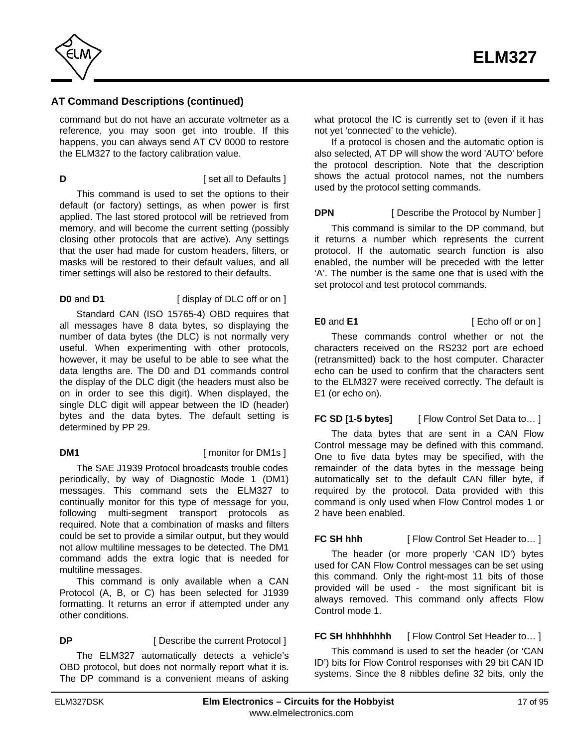## AT Command Descriptions (continued)

command but do not have an accurate voltmeter as a reference, you may soon get into trouble. If this happens, you can always send AT CV 0000 to restore the ELM327 to the factory calibration value.

**D** [ set all to Defaults ]

This command is used to set the options to their default (or factory) settings, as when power is first applied. The last stored protocol will be retrieved from memory, and will become the current setting (possibly closing other protocols that are active). Any settings that the user had made for custom headers, filters, or masks will be restored to their default values, and all timer settings will also be restored to their defaults.

**D0** and **D1** [ display of DLC off or on ]

Standard CAN (ISO 15765-4) OBD requires that all messages have 8 data bytes, so displaying the number of data bytes (the DLC) is not normally very useful. When experimenting with other protocols, however, it may be useful to be able to see what the data lengths are. The D0 and D1 commands control the display of the DLC digit (the headers must also be on in order to see this digit). When displayed, the single DLC digit will appear between the ID (header) bytes and the data bytes. The default setting is determined by PP 29.

**DM1** [ monitor for DM1s ]

The SAE J1939 Protocol broadcasts trouble codes periodically, by way of Diagnostic Mode 1 (DM1) messages. This command sets the ELM327 to continually monitor for this type of message for you, following multi-segment transport protocols as required. Note that a combination of masks and filters could be set to provide a similar output, but they would not allow multiline messages to be detected. The DM1 command adds the extra logic that is needed for multiline messages.

This command is only available when a CAN Protocol (A, B, or C) has been selected for J1939 formatting. It returns an error if attempted under any other conditions.

**DP** [ Describe the current Protocol ]

The ELM327 automatically detects a vehicle's OBD protocol, but does not normally report what it is. The DP command is a convenient means of asking what protocol the IC is currently set to (even if it has not yet 'connected' to the vehicle).

If a protocol is chosen and the automatic option is also selected, AT DP will show the word 'AUTO' before the protocol description. Note that the description shows the actual protocol names, not the numbers used by the protocol setting commands.

**DPN** [ Describe the Protocol by Number ]

This command is similar to the DP command, but it returns a number which represents the current protocol. If the automatic search function is also enabled, the number will be preceded with the letter 'A'. The number is the same one that is used with the set protocol and test protocol commands.

**E0** and **E1** [ Echo off or on ]

These commands control whether or not the characters received on the RS232 port are echoed (retransmitted) back to the host computer. Character echo can be used to confirm that the characters sent to the ELM327 were received correctly. The default is E1 (or echo on).

**FC SD [1-5 bytes]** [ Flow Control Set Data to… ]

The data bytes that are sent in a CAN Flow Control message may be defined with this command. One to five data bytes may be specified, with the remainder of the data bytes in the message being automatically set to the default CAN filler byte, if required by the protocol. Data provided with this command is only used when Flow Control modes 1 or 2 have been enabled.

**FC SH hhh** [ Flow Control Set Header to… ]

The header (or more properly 'CAN ID') bytes used for CAN Flow Control messages can be set using this command. Only the right-most 11 bits of those provided will be used - the most significant bit is always removed. This command only affects Flow Control mode 1.

**FC SH hhhhhhhh** [ Flow Control Set Header to… ]

This command is used to set the header (or 'CAN ID') bits for Flow Control responses with 29 bit CAN ID systems. Since the 8 nibbles define 32 bits, only the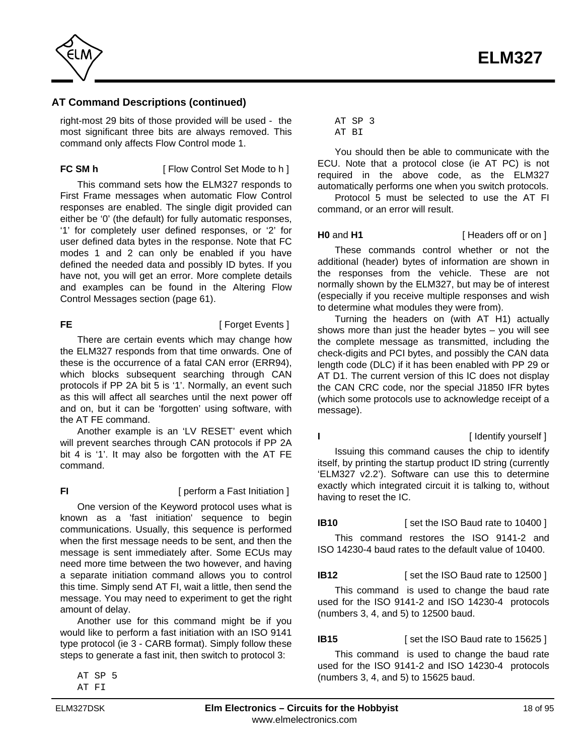## AT Command Descriptions (continued)

right-most 29 bits of those provided will be used - the most significant three bits are always removed. This command only affects Flow Control mode 1.

**FC SM h** [ Flow Control Set Mode to h ]

This command sets how the ELM327 responds to First Frame messages when automatic Flow Control responses are enabled. The single digit provided can either be '0' (the default) for fully automatic responses, '1' for completely user defined responses, or '2' for user defined data bytes in the response. Note that FC modes 1 and 2 can only be enabled if you have defined the needed data and possibly ID bytes. If you have not, you will get an error. More complete details and examples can be found in the Altering Flow Control Messages section (page 61).

**FE** [ Forget Events ]

There are certain events which may change how the ELM327 responds from that time onwards. One of these is the occurrence of a fatal CAN error (ERR94), which blocks subsequent searching through CAN protocols if PP 2A bit 5 is '1'. Normally, an event such as this will affect all searches until the next power off and on, but it can be 'forgotten' using software, with the AT FE command.

Another example is an 'LV RESET' event which will prevent searches through CAN protocols if PP 2A bit 4 is '1'. It may also be forgotten with the AT FE command.

**FI** [ perform a Fast Initiation ]

One version of the Keyword protocol uses what is known as a 'fast initiation' sequence to begin communications. Usually, this sequence is performed when the first message needs to be sent, and then the message is sent immediately after. Some ECUs may need more time between the two however, and having a separate initiation command allows you to control this time. Simply send AT FI, wait a little, then send the message. You may need to experiment to get the right amount of delay.

Another use for this command might be if you would like to perform a fast initiation with an ISO 9141 type protocol (ie 3 - CARB format). Simply follow these steps to generate a fast init, then switch to protocol 3:

```
AT SP 5
AT FI
AT SP 3
AT BI
```

You should then be able to communicate with the ECU. Note that a protocol close (ie AT PC) is not required in the above code, as the ELM327 automatically performs one when you switch protocols.

Protocol 5 must be selected to use the AT FI command, or an error will result.

**H0** and **H1** [ Headers off or on ]

These commands control whether or not the additional (header) bytes of information are shown in the responses from the vehicle. These are not normally shown by the ELM327, but may be of interest (especially if you receive multiple responses and wish to determine what modules they were from).

Turning the headers on (with AT H1) actually shows more than just the header bytes – you will see the complete message as transmitted, including the check-digits and PCI bytes, and possibly the CAN data length code (DLC) if it has been enabled with PP 29 or AT D1. The current version of this IC does not display the CAN CRC code, nor the special J1850 IFR bytes (which some protocols use to acknowledge receipt of a message).

**I** [ Identify yourself ]

Issuing this command causes the chip to identify itself, by printing the startup product ID string (currently 'ELM327 v2.2'). Software can use this to determine exactly which integrated circuit it is talking to, without having to reset the IC.

**IB10** [ set the ISO Baud rate to 10400 ]

This command restores the ISO 9141-2 and ISO 14230-4 baud rates to the default value of 10400.

**IB12** [ set the ISO Baud rate to 12500 ]

This command is used to change the baud rate used for the ISO 9141-2 and ISO 14230-4 protocols (numbers 3, 4, and 5) to 12500 baud.

**IB15** [ set the ISO Baud rate to 15625 ]

This command is used to change the baud rate used for the ISO 9141-2 and ISO 14230-4 protocols (numbers 3, 4, and 5) to 15625 baud.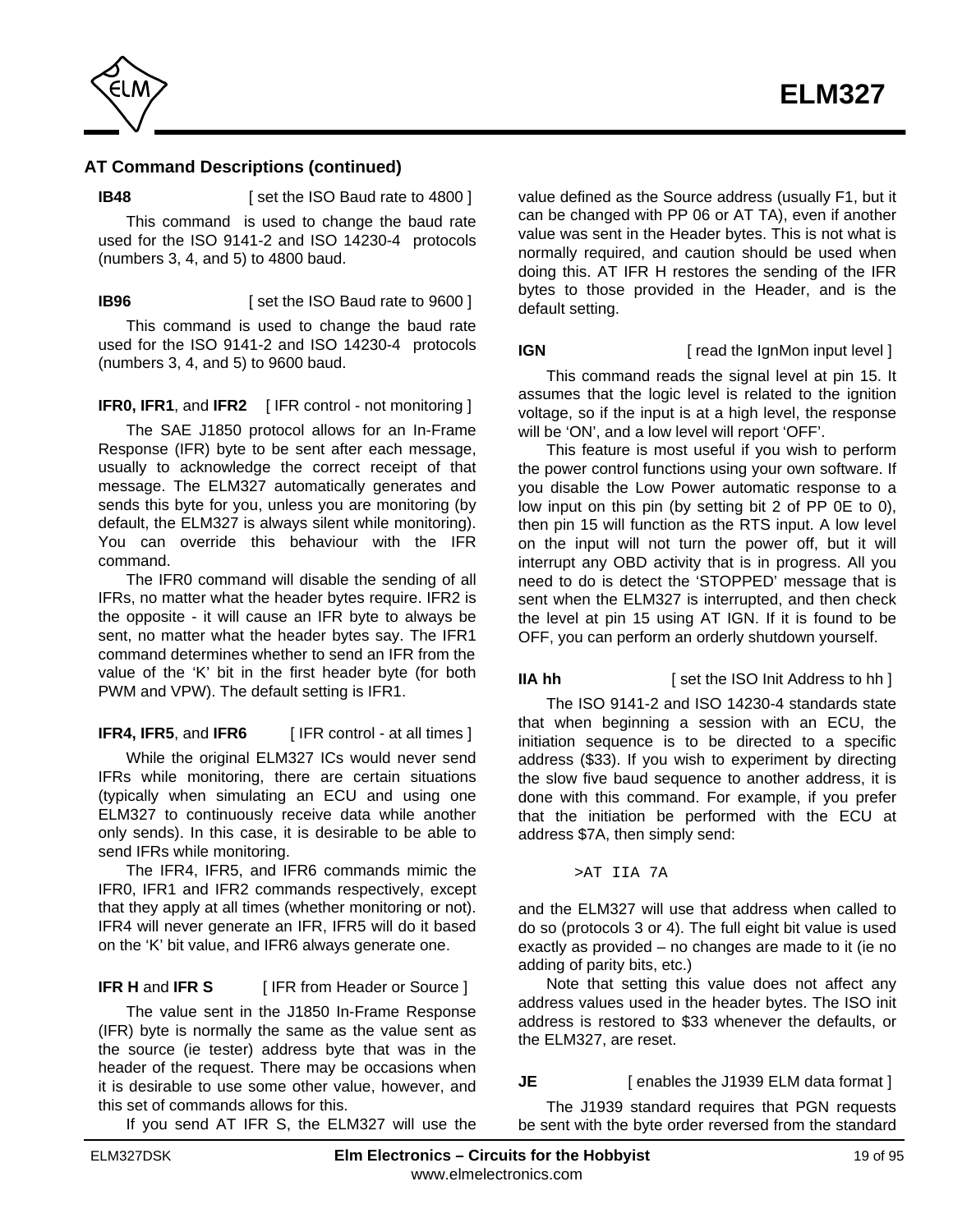## AT Command Descriptions (continued)

**IB48** [ set the ISO Baud rate to 4800 ]

This command is used to change the baud rate used for the ISO 9141-2 and ISO 14230-4 protocols (numbers 3, 4, and 5) to 4800 baud.

**IB96** [ set the ISO Baud rate to 9600 ]

This command is used to change the baud rate used for the ISO 9141-2 and ISO 14230-4 protocols (numbers 3, 4, and 5) to 9600 baud.

**IFR0, IFR1**, and **IFR2** [ IFR control - not monitoring ]

The SAE J1850 protocol allows for an In-Frame Response (IFR) byte to be sent after each message, usually to acknowledge the correct receipt of that message. The ELM327 automatically generates and sends this byte for you, unless you are monitoring (by default, the ELM327 is always silent while monitoring). You can override this behaviour with the IFR command.

The IFR0 command will disable the sending of all IFRs, no matter what the header bytes require. IFR2 is the opposite - it will cause an IFR byte to always be sent, no matter what the header bytes say. The IFR1 command determines whether to send an IFR from the value of the 'K' bit in the first header byte (for both PWM and VPW). The default setting is IFR1.

**IFR4, IFR5**, and **IFR6** [ IFR control - at all times ]

While the original ELM327 ICs would never send IFRs while monitoring, there are certain situations (typically when simulating an ECU and using one ELM327 to continuously receive data while another only sends). In this case, it is desirable to be able to send IFRs while monitoring.

The IFR4, IFR5, and IFR6 commands mimic the IFR0, IFR1 and IFR2 commands respectively, except that they apply at all times (whether monitoring or not). IFR4 will never generate an IFR, IFR5 will do it based on the 'K' bit value, and IFR6 always generate one.

**IFR H** and **IFR S** [ IFR from Header or Source ]

The value sent in the J1850 In-Frame Response (IFR) byte is normally the same as the value sent as the source (ie tester) address byte that was in the header of the request. There may be occasions when it is desirable to use some other value, however, and this set of commands allows for this.

If you send AT IFR S, the ELM327 will use the value defined as the Source address (usually F1, but it can be changed with PP 06 or AT TA), even if another value was sent in the Header bytes. This is not what is normally required, and caution should be used when doing this. AT IFR H restores the sending of the IFR bytes to those provided in the Header, and is the default setting.

**IGN** [ read the IgnMon input level ]

This command reads the signal level at pin 15. It assumes that the logic level is related to the ignition voltage, so if the input is at a high level, the response will be 'ON', and a low level will report 'OFF'.

This feature is most useful if you wish to perform the power control functions using your own software. If you disable the Low Power automatic response to a low input on this pin (by setting bit 2 of PP 0E to 0), then pin 15 will function as the RTS input. A low level on the input will not turn the power off, but it will interrupt any OBD activity that is in progress. All you need to do is detect the 'STOPPED' message that is sent when the ELM327 is interrupted, and then check the level at pin 15 using AT IGN. If it is found to be OFF, you can perform an orderly shutdown yourself.

**IIA hh** [ set the ISO Init Address to hh ]

The ISO 9141-2 and ISO 14230-4 standards state that when beginning a session with an ECU, the initiation sequence is to be directed to a specific address ($33). If you wish to experiment by directing the slow five baud sequence to another address, it is done with this command. For example, if you prefer that the initiation be performed with the ECU at address $7A, then simply send:

```
>AT IIA 7A
```

and the ELM327 will use that address when called to do so (protocols 3 or 4). The full eight bit value is used exactly as provided – no changes are made to it (ie no adding of parity bits, etc.)

Note that setting this value does not affect any address values used in the header bytes. The ISO init address is restored to $33 whenever the defaults, or the ELM327, are reset.

**JE** [ enables the J1939 ELM data format ]

The J1939 standard requires that PGN requests be sent with the byte order reversed from the standard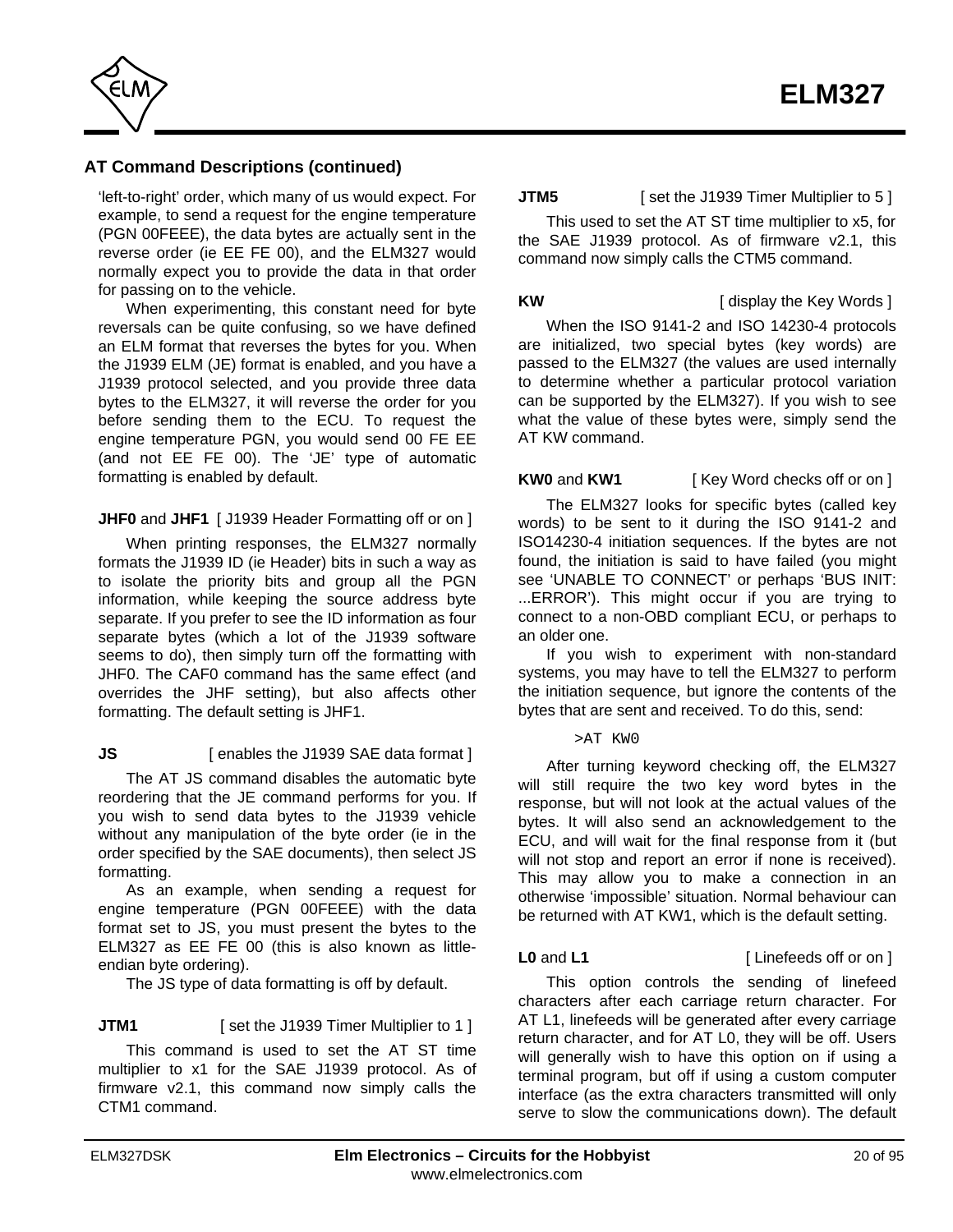## AT Command Descriptions (continued)

'left-to-right' order, which many of us would expect. For example, to send a request for the engine temperature (PGN 00FEEE), the data bytes are actually sent in the reverse order (ie EE FE 00), and the ELM327 would normally expect you to provide the data in that order for passing on to the vehicle.

When experimenting, this constant need for byte reversals can be quite confusing, so we have defined an ELM format that reverses the bytes for you. When the J1939 ELM (JE) format is enabled, and you have a J1939 protocol selected, and you provide three data bytes to the ELM327, it will reverse the order for you before sending them to the ECU. To request the engine temperature PGN, you would send 00 FE EE (and not EE FE 00). The 'JE' type of automatic formatting is enabled by default.

**JHF0** and **JHF1** [ J1939 Header Formatting off or on ]

When printing responses, the ELM327 normally formats the J1939 ID (ie Header) bits in such a way as to isolate the priority bits and group all the PGN information, while keeping the source address byte separate. If you prefer to see the ID information as four separate bytes (which a lot of the J1939 software seems to do), then simply turn off the formatting with JHF0. The CAF0 command has the same effect (and overrides the JHF setting), but also affects other formatting. The default setting is JHF1.

**JS** [ enables the J1939 SAE data format ]

The AT JS command disables the automatic byte reordering that the JE command performs for you. If you wish to send data bytes to the J1939 vehicle without any manipulation of the byte order (ie in the order specified by the SAE documents), then select JS formatting.

As an example, when sending a request for engine temperature (PGN 00FEEE) with the data format set to JS, you must present the bytes to the ELM327 as EE FE 00 (this is also known as little-endian byte ordering).

The JS type of data formatting is off by default.

**JTM1** [ set the J1939 Timer Multiplier to 1 ]

This command is used to set the AT ST time multiplier to x1 for the SAE J1939 protocol. As of firmware v2.1, this command now simply calls the CTM1 command.

**JTM5** [ set the J1939 Timer Multiplier to 5 ]

This used to set the AT ST time multiplier to x5, for the SAE J1939 protocol. As of firmware v2.1, this command now simply calls the CTM5 command.

**KW** [ display the Key Words ]

When the ISO 9141-2 and ISO 14230-4 protocols are initialized, two special bytes (key words) are passed to the ELM327 (the values are used internally to determine whether a particular protocol variation can be supported by the ELM327). If you wish to see what the value of these bytes were, simply send the AT KW command.

**KW0** and **KW1** [ Key Word checks off or on ]

The ELM327 looks for specific bytes (called key words) to be sent to it during the ISO 9141-2 and ISO14230-4 initiation sequences. If the bytes are not found, the initiation is said to have failed (you might see 'UNABLE TO CONNECT' or perhaps 'BUS INIT: ...ERROR'). This might occur if you are trying to connect to a non-OBD compliant ECU, or perhaps to an older one.

If you wish to experiment with non-standard systems, you may have to tell the ELM327 to perform the initiation sequence, but ignore the contents of the bytes that are sent and received. To do this, send:

```
>AT KW0
```

After turning keyword checking off, the ELM327 will still require the two key word bytes in the response, but will not look at the actual values of the bytes. It will also send an acknowledgement to the ECU, and will wait for the final response from it (but will not stop and report an error if none is received). This may allow you to make a connection in an otherwise 'impossible' situation. Normal behaviour can be returned with AT KW1, which is the default setting.

**L0** and **L1** [ Linefeeds off or on ]

This option controls the sending of linefeed characters after each carriage return character. For AT L1, linefeeds will be generated after every carriage return character, and for AT L0, they will be off. Users will generally wish to have this option on if using a terminal program, but off if using a custom computer interface (as the extra characters transmitted will only serve to slow the communications down). The default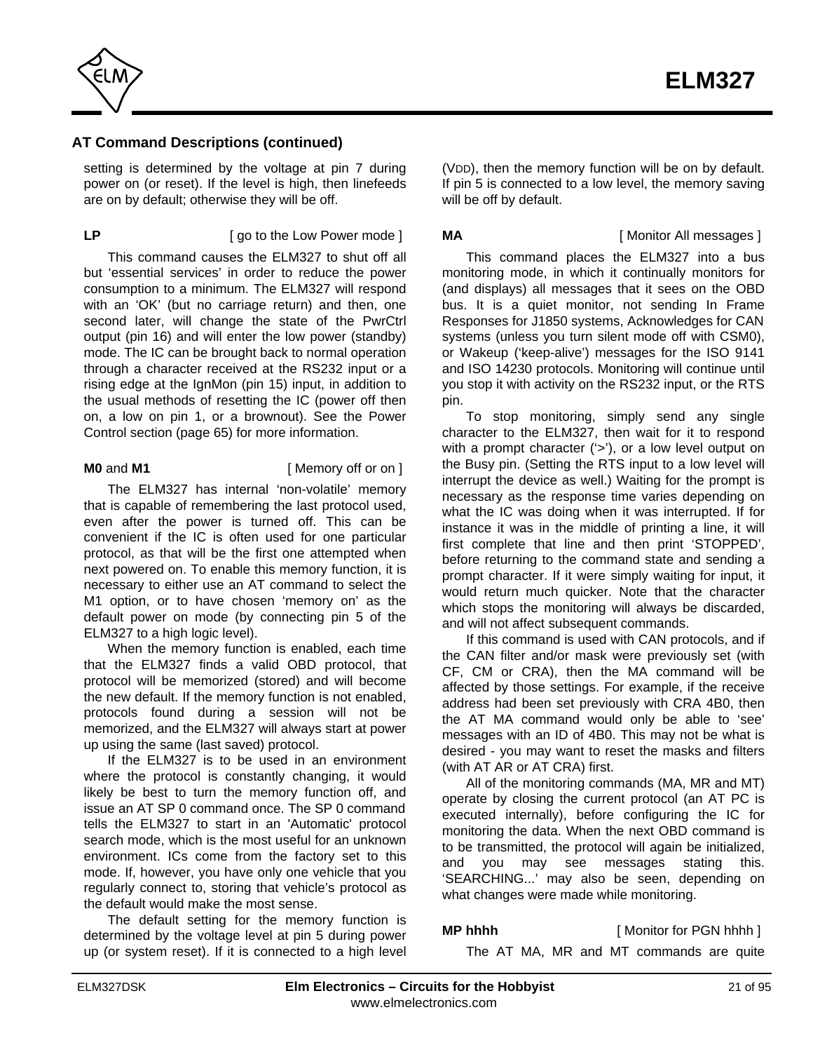## AT Command Descriptions (continued)

setting is determined by the voltage at pin 7 during power on (or reset). If the level is high, then linefeeds are on by default; otherwise they will be off.

**LP** [ go to the Low Power mode ]

This command causes the ELM327 to shut off all but 'essential services' in order to reduce the power consumption to a minimum. The ELM327 will respond with an 'OK' (but no carriage return) and then, one second later, will change the state of the PwrCtrl output (pin 16) and will enter the low power (standby) mode. The IC can be brought back to normal operation through a character received at the RS232 input or a rising edge at the IgnMon (pin 15) input, in addition to the usual methods of resetting the IC (power off then on, a low on pin 1, or a brownout). See the Power Control section (page 65) for more information.

**M0** and **M1** [ Memory off or on ]

The ELM327 has internal 'non-volatile' memory that is capable of remembering the last protocol used, even after the power is turned off. This can be convenient if the IC is often used for one particular protocol, as that will be the first one attempted when next powered on. To enable this memory function, it is necessary to either use an AT command to select the M1 option, or to have chosen 'memory on' as the default power on mode (by connecting pin 5 of the ELM327 to a high logic level).

When the memory function is enabled, each time that the ELM327 finds a valid OBD protocol, that protocol will be memorized (stored) and will become the new default. If the memory function is not enabled, protocols found during a session will not be memorized, and the ELM327 will always start at power up using the same (last saved) protocol.

If the ELM327 is to be used in an environment where the protocol is constantly changing, it would likely be best to turn the memory function off, and issue an AT SP 0 command once. The SP 0 command tells the ELM327 to start in an 'Automatic' protocol search mode, which is the most useful for an unknown environment. ICs come from the factory set to this mode. If, however, you have only one vehicle that you regularly connect to, storing that vehicle's protocol as the default would make the most sense.

The default setting for the memory function is determined by the voltage level at pin 5 during power up (or system reset). If it is connected to a high level ($V_{DD}$), then the memory function will be on by default. If pin 5 is connected to a low level, the memory saving will be off by default.

**MA** [ Monitor All messages ]

This command places the ELM327 into a bus monitoring mode, in which it continually monitors for (and displays) all messages that it sees on the OBD bus. It is a quiet monitor, not sending In Frame Responses for J1850 systems, Acknowledges for CAN systems (unless you turn silent mode off with CSM0), or Wakeup ('keep-alive') messages for the ISO 9141 and ISO 14230 protocols. Monitoring will continue until you stop it with activity on the RS232 input, or the RTS pin.

To stop monitoring, simply send any single character to the ELM327, then wait for it to respond with a prompt character ('>'), or a low level output on the Busy pin. (Setting the RTS input to a low level will interrupt the device as well.) Waiting for the prompt is necessary as the response time varies depending on what the IC was doing when it was interrupted. If for instance it was in the middle of printing a line, it will first complete that line and then print 'STOPPED', before returning to the command state and sending a prompt character. If it were simply waiting for input, it would return much quicker. Note that the character which stops the monitoring will always be discarded, and will not affect subsequent commands.

If this command is used with CAN protocols, and if the CAN filter and/or mask were previously set (with CF, CM or CRA), then the MA command will be affected by those settings. For example, if the receive address had been set previously with CRA 4B0, then the AT MA command would only be able to 'see' messages with an ID of 4B0. This may not be what is desired - you may want to reset the masks and filters (with AT AR or AT CRA) first.

All of the monitoring commands (MA, MR and MT) operate by closing the current protocol (an AT PC is executed internally), before configuring the IC for monitoring the data. When the next OBD command is to be transmitted, the protocol will again be initialized, and you may see messages stating this. 'SEARCHING...' may also be seen, depending on what changes were made while monitoring.

**MP hhhh** [ Monitor for PGN hhhh ]

The AT MA, MR and MT commands are quite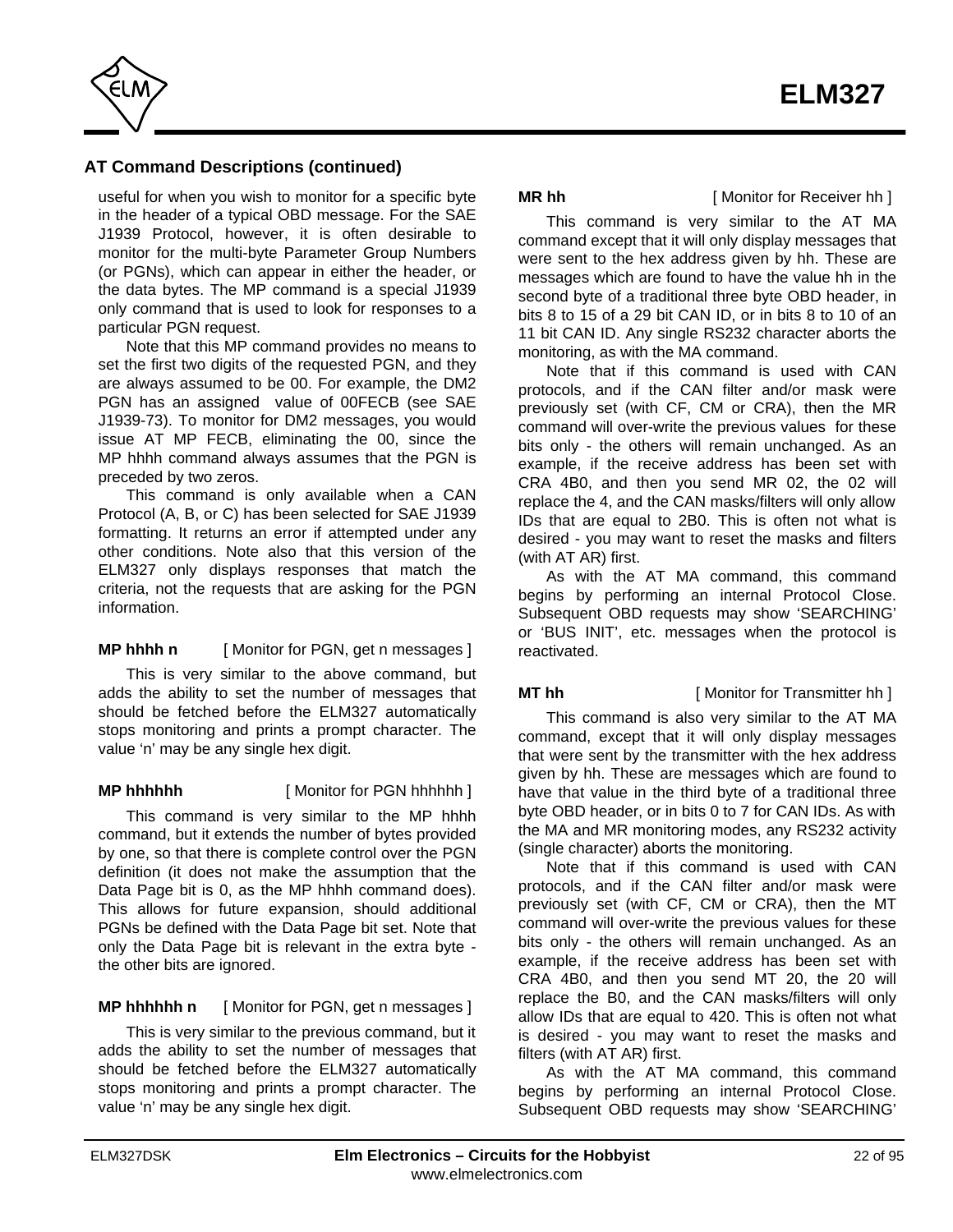## AT Command Descriptions (continued)

useful for when you wish to monitor for a specific byte in the header of a typical OBD message. For the SAE J1939 Protocol, however, it is often desirable to monitor for the multi-byte Parameter Group Numbers (or PGNs), which can appear in either the header, or the data bytes. The MP command is a special J1939 only command that is used to look for responses to a particular PGN request.

Note that this MP command provides no means to set the first two digits of the requested PGN, and they are always assumed to be 00. For example, the DM2 PGN has an assigned value of 00FECB (see SAE J1939-73). To monitor for DM2 messages, you would issue AT MP FECB, eliminating the 00, since the MP hhhh command always assumes that the PGN is preceded by two zeros.

This command is only available when a CAN Protocol (A, B, or C) has been selected for SAE J1939 formatting. It returns an error if attempted under any other conditions. Note also that this version of the ELM327 only displays responses that match the criteria, not the requests that are asking for the PGN information.

**MP hhhh n** [ Monitor for PGN, get n messages ]

This is very similar to the above command, but adds the ability to set the number of messages that should be fetched before the ELM327 automatically stops monitoring and prints a prompt character. The value 'n' may be any single hex digit.

**MP hhhhhh** [ Monitor for PGN hhhhhh ]

This command is very similar to the MP hhhh command, but it extends the number of bytes provided by one, so that there is complete control over the PGN definition (it does not make the assumption that the Data Page bit is 0, as the MP hhhh command does). This allows for future expansion, should additional PGNs be defined with the Data Page bit set. Note that only the Data Page bit is relevant in the extra byte - the other bits are ignored.

**MP hhhhhh n** [ Monitor for PGN, get n messages ]

This is very similar to the previous command, but it adds the ability to set the number of messages that should be fetched before the ELM327 automatically stops monitoring and prints a prompt character. The value 'n' may be any single hex digit.

**MR hh** [ Monitor for Receiver hh ]

This command is very similar to the AT MA command except that it will only display messages that were sent to the hex address given by hh. These are messages which are found to have the value hh in the second byte of a traditional three byte OBD header, in bits 8 to 15 of a 29 bit CAN ID, or in bits 8 to 10 of an 11 bit CAN ID. Any single RS232 character aborts the monitoring, as with the MA command.

Note that if this command is used with CAN protocols, and if the CAN filter and/or mask were previously set (with CF, CM or CRA), then the MR command will over-write the previous values for these bits only - the others will remain unchanged. As an example, if the receive address has been set with CRA 4B0, and then you send MR 02, the 02 will replace the 4, and the CAN masks/filters will only allow IDs that are equal to 2B0. This is often not what is desired - you may want to reset the masks and filters (with AT AR) first.

As with the AT MA command, this command begins by performing an internal Protocol Close. Subsequent OBD requests may show 'SEARCHING' or 'BUS INIT', etc. messages when the protocol is reactivated.

**MT hh** [ Monitor for Transmitter hh ]

This command is also very similar to the AT MA command, except that it will only display messages that were sent by the transmitter with the hex address given by hh. These are messages which are found to have that value in the third byte of a traditional three byte OBD header, or in bits 0 to 7 for CAN IDs. As with the MA and MR monitoring modes, any RS232 activity (single character) aborts the monitoring.

Note that if this command is used with CAN protocols, and if the CAN filter and/or mask were previously set (with CF, CM or CRA), then the MT command will over-write the previous values for these bits only - the others will remain unchanged. As an example, if the receive address has been set with CRA 4B0, and then you send MT 20, the 20 will replace the B0, and the CAN masks/filters will only allow IDs that are equal to 420. This is often not what is desired - you may want to reset the masks and filters (with AT AR) first.

As with the AT MA command, this command begins by performing an internal Protocol Close. Subsequent OBD requests may show 'SEARCHING'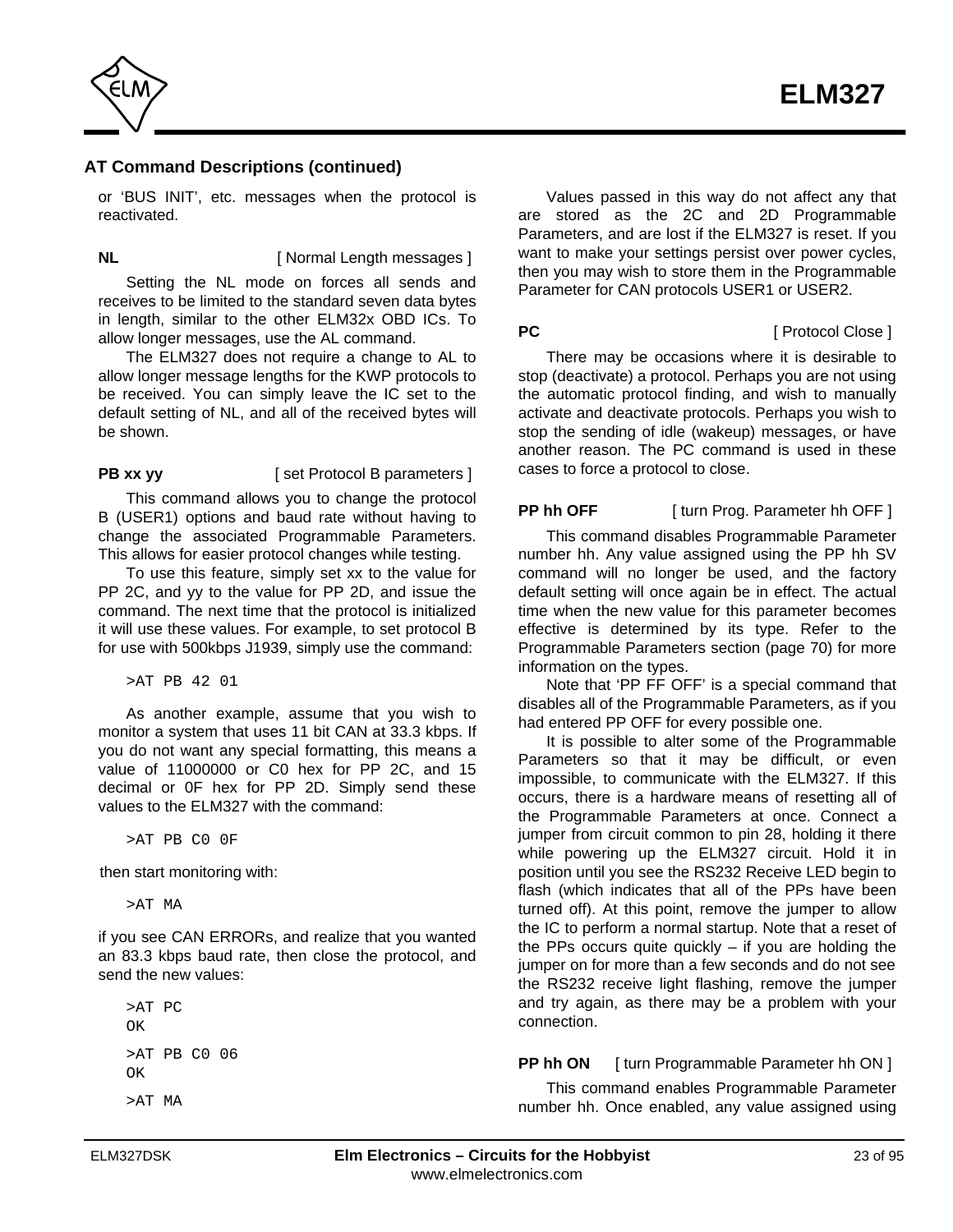## AT Command Descriptions (continued)

or ‘BUS INIT’, etc. messages when the protocol is reactivated.

**NL** [ Normal Length messages ]

Setting the NL mode on forces all sends and receives to be limited to the standard seven data bytes in length, similar to the other ELM32x OBD ICs. To allow longer messages, use the AL command.

The ELM327 does not require a change to AL to allow longer message lengths for the KWP protocols to be received. You can simply leave the IC set to the default setting of NL, and all of the received bytes will be shown.

**PB xx yy** [ set Protocol B parameters ]

This command allows you to change the protocol B (USER1) options and baud rate without having to change the associated Programmable Parameters. This allows for easier protocol changes while testing.

To use this feature, simply set xx to the value for PP 2C, and yy to the value for PP 2D, and issue the command. The next time that the protocol is initialized it will use these values. For example, to set protocol B for use with 500kbps J1939, simply use the command:

```
>AT PB 42 01
```

As another example, assume that you wish to monitor a system that uses 11 bit CAN at 33.3 kbps. If you do not want any special formatting, this means a value of 11000000 or C0 hex for PP 2C, and 15 decimal or 0F hex for PP 2D. Simply send these values to the ELM327 with the command:

```
>AT PB C0 0F
```

then start monitoring with:

```
>AT MA
```

if you see CAN ERRORs, and realize that you wanted an 83.3 kbps baud rate, then close the protocol, and send the new values:

```
>AT PC
OK

>AT PB C0 06
OK

>AT MA
```

Values passed in this way do not affect any that are stored as the 2C and 2D Programmable Parameters, and are lost if the ELM327 is reset. If you want to make your settings persist over power cycles, then you may wish to store them in the Programmable Parameter for CAN protocols USER1 or USER2.

**PC** [ Protocol Close ]

There may be occasions where it is desirable to stop (deactivate) a protocol. Perhaps you are not using the automatic protocol finding, and wish to manually activate and deactivate protocols. Perhaps you wish to stop the sending of idle (wakeup) messages, or have another reason. The PC command is used in these cases to force a protocol to close.

**PP hh OFF** [ turn Prog. Parameter hh OFF ]

This command disables Programmable Parameter number hh. Any value assigned using the PP hh SV command will no longer be used, and the factory default setting will once again be in effect. The actual time when the new value for this parameter becomes effective is determined by its type. Refer to the Programmable Parameters section (page 70) for more information on the types.

Note that ‘PP FF OFF’ is a special command that disables all of the Programmable Parameters, as if you had entered PP OFF for every possible one.

It is possible to alter some of the Programmable Parameters so that it may be difficult, or even impossible, to communicate with the ELM327. If this occurs, there is a hardware means of resetting all of the Programmable Parameters at once. Connect a jumper from circuit common to pin 28, holding it there while powering up the ELM327 circuit. Hold it in position until you see the RS232 Receive LED begin to flash (which indicates that all of the PPs have been turned off). At this point, remove the jumper to allow the IC to perform a normal startup. Note that a reset of the PPs occurs quite quickly – if you are holding the jumper on for more than a few seconds and do not see the RS232 receive light flashing, remove the jumper and try again, as there may be a problem with your connection.

**PP hh ON** [ turn Programmable Parameter hh ON ]

This command enables Programmable Parameter number hh. Once enabled, any value assigned using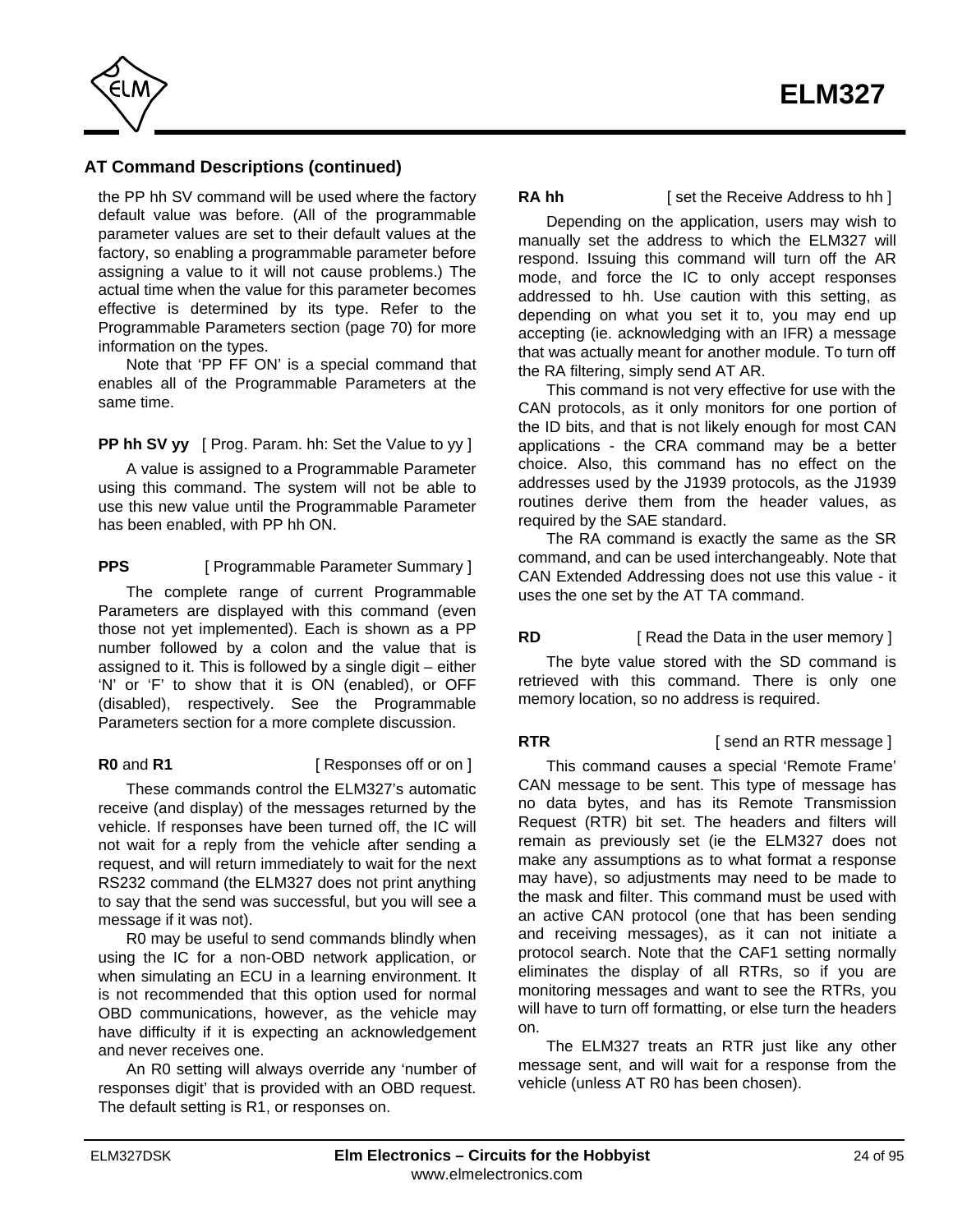## AT Command Descriptions (continued)

the PP hh SV command will be used where the factory default value was before. (All of the programmable parameter values are set to their default values at the factory, so enabling a programmable parameter before assigning a value to it will not cause problems.) The actual time when the value for this parameter becomes effective is determined by its type. Refer to the Programmable Parameters section (page 70) for more information on the types.

Note that 'PP FF ON' is a special command that enables all of the Programmable Parameters at the same time.

**PP hh SV yy** [ Prog. Param. hh: Set the Value to yy ]

A value is assigned to a Programmable Parameter using this command. The system will not be able to use this new value until the Programmable Parameter has been enabled, with PP hh ON.

**PPS** [ Programmable Parameter Summary ]

The complete range of current Programmable Parameters are displayed with this command (even those not yet implemented). Each is shown as a PP number followed by a colon and the value that is assigned to it. This is followed by a single digit – either 'N' or 'F' to show that it is ON (enabled), or OFF (disabled), respectively. See the Programmable Parameters section for a more complete discussion.

**R0** and **R1** [ Responses off or on ]

These commands control the ELM327's automatic receive (and display) of the messages returned by the vehicle. If responses have been turned off, the IC will not wait for a reply from the vehicle after sending a request, and will return immediately to wait for the next RS232 command (the ELM327 does not print anything to say that the send was successful, but you will see a message if it was not).

R0 may be useful to send commands blindly when using the IC for a non-OBD network application, or when simulating an ECU in a learning environment. It is not recommended that this option used for normal OBD communications, however, as the vehicle may have difficulty if it is expecting an acknowledgement and never receives one.

An R0 setting will always override any 'number of responses digit' that is provided with an OBD request. The default setting is R1, or responses on.

**RA hh** [ set the Receive Address to hh ]

Depending on the application, users may wish to manually set the address to which the ELM327 will respond. Issuing this command will turn off the AR mode, and force the IC to only accept responses addressed to hh. Use caution with this setting, as depending on what you set it to, you may end up accepting (ie. acknowledging with an IFR) a message that was actually meant for another module. To turn off the RA filtering, simply send AT AR.

This command is not very effective for use with the CAN protocols, as it only monitors for one portion of the ID bits, and that is not likely enough for most CAN applications - the CRA command may be a better choice. Also, this command has no effect on the addresses used by the J1939 protocols, as the J1939 routines derive them from the header values, as required by the SAE standard.

The RA command is exactly the same as the SR command, and can be used interchangeably. Note that CAN Extended Addressing does not use this value - it uses the one set by the AT TA command.

**RD** [ Read the Data in the user memory ]

The byte value stored with the SD command is retrieved with this command. There is only one memory location, so no address is required.

**RTR** [ send an RTR message ]

This command causes a special 'Remote Frame' CAN message to be sent. This type of message has no data bytes, and has its Remote Transmission Request (RTR) bit set. The headers and filters will remain as previously set (ie the ELM327 does not make any assumptions as to what format a response may have), so adjustments may need to be made to the mask and filter. This command must be used with an active CAN protocol (one that has been sending and receiving messages), as it can not initiate a protocol search. Note that the CAF1 setting normally eliminates the display of all RTRs, so if you are monitoring messages and want to see the RTRs, you will have to turn off formatting, or else turn the headers on.

The ELM327 treats an RTR just like any other message sent, and will wait for a response from the vehicle (unless AT R0 has been chosen).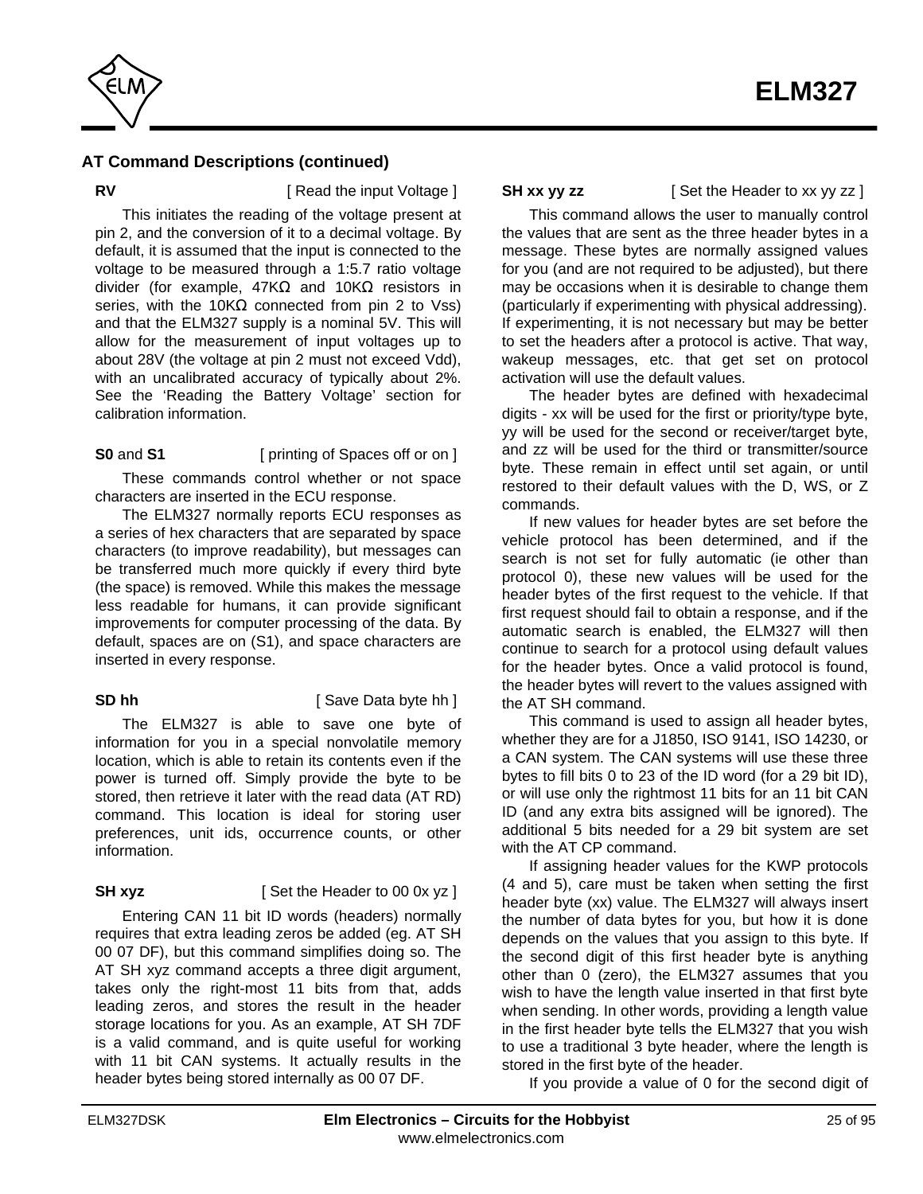## AT Command Descriptions (continued)

**RV** [ Read the input Voltage ]

This initiates the reading of the voltage present at pin 2, and the conversion of it to a decimal voltage. By default, it is assumed that the input is connected to the voltage to be measured through a 1:5.7 ratio voltage divider (for example, 47KΩ and 10KΩ resistors in series, with the 10KΩ connected from pin 2 to Vss) and that the ELM327 supply is a nominal 5V. This will allow for the measurement of input voltages up to about 28V (the voltage at pin 2 must not exceed Vdd), with an uncalibrated accuracy of typically about 2%. See the 'Reading the Battery Voltage' section for calibration information.

**S0** and **S1** [ printing of Spaces off or on ]

These commands control whether or not space characters are inserted in the ECU response.

The ELM327 normally reports ECU responses as a series of hex characters that are separated by space characters (to improve readability), but messages can be transferred much more quickly if every third byte (the space) is removed. While this makes the message less readable for humans, it can provide significant improvements for computer processing of the data. By default, spaces are on (S1), and space characters are inserted in every response.

**SD hh** [ Save Data byte hh ]

The ELM327 is able to save one byte of information for you in a special nonvolatile memory location, which is able to retain its contents even if the power is turned off. Simply provide the byte to be stored, then retrieve it later with the read data (AT RD) command. This location is ideal for storing user preferences, unit ids, occurrence counts, or other information.

**SH xyz** [ Set the Header to 00 0x yz ]

Entering CAN 11 bit ID words (headers) normally requires that extra leading zeros be added (eg. AT SH 00 07 DF), but this command simplifies doing so. The AT SH xyz command accepts a three digit argument, takes only the right-most 11 bits from that, adds leading zeros, and stores the result in the header storage locations for you. As an example, AT SH 7DF is a valid command, and is quite useful for working with 11 bit CAN systems. It actually results in the header bytes being stored internally as 00 07 DF.

**SH xx yy zz** [ Set the Header to xx yy zz ]

This command allows the user to manually control the values that are sent as the three header bytes in a message. These bytes are normally assigned values for you (and are not required to be adjusted), but there may be occasions when it is desirable to change them (particularly if experimenting with physical addressing). If experimenting, it is not necessary but may be better to set the headers after a protocol is active. That way, wakeup messages, etc. that get set on protocol activation will use the default values.

The header bytes are defined with hexadecimal digits - xx will be used for the first or priority/type byte, yy will be used for the second or receiver/target byte, and zz will be used for the third or transmitter/source byte. These remain in effect until set again, or until restored to their default values with the D, WS, or Z commands.

If new values for header bytes are set before the vehicle protocol has been determined, and if the search is not set for fully automatic (ie other than protocol 0), these new values will be used for the header bytes of the first request to the vehicle. If that first request should fail to obtain a response, and if the automatic search is enabled, the ELM327 will then continue to search for a protocol using default values for the header bytes. Once a valid protocol is found, the header bytes will revert to the values assigned with the AT SH command.

This command is used to assign all header bytes, whether they are for a J1850, ISO 9141, ISO 14230, or a CAN system. The CAN systems will use these three bytes to fill bits 0 to 23 of the ID word (for a 29 bit ID), or will use only the rightmost 11 bits for an 11 bit CAN ID (and any extra bits assigned will be ignored). The additional 5 bits needed for a 29 bit system are set with the AT CP command.

If assigning header values for the KWP protocols (4 and 5), care must be taken when setting the first header byte (xx) value. The ELM327 will always insert the number of data bytes for you, but how it is done depends on the values that you assign to this byte. If the second digit of this first header byte is anything other than 0 (zero), the ELM327 assumes that you wish to have the length value inserted in that first byte when sending. In other words, providing a length value in the first header byte tells the ELM327 that you wish to use a traditional 3 byte header, where the length is stored in the first byte of the header.

If you provide a value of 0 for the second digit of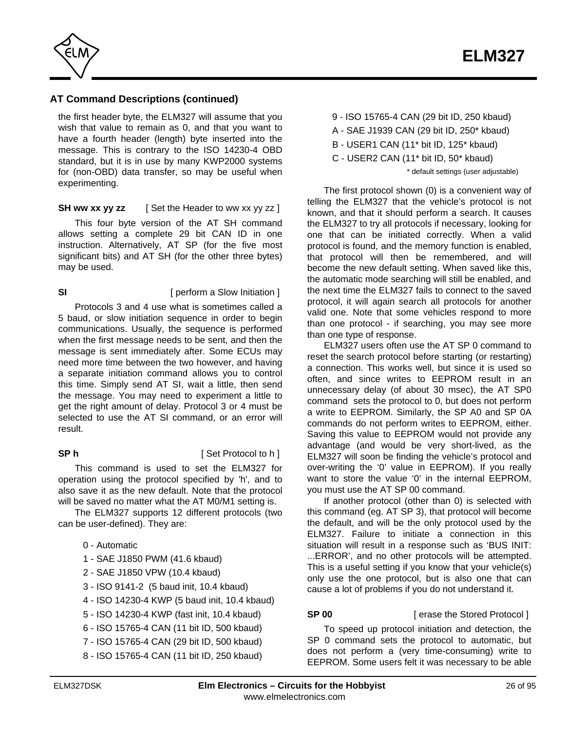## AT Command Descriptions (continued)

the first header byte, the ELM327 will assume that you wish that value to remain as 0, and that you want to have a fourth header (length) byte inserted into the message. This is contrary to the ISO 14230-4 OBD standard, but it is in use by many KWP2000 systems for (non-OBD) data transfer, so may be useful when experimenting.

**SH ww xx yy zz** [ Set the Header to ww xx yy zz ]

This four byte version of the AT SH command allows setting a complete 29 bit CAN ID in one instruction. Alternatively, AT SP (for the five most significant bits) and AT SH (for the other three bytes) may be used.

**SI** [ perform a Slow Initiation ]

Protocols 3 and 4 use what is sometimes called a 5 baud, or slow initiation sequence in order to begin communications. Usually, the sequence is performed when the first message needs to be sent, and then the message is sent immediately after. Some ECUs may need more time between the two however, and having a separate initiation command allows you to control this time. Simply send AT SI, wait a little, then send the message. You may need to experiment a little to get the right amount of delay. Protocol 3 or 4 must be selected to use the AT SI command, or an error will result.

**SP h** [ Set Protocol to h ]

This command is used to set the ELM327 for operation using the protocol specified by 'h', and to also save it as the new default. Note that the protocol will be saved no matter what the AT M0/M1 setting is.

The ELM327 supports 12 different protocols (two can be user-defined). They are:

0 - Automatic
1 - SAE J1850 PWM (41.6 kbaud)
2 - SAE J1850 VPW (10.4 kbaud)
3 - ISO 9141-2 (5 baud init, 10.4 kbaud)
4 - ISO 14230-4 KWP (5 baud init, 10.4 kbaud)
5 - ISO 14230-4 KWP (fast init, 10.4 kbaud)
6 - ISO 15765-4 CAN (11 bit ID, 500 kbaud)
7 - ISO 15765-4 CAN (29 bit ID, 500 kbaud)
8 - ISO 15765-4 CAN (11 bit ID, 250 kbaud)
9 - ISO 15765-4 CAN (29 bit ID, 250 kbaud)
A - SAE J1939 CAN (29 bit ID, 250* kbaud)
B - USER1 CAN (11* bit ID, 125* kbaud)
C - USER2 CAN (11* bit ID, 50* kbaud)

\* default settings (user adjustable)

The first protocol shown (0) is a convenient way of telling the ELM327 that the vehicle's protocol is not known, and that it should perform a search. It causes the ELM327 to try all protocols if necessary, looking for one that can be initiated correctly. When a valid protocol is found, and the memory function is enabled, that protocol will then be remembered, and will become the new default setting. When saved like this, the automatic mode searching will still be enabled, and the next time the ELM327 fails to connect to the saved protocol, it will again search all protocols for another valid one. Note that some vehicles respond to more than one protocol - if searching, you may see more than one type of response.

ELM327 users often use the AT SP 0 command to reset the search protocol before starting (or restarting) a connection. This works well, but since it is used so often, and since writes to EEPROM result in an unnecessary delay (of about 30 msec), the AT SP0 command sets the protocol to 0, but does not perform a write to EEPROM. Similarly, the SP A0 and SP 0A commands do not perform writes to EEPROM, either. Saving this value to EEPROM would not provide any advantage (and would be very short-lived, as the ELM327 will soon be finding the vehicle's protocol and over-writing the '0' value in EEPROM). If you really want to store the value '0' in the internal EEPROM, you must use the AT SP 00 command.

If another protocol (other than 0) is selected with this command (eg. AT SP 3), that protocol will become the default, and will be the only protocol used by the ELM327. Failure to initiate a connection in this situation will result in a response such as 'BUS INIT: ...ERROR', and no other protocols will be attempted. This is a useful setting if you know that your vehicle(s) only use the one protocol, but is also one that can cause a lot of problems if you do not understand it.

**SP 00** [ erase the Stored Protocol ]

To speed up protocol initiation and detection, the SP 0 command sets the protocol to automatic, but does not perform a (very time-consuming) write to EEPROM. Some users felt it was necessary to be able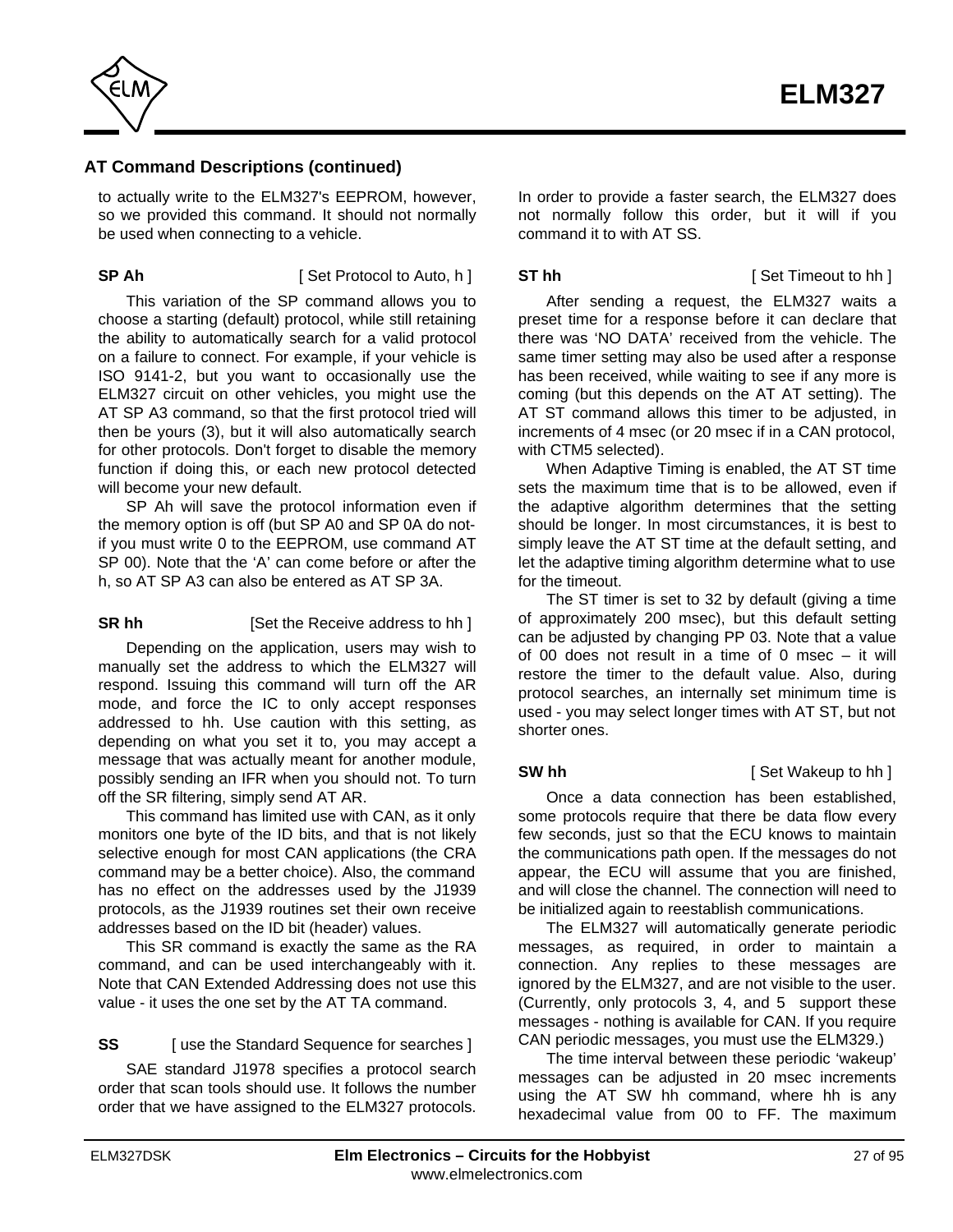## AT Command Descriptions (continued)

to actually write to the ELM327's EEPROM, however, so we provided this command. It should not normally be used when connecting to a vehicle.

**SP Ah** [ Set Protocol to Auto, h ]

This variation of the SP command allows you to choose a starting (default) protocol, while still retaining the ability to automatically search for a valid protocol on a failure to connect. For example, if your vehicle is ISO 9141-2, but you want to occasionally use the ELM327 circuit on other vehicles, you might use the AT SP A3 command, so that the first protocol tried will then be yours (3), but it will also automatically search for other protocols. Don't forget to disable the memory function if doing this, or each new protocol detected will become your new default.

SP Ah will save the protocol information even if the memory option is off (but SP A0 and SP 0A do not-if you must write 0 to the EEPROM, use command AT SP 00). Note that the 'A' can come before or after the h, so AT SP A3 can also be entered as AT SP 3A.

**SR hh** [Set the Receive address to hh ]

Depending on the application, users may wish to manually set the address to which the ELM327 will respond. Issuing this command will turn off the AR mode, and force the IC to only accept responses addressed to hh. Use caution with this setting, as depending on what you set it to, you may accept a message that was actually meant for another module, possibly sending an IFR when you should not. To turn off the SR filtering, simply send AT AR.

This command has limited use with CAN, as it only monitors one byte of the ID bits, and that is not likely selective enough for most CAN applications (the CRA command may be a better choice). Also, the command has no effect on the addresses used by the J1939 protocols, as the J1939 routines set their own receive addresses based on the ID bit (header) values.

This SR command is exactly the same as the RA command, and can be used interchangeably with it. Note that CAN Extended Addressing does not use this value - it uses the one set by the AT TA command.

**SS** [ use the Standard Sequence for searches ]

SAE standard J1978 specifies a protocol search order that scan tools should use. It follows the number order that we have assigned to the ELM327 protocols. In order to provide a faster search, the ELM327 does not normally follow this order, but it will if you command it to with AT SS.

**ST hh** [ Set Timeout to hh ]

After sending a request, the ELM327 waits a preset time for a response before it can declare that there was 'NO DATA' received from the vehicle. The same timer setting may also be used after a response has been received, while waiting to see if any more is coming (but this depends on the AT AT setting). The AT ST command allows this timer to be adjusted, in increments of 4 msec (or 20 msec if in a CAN protocol, with CTM5 selected).

When Adaptive Timing is enabled, the AT ST time sets the maximum time that is to be allowed, even if the adaptive algorithm determines that the setting should be longer. In most circumstances, it is best to simply leave the AT ST time at the default setting, and let the adaptive timing algorithm determine what to use for the timeout.

The ST timer is set to 32 by default (giving a time of approximately 200 msec), but this default setting can be adjusted by changing PP 03. Note that a value of 00 does not result in a time of 0 msec – it will restore the timer to the default value. Also, during protocol searches, an internally set minimum time is used - you may select longer times with AT ST, but not shorter ones.

**SW hh** [ Set Wakeup to hh ]

Once a data connection has been established, some protocols require that there be data flow every few seconds, just so that the ECU knows to maintain the communications path open. If the messages do not appear, the ECU will assume that you are finished, and will close the channel. The connection will need to be initialized again to reestablish communications.

The ELM327 will automatically generate periodic messages, as required, in order to maintain a connection. Any replies to these messages are ignored by the ELM327, and are not visible to the user. (Currently, only protocols 3, 4, and 5 support these messages - nothing is available for CAN. If you require CAN periodic messages, you must use the ELM329.)

The time interval between these periodic 'wakeup' messages can be adjusted in 20 msec increments using the AT SW hh command, where hh is any hexadecimal value from 00 to FF. The maximum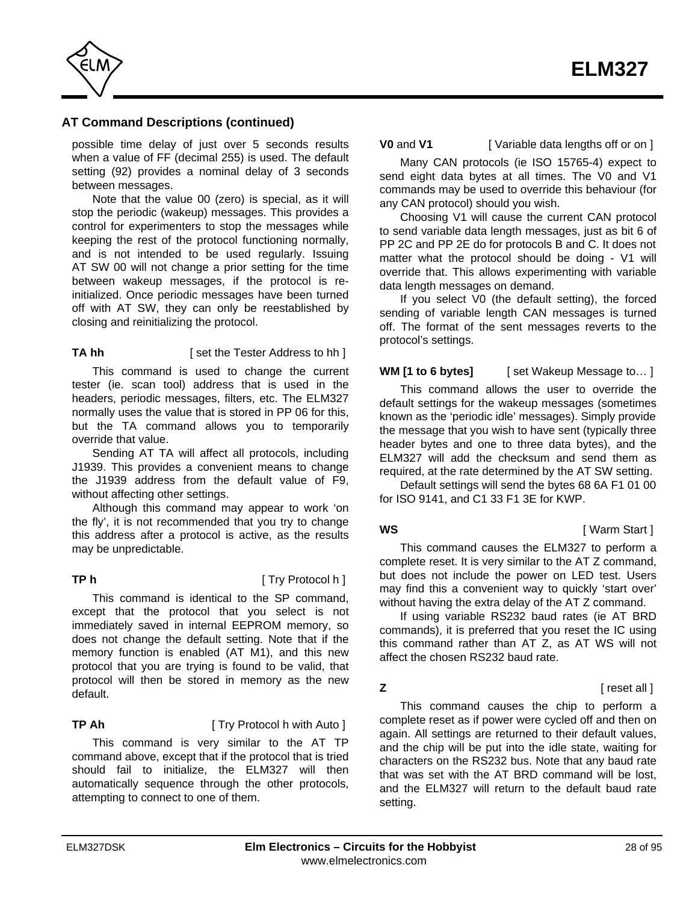## AT Command Descriptions (continued)

possible time delay of just over 5 seconds results when a value of FF (decimal 255) is used. The default setting (92) provides a nominal delay of 3 seconds between messages.

Note that the value 00 (zero) is special, as it will stop the periodic (wakeup) messages. This provides a control for experimenters to stop the messages while keeping the rest of the protocol functioning normally, and is not intended to be used regularly. Issuing AT SW 00 will not change a prior setting for the time between wakeup messages, if the protocol is re-initialized. Once periodic messages have been turned off with AT SW, they can only be reestablished by closing and reinitializing the protocol.

**TA hh** [ set the Tester Address to hh ]

This command is used to change the current tester (ie. scan tool) address that is used in the headers, periodic messages, filters, etc. The ELM327 normally uses the value that is stored in PP 06 for this, but the TA command allows you to temporarily override that value.

Sending AT TA will affect all protocols, including J1939. This provides a convenient means to change the J1939 address from the default value of F9, without affecting other settings.

Although this command may appear to work 'on the fly', it is not recommended that you try to change this address after a protocol is active, as the results may be unpredictable.

**TP h** [ Try Protocol h ]

This command is identical to the SP command, except that the protocol that you select is not immediately saved in internal EEPROM memory, so does not change the default setting. Note that if the memory function is enabled (AT M1), and this new protocol that you are trying is found to be valid, that protocol will then be stored in memory as the new default.

**TP Ah** [ Try Protocol h with Auto ]

This command is very similar to the AT TP command above, except that if the protocol that is tried should fail to initialize, the ELM327 will then automatically sequence through the other protocols, attempting to connect to one of them.

**V0** and **V1** [ Variable data lengths off or on ]

Many CAN protocols (ie ISO 15765-4) expect to send eight data bytes at all times. The V0 and V1 commands may be used to override this behaviour (for any CAN protocol) should you wish.

Choosing V1 will cause the current CAN protocol to send variable data length messages, just as bit 6 of PP 2C and PP 2E do for protocols B and C. It does not matter what the protocol should be doing - V1 will override that. This allows experimenting with variable data length messages on demand.

If you select V0 (the default setting), the forced sending of variable length CAN messages is turned off. The format of the sent messages reverts to the protocol's settings.

**WM [1 to 6 bytes]** [ set Wakeup Message to… ]

This command allows the user to override the default settings for the wakeup messages (sometimes known as the 'periodic idle' messages). Simply provide the message that you wish to have sent (typically three header bytes and one to three data bytes), and the ELM327 will add the checksum and send them as required, at the rate determined by the AT SW setting.

Default settings will send the bytes 68 6A F1 01 00 for ISO 9141, and C1 33 F1 3E for KWP.

**WS** [ Warm Start ]

This command causes the ELM327 to perform a complete reset. It is very similar to the AT Z command, but does not include the power on LED test. Users may find this a convenient way to quickly 'start over' without having the extra delay of the AT Z command.

If using variable RS232 baud rates (ie AT BRD commands), it is preferred that you reset the IC using this command rather than AT Z, as AT WS will not affect the chosen RS232 baud rate.

**Z** [ reset all ]

This command causes the chip to perform a complete reset as if power were cycled off and then on again. All settings are returned to their default values, and the chip will be put into the idle state, waiting for characters on the RS232 bus. Note that any baud rate that was set with the AT BRD command will be lost, and the ELM327 will return to the default baud rate setting.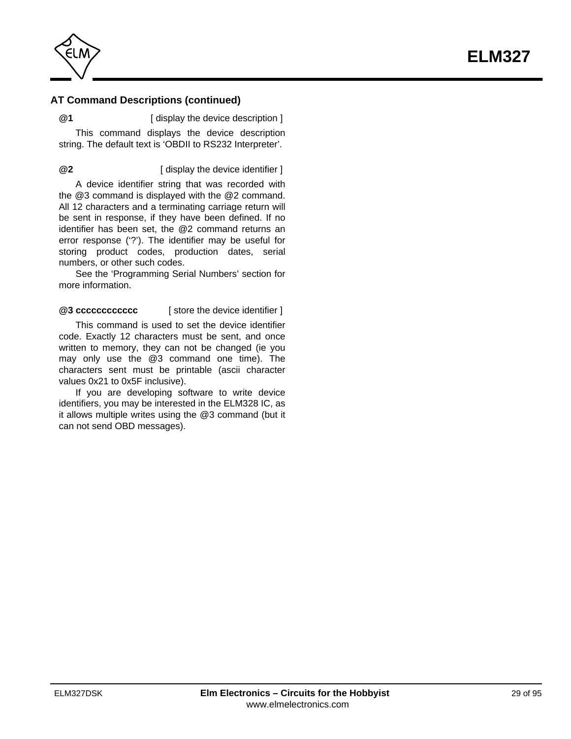## AT Command Descriptions (continued)

**@1** [ display the device description ]

This command displays the device description string. The default text is 'OBDII to RS232 Interpreter'.

**@2** [ display the device identifier ]

A device identifier string that was recorded with the @3 command is displayed with the @2 command. All 12 characters and a terminating carriage return will be sent in response, if they have been defined. If no identifier has been set, the @2 command returns an error response ('?'). The identifier may be useful for storing product codes, production dates, serial numbers, or other such codes.

See the 'Programming Serial Numbers' section for more information.

**@3 cccccccccccc** [ store the device identifier ]

This command is used to set the device identifier code. Exactly 12 characters must be sent, and once written to memory, they can not be changed (ie you may only use the @3 command one time). The characters sent must be printable (ascii character values 0x21 to 0x5F inclusive).

If you are developing software to write device identifiers, you may be interested in the ELM328 IC, as it allows multiple writes using the @3 command (but it can not send OBD messages).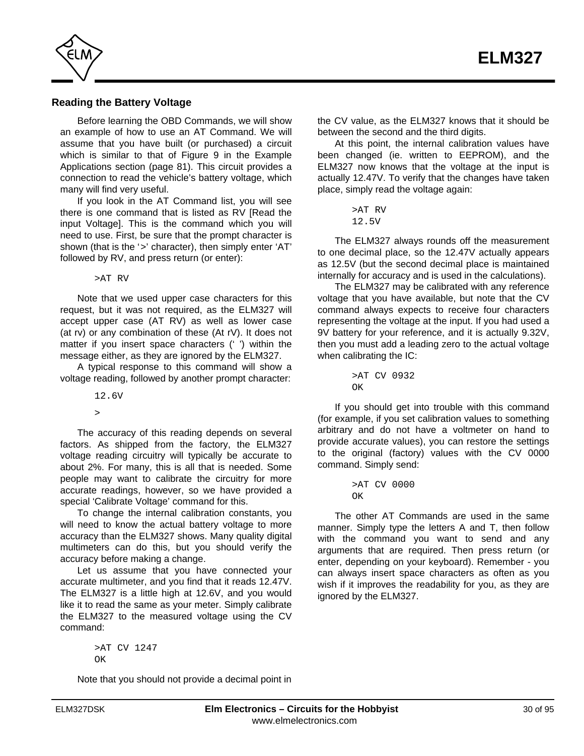## Reading the Battery Voltage

Before learning the OBD Commands, we will show an example of how to use an AT Command. We will assume that you have built (or purchased) a circuit which is similar to that of Figure 9 in the Example Applications section (page 81). This circuit provides a connection to read the vehicle's battery voltage, which many will find very useful.

If you look in the AT Command list, you will see there is one command that is listed as RV [Read the input Voltage]. This is the command which you will need to use. First, be sure that the prompt character is shown (that is the '>' character), then simply enter 'AT' followed by RV, and press return (or enter):

```
>AT RV
```

Note that we used upper case characters for this request, but it was not required, as the ELM327 will accept upper case (AT RV) as well as lower case (at rv) or any combination of these (At rV). It does not matter if you insert space characters (' ') within the message either, as they are ignored by the ELM327.

A typical response to this command will show a voltage reading, followed by another prompt character:

```
12.6V

>
```

The accuracy of this reading depends on several factors. As shipped from the factory, the ELM327 voltage reading circuitry will typically be accurate to about 2%. For many, this is all that is needed. Some people may want to calibrate the circuitry for more accurate readings, however, so we have provided a special 'Calibrate Voltage' command for this.

To change the internal calibration constants, you will need to know the actual battery voltage to more accuracy than the ELM327 shows. Many quality digital multimeters can do this, but you should verify the accuracy before making a change.

Let us assume that you have connected your accurate multimeter, and you find that it reads 12.47V. The ELM327 is a little high at 12.6V, and you would like it to read the same as your meter. Simply calibrate the ELM327 to the measured voltage using the CV command:

```
>AT CV 1247
OK
```

Note that you should not provide a decimal point in the CV value, as the ELM327 knows that it should be between the second and the third digits.

At this point, the internal calibration values have been changed (ie. written to EEPROM), and the ELM327 now knows that the voltage at the input is actually 12.47V. To verify that the changes have taken place, simply read the voltage again:

```
>AT RV
12.5V
```

The ELM327 always rounds off the measurement to one decimal place, so the 12.47V actually appears as 12.5V (but the second decimal place is maintained internally for accuracy and is used in the calculations).

The ELM327 may be calibrated with any reference voltage that you have available, but note that the CV command always expects to receive four characters representing the voltage at the input. If you had used a 9V battery for your reference, and it is actually 9.32V, then you must add a leading zero to the actual voltage when calibrating the IC:

```
>AT CV 0932
OK
```

If you should get into trouble with this command (for example, if you set calibration values to something arbitrary and do not have a voltmeter on hand to provide accurate values), you can restore the settings to the original (factory) values with the CV 0000 command. Simply send:

```
>AT CV 0000
OK
```

The other AT Commands are used in the same manner. Simply type the letters A and T, then follow with the command you want to send and any arguments that are required. Then press return (or enter, depending on your keyboard). Remember - you can always insert space characters as often as you wish if it improves the readability for you, as they are ignored by the ELM327.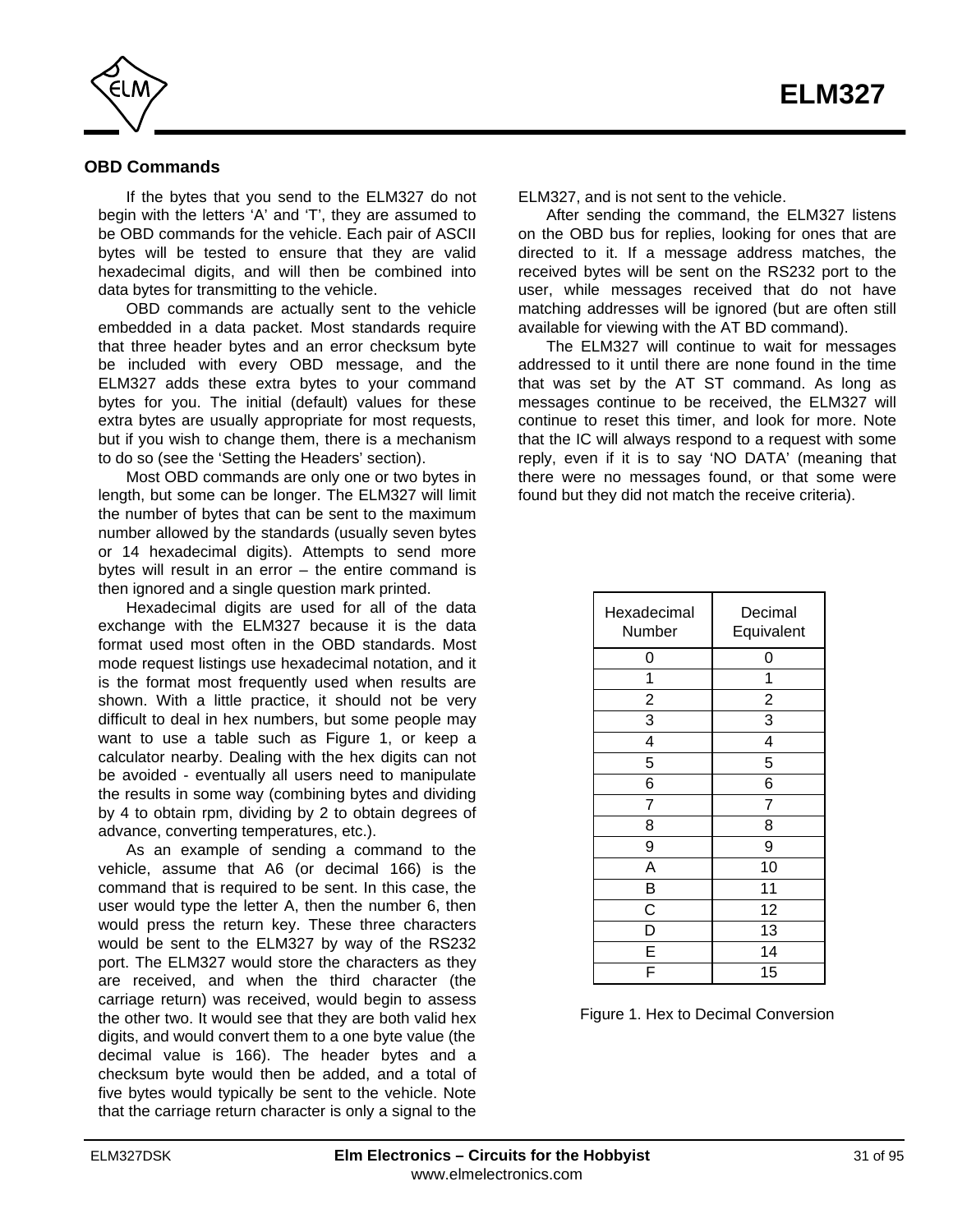## OBD Commands

If the bytes that you send to the ELM327 do not begin with the letters 'A' and 'T', they are assumed to be OBD commands for the vehicle. Each pair of ASCII bytes will be tested to ensure that they are valid hexadecimal digits, and will then be combined into data bytes for transmitting to the vehicle.

OBD commands are actually sent to the vehicle embedded in a data packet. Most standards require that three header bytes and an error checksum byte be included with every OBD message, and the ELM327 adds these extra bytes to your command bytes for you. The initial (default) values for these extra bytes are usually appropriate for most requests, but if you wish to change them, there is a mechanism to do so (see the 'Setting the Headers' section).

Most OBD commands are only one or two bytes in length, but some can be longer. The ELM327 will limit the number of bytes that can be sent to the maximum number allowed by the standards (usually seven bytes or 14 hexadecimal digits). Attempts to send more bytes will result in an error – the entire command is then ignored and a single question mark printed.

Hexadecimal digits are used for all of the data exchange with the ELM327 because it is the data format used most often in the OBD standards. Most mode request listings use hexadecimal notation, and it is the format most frequently used when results are shown. With a little practice, it should not be very difficult to deal in hex numbers, but some people may want to use a table such as Figure 1, or keep a calculator nearby. Dealing with the hex digits can not be avoided - eventually all users need to manipulate the results in some way (combining bytes and dividing by 4 to obtain rpm, dividing by 2 to obtain degrees of advance, converting temperatures, etc.).

As an example of sending a command to the vehicle, assume that A6 (or decimal 166) is the command that is required to be sent. In this case, the user would type the letter A, then the number 6, then would press the return key. These three characters would be sent to the ELM327 by way of the RS232 port. The ELM327 would store the characters as they are received, and when the third character (the carriage return) was received, would begin to assess the other two. It would see that they are both valid hex digits, and would convert them to a one byte value (the decimal value is 166). The header bytes and a checksum byte would then be added, and a total of five bytes would typically be sent to the vehicle. Note that the carriage return character is only a signal to the ELM327, and is not sent to the vehicle.

After sending the command, the ELM327 listens on the OBD bus for replies, looking for ones that are directed to it. If a message address matches, the received bytes will be sent on the RS232 port to the user, while messages received that do not have matching addresses will be ignored (but are often still available for viewing with the AT BD command).

The ELM327 will continue to wait for messages addressed to it until there are none found in the time that was set by the AT ST command. As long as messages continue to be received, the ELM327 will continue to reset this timer, and look for more. Note that the IC will always respond to a request with some reply, even if it is to say 'NO DATA' (meaning that there were no messages found, or that some were found but they did not match the receive criteria).

| Hexadecimal Number | Decimal Equivalent |
|---|---|
| 0 | 0 |
| 1 | 1 |
| 2 | 2 |
| 3 | 3 |
| 4 | 4 |
| 5 | 5 |
| 6 | 6 |
| 7 | 7 |
| 8 | 8 |
| 9 | 9 |
| A | 10 |
| B | 11 |
| C | 12 |
| D | 13 |
| E | 14 |
| F | 15 |

Figure 1. Hex to Decimal Conversion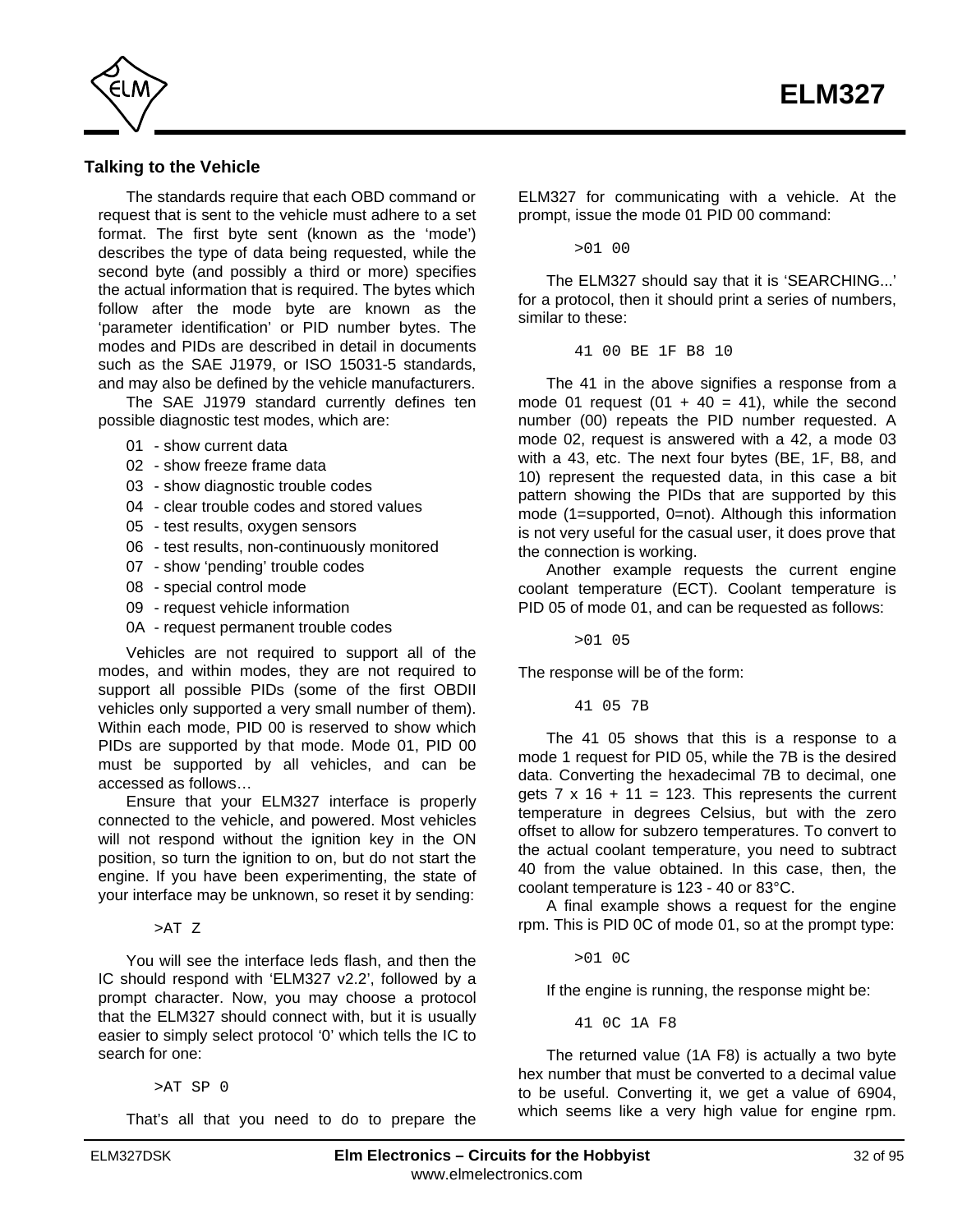## Talking to the Vehicle

The standards require that each OBD command or request that is sent to the vehicle must adhere to a set format. The first byte sent (known as the 'mode') describes the type of data being requested, while the second byte (and possibly a third or more) specifies the actual information that is required. The bytes which follow after the mode byte are known as the 'parameter identification' or PID number bytes. The modes and PIDs are described in detail in documents such as the SAE J1979, or ISO 15031-5 standards, and may also be defined by the vehicle manufacturers.

The SAE J1979 standard currently defines ten possible diagnostic test modes, which are:

- 01 - show current data
- 02 - show freeze frame data
- 03 - show diagnostic trouble codes
- 04 - clear trouble codes and stored values
- 05 - test results, oxygen sensors
- 06 - test results, non-continuously monitored
- 07 - show 'pending' trouble codes
- 08 - special control mode
- 09 - request vehicle information
- 0A - request permanent trouble codes

Vehicles are not required to support all of the modes, and within modes, they are not required to support all possible PIDs (some of the first OBDII vehicles only supported a very small number of them). Within each mode, PID 00 is reserved to show which PIDs are supported by that mode. Mode 01, PID 00 must be supported by all vehicles, and can be accessed as follows…

Ensure that your ELM327 interface is properly connected to the vehicle, and powered. Most vehicles will not respond without the ignition key in the ON position, so turn the ignition to on, but do not start the engine. If you have been experimenting, the state of your interface may be unknown, so reset it by sending:

```
>AT Z
```

You will see the interface leds flash, and then the IC should respond with 'ELM327 v2.2', followed by a prompt character. Now, you may choose a protocol that the ELM327 should connect with, but it is usually easier to simply select protocol '0' which tells the IC to search for one:

```
>AT SP 0
```

That's all that you need to do to prepare the ELM327 for communicating with a vehicle. At the prompt, issue the mode 01 PID 00 command:

```
>01 00
```

The ELM327 should say that it is 'SEARCHING...' for a protocol, then it should print a series of numbers, similar to these:

```
41 00 BE 1F B8 10
```

The 41 in the above signifies a response from a mode 01 request (01 + 40 = 41), while the second number (00) repeats the PID number requested. A mode 02, request is answered with a 42, a mode 03 with a 43, etc. The next four bytes (BE, 1F, B8, and 10) represent the requested data, in this case a bit pattern showing the PIDs that are supported by this mode (1=supported, 0=not). Although this information is not very useful for the casual user, it does prove that the connection is working.

Another example requests the current engine coolant temperature (ECT). Coolant temperature is PID 05 of mode 01, and can be requested as follows:

```
>01 05
```

The response will be of the form:

```
41 05 7B
```

The 41 05 shows that this is a response to a mode 1 request for PID 05, while the 7B is the desired data. Converting the hexadecimal 7B to decimal, one gets 7 x 16 + 11 = 123. This represents the current temperature in degrees Celsius, but with the zero offset to allow for subzero temperatures. To convert to the actual coolant temperature, you need to subtract 40 from the value obtained. In this case, then, the coolant temperature is 123 - 40 or 83°C.

A final example shows a request for the engine rpm. This is PID 0C of mode 01, so at the prompt type:

```
>01 0C
```

If the engine is running, the response might be:

```
41 0C 1A F8
```

The returned value (1A F8) is actually a two byte hex number that must be converted to a decimal value to be useful. Converting it, we get a value of 6904, which seems like a very high value for engine rpm.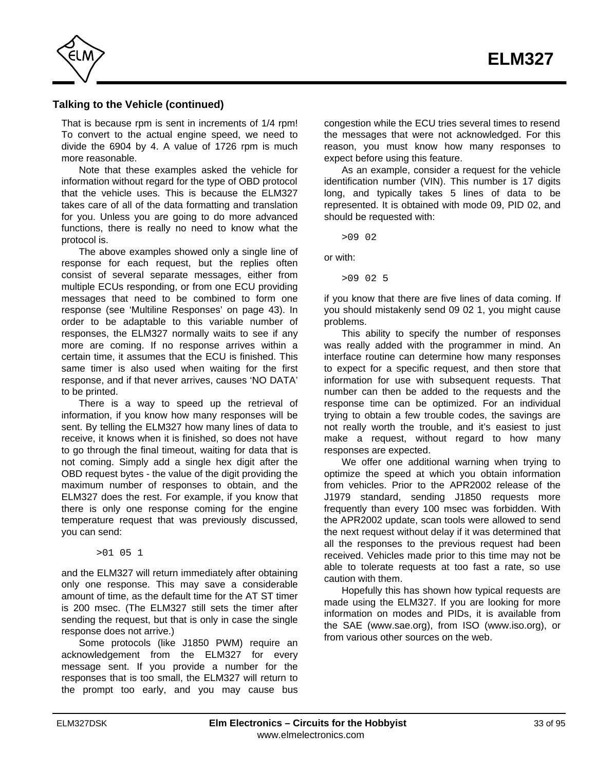## Talking to the Vehicle (continued)

That is because rpm is sent in increments of 1/4 rpm! To convert to the actual engine speed, we need to divide the 6904 by 4. A value of 1726 rpm is much more reasonable.

Note that these examples asked the vehicle for information without regard for the type of OBD protocol that the vehicle uses. This is because the ELM327 takes care of all of the data formatting and translation for you. Unless you are going to do more advanced functions, there is really no need to know what the protocol is.

The above examples showed only a single line of response for each request, but the replies often consist of several separate messages, either from multiple ECUs responding, or from one ECU providing messages that need to be combined to form one response (see 'Multiline Responses' on page 43). In order to be adaptable to this variable number of responses, the ELM327 normally waits to see if any more are coming. If no response arrives within a certain time, it assumes that the ECU is finished. This same timer is also used when waiting for the first response, and if that never arrives, causes 'NO DATA' to be printed.

There is a way to speed up the retrieval of information, if you know how many responses will be sent. By telling the ELM327 how many lines of data to receive, it knows when it is finished, so does not have to go through the final timeout, waiting for data that is not coming. Simply add a single hex digit after the OBD request bytes - the value of the digit providing the maximum number of responses to obtain, and the ELM327 does the rest. For example, if you know that there is only one response coming for the engine temperature request that was previously discussed, you can send:

```
>01 05 1
```

and the ELM327 will return immediately after obtaining only one response. This may save a considerable amount of time, as the default time for the AT ST timer is 200 msec. (The ELM327 still sets the timer after sending the request, but that is only in case the single response does not arrive.)

Some protocols (like J1850 PWM) require an acknowledgement from the ELM327 for every message sent. If you provide a number for the responses that is too small, the ELM327 will return to the prompt too early, and you may cause bus congestion while the ECU tries several times to resend the messages that were not acknowledged. For this reason, you must know how many responses to expect before using this feature.

As an example, consider a request for the vehicle identification number (VIN). This number is 17 digits long, and typically takes 5 lines of data to be represented. It is obtained with mode 09, PID 02, and should be requested with:

```
>09 02
```

or with:

```
>09 02 5
```

if you know that there are five lines of data coming. If you should mistakenly send 09 02 1, you might cause problems.

This ability to specify the number of responses was really added with the programmer in mind. An interface routine can determine how many responses to expect for a specific request, and then store that information for use with subsequent requests. That number can then be added to the requests and the response time can be optimized. For an individual trying to obtain a few trouble codes, the savings are not really worth the trouble, and it's easiest to just make a request, without regard to how many responses are expected.

We offer one additional warning when trying to optimize the speed at which you obtain information from vehicles. Prior to the APR2002 release of the J1979 standard, sending J1850 requests more frequently than every 100 msec was forbidden. With the APR2002 update, scan tools were allowed to send the next request without delay if it was determined that all the responses to the previous request had been received. Vehicles made prior to this time may not be able to tolerate requests at too fast a rate, so use caution with them.

Hopefully this has shown how typical requests are made using the ELM327. If you are looking for more information on modes and PIDs, it is available from the SAE (www.sae.org), from ISO (www.iso.org), or from various other sources on the web.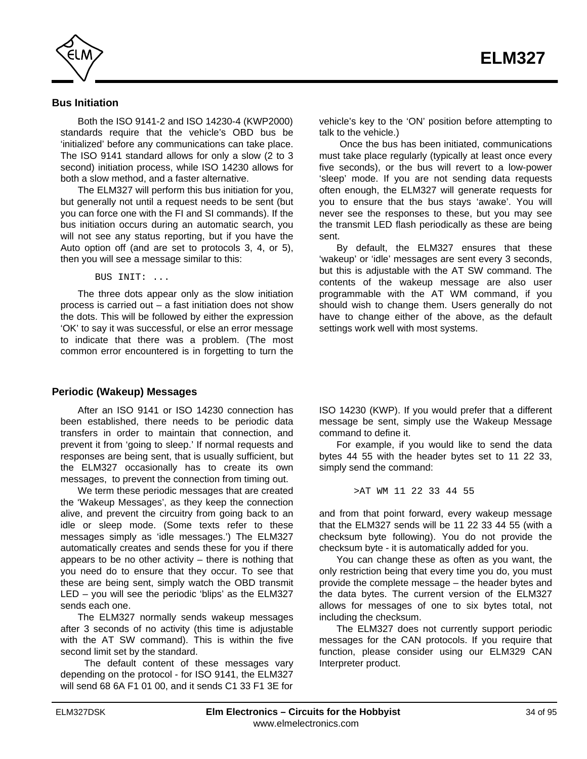## Bus Initiation

Both the ISO 9141-2 and ISO 14230-4 (KWP2000) standards require that the vehicle's OBD bus be 'initialized' before any communications can take place. The ISO 9141 standard allows for only a slow (2 to 3 second) initiation process, while ISO 14230 allows for both a slow method, and a faster alternative.

The ELM327 will perform this bus initiation for you, but generally not until a request needs to be sent (but you can force one with the FI and SI commands). If the bus initiation occurs during an automatic search, you will not see any status reporting, but if you have the Auto option off (and are set to protocols 3, 4, or 5), then you will see a message similar to this:

```
BUS INIT: ...
```

The three dots appear only as the slow initiation process is carried out – a fast initiation does not show the dots. This will be followed by either the expression 'OK' to say it was successful, or else an error message to indicate that there was a problem. (The most common error encountered is in forgetting to turn the vehicle's key to the 'ON' position before attempting to talk to the vehicle.)

Once the bus has been initiated, communications must take place regularly (typically at least once every five seconds), or the bus will revert to a low-power 'sleep' mode. If you are not sending data requests often enough, the ELM327 will generate requests for you to ensure that the bus stays 'awake'. You will never see the responses to these, but you may see the transmit LED flash periodically as these are being sent.

By default, the ELM327 ensures that these 'wakeup' or 'idle' messages are sent every 3 seconds, but this is adjustable with the AT SW command. The contents of the wakeup message are also user programmable with the AT WM command, if you should wish to change them. Users generally do not have to change either of the above, as the default settings work well with most systems.

## Periodic (Wakeup) Messages

After an ISO 9141 or ISO 14230 connection has been established, there needs to be periodic data transfers in order to maintain that connection, and prevent it from 'going to sleep.' If normal requests and responses are being sent, that is usually sufficient, but the ELM327 occasionally has to create its own messages, to prevent the connection from timing out.

We term these periodic messages that are created the 'Wakeup Messages', as they keep the connection alive, and prevent the circuitry from going back to an idle or sleep mode. (Some texts refer to these messages simply as 'idle messages.') The ELM327 automatically creates and sends these for you if there appears to be no other activity – there is nothing that you need do to ensure that they occur. To see that these are being sent, simply watch the OBD transmit LED – you will see the periodic 'blips' as the ELM327 sends each one.

The ELM327 normally sends wakeup messages after 3 seconds of no activity (this time is adjustable with the AT SW command). This is within the five second limit set by the standard.

The default content of these messages vary depending on the protocol - for ISO 9141, the ELM327 will send 68 6A F1 01 00, and it sends C1 33 F1 3E for ISO 14230 (KWP). If you would prefer that a different message be sent, simply use the Wakeup Message command to define it.

For example, if you would like to send the data bytes 44 55 with the header bytes set to 11 22 33, simply send the command:

```
>AT WM 11 22 33 44 55
```

and from that point forward, every wakeup message that the ELM327 sends will be 11 22 33 44 55 (with a checksum byte following). You do not provide the checksum byte - it is automatically added for you.

You can change these as often as you want, the only restriction being that every time you do, you must provide the complete message – the header bytes and the data bytes. The current version of the ELM327 allows for messages of one to six bytes total, not including the checksum.

The ELM327 does not currently support periodic messages for the CAN protocols. If you require that function, please consider using our ELM329 CAN Interpreter product.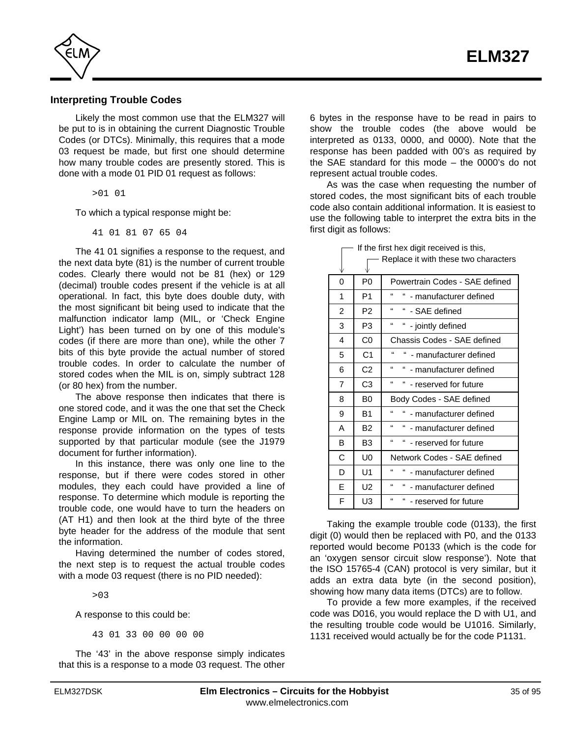## Interpreting Trouble Codes

Likely the most common use that the ELM327 will be put to is in obtaining the current Diagnostic Trouble Codes (or DTCs). Minimally, this requires that a mode 03 request be made, but first one should determine how many trouble codes are presently stored. This is done with a mode 01 PID 01 request as follows:

```
>01 01
```

To which a typical response might be:

```
41 01 81 07 65 04
```

The 41 01 signifies a response to the request, and the next data byte (81) is the number of current trouble codes. Clearly there would not be 81 (hex) or 129 (decimal) trouble codes present if the vehicle is at all operational. In fact, this byte does double duty, with the most significant bit being used to indicate that the malfunction indicator lamp (MIL, or 'Check Engine Light') has been turned on by one of this module's codes (if there are more than one), while the other 7 bits of this byte provide the actual number of stored trouble codes. In order to calculate the number of stored codes when the MIL is on, simply subtract 128 (or 80 hex) from the number.

The above response then indicates that there is one stored code, and it was the one that set the Check Engine Lamp or MIL on. The remaining bytes in the response provide information on the types of tests supported by that particular module (see the J1979 document for further information).

In this instance, there was only one line to the response, but if there were codes stored in other modules, they each could have provided a line of response. To determine which module is reporting the trouble code, one would have to turn the headers on (AT H1) and then look at the third byte of the three byte header for the address of the module that sent the information.

Having determined the number of codes stored, the next step is to request the actual trouble codes with a mode 03 request (there is no PID needed):

```
>03
```

A response to this could be:

```
43 01 33 00 00 00 00
```

The '43' in the above response simply indicates that this is a response to a mode 03 request. The other 6 bytes in the response have to be read in pairs to show the trouble codes (the above would be interpreted as 0133, 0000, and 0000). Note that the response has been padded with 00's as required by the SAE standard for this mode – the 0000's do not represent actual trouble codes.

As was the case when requesting the number of stored codes, the most significant bits of each trouble code also contain additional information. It is easiest to use the following table to interpret the extra bits in the first digit as follows:

| If the first hex digit received is this, | Replace it with these two characters | |
|---|---|---|
| 0 | P0 | Powertrain Codes - SAE defined |
| 1 | P1 | " " - manufacturer defined |
| 2 | P2 | " " - SAE defined |
| 3 | P3 | " " - jointly defined |
| 4 | C0 | Chassis Codes - SAE defined |
| 5 | C1 | " " - manufacturer defined |
| 6 | C2 | " " - manufacturer defined |
| 7 | C3 | " " - reserved for future |
| 8 | B0 | Body Codes - SAE defined |
| 9 | B1 | " " - manufacturer defined |
| A | B2 | " " - manufacturer defined |
| B | B3 | " " - reserved for future |
| C | U0 | Network Codes - SAE defined |
| D | U1 | " " - manufacturer defined |
| E | U2 | " " - manufacturer defined |
| F | U3 | " " - reserved for future |

Taking the example trouble code (0133), the first digit (0) would then be replaced with P0, and the 0133 reported would become P0133 (which is the code for an 'oxygen sensor circuit slow response'). Note that the ISO 15765-4 (CAN) protocol is very similar, but it adds an extra data byte (in the second position), showing how many data items (DTCs) are to follow.

To provide a few more examples, if the received code was D016, you would replace the D with U1, and the resulting trouble code would be U1016. Similarly, 1131 received would actually be for the code P1131.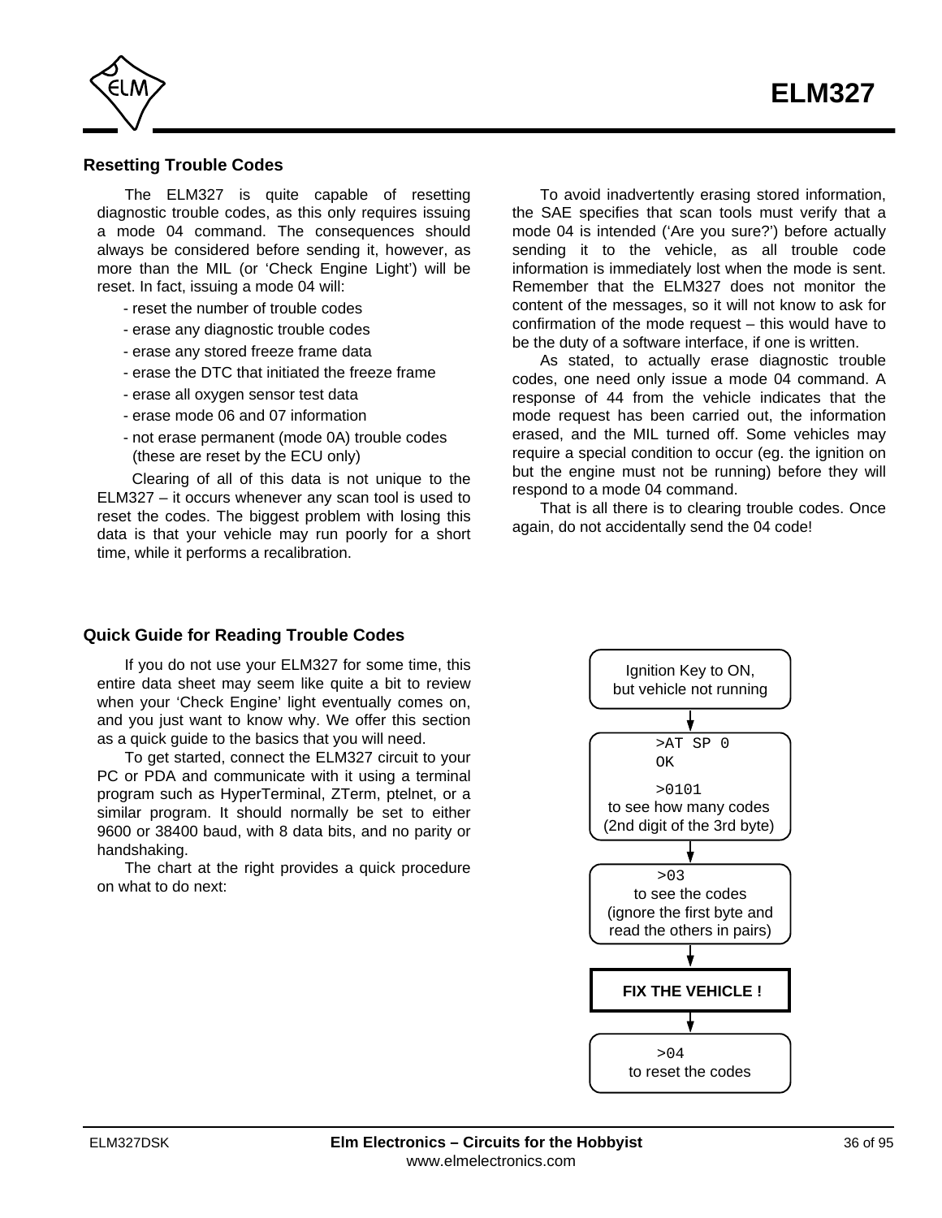## Resetting Trouble Codes

The ELM327 is quite capable of resetting diagnostic trouble codes, as this only requires issuing a mode 04 command. The consequences should always be considered before sending it, however, as more than the MIL (or 'Check Engine Light') will be reset. In fact, issuing a mode 04 will:

- reset the number of trouble codes
- erase any diagnostic trouble codes
- erase any stored freeze frame data
- erase the DTC that initiated the freeze frame
- erase all oxygen sensor test data
- erase mode 06 and 07 information
- not erase permanent (mode 0A) trouble codes (these are reset by the ECU only)

Clearing of all of this data is not unique to the ELM327 – it occurs whenever any scan tool is used to reset the codes. The biggest problem with losing this data is that your vehicle may run poorly for a short time, while it performs a recalibration.

To avoid inadvertently erasing stored information, the SAE specifies that scan tools must verify that a mode 04 is intended ('Are you sure?') before actually sending it to the vehicle, as all trouble code information is immediately lost when the mode is sent. Remember that the ELM327 does not monitor the content of the messages, so it will not know to ask for confirmation of the mode request – this would have to be the duty of a software interface, if one is written.

As stated, to actually erase diagnostic trouble codes, one need only issue a mode 04 command. A response of 44 from the vehicle indicates that the mode request has been carried out, the information erased, and the MIL turned off. Some vehicles may require a special condition to occur (eg. the ignition on but the engine must not be running) before they will respond to a mode 04 command.

That is all there is to clearing trouble codes. Once again, do not accidentally send the 04 code!

## Quick Guide for Reading Trouble Codes

If you do not use your ELM327 for some time, this entire data sheet may seem like quite a bit to review when your 'Check Engine' light eventually comes on, and you just want to know why. We offer this section as a quick guide to the basics that you will need.

To get started, connect the ELM327 circuit to your PC or PDA and communicate with it using a terminal program such as HyperTerminal, ZTerm, ptelnet, or a similar program. It should normally be set to either 9600 or 38400 baud, with 8 data bits, and no parity or handshaking.

The chart at the right provides a quick procedure on what to do next:

Ignition Key to ON, but vehicle not running

↓

```
>AT SP 0
OK

>0101
```

to see how many codes (2nd digit of the 3rd byte)

↓

```
>03
```

to see the codes (ignore the first byte and read the others in pairs)

↓

**FIX THE VEHICLE !**

↓

```
>04
```

to reset the codes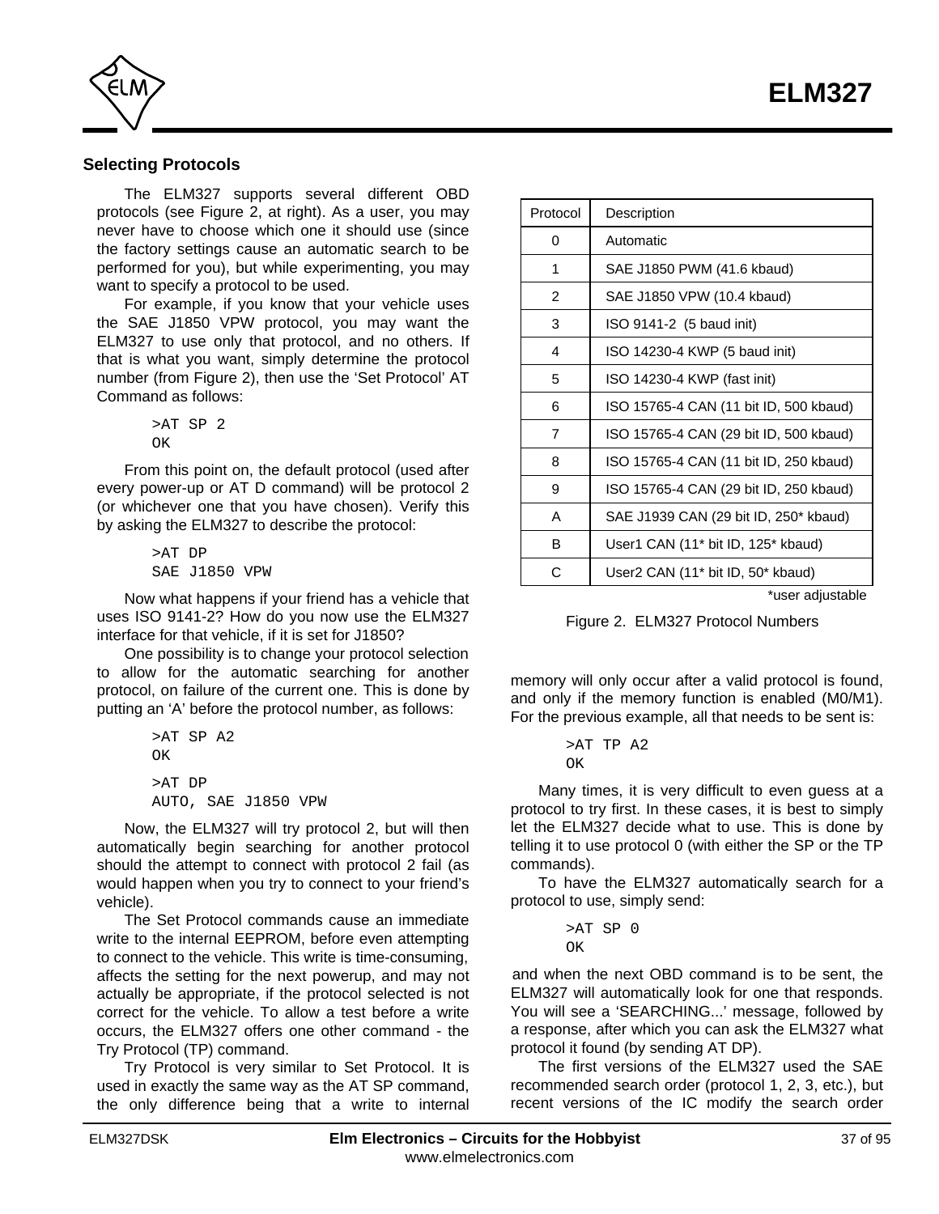### Selecting Protocols

The ELM327 supports several different OBD protocols (see Figure 2, at right). As a user, you may never have to choose which one it should use (since the factory settings cause an automatic search to be performed for you), but while experimenting, you may want to specify a protocol to be used.

For example, if you know that your vehicle uses the SAE J1850 VPW protocol, you may want the ELM327 to use only that protocol, and no others. If that is what you want, simply determine the protocol number (from Figure 2), then use the 'Set Protocol' AT Command as follows:

```
>AT SP 2
OK
```

From this point on, the default protocol (used after every power-up or AT D command) will be protocol 2 (or whichever one that you have chosen). Verify this by asking the ELM327 to describe the protocol:

```
>AT DP
SAE J1850 VPW
```

Now what happens if your friend has a vehicle that uses ISO 9141-2? How do you now use the ELM327 interface for that vehicle, if it is set for J1850?

One possibility is to change your protocol selection to allow for the automatic searching for another protocol, on failure of the current one. This is done by putting an 'A' before the protocol number, as follows:

```
>AT SP A2
OK
>AT DP
AUTO, SAE J1850 VPW
```

Now, the ELM327 will try protocol 2, but will then automatically begin searching for another protocol should the attempt to connect with protocol 2 fail (as would happen when you try to connect to your friend's vehicle).

The Set Protocol commands cause an immediate write to the internal EEPROM, before even attempting to connect to the vehicle. This write is time-consuming, affects the setting for the next powerup, and may not actually be appropriate, if the protocol selected is not correct for the vehicle. To allow a test before a write occurs, the ELM327 offers one other command - the Try Protocol (TP) command.

Try Protocol is very similar to Set Protocol. It is used in exactly the same way as the AT SP command, the only difference being that a write to internal memory will only occur after a valid protocol is found, and only if the memory function is enabled (M0/M1). For the previous example, all that needs to be sent is:

```
>AT TP A2
OK
```

Many times, it is very difficult to even guess at a protocol to try first. In these cases, it is best to simply let the ELM327 decide what to use. This is done by telling it to use protocol 0 (with either the SP or the TP commands).

To have the ELM327 automatically search for a protocol to use, simply send:

```
>AT SP 0
OK
```

and when the next OBD command is to be sent, the ELM327 will automatically look for one that responds. You will see a 'SEARCHING...' message, followed by a response, after which you can ask the ELM327 what protocol it found (by sending AT DP).

The first versions of the ELM327 used the SAE recommended search order (protocol 1, 2, 3, etc.), but recent versions of the IC modify the search order

| Protocol | Description |
|---|---|
| 0 | Automatic |
| 1 | SAE J1850 PWM (41.6 kbaud) |
| 2 | SAE J1850 VPW (10.4 kbaud) |
| 3 | ISO 9141-2 (5 baud init) |
| 4 | ISO 14230-4 KWP (5 baud init) |
| 5 | ISO 14230-4 KWP (fast init) |
| 6 | ISO 15765-4 CAN (11 bit ID, 500 kbaud) |
| 7 | ISO 15765-4 CAN (29 bit ID, 500 kbaud) |
| 8 | ISO 15765-4 CAN (11 bit ID, 250 kbaud) |
| 9 | ISO 15765-4 CAN (29 bit ID, 250 kbaud) |
| A | SAE J1939 CAN (29 bit ID, 250* kbaud) |
| B | User1 CAN (11* bit ID, 125* kbaud) |
| C | User2 CAN (11* bit ID, 50* kbaud) |

*user adjustable

Figure 2. ELM327 Protocol Numbers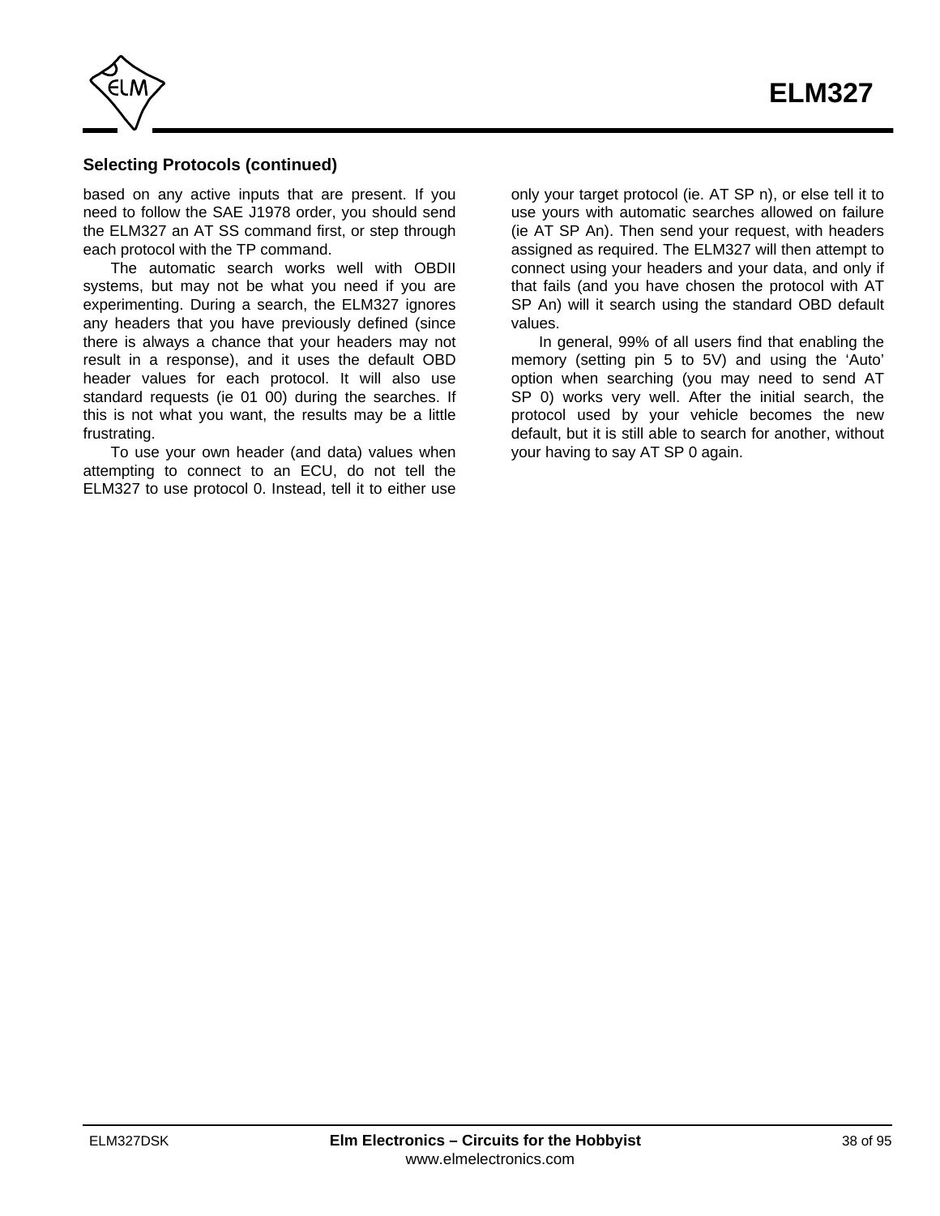### Selecting Protocols (continued)

based on any active inputs that are present. If you need to follow the SAE J1978 order, you should send the ELM327 an AT SS command first, or step through each protocol with the TP command.

The automatic search works well with OBDII systems, but may not be what you need if you are experimenting. During a search, the ELM327 ignores any headers that you have previously defined (since there is always a chance that your headers may not result in a response), and it uses the default OBD header values for each protocol. It will also use standard requests (ie 01 00) during the searches. If this is not what you want, the results may be a little frustrating.

To use your own header (and data) values when attempting to connect to an ECU, do not tell the ELM327 to use protocol 0. Instead, tell it to either use only your target protocol (ie. AT SP n), or else tell it to use yours with automatic searches allowed on failure (ie AT SP An). Then send your request, with headers assigned as required. The ELM327 will then attempt to connect using your headers and your data, and only if that fails (and you have chosen the protocol with AT SP An) will it search using the standard OBD default values.

In general, 99% of all users find that enabling the memory (setting pin 5 to 5V) and using the 'Auto' option when searching (you may need to send AT SP 0) works very well. After the initial search, the protocol used by your vehicle becomes the new default, but it is still able to search for another, without your having to say AT SP 0 again.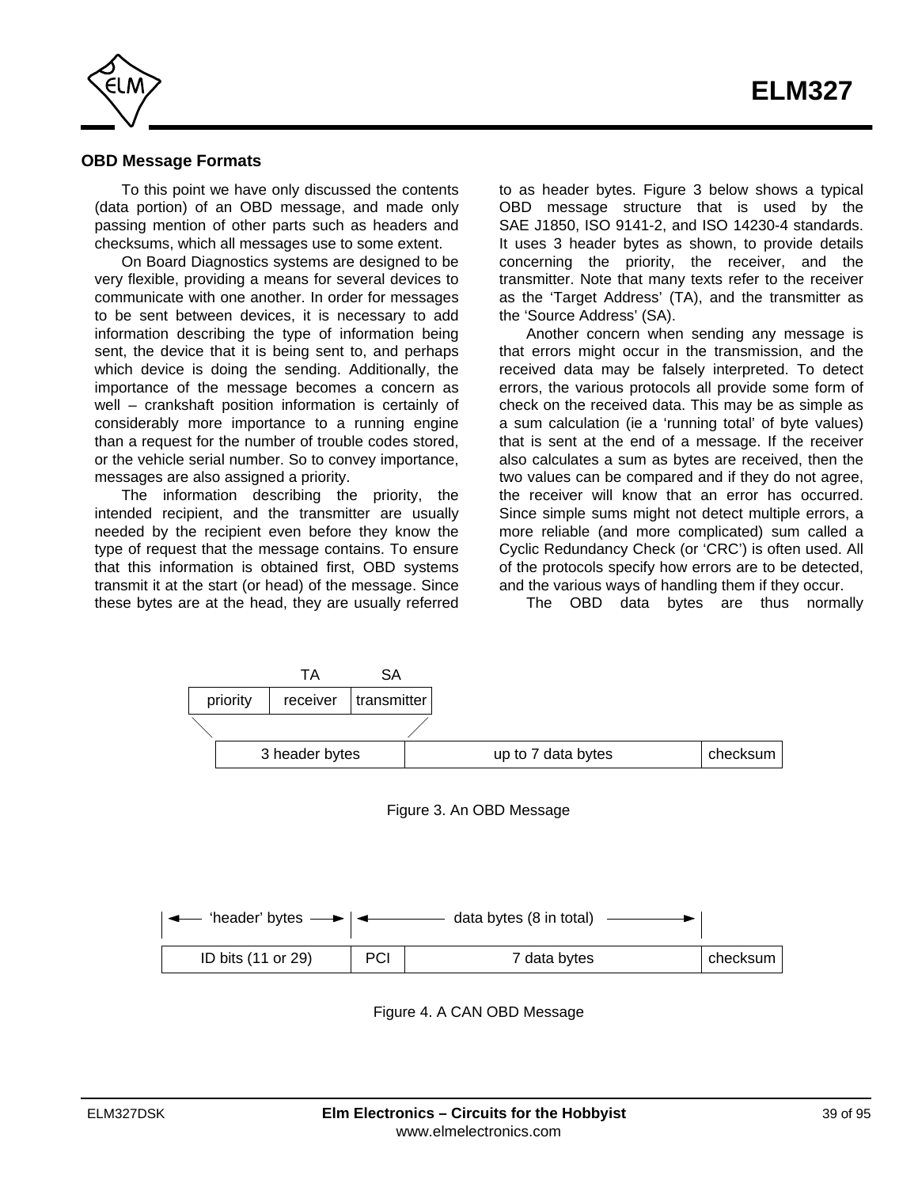## OBD Message Formats

To this point we have only discussed the contents (data portion) of an OBD message, and made only passing mention of other parts such as headers and checksums, which all messages use to some extent.

On Board Diagnostics systems are designed to be very flexible, providing a means for several devices to communicate with one another. In order for messages to be sent between devices, it is necessary to add information describing the type of information being sent, the device that it is being sent to, and perhaps which device is doing the sending. Additionally, the importance of the message becomes a concern as well – crankshaft position information is certainly of considerably more importance to a running engine than a request for the number of trouble codes stored, or the vehicle serial number. So to convey importance, messages are also assigned a priority.

The information describing the priority, the intended recipient, and the transmitter are usually needed by the recipient even before they know the type of request that the message contains. To ensure that this information is obtained first, OBD systems transmit it at the start (or head) of the message. Since these bytes are at the head, they are usually referred to as header bytes. Figure 3 below shows a typical OBD message structure that is used by the SAE J1850, ISO 9141-2, and ISO 14230-4 standards. It uses 3 header bytes as shown, to provide details concerning the priority, the receiver, and the transmitter. Note that many texts refer to the receiver as the 'Target Address' (TA), and the transmitter as the 'Source Address' (SA).

Another concern when sending any message is that errors might occur in the transmission, and the received data may be falsely interpreted. To detect errors, the various protocols all provide some form of check on the received data. This may be as simple as a sum calculation (ie a 'running total' of byte values) that is sent at the end of a message. If the receiver also calculates a sum as bytes are received, then the two values can be compared and if they do not agree, the receiver will know that an error has occurred. Since simple sums might not detect multiple errors, a more reliable (and more complicated) sum called a Cyclic Redundancy Check (or 'CRC') is often used. All of the protocols specify how errors are to be detected, and the various ways of handling them if they occur.

The OBD data bytes are thus normally

| priority | receiver (TA) | transmitter (SA) |
|---|---|---|

| 3 header bytes | up to 7 data bytes | checksum |
|---|---|---|

Figure 3. An OBD Message

| ◄— 'header' bytes —► | ◄— data bytes (8 in total) —► | | |
|---|---|---|---|
| ID bits (11 or 29) | PCI | 7 data bytes | checksum |

Figure 4. A CAN OBD Message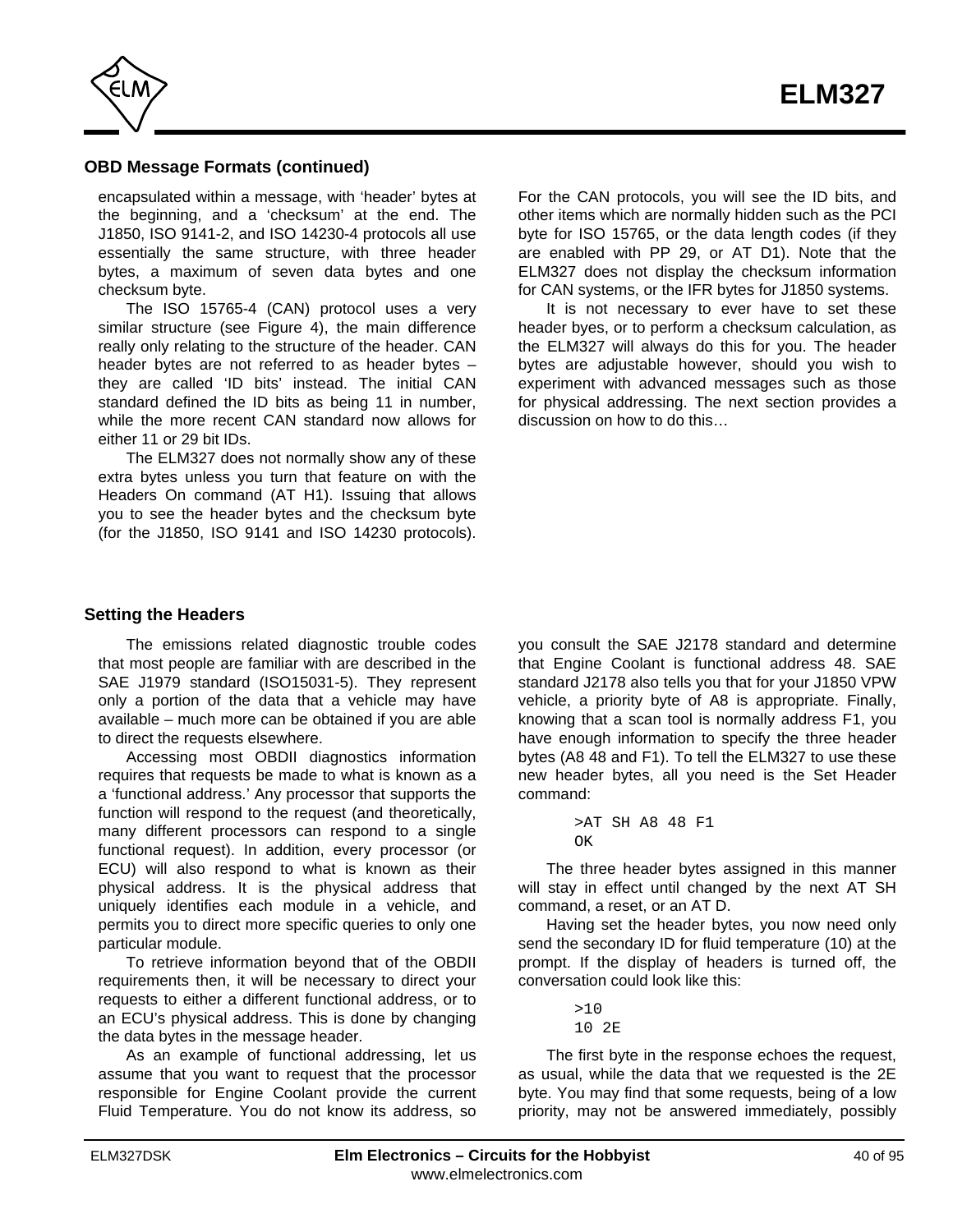## OBD Message Formats (continued)

encapsulated within a message, with 'header' bytes at the beginning, and a 'checksum' at the end. The J1850, ISO 9141-2, and ISO 14230-4 protocols all use essentially the same structure, with three header bytes, a maximum of seven data bytes and one checksum byte.

The ISO 15765-4 (CAN) protocol uses a very similar structure (see Figure 4), the main difference really only relating to the structure of the header. CAN header bytes are not referred to as header bytes – they are called 'ID bits' instead. The initial CAN standard defined the ID bits as being 11 in number, while the more recent CAN standard now allows for either 11 or 29 bit IDs.

The ELM327 does not normally show any of these extra bytes unless you turn that feature on with the Headers On command (AT H1). Issuing that allows you to see the header bytes and the checksum byte (for the J1850, ISO 9141 and ISO 14230 protocols). For the CAN protocols, you will see the ID bits, and other items which are normally hidden such as the PCI byte for ISO 15765, or the data length codes (if they are enabled with PP 29, or AT D1). Note that the ELM327 does not display the checksum information for CAN systems, or the IFR bytes for J1850 systems.

It is not necessary to ever have to set these header byes, or to perform a checksum calculation, as the ELM327 will always do this for you. The header bytes are adjustable however, should you wish to experiment with advanced messages such as those for physical addressing. The next section provides a discussion on how to do this…

## Setting the Headers

The emissions related diagnostic trouble codes that most people are familiar with are described in the SAE J1979 standard (ISO15031-5). They represent only a portion of the data that a vehicle may have available – much more can be obtained if you are able to direct the requests elsewhere.

Accessing most OBDII diagnostics information requires that requests be made to what is known as a a 'functional address.' Any processor that supports the function will respond to the request (and theoretically, many different processors can respond to a single functional request). In addition, every processor (or ECU) will also respond to what is known as their physical address. It is the physical address that uniquely identifies each module in a vehicle, and permits you to direct more specific queries to only one particular module.

To retrieve information beyond that of the OBDII requirements then, it will be necessary to direct your requests to either a different functional address, or to an ECU's physical address. This is done by changing the data bytes in the message header.

As an example of functional addressing, let us assume that you want to request that the processor responsible for Engine Coolant provide the current Fluid Temperature. You do not know its address, so you consult the SAE J2178 standard and determine that Engine Coolant is functional address 48. SAE standard J2178 also tells you that for your J1850 VPW vehicle, a priority byte of A8 is appropriate. Finally, knowing that a scan tool is normally address F1, you have enough information to specify the three header bytes (A8 48 and F1). To tell the ELM327 to use these new header bytes, all you need is the Set Header command:

```
>AT SH A8 48 F1
OK
```

The three header bytes assigned in this manner will stay in effect until changed by the next AT SH command, a reset, or an AT D.

Having set the header bytes, you now need only send the secondary ID for fluid temperature (10) at the prompt. If the display of headers is turned off, the conversation could look like this:

```
>10
10 2E
```

The first byte in the response echoes the request, as usual, while the data that we requested is the 2E byte. You may find that some requests, being of a low priority, may not be answered immediately, possibly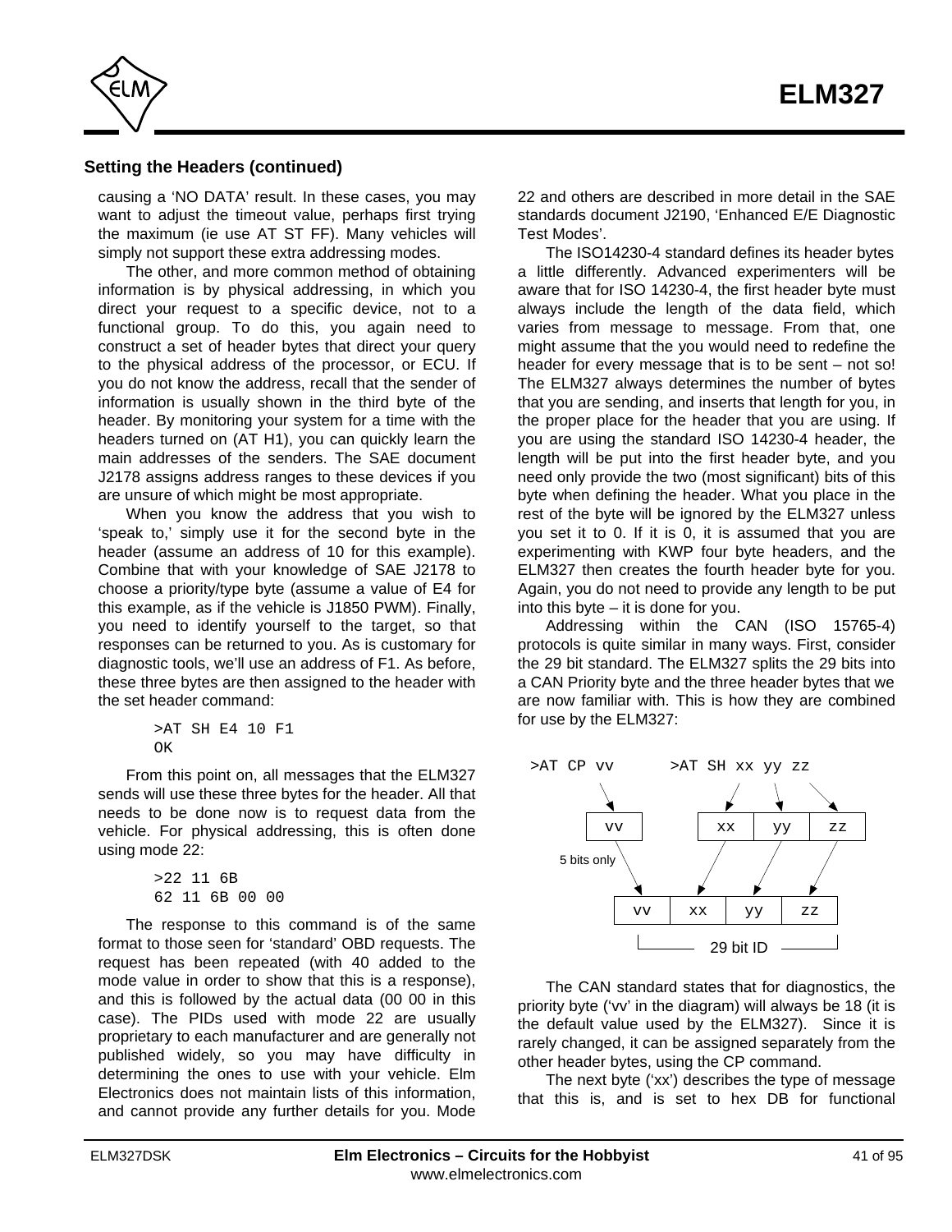## Setting the Headers (continued)

causing a 'NO DATA' result. In these cases, you may want to adjust the timeout value, perhaps first trying the maximum (ie use AT ST FF). Many vehicles will simply not support these extra addressing modes.

The other, and more common method of obtaining information is by physical addressing, in which you direct your request to a specific device, not to a functional group. To do this, you again need to construct a set of header bytes that direct your query to the physical address of the processor, or ECU. If you do not know the address, recall that the sender of information is usually shown in the third byte of the header. By monitoring your system for a time with the headers turned on (AT H1), you can quickly learn the main addresses of the senders. The SAE document J2178 assigns address ranges to these devices if you are unsure of which might be most appropriate.

When you know the address that you wish to 'speak to,' simply use it for the second byte in the header (assume an address of 10 for this example). Combine that with your knowledge of SAE J2178 to choose a priority/type byte (assume a value of E4 for this example, as if the vehicle is J1850 PWM). Finally, you need to identify yourself to the target, so that responses can be returned to you. As is customary for diagnostic tools, we'll use an address of F1. As before, these three bytes are then assigned to the header with the set header command:

```
>AT SH E4 10 F1
OK
```

From this point on, all messages that the ELM327 sends will use these three bytes for the header. All that needs to be done now is to request data from the vehicle. For physical addressing, this is often done using mode 22:

```
>22 11 6B
62 11 6B 00 00
```

The response to this command is of the same format to those seen for 'standard' OBD requests. The request has been repeated (with 40 added to the mode value in order to show that this is a response), and this is followed by the actual data (00 00 in this case). The PIDs used with mode 22 are usually proprietary to each manufacturer and are generally not published widely, so you may have difficulty in determining the ones to use with your vehicle. Elm Electronics does not maintain lists of this information, and cannot provide any further details for you. Mode 22 and others are described in more detail in the SAE standards document J2190, 'Enhanced E/E Diagnostic Test Modes'.

The ISO14230-4 standard defines its header bytes a little differently. Advanced experimenters will be aware that for ISO 14230-4, the first header byte must always include the length of the data field, which varies from message to message. From that, one might assume that the you would need to redefine the header for every message that is to be sent – not so! The ELM327 always determines the number of bytes that you are sending, and inserts that length for you, in the proper place for the header that you are using. If you are using the standard ISO 14230-4 header, the length will be put into the first header byte, and you need only provide the two (most significant) bits of this byte when defining the header. What you place in the rest of the byte will be ignored by the ELM327 unless you set it to 0. If it is 0, it is assumed that you are experimenting with KWP four byte headers, and the ELM327 then creates the fourth header byte for you. Again, you do not need to provide any length to be put into this byte – it is done for you.

Addressing within the CAN (ISO 15765-4) protocols is quite similar in many ways. First, consider the 29 bit standard. The ELM327 splits the 29 bits into a CAN Priority byte and the three header bytes that we are now familiar with. This is how they are combined for use by the ELM327:

```
>AT CP vv        >AT SH xx yy zz

   [vv]          [xx][yy][zz]
5 bits only
      [vv][xx][yy][zz]
      |-- 29 bit ID --|
```

The CAN standard states that for diagnostics, the priority byte ('vv' in the diagram) will always be 18 (it is the default value used by the ELM327). Since it is rarely changed, it can be assigned separately from the other header bytes, using the CP command.

The next byte ('xx') describes the type of message that this is, and is set to hex DB for functional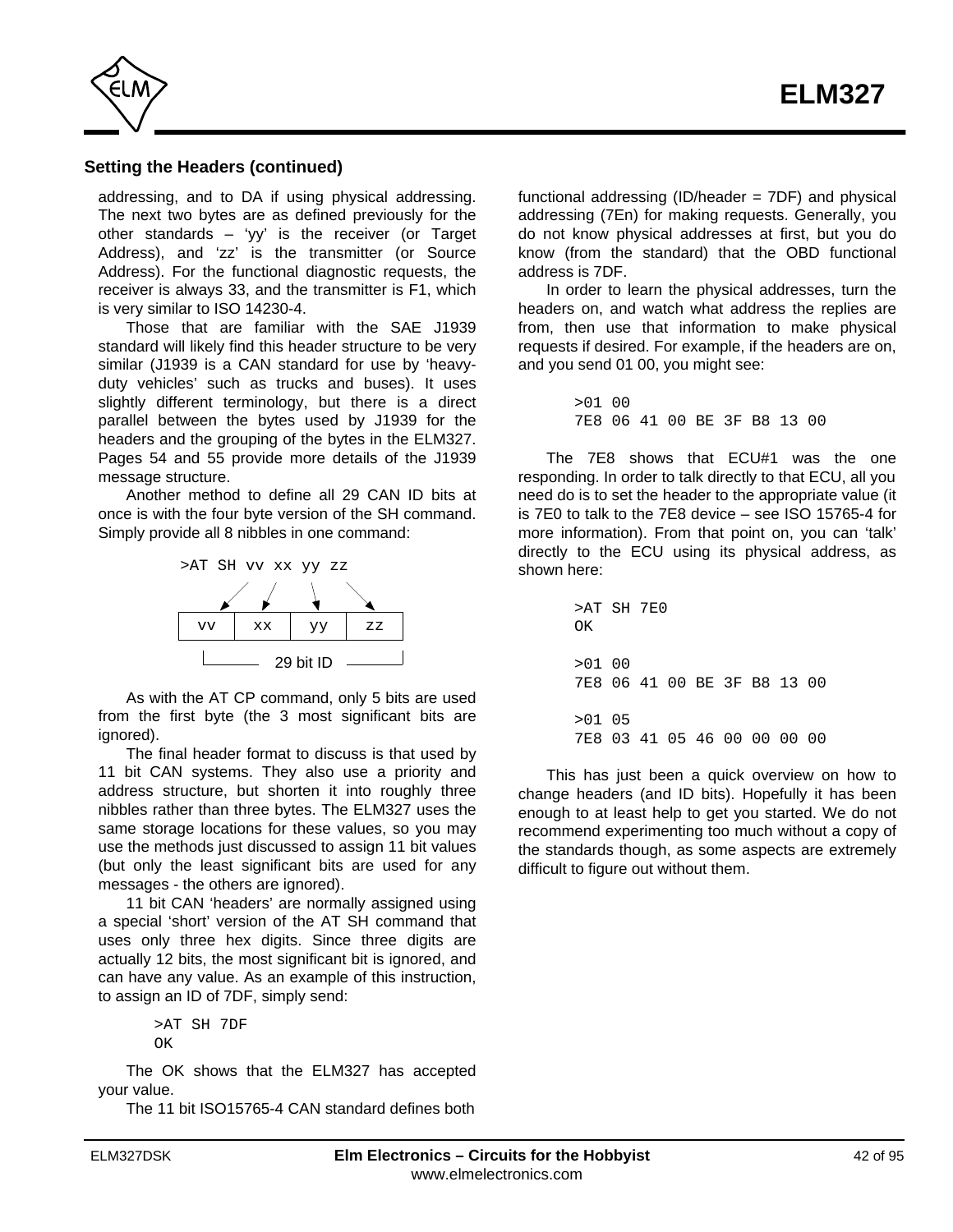## Setting the Headers (continued)

addressing, and to DA if using physical addressing. The next two bytes are as defined previously for the other standards – 'yy' is the receiver (or Target Address), and 'zz' is the transmitter (or Source Address). For the functional diagnostic requests, the receiver is always 33, and the transmitter is F1, which is very similar to ISO 14230-4.

Those that are familiar with the SAE J1939 standard will likely find this header structure to be very similar (J1939 is a CAN standard for use by 'heavy-duty vehicles' such as trucks and buses). It uses slightly different terminology, but there is a direct parallel between the bytes used by J1939 for the headers and the grouping of the bytes in the ELM327. Pages 54 and 55 provide more details of the J1939 message structure.

Another method to define all 29 CAN ID bits at once is with the four byte version of the SH command. Simply provide all 8 nibbles in one command:

```
>AT SH vv xx yy zz

  | vv | xx | yy | zz |
  |____ 29 bit ID ____|
```

As with the AT CP command, only 5 bits are used from the first byte (the 3 most significant bits are ignored).

The final header format to discuss is that used by 11 bit CAN systems. They also use a priority and address structure, but shorten it into roughly three nibbles rather than three bytes. The ELM327 uses the same storage locations for these values, so you may use the methods just discussed to assign 11 bit values (but only the least significant bits are used for any messages - the others are ignored).

11 bit CAN 'headers' are normally assigned using a special 'short' version of the AT SH command that uses only three hex digits. Since three digits are actually 12 bits, the most significant bit is ignored, and can have any value. As an example of this instruction, to assign an ID of 7DF, simply send:

```
>AT SH 7DF
OK
```

The OK shows that the ELM327 has accepted your value.

The 11 bit ISO15765-4 CAN standard defines both functional addressing (ID/header = 7DF) and physical addressing (7En) for making requests. Generally, you do not know physical addresses at first, but you do know (from the standard) that the OBD functional address is 7DF.

In order to learn the physical addresses, turn the headers on, and watch what address the replies are from, then use that information to make physical requests if desired. For example, if the headers are on, and you send 01 00, you might see:

```
>01 00
7E8 06 41 00 BE 3F B8 13 00
```

The 7E8 shows that ECU#1 was the one responding. In order to talk directly to that ECU, all you need do is to set the header to the appropriate value (it is 7E0 to talk to the 7E8 device – see ISO 15765-4 for more information). From that point on, you can 'talk' directly to the ECU using its physical address, as shown here:

```
>AT SH 7E0
OK

>01 00
7E8 06 41 00 BE 3F B8 13 00

>01 05
7E8 03 41 05 46 00 00 00 00
```

This has just been a quick overview on how to change headers (and ID bits). Hopefully it has been enough to at least help to get you started. We do not recommend experimenting too much without a copy of the standards though, as some aspects are extremely difficult to figure out without them.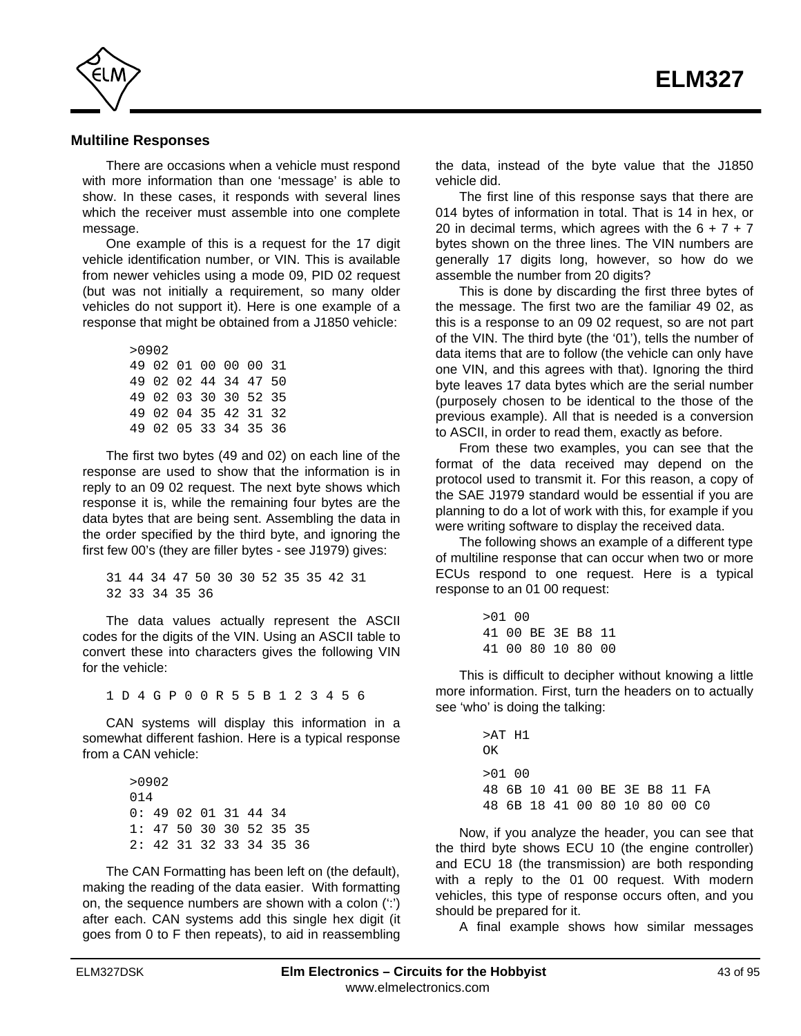### Multiline Responses

There are occasions when a vehicle must respond with more information than one 'message' is able to show. In these cases, it responds with several lines which the receiver must assemble into one complete message.

One example of this is a request for the 17 digit vehicle identification number, or VIN. This is available from newer vehicles using a mode 09, PID 02 request (but was not initially a requirement, so many older vehicles do not support it). Here is one example of a response that might be obtained from a J1850 vehicle:

```
>0902
49 02 01 00 00 00 31
49 02 02 44 34 47 50
49 02 03 30 30 52 35
49 02 04 35 42 31 32
49 02 05 33 34 35 36
```

The first two bytes (49 and 02) on each line of the response are used to show that the information is in reply to an 09 02 request. The next byte shows which response it is, while the remaining four bytes are the data bytes that are being sent. Assembling the data in the order specified by the third byte, and ignoring the first few 00's (they are filler bytes - see J1979) gives:

```
31 44 34 47 50 30 30 52 35 35 42 31
32 33 34 35 36
```

The data values actually represent the ASCII codes for the digits of the VIN. Using an ASCII table to convert these into characters gives the following VIN for the vehicle:

```
1 D 4 G P 0 0 R 5 5 B 1 2 3 4 5 6
```

CAN systems will display this information in a somewhat different fashion. Here is a typical response from a CAN vehicle:

```
>0902
014
0: 49 02 01 31 44 34
1: 47 50 30 30 52 35 35
2: 42 31 32 33 34 35 36
```

The CAN Formatting has been left on (the default), making the reading of the data easier. With formatting on, the sequence numbers are shown with a colon (':') after each. CAN systems add this single hex digit (it goes from 0 to F then repeats), to aid in reassembling the data, instead of the byte value that the J1850 vehicle did.

The first line of this response says that there are 014 bytes of information in total. That is 14 in hex, or 20 in decimal terms, which agrees with the 6 + 7 + 7 bytes shown on the three lines. The VIN numbers are generally 17 digits long, however, so how do we assemble the number from 20 digits?

This is done by discarding the first three bytes of the message. The first two are the familiar 49 02, as this is a response to an 09 02 request, so are not part of the VIN. The third byte (the '01'), tells the number of data items that are to follow (the vehicle can only have one VIN, and this agrees with that). Ignoring the third byte leaves 17 data bytes which are the serial number (purposely chosen to be identical to the those of the previous example). All that is needed is a conversion to ASCII, in order to read them, exactly as before.

From these two examples, you can see that the format of the data received may depend on the protocol used to transmit it. For this reason, a copy of the SAE J1979 standard would be essential if you are planning to do a lot of work with this, for example if you were writing software to display the received data.

The following shows an example of a different type of multiline response that can occur when two or more ECUs respond to one request. Here is a typical response to an 01 00 request:

```
>01 00
41 00 BE 3E B8 11
41 00 80 10 80 00
```

This is difficult to decipher without knowing a little more information. First, turn the headers on to actually see 'who' is doing the talking:

```
>AT H1
OK

>01 00
48 6B 10 41 00 BE 3E B8 11 FA
48 6B 18 41 00 80 10 80 00 C0
```

Now, if you analyze the header, you can see that the third byte shows ECU 10 (the engine controller) and ECU 18 (the transmission) are both responding with a reply to the 01 00 request. With modern vehicles, this type of response occurs often, and you should be prepared for it.

A final example shows how similar messages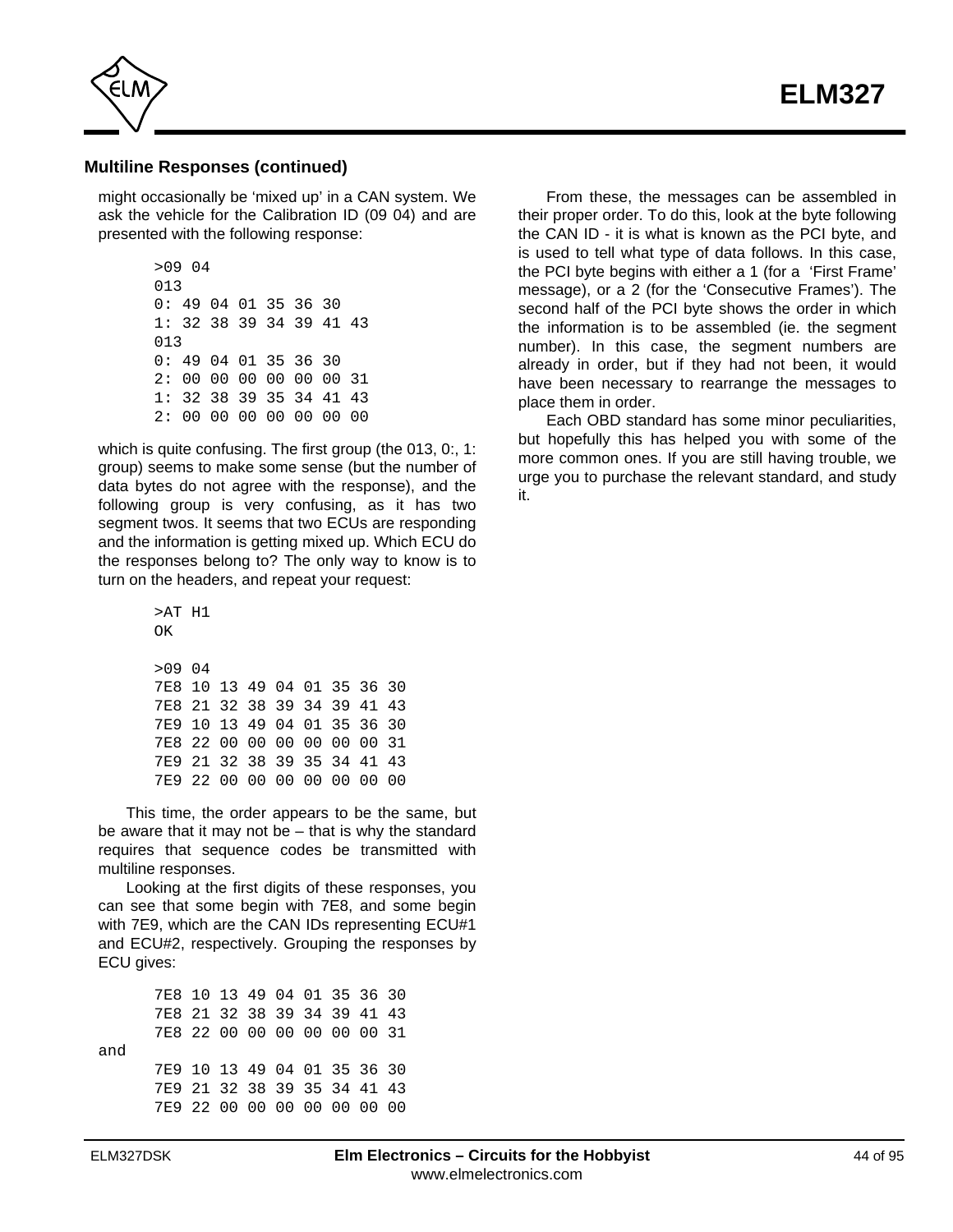## Multiline Responses (continued)

might occasionally be 'mixed up' in a CAN system. We ask the vehicle for the Calibration ID (09 04) and are presented with the following response:

```
>09 04
013
0: 49 04 01 35 36 30
1: 32 38 39 34 39 41 43
013
0: 49 04 01 35 36 30
2: 00 00 00 00 00 00 31
1: 32 38 39 35 34 41 43
2: 00 00 00 00 00 00 00
```

which is quite confusing. The first group (the 013, 0:, 1: group) seems to make some sense (but the number of data bytes do not agree with the response), and the following group is very confusing, as it has two segment twos. It seems that two ECUs are responding and the information is getting mixed up. Which ECU do the responses belong to? The only way to know is to turn on the headers, and repeat your request:

```
>AT H1
OK

>09 04
7E8 10 13 49 04 01 35 36 30
7E8 21 32 38 39 34 39 41 43
7E9 10 13 49 04 01 35 36 30
7E8 22 00 00 00 00 00 00 31
7E9 21 32 38 39 35 34 41 43
7E9 22 00 00 00 00 00 00 00
```

This time, the order appears to be the same, but be aware that it may not be – that is why the standard requires that sequence codes be transmitted with multiline responses.

Looking at the first digits of these responses, you can see that some begin with 7E8, and some begin with 7E9, which are the CAN IDs representing ECU#1 and ECU#2, respectively. Grouping the responses by ECU gives:

```
7E8 10 13 49 04 01 35 36 30
7E8 21 32 38 39 34 39 41 43
7E8 22 00 00 00 00 00 00 31
```

and

```
7E9 10 13 49 04 01 35 36 30
7E9 21 32 38 39 35 34 41 43
7E9 22 00 00 00 00 00 00 00
```

From these, the messages can be assembled in their proper order. To do this, look at the byte following the CAN ID - it is what is known as the PCI byte, and is used to tell what type of data follows. In this case, the PCI byte begins with either a 1 (for a 'First Frame' message), or a 2 (for the 'Consecutive Frames'). The second half of the PCI byte shows the order in which the information is to be assembled (ie. the segment number). In this case, the segment numbers are already in order, but if they had not been, it would have been necessary to rearrange the messages to place them in order.

Each OBD standard has some minor peculiarities, but hopefully this has helped you with some of the more common ones. If you are still having trouble, we urge you to purchase the relevant standard, and study it.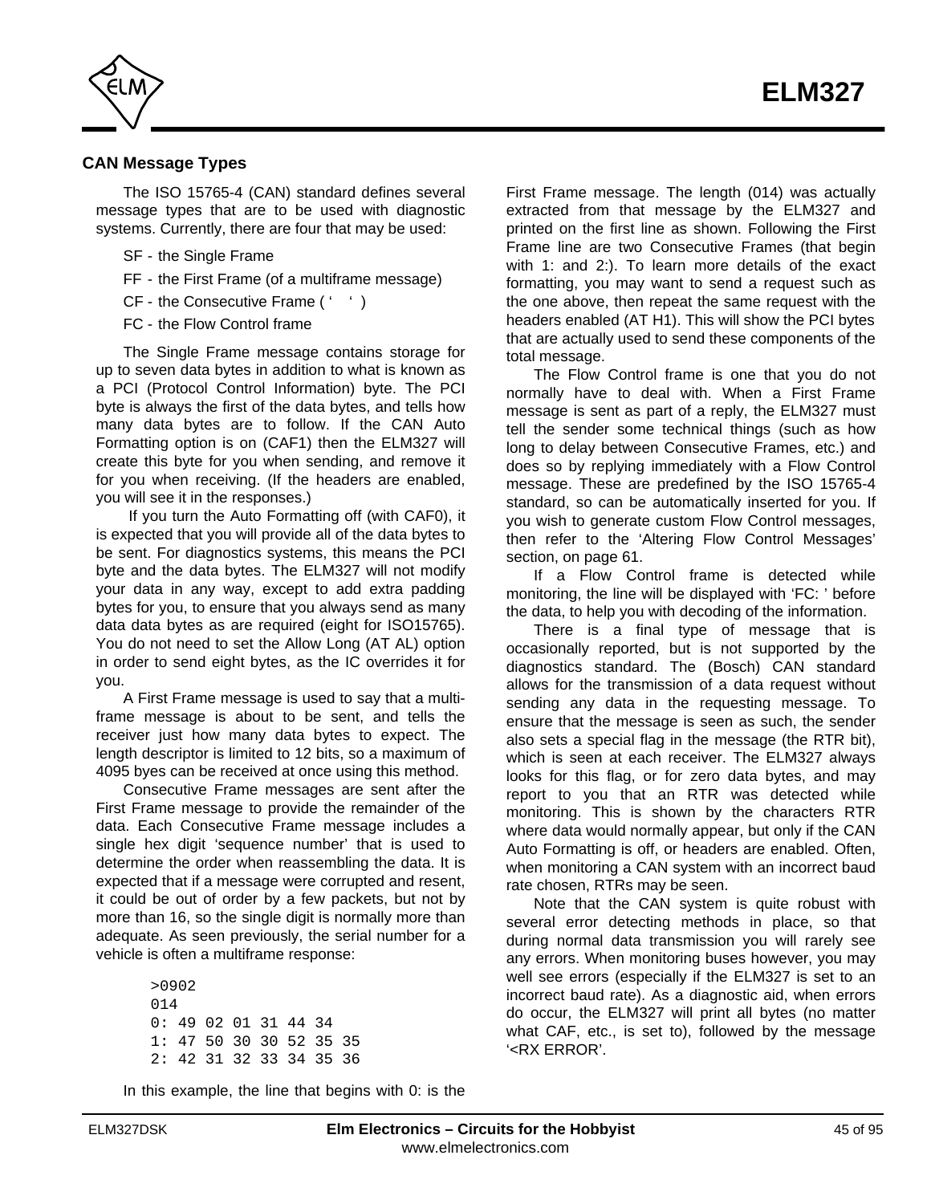## CAN Message Types

The ISO 15765-4 (CAN) standard defines several message types that are to be used with diagnostic systems. Currently, there are four that may be used:

- SF - the Single Frame
- FF - the First Frame (of a multiframe message)
- CF - the Consecutive Frame ( ‘ ‘ )
- FC - the Flow Control frame

The Single Frame message contains storage for up to seven data bytes in addition to what is known as a PCI (Protocol Control Information) byte. The PCI byte is always the first of the data bytes, and tells how many data bytes are to follow. If the CAN Auto Formatting option is on (CAF1) then the ELM327 will create this byte for you when sending, and remove it for you when receiving. (If the headers are enabled, you will see it in the responses.)

If you turn the Auto Formatting off (with CAF0), it is expected that you will provide all of the data bytes to be sent. For diagnostics systems, this means the PCI byte and the data bytes. The ELM327 will not modify your data in any way, except to add extra padding bytes for you, to ensure that you always send as many data data bytes as are required (eight for ISO15765). You do not need to set the Allow Long (AT AL) option in order to send eight bytes, as the IC overrides it for you.

A First Frame message is used to say that a multi-frame message is about to be sent, and tells the receiver just how many data bytes to expect. The length descriptor is limited to 12 bits, so a maximum of 4095 byes can be received at once using this method.

Consecutive Frame messages are sent after the First Frame message to provide the remainder of the data. Each Consecutive Frame message includes a single hex digit ‘sequence number’ that is used to determine the order when reassembling the data. It is expected that if a message were corrupted and resent, it could be out of order by a few packets, but not by more than 16, so the single digit is normally more than adequate. As seen previously, the serial number for a vehicle is often a multiframe response:

```
>0902
014
0: 49 02 01 31 44 34
1: 47 50 30 30 52 35 35
2: 42 31 32 33 34 35 36
```

In this example, the line that begins with 0: is the First Frame message. The length (014) was actually extracted from that message by the ELM327 and printed on the first line as shown. Following the First Frame line are two Consecutive Frames (that begin with 1: and 2:). To learn more details of the exact formatting, you may want to send a request such as the one above, then repeat the same request with the headers enabled (AT H1). This will show the PCI bytes that are actually used to send these components of the total message.

The Flow Control frame is one that you do not normally have to deal with. When a First Frame message is sent as part of a reply, the ELM327 must tell the sender some technical things (such as how long to delay between Consecutive Frames, etc.) and does so by replying immediately with a Flow Control message. These are predefined by the ISO 15765-4 standard, so can be automatically inserted for you. If you wish to generate custom Flow Control messages, then refer to the ‘Altering Flow Control Messages’ section, on page 61.

If a Flow Control frame is detected while monitoring, the line will be displayed with ‘FC: ’ before the data, to help you with decoding of the information.

There is a final type of message that is occasionally reported, but is not supported by the diagnostics standard. The (Bosch) CAN standard allows for the transmission of a data request without sending any data in the requesting message. To ensure that the message is seen as such, the sender also sets a special flag in the message (the RTR bit), which is seen at each receiver. The ELM327 always looks for this flag, or for zero data bytes, and may report to you that an RTR was detected while monitoring. This is shown by the characters RTR where data would normally appear, but only if the CAN Auto Formatting is off, or headers are enabled. Often, when monitoring a CAN system with an incorrect baud rate chosen, RTRs may be seen.

Note that the CAN system is quite robust with several error detecting methods in place, so that during normal data transmission you will rarely see any errors. When monitoring buses however, you may well see errors (especially if the ELM327 is set to an incorrect baud rate). As a diagnostic aid, when errors do occur, the ELM327 will print all bytes (no matter what CAF, etc., is set to), followed by the message ‘<RX ERROR’.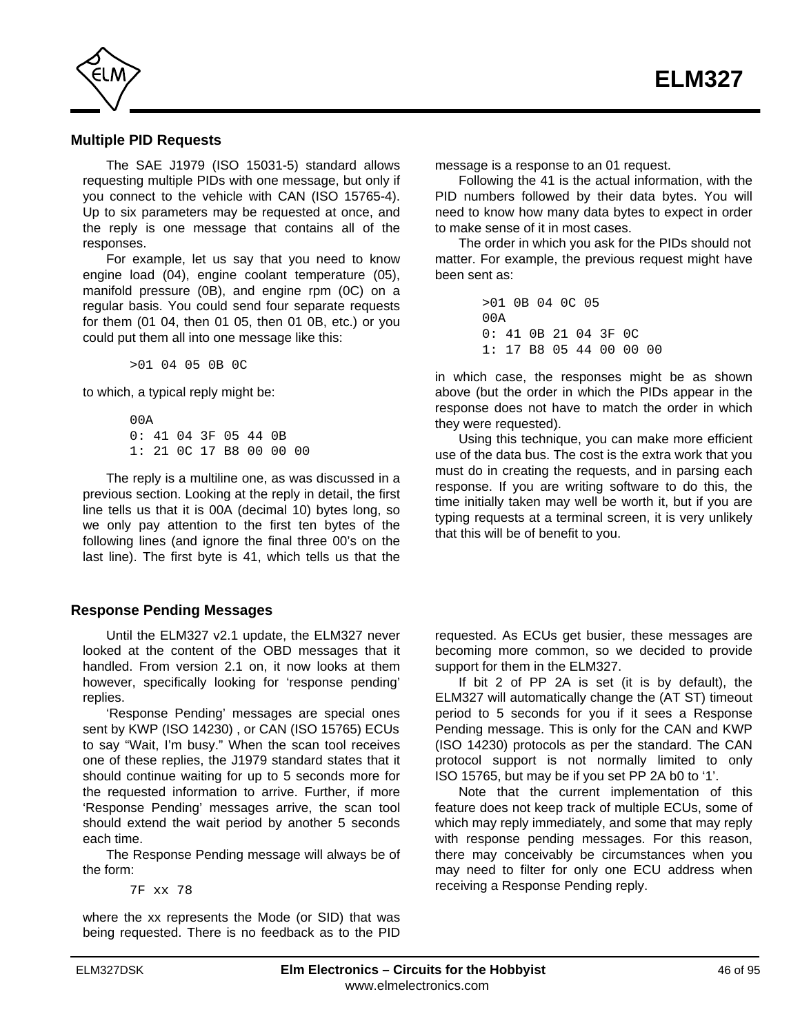## Multiple PID Requests

The SAE J1979 (ISO 15031-5) standard allows requesting multiple PIDs with one message, but only if you connect to the vehicle with CAN (ISO 15765-4). Up to six parameters may be requested at once, and the reply is one message that contains all of the responses.

For example, let us say that you need to know engine load (04), engine coolant temperature (05), manifold pressure (0B), and engine rpm (0C) on a regular basis. You could send four separate requests for them (01 04, then 01 05, then 01 0B, etc.) or you could put them all into one message like this:

```
>01 04 05 0B 0C
```

to which, a typical reply might be:

```
00A
0: 41 04 3F 05 44 0B
1: 21 0C 17 B8 00 00 00
```

The reply is a multiline one, as was discussed in a previous section. Looking at the reply in detail, the first line tells us that it is 00A (decimal 10) bytes long, so we only pay attention to the first ten bytes of the following lines (and ignore the final three 00's on the last line). The first byte is 41, which tells us that the message is a response to an 01 request.

Following the 41 is the actual information, with the PID numbers followed by their data bytes. You will need to know how many data bytes to expect in order to make sense of it in most cases.

The order in which you ask for the PIDs should not matter. For example, the previous request might have been sent as:

```
>01 0B 04 0C 05
00A
0: 41 0B 21 04 3F 0C
1: 17 B8 05 44 00 00 00
```

in which case, the responses might be as shown above (but the order in which the PIDs appear in the response does not have to match the order in which they were requested).

Using this technique, you can make more efficient use of the data bus. The cost is the extra work that you must do in creating the requests, and in parsing each response. If you are writing software to do this, the time initially taken may well be worth it, but if you are typing requests at a terminal screen, it is very unlikely that this will be of benefit to you.

## Response Pending Messages

Until the ELM327 v2.1 update, the ELM327 never looked at the content of the OBD messages that it handled. From version 2.1 on, it now looks at them however, specifically looking for 'response pending' replies.

'Response Pending' messages are special ones sent by KWP (ISO 14230) , or CAN (ISO 15765) ECUs to say "Wait, I'm busy." When the scan tool receives one of these replies, the J1979 standard states that it should continue waiting for up to 5 seconds more for the requested information to arrive. Further, if more 'Response Pending' messages arrive, the scan tool should extend the wait period by another 5 seconds each time.

The Response Pending message will always be of the form:

```
7F xx 78
```

where the xx represents the Mode (or SID) that was being requested. There is no feedback as to the PID requested. As ECUs get busier, these messages are becoming more common, so we decided to provide support for them in the ELM327.

If bit 2 of PP 2A is set (it is by default), the ELM327 will automatically change the (AT ST) timeout period to 5 seconds for you if it sees a Response Pending message. This is only for the CAN and KWP (ISO 14230) protocols as per the standard. The CAN protocol support is not normally limited to only ISO 15765, but may be if you set PP 2A b0 to '1'.

Note that the current implementation of this feature does not keep track of multiple ECUs, some of which may reply immediately, and some that may reply with response pending messages. For this reason, there may conceivably be circumstances when you may need to filter for only one ECU address when receiving a Response Pending reply.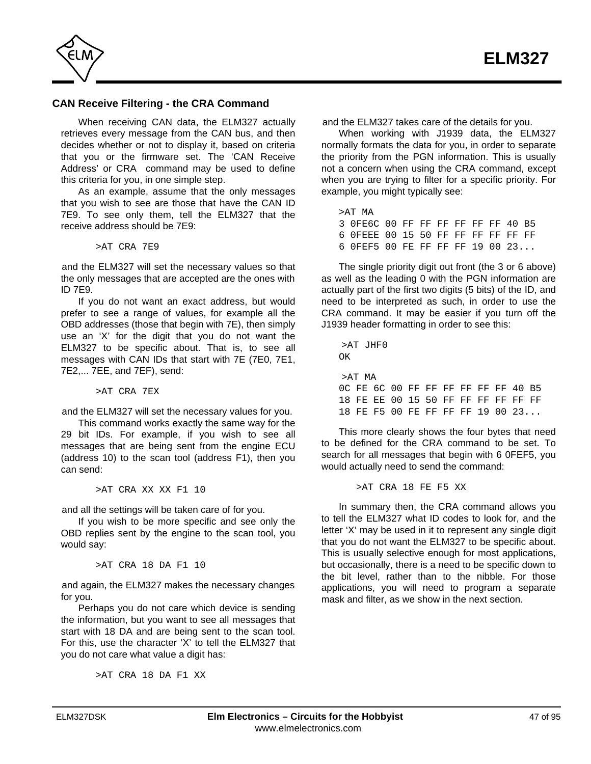## CAN Receive Filtering - the CRA Command

When receiving CAN data, the ELM327 actually retrieves every message from the CAN bus, and then decides whether or not to display it, based on criteria that you or the firmware set. The 'CAN Receive Address' or CRA command may be used to define this criteria for you, in one simple step.

As an example, assume that the only messages that you wish to see are those that have the CAN ID 7E9. To see only them, tell the ELM327 that the receive address should be 7E9:

```
>AT CRA 7E9
```

and the ELM327 will set the necessary values so that the only messages that are accepted are the ones with ID 7E9.

If you do not want an exact address, but would prefer to see a range of values, for example all the OBD addresses (those that begin with 7E), then simply use an 'X' for the digit that you do not want the ELM327 to be specific about. That is, to see all messages with CAN IDs that start with 7E (7E0, 7E1, 7E2,... 7EE, and 7EF), send:

```
>AT CRA 7EX
```

and the ELM327 will set the necessary values for you.

This command works exactly the same way for the 29 bit IDs. For example, if you wish to see all messages that are being sent from the engine ECU (address 10) to the scan tool (address F1), then you can send:

```
>AT CRA XX XX F1 10
```

and all the settings will be taken care of for you.

If you wish to be more specific and see only the OBD replies sent by the engine to the scan tool, you would say:

```
>AT CRA 18 DA F1 10
```

and again, the ELM327 makes the necessary changes for you.

Perhaps you do not care which device is sending the information, but you want to see all messages that start with 18 DA and are being sent to the scan tool. For this, use the character 'X' to tell the ELM327 that you do not care what value a digit has:

```
>AT CRA 18 DA F1 XX
```

and the ELM327 takes care of the details for you.

When working with J1939 data, the ELM327 normally formats the data for you, in order to separate the priority from the PGN information. This is usually not a concern when using the CRA command, except when you are trying to filter for a specific priority. For example, you might typically see:

```
>AT MA
3 0FE6C 00 FF FF FF FF FF FF 40 B5
6 0FEEE 00 15 50 FF FF FF FF FF FF
6 0FEF5 00 FE FF FF FF 19 00 23...
```

The single priority digit out front (the 3 or 6 above) as well as the leading 0 with the PGN information are actually part of the first two digits (5 bits) of the ID, and need to be interpreted as such, in order to use the CRA command. It may be easier if you turn off the J1939 header formatting in order to see this:

```
>AT JHF0
OK

>AT MA
0C FE 6C 00 FF FF FF FF FF FF 40 B5
18 FE EE 00 15 50 FF FF FF FF FF FF
18 FE F5 00 FE FF FF FF 19 00 23...
```

This more clearly shows the four bytes that need to be defined for the CRA command to be set. To search for all messages that begin with 6 0FEF5, you would actually need to send the command:

```
>AT CRA 18 FE F5 XX
```

In summary then, the CRA command allows you to tell the ELM327 what ID codes to look for, and the letter 'X' may be used in it to represent any single digit that you do not want the ELM327 to be specific about. This is usually selective enough for most applications, but occasionally, there is a need to be specific down to the bit level, rather than to the nibble. For those applications, you will need to program a separate mask and filter, as we show in the next section.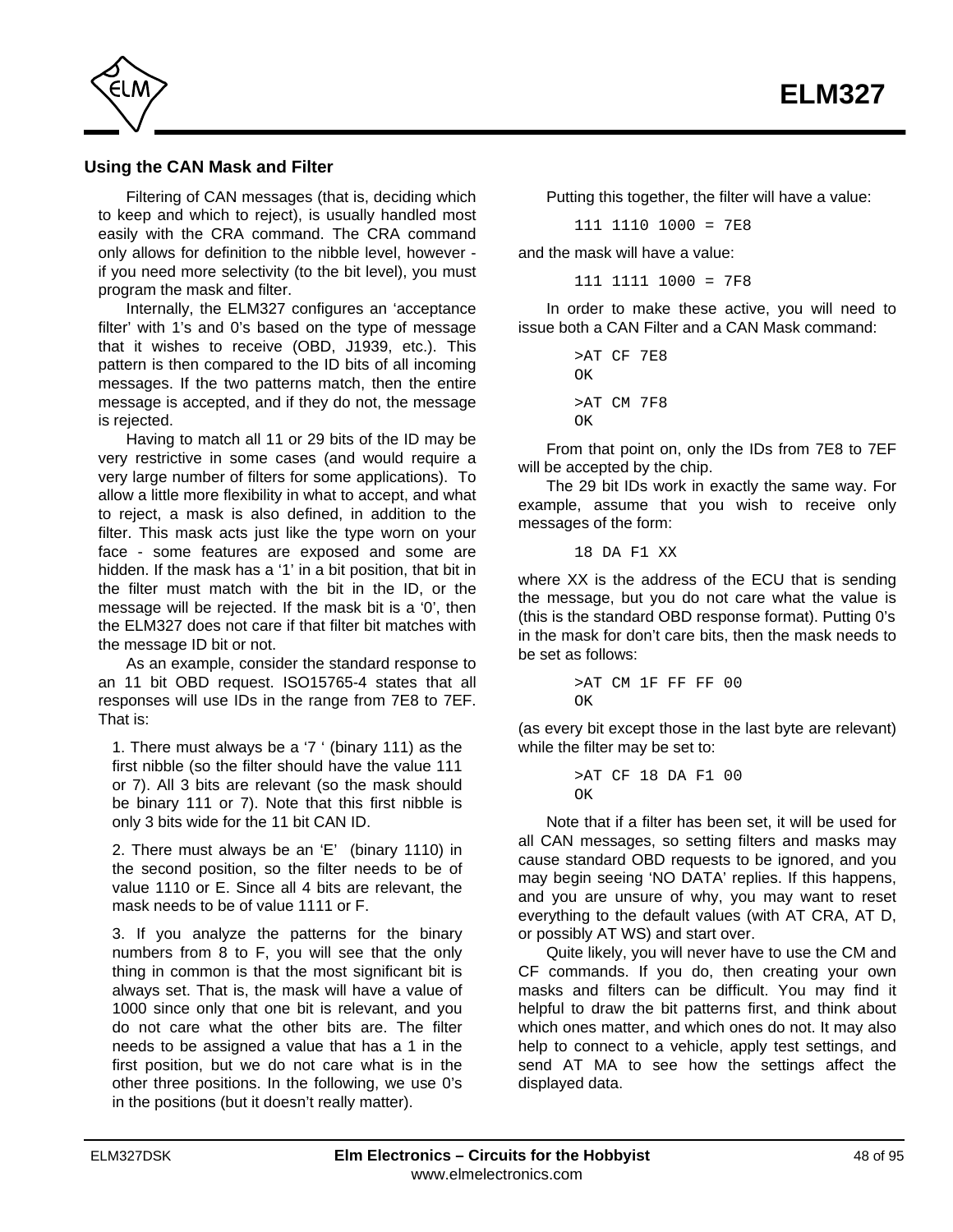## Using the CAN Mask and Filter

Filtering of CAN messages (that is, deciding which to keep and which to reject), is usually handled most easily with the CRA command. The CRA command only allows for definition to the nibble level, however - if you need more selectivity (to the bit level), you must program the mask and filter.

Internally, the ELM327 configures an 'acceptance filter' with 1's and 0's based on the type of message that it wishes to receive (OBD, J1939, etc.). This pattern is then compared to the ID bits of all incoming messages. If the two patterns match, then the entire message is accepted, and if they do not, the message is rejected.

Having to match all 11 or 29 bits of the ID may be very restrictive in some cases (and would require a very large number of filters for some applications). To allow a little more flexibility in what to accept, and what to reject, a mask is also defined, in addition to the filter. This mask acts just like the type worn on your face - some features are exposed and some are hidden. If the mask has a '1' in a bit position, that bit in the filter must match with the bit in the ID, or the message will be rejected. If the mask bit is a '0', then the ELM327 does not care if that filter bit matches with the message ID bit or not.

As an example, consider the standard response to an 11 bit OBD request. ISO15765-4 states that all responses will use IDs in the range from 7E8 to 7EF. That is:

1. There must always be a '7 ' (binary 111) as the first nibble (so the filter should have the value 111 or 7). All 3 bits are relevant (so the mask should be binary 111 or 7). Note that this first nibble is only 3 bits wide for the 11 bit CAN ID.

2. There must always be an 'E' (binary 1110) in the second position, so the filter needs to be of value 1110 or E. Since all 4 bits are relevant, the mask needs to be of value 1111 or F.

3. If you analyze the patterns for the binary numbers from 8 to F, you will see that the only thing in common is that the most significant bit is always set. That is, the mask will have a value of 1000 since only that one bit is relevant, and you do not care what the other bits are. The filter needs to be assigned a value that has a 1 in the first position, but we do not care what is in the other three positions. In the following, we use 0's in the positions (but it doesn't really matter).

Putting this together, the filter will have a value:

```
111 1110 1000 = 7E8
```

and the mask will have a value:

```
111 1111 1000 = 7F8
```

In order to make these active, you will need to issue both a CAN Filter and a CAN Mask command:

```
>AT CF 7E8
OK
>AT CM 7F8
OK
```

From that point on, only the IDs from 7E8 to 7EF will be accepted by the chip.

The 29 bit IDs work in exactly the same way. For example, assume that you wish to receive only messages of the form:

```
18 DA F1 XX
```

where XX is the address of the ECU that is sending the message, but you do not care what the value is (this is the standard OBD response format). Putting 0's in the mask for don't care bits, then the mask needs to be set as follows:

```
>AT CM 1F FF FF 00
OK
```

(as every bit except those in the last byte are relevant) while the filter may be set to:

```
>AT CF 18 DA F1 00
OK
```

Note that if a filter has been set, it will be used for all CAN messages, so setting filters and masks may cause standard OBD requests to be ignored, and you may begin seeing 'NO DATA' replies. If this happens, and you are unsure of why, you may want to reset everything to the default values (with AT CRA, AT D, or possibly AT WS) and start over.

Quite likely, you will never have to use the CM and CF commands. If you do, then creating your own masks and filters can be difficult. You may find it helpful to draw the bit patterns first, and think about which ones matter, and which ones do not. It may also help to connect to a vehicle, apply test settings, and send AT MA to see how the settings affect the displayed data.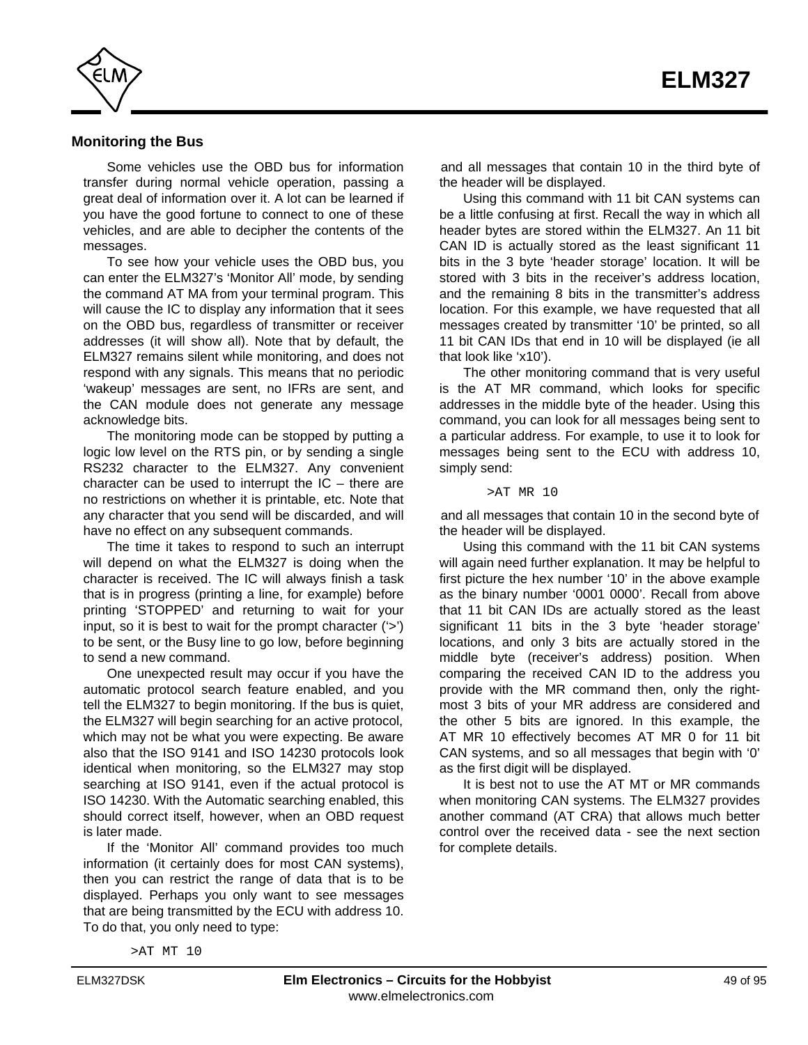## Monitoring the Bus

Some vehicles use the OBD bus for information transfer during normal vehicle operation, passing a great deal of information over it. A lot can be learned if you have the good fortune to connect to one of these vehicles, and are able to decipher the contents of the messages.

To see how your vehicle uses the OBD bus, you can enter the ELM327's 'Monitor All' mode, by sending the command AT MA from your terminal program. This will cause the IC to display any information that it sees on the OBD bus, regardless of transmitter or receiver addresses (it will show all). Note that by default, the ELM327 remains silent while monitoring, and does not respond with any signals. This means that no periodic 'wakeup' messages are sent, no IFRs are sent, and the CAN module does not generate any message acknowledge bits.

The monitoring mode can be stopped by putting a logic low level on the RTS pin, or by sending a single RS232 character to the ELM327. Any convenient character can be used to interrupt the IC – there are no restrictions on whether it is printable, etc. Note that any character that you send will be discarded, and will have no effect on any subsequent commands.

The time it takes to respond to such an interrupt will depend on what the ELM327 is doing when the character is received. The IC will always finish a task that is in progress (printing a line, for example) before printing 'STOPPED' and returning to wait for your input, so it is best to wait for the prompt character ('>') to be sent, or the Busy line to go low, before beginning to send a new command.

One unexpected result may occur if you have the automatic protocol search feature enabled, and you tell the ELM327 to begin monitoring. If the bus is quiet, the ELM327 will begin searching for an active protocol, which may not be what you were expecting. Be aware also that the ISO 9141 and ISO 14230 protocols look identical when monitoring, so the ELM327 may stop searching at ISO 9141, even if the actual protocol is ISO 14230. With the Automatic searching enabled, this should correct itself, however, when an OBD request is later made.

If the 'Monitor All' command provides too much information (it certainly does for most CAN systems), then you can restrict the range of data that is to be displayed. Perhaps you only want to see messages that are being transmitted by the ECU with address 10. To do that, you only need to type:

```
>AT MT 10
```

and all messages that contain 10 in the third byte of the header will be displayed.

Using this command with 11 bit CAN systems can be a little confusing at first. Recall the way in which all header bytes are stored within the ELM327. An 11 bit CAN ID is actually stored as the least significant 11 bits in the 3 byte 'header storage' location. It will be stored with 3 bits in the receiver's address location, and the remaining 8 bits in the transmitter's address location. For this example, we have requested that all messages created by transmitter '10' be printed, so all 11 bit CAN IDs that end in 10 will be displayed (ie all that look like 'x10').

The other monitoring command that is very useful is the AT MR command, which looks for specific addresses in the middle byte of the header. Using this command, you can look for all messages being sent to a particular address. For example, to use it to look for messages being sent to the ECU with address 10, simply send:

```
>AT MR 10
```

and all messages that contain 10 in the second byte of the header will be displayed.

Using this command with the 11 bit CAN systems will again need further explanation. It may be helpful to first picture the hex number '10' in the above example as the binary number '0001 0000'. Recall from above that 11 bit CAN IDs are actually stored as the least significant 11 bits in the 3 byte 'header storage' locations, and only 3 bits are actually stored in the middle byte (receiver's address) position. When comparing the received CAN ID to the address you provide with the MR command then, only the right-most 3 bits of your MR address are considered and the other 5 bits are ignored. In this example, the AT MR 10 effectively becomes AT MR 0 for 11 bit CAN systems, and so all messages that begin with '0' as the first digit will be displayed.

It is best not to use the AT MT or MR commands when monitoring CAN systems. The ELM327 provides another command (AT CRA) that allows much better control over the received data - see the next section for complete details.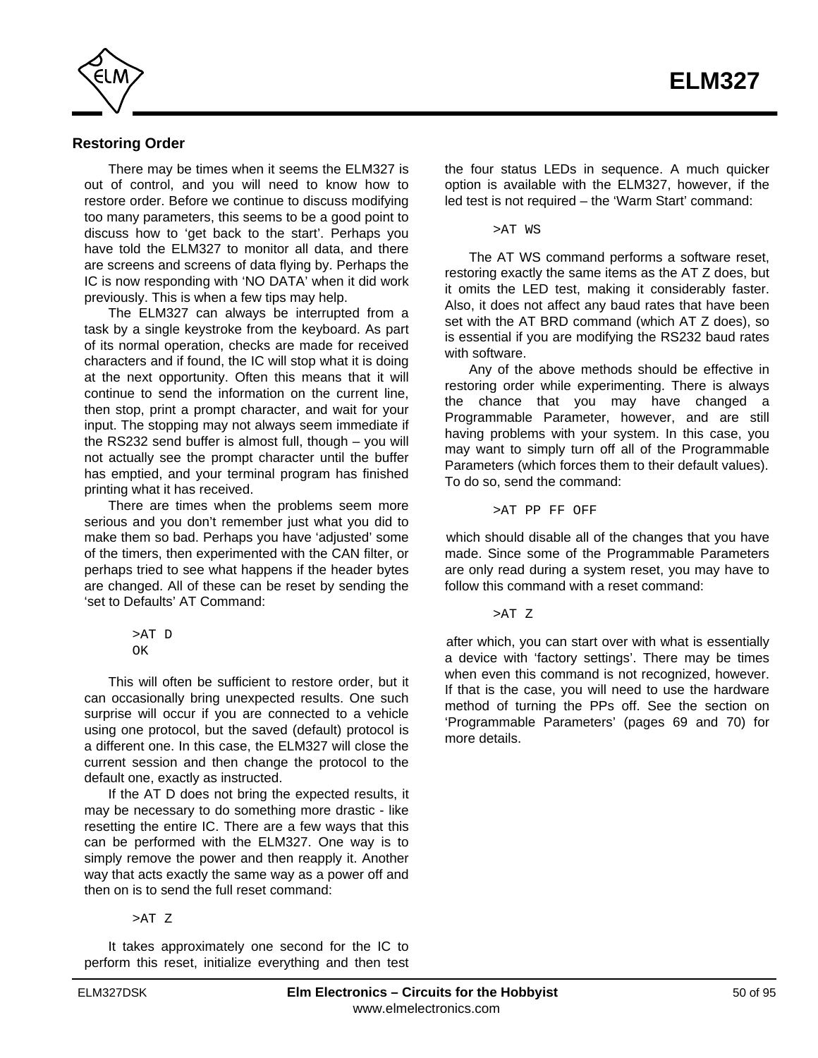## Restoring Order

There may be times when it seems the ELM327 is out of control, and you will need to know how to restore order. Before we continue to discuss modifying too many parameters, this seems to be a good point to discuss how to 'get back to the start'. Perhaps you have told the ELM327 to monitor all data, and there are screens and screens of data flying by. Perhaps the IC is now responding with 'NO DATA' when it did work previously. This is when a few tips may help.

The ELM327 can always be interrupted from a task by a single keystroke from the keyboard. As part of its normal operation, checks are made for received characters and if found, the IC will stop what it is doing at the next opportunity. Often this means that it will continue to send the information on the current line, then stop, print a prompt character, and wait for your input. The stopping may not always seem immediate if the RS232 send buffer is almost full, though – you will not actually see the prompt character until the buffer has emptied, and your terminal program has finished printing what it has received.

There are times when the problems seem more serious and you don't remember just what you did to make them so bad. Perhaps you have 'adjusted' some of the timers, then experimented with the CAN filter, or perhaps tried to see what happens if the header bytes are changed. All of these can be reset by sending the 'set to Defaults' AT Command:

```
>AT D
OK
```

This will often be sufficient to restore order, but it can occasionally bring unexpected results. One such surprise will occur if you are connected to a vehicle using one protocol, but the saved (default) protocol is a different one. In this case, the ELM327 will close the current session and then change the protocol to the default one, exactly as instructed.

If the AT D does not bring the expected results, it may be necessary to do something more drastic - like resetting the entire IC. There are a few ways that this can be performed with the ELM327. One way is to simply remove the power and then reapply it. Another way that acts exactly the same way as a power off and then on is to send the full reset command:

```
>AT Z
```

It takes approximately one second for the IC to perform this reset, initialize everything and then test the four status LEDs in sequence. A much quicker option is available with the ELM327, however, if the led test is not required – the 'Warm Start' command:

```
>AT WS
```

The AT WS command performs a software reset, restoring exactly the same items as the AT Z does, but it omits the LED test, making it considerably faster. Also, it does not affect any baud rates that have been set with the AT BRD command (which AT Z does), so is essential if you are modifying the RS232 baud rates with software.

Any of the above methods should be effective in restoring order while experimenting. There is always the chance that you may have changed a Programmable Parameter, however, and are still having problems with your system. In this case, you may want to simply turn off all of the Programmable Parameters (which forces them to their default values). To do so, send the command:

```
>AT PP FF OFF
```

which should disable all of the changes that you have made. Since some of the Programmable Parameters are only read during a system reset, you may have to follow this command with a reset command:

```
>AT Z
```

after which, you can start over with what is essentially a device with 'factory settings'. There may be times when even this command is not recognized, however. If that is the case, you will need to use the hardware method of turning the PPs off. See the section on 'Programmable Parameters' (pages 69 and 70) for more details.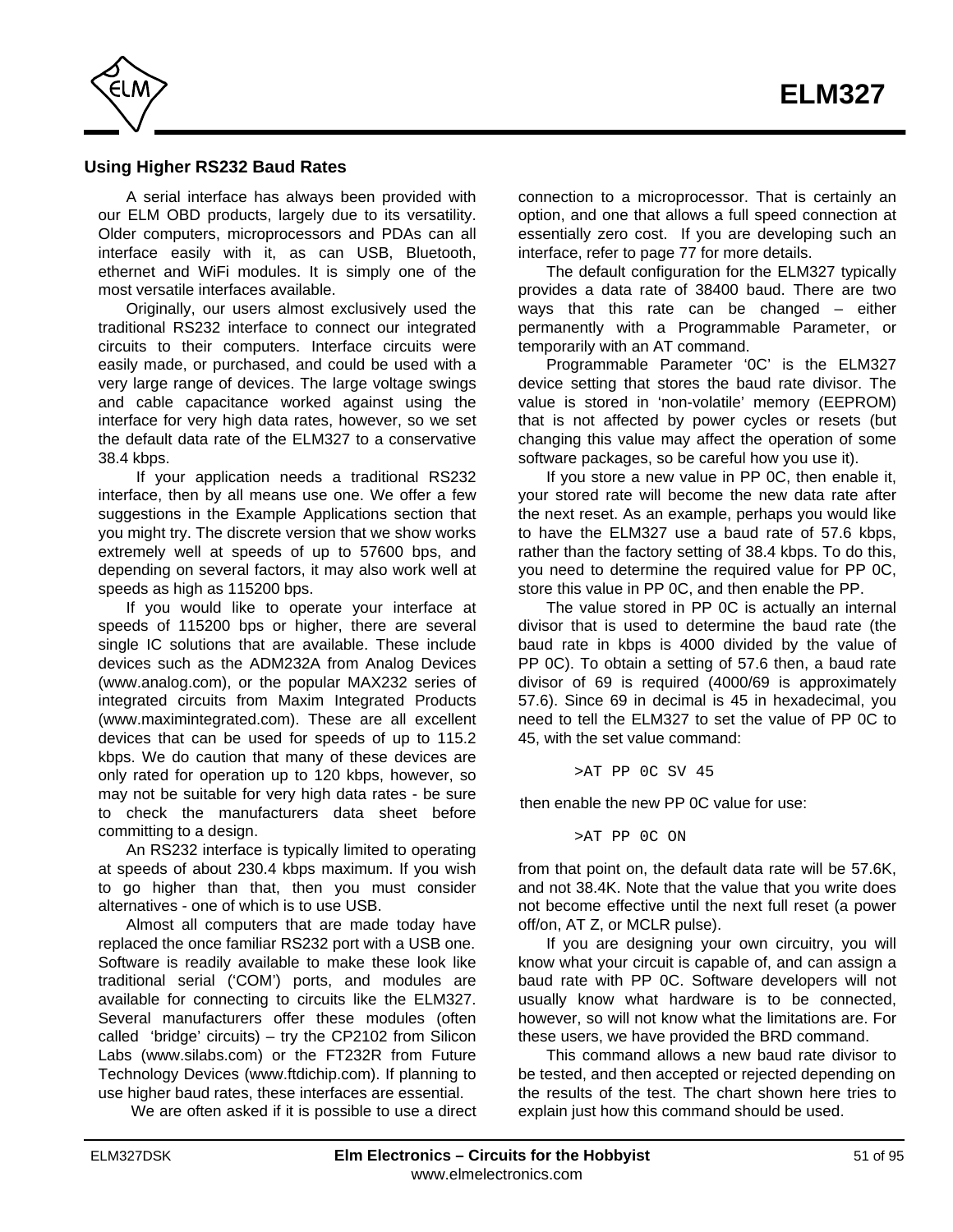## Using Higher RS232 Baud Rates

A serial interface has always been provided with our ELM OBD products, largely due to its versatility. Older computers, microprocessors and PDAs can all interface easily with it, as can USB, Bluetooth, ethernet and WiFi modules. It is simply one of the most versatile interfaces available.

Originally, our users almost exclusively used the traditional RS232 interface to connect our integrated circuits to their computers. Interface circuits were easily made, or purchased, and could be used with a very large range of devices. The large voltage swings and cable capacitance worked against using the interface for very high data rates, however, so we set the default data rate of the ELM327 to a conservative 38.4 kbps.

If your application needs a traditional RS232 interface, then by all means use one. We offer a few suggestions in the Example Applications section that you might try. The discrete version that we show works extremely well at speeds of up to 57600 bps, and depending on several factors, it may also work well at speeds as high as 115200 bps.

If you would like to operate your interface at speeds of 115200 bps or higher, there are several single IC solutions that are available. These include devices such as the ADM232A from Analog Devices (www.analog.com), or the popular MAX232 series of integrated circuits from Maxim Integrated Products (www.maximintegrated.com). These are all excellent devices that can be used for speeds of up to 115.2 kbps. We do caution that many of these devices are only rated for operation up to 120 kbps, however, so may not be suitable for very high data rates - be sure to check the manufacturers data sheet before committing to a design.

An RS232 interface is typically limited to operating at speeds of about 230.4 kbps maximum. If you wish to go higher than that, then you must consider alternatives - one of which is to use USB.

Almost all computers that are made today have replaced the once familiar RS232 port with a USB one. Software is readily available to make these look like traditional serial ('COM') ports, and modules are available for connecting to circuits like the ELM327. Several manufacturers offer these modules (often called 'bridge' circuits) – try the CP2102 from Silicon Labs (www.silabs.com) or the FT232R from Future Technology Devices (www.ftdichip.com). If planning to use higher baud rates, these interfaces are essential.

We are often asked if it is possible to use a direct connection to a microprocessor. That is certainly an option, and one that allows a full speed connection at essentially zero cost. If you are developing such an interface, refer to page 77 for more details.

The default configuration for the ELM327 typically provides a data rate of 38400 baud. There are two ways that this rate can be changed – either permanently with a Programmable Parameter, or temporarily with an AT command.

Programmable Parameter '0C' is the ELM327 device setting that stores the baud rate divisor. The value is stored in 'non-volatile' memory (EEPROM) that is not affected by power cycles or resets (but changing this value may affect the operation of some software packages, so be careful how you use it).

If you store a new value in PP 0C, then enable it, your stored rate will become the new data rate after the next reset. As an example, perhaps you would like to have the ELM327 use a baud rate of 57.6 kbps, rather than the factory setting of 38.4 kbps. To do this, you need to determine the required value for PP 0C, store this value in PP 0C, and then enable the PP.

The value stored in PP 0C is actually an internal divisor that is used to determine the baud rate (the baud rate in kbps is 4000 divided by the value of PP 0C). To obtain a setting of 57.6 then, a baud rate divisor of 69 is required (4000/69 is approximately 57.6). Since 69 in decimal is 45 in hexadecimal, you need to tell the ELM327 to set the value of PP 0C to 45, with the set value command:

```
>AT PP 0C SV 45
```

then enable the new PP 0C value for use:

```
>AT PP 0C ON
```

from that point on, the default data rate will be 57.6K, and not 38.4K. Note that the value that you write does not become effective until the next full reset (a power off/on, AT Z, or MCLR pulse).

If you are designing your own circuitry, you will know what your circuit is capable of, and can assign a baud rate with PP 0C. Software developers will not usually know what hardware is to be connected, however, so will not know what the limitations are. For these users, we have provided the BRD command.

This command allows a new baud rate divisor to be tested, and then accepted or rejected depending on the results of the test. The chart shown here tries to explain just how this command should be used.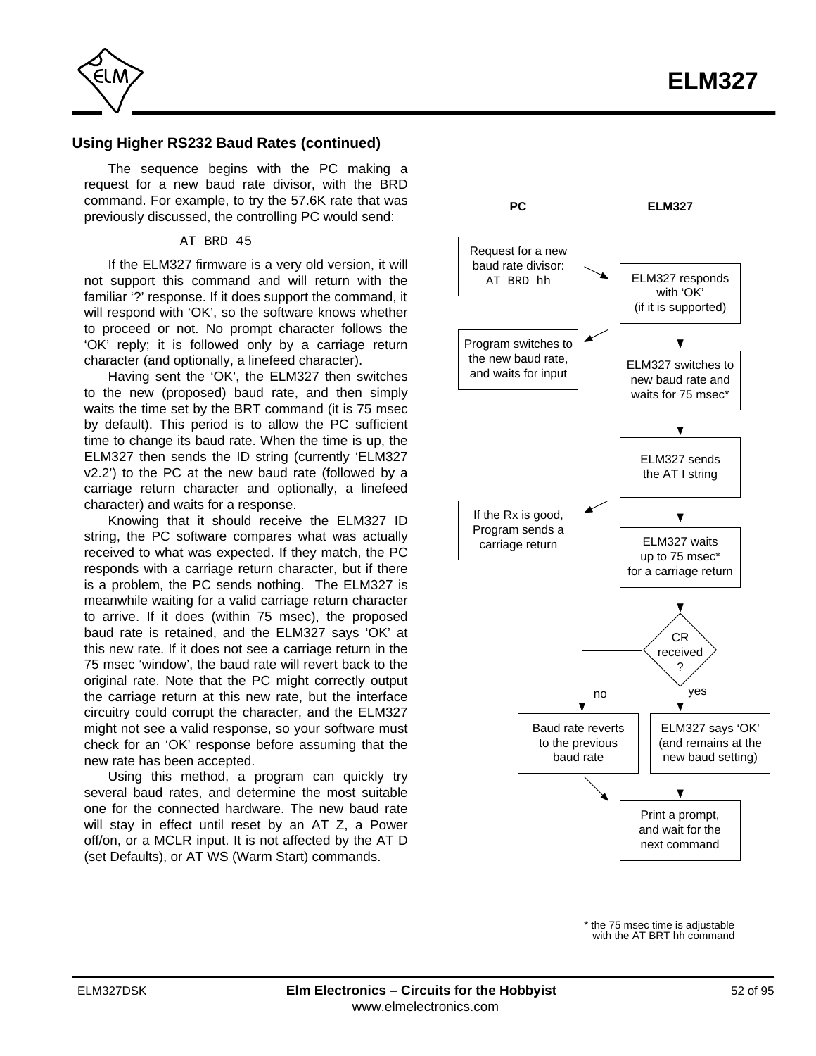## Using Higher RS232 Baud Rates (continued)

The sequence begins with the PC making a request for a new baud rate divisor, with the BRD command. For example, to try the 57.6K rate that was previously discussed, the controlling PC would send:

```
AT BRD 45
```

If the ELM327 firmware is a very old version, it will not support this command and will return with the familiar '?' response. If it does support the command, it will respond with 'OK', so the software knows whether to proceed or not. No prompt character follows the 'OK' reply; it is followed only by a carriage return character (and optionally, a linefeed character).

Having sent the 'OK', the ELM327 then switches to the new (proposed) baud rate, and then simply waits the time set by the BRT command (it is 75 msec by default). This period is to allow the PC sufficient time to change its baud rate. When the time is up, the ELM327 then sends the ID string (currently 'ELM327 v2.2') to the PC at the new baud rate (followed by a carriage return character and optionally, a linefeed character) and waits for a response.

Knowing that it should receive the ELM327 ID string, the PC software compares what was actually received to what was expected. If they match, the PC responds with a carriage return character, but if there is a problem, the PC sends nothing. The ELM327 is meanwhile waiting for a valid carriage return character to arrive. If it does (within 75 msec), the proposed baud rate is retained, and the ELM327 says 'OK' at this new rate. If it does not see a carriage return in the 75 msec 'window', the baud rate will revert back to the original rate. Note that the PC might correctly output the carriage return at this new rate, but the interface circuitry could corrupt the character, and the ELM327 might not see a valid response, so your software must check for an 'OK' response before assuming that the new rate has been accepted.

Using this method, a program can quickly try several baud rates, and determine the most suitable one for the connected hardware. The new baud rate will stay in effect until reset by an AT Z, a Power off/on, or a MCLR input. It is not affected by the AT D (set Defaults), or AT WS (Warm Start) commands.

**PC** | **ELM327**

- PC: Request for a new baud rate divisor: AT BRD hh →
- ELM327: ELM327 responds with 'OK' (if it is supported) → (to PC) Program switches to the new baud rate, and waits for input
- ELM327: ELM327 switches to new baud rate and waits for 75 msec*
- ELM327: ELM327 sends the AT I string → (to PC) If the Rx is good, Program sends a carriage return
- ELM327: ELM327 waits up to 75 msec* for a carriage return
- CR received?
  - no: Baud rate reverts to the previous baud rate
  - yes: ELM327 says 'OK' (and remains at the new baud setting)
- Print a prompt, and wait for the next command

\* the 75 msec time is adjustable with the AT BRT hh command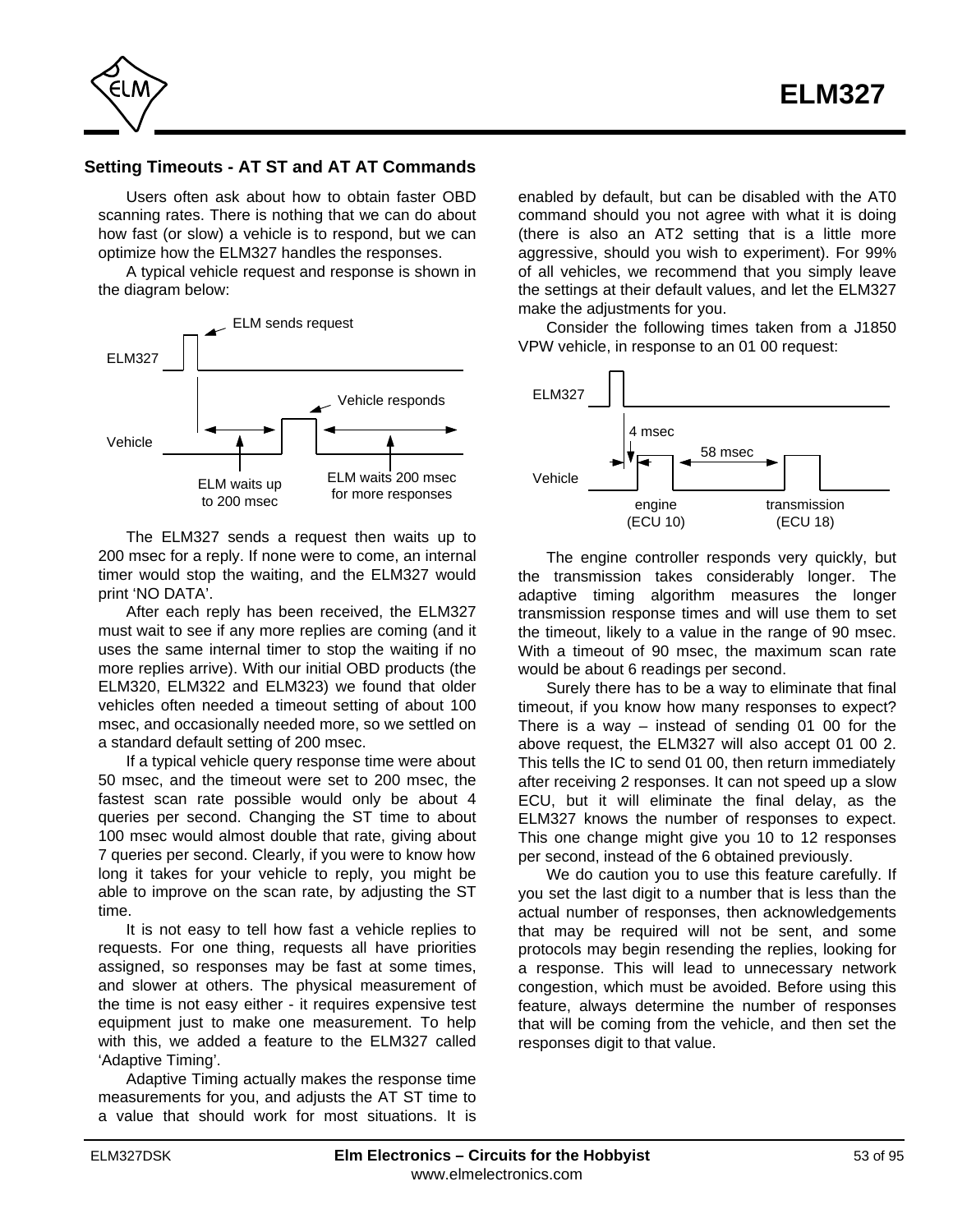### Setting Timeouts - AT ST and AT AT Commands

Users often ask about how to obtain faster OBD scanning rates. There is nothing that we can do about how fast (or slow) a vehicle is to respond, but we can optimize how the ELM327 handles the responses.

A typical vehicle request and response is shown in the diagram below:

ELM sends request

ELM327

Vehicle responds

Vehicle

ELM waits up to 200 msec

ELM waits 200 msec for more responses

The ELM327 sends a request then waits up to 200 msec for a reply. If none were to come, an internal timer would stop the waiting, and the ELM327 would print 'NO DATA'.

After each reply has been received, the ELM327 must wait to see if any more replies are coming (and it uses the same internal timer to stop the waiting if no more replies arrive). With our initial OBD products (the ELM320, ELM322 and ELM323) we found that older vehicles often needed a timeout setting of about 100 msec, and occasionally needed more, so we settled on a standard default setting of 200 msec.

If a typical vehicle query response time were about 50 msec, and the timeout were set to 200 msec, the fastest scan rate possible would only be about 4 queries per second. Changing the ST time to about 100 msec would almost double that rate, giving about 7 queries per second. Clearly, if you were to know how long it takes for your vehicle to reply, you might be able to improve on the scan rate, by adjusting the ST time.

It is not easy to tell how fast a vehicle replies to requests. For one thing, requests all have priorities assigned, so responses may be fast at some times, and slower at others. The physical measurement of the time is not easy either - it requires expensive test equipment just to make one measurement. To help with this, we added a feature to the ELM327 called 'Adaptive Timing'.

Adaptive Timing actually makes the response time measurements for you, and adjusts the AT ST time to a value that should work for most situations. It is enabled by default, but can be disabled with the AT0 command should you not agree with what it is doing (there is also an AT2 setting that is a little more aggressive, should you wish to experiment). For 99% of all vehicles, we recommend that you simply leave the settings at their default values, and let the ELM327 make the adjustments for you.

Consider the following times taken from a J1850 VPW vehicle, in response to an 01 00 request:

ELM327

4 msec

58 msec

Vehicle

engine (ECU 10)

transmission (ECU 18)

The engine controller responds very quickly, but the transmission takes considerably longer. The adaptive timing algorithm measures the longer transmission response times and will use them to set the timeout, likely to a value in the range of 90 msec. With a timeout of 90 msec, the maximum scan rate would be about 6 readings per second.

Surely there has to be a way to eliminate that final timeout, if you know how many responses to expect? There is a way – instead of sending 01 00 for the above request, the ELM327 will also accept 01 00 2. This tells the IC to send 01 00, then return immediately after receiving 2 responses. It can not speed up a slow ECU, but it will eliminate the final delay, as the ELM327 knows the number of responses to expect. This one change might give you 10 to 12 responses per second, instead of the 6 obtained previously.

We do caution you to use this feature carefully. If you set the last digit to a number that is less than the actual number of responses, then acknowledgements that may be required will not be sent, and some protocols may begin resending the replies, looking for a response. This will lead to unnecessary network congestion, which must be avoided. Before using this feature, always determine the number of responses that will be coming from the vehicle, and then set the responses digit to that value.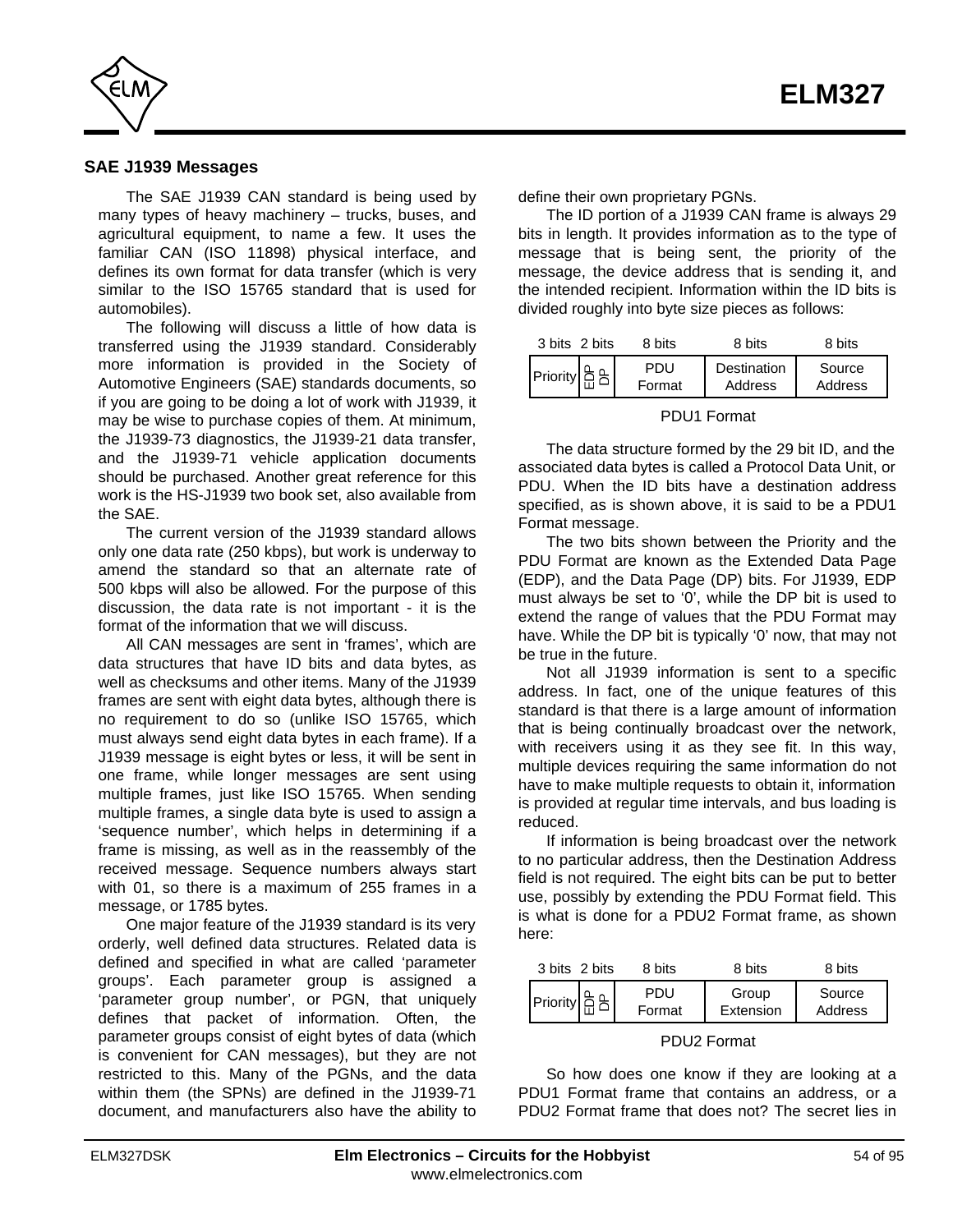## SAE J1939 Messages

The SAE J1939 CAN standard is being used by many types of heavy machinery – trucks, buses, and agricultural equipment, to name a few. It uses the familiar CAN (ISO 11898) physical interface, and defines its own format for data transfer (which is very similar to the ISO 15765 standard that is used for automobiles).

The following will discuss a little of how data is transferred using the J1939 standard. Considerably more information is provided in the Society of Automotive Engineers (SAE) standards documents, so if you are going to be doing a lot of work with J1939, it may be wise to purchase copies of them. At minimum, the J1939-73 diagnostics, the J1939-21 data transfer, and the J1939-71 vehicle application documents should be purchased. Another great reference for this work is the HS-J1939 two book set, also available from the SAE.

The current version of the J1939 standard allows only one data rate (250 kbps), but work is underway to amend the standard so that an alternate rate of 500 kbps will also be allowed. For the purpose of this discussion, the data rate is not important - it is the format of the information that we will discuss.

All CAN messages are sent in 'frames', which are data structures that have ID bits and data bytes, as well as checksums and other items. Many of the J1939 frames are sent with eight data bytes, although there is no requirement to do so (unlike ISO 15765, which must always send eight data bytes in each frame). If a J1939 message is eight bytes or less, it will be sent in one frame, while longer messages are sent using multiple frames, just like ISO 15765. When sending multiple frames, a single data byte is used to assign a 'sequence number', which helps in determining if a frame is missing, as well as in the reassembly of the received message. Sequence numbers always start with 01, so there is a maximum of 255 frames in a message, or 1785 bytes.

One major feature of the J1939 standard is its very orderly, well defined data structures. Related data is defined and specified in what are called 'parameter groups'. Each parameter group is assigned a 'parameter group number', or PGN, that uniquely defines that packet of information. Often, the parameter groups consist of eight bytes of data (which is convenient for CAN messages), but they are not restricted to this. Many of the PGNs, and the data within them (the SPNs) are defined in the J1939-71 document, and manufacturers also have the ability to define their own proprietary PGNs.

The ID portion of a J1939 CAN frame is always 29 bits in length. It provides information as to the type of message that is being sent, the priority of the message, the device address that is sending it, and the intended recipient. Information within the ID bits is divided roughly into byte size pieces as follows:

| 3 bits | 2 bits | 8 bits | 8 bits | 8 bits |
|---|---|---|---|---|
| Priority | EDP DP | PDU Format | Destination Address | Source Address |

PDU1 Format

The data structure formed by the 29 bit ID, and the associated data bytes is called a Protocol Data Unit, or PDU. When the ID bits have a destination address specified, as is shown above, it is said to be a PDU1 Format message.

The two bits shown between the Priority and the PDU Format are known as the Extended Data Page (EDP), and the Data Page (DP) bits. For J1939, EDP must always be set to '0', while the DP bit is used to extend the range of values that the PDU Format may have. While the DP bit is typically '0' now, that may not be true in the future.

Not all J1939 information is sent to a specific address. In fact, one of the unique features of this standard is that there is a large amount of information that is being continually broadcast over the network, with receivers using it as they see fit. In this way, multiple devices requiring the same information do not have to make multiple requests to obtain it, information is provided at regular time intervals, and bus loading is reduced.

If information is being broadcast over the network to no particular address, then the Destination Address field is not required. The eight bits can be put to better use, possibly by extending the PDU Format field. This is what is done for a PDU2 Format frame, as shown here:

| 3 bits | 2 bits | 8 bits | 8 bits | 8 bits |
|---|---|---|---|---|
| Priority | EDP DP | PDU Format | Group Extension | Source Address |

PDU2 Format

So how does one know if they are looking at a PDU1 Format frame that contains an address, or a PDU2 Format frame that does not? The secret lies in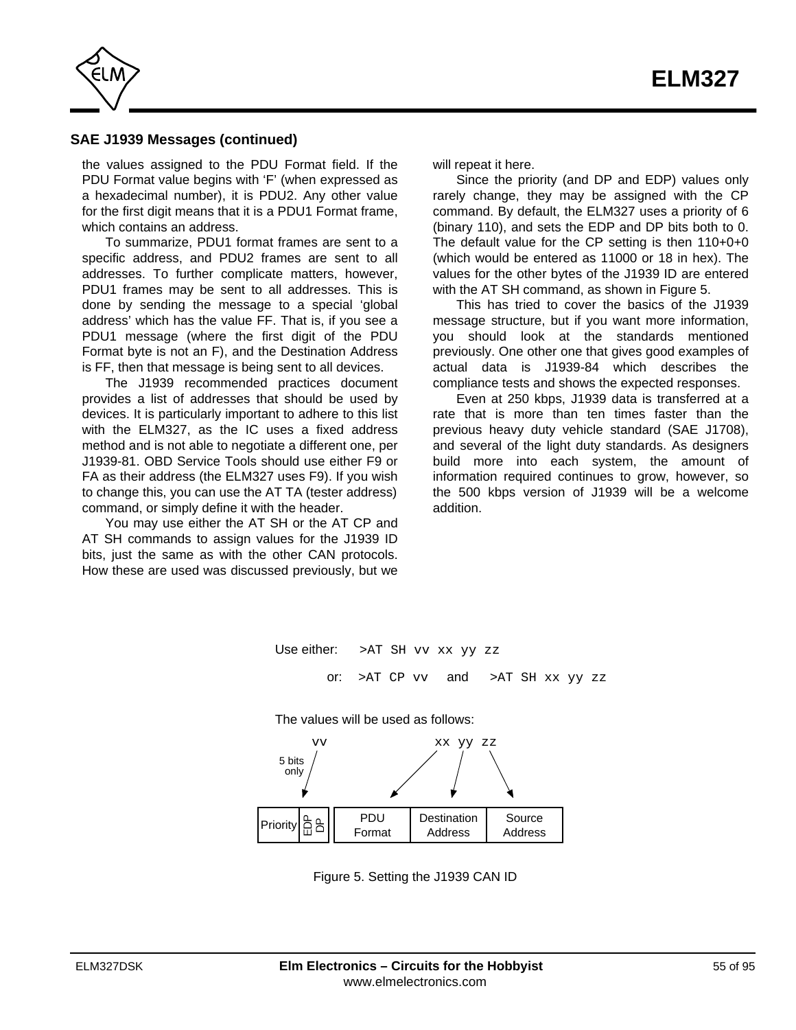### SAE J1939 Messages (continued)

the values assigned to the PDU Format field. If the PDU Format value begins with 'F' (when expressed as a hexadecimal number), it is PDU2. Any other value for the first digit means that it is a PDU1 Format frame, which contains an address.

To summarize, PDU1 format frames are sent to a specific address, and PDU2 frames are sent to all addresses. To further complicate matters, however, PDU1 frames may be sent to all addresses. This is done by sending the message to a special 'global address' which has the value FF. That is, if you see a PDU1 message (where the first digit of the PDU Format byte is not an F), and the Destination Address is FF, then that message is being sent to all devices.

The J1939 recommended practices document provides a list of addresses that should be used by devices. It is particularly important to adhere to this list with the ELM327, as the IC uses a fixed address method and is not able to negotiate a different one, per J1939-81. OBD Service Tools should use either F9 or FA as their address (the ELM327 uses F9). If you wish to change this, you can use the AT TA (tester address) command, or simply define it with the header.

You may use either the AT SH or the AT CP and AT SH commands to assign values for the J1939 ID bits, just the same as with the other CAN protocols. How these are used was discussed previously, but we will repeat it here.

Since the priority (and DP and EDP) values only rarely change, they may be assigned with the CP command. By default, the ELM327 uses a priority of 6 (binary 110), and sets the EDP and DP bits both to 0. The default value for the CP setting is then 110+0+0 (which would be entered as 11000 or 18 in hex). The values for the other bytes of the J1939 ID are entered with the AT SH command, as shown in Figure 5.

This has tried to cover the basics of the J1939 message structure, but if you want more information, you should look at the standards mentioned previously. One other one that gives good examples of actual data is J1939-84 which describes the compliance tests and shows the expected responses.

Even at 250 kbps, J1939 data is transferred at a rate that is more than ten times faster than the previous heavy duty vehicle standard (SAE J1708), and several of the light duty standards. As designers build more into each system, the amount of information required continues to grow, however, so the 500 kbps version of J1939 will be a welcome addition.

Use either: `>AT SH vv xx yy zz`

or: `>AT CP vv` and `>AT SH xx yy zz`

The values will be used as follows:

vv (5 bits only) → Priority, EDP, DP

xx yy zz → PDU Format, Destination Address, Source Address

| Priority | EDP | DP | PDU Format | Destination Address | Source Address |
|---|---|---|---|---|---|

Figure 5. Setting the J1939 CAN ID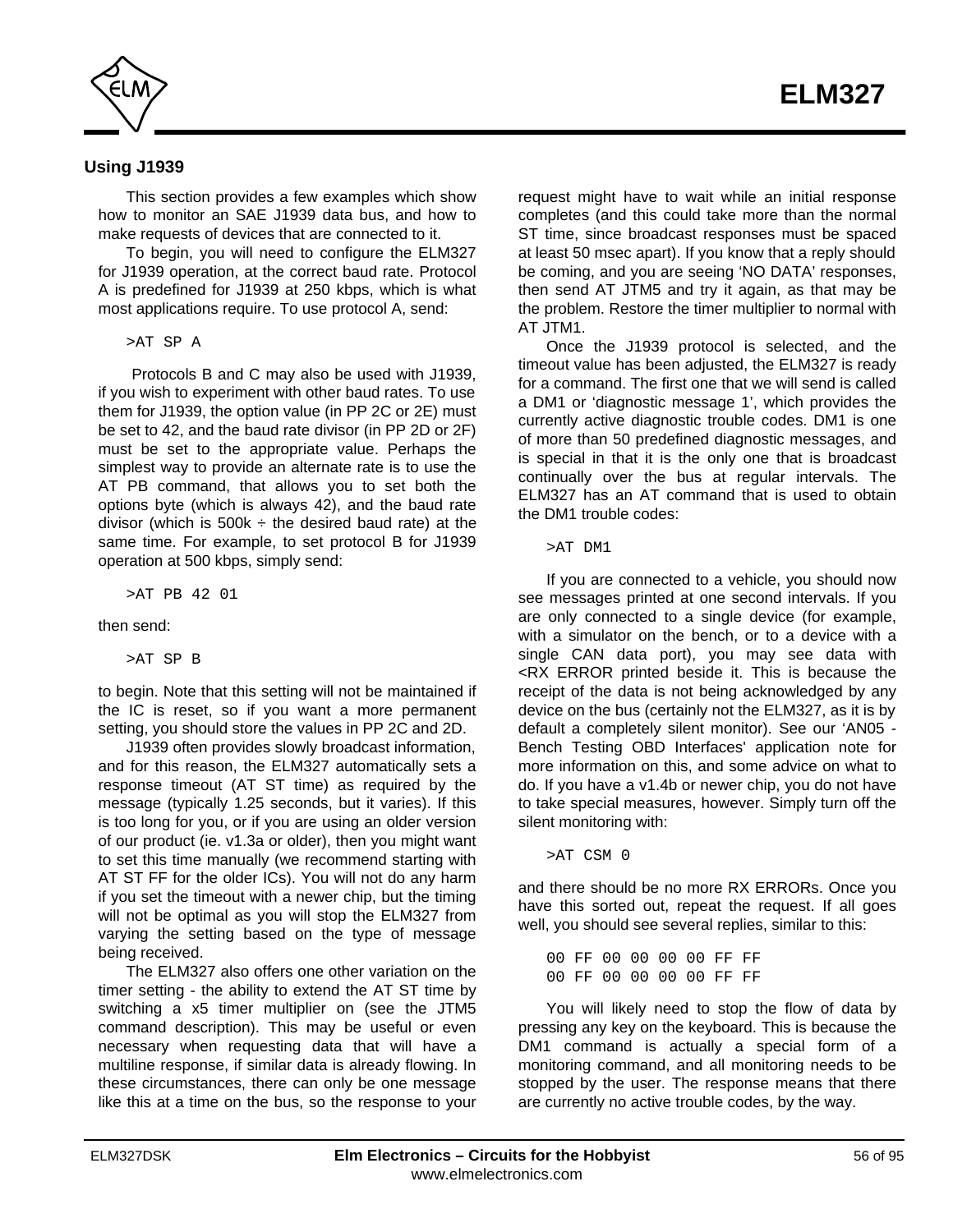## Using J1939

This section provides a few examples which show how to monitor an SAE J1939 data bus, and how to make requests of devices that are connected to it.

To begin, you will need to configure the ELM327 for J1939 operation, at the correct baud rate. Protocol A is predefined for J1939 at 250 kbps, which is what most applications require. To use protocol A, send:

```
>AT SP A
```

Protocols B and C may also be used with J1939, if you wish to experiment with other baud rates. To use them for J1939, the option value (in PP 2C or 2E) must be set to 42, and the baud rate divisor (in PP 2D or 2F) must be set to the appropriate value. Perhaps the simplest way to provide an alternate rate is to use the AT PB command, that allows you to set both the options byte (which is always 42), and the baud rate divisor (which is 500k ÷ the desired baud rate) at the same time. For example, to set protocol B for J1939 operation at 500 kbps, simply send:

```
>AT PB 42 01
```

then send:

```
>AT SP B
```

to begin. Note that this setting will not be maintained if the IC is reset, so if you want a more permanent setting, you should store the values in PP 2C and 2D.

J1939 often provides slowly broadcast information, and for this reason, the ELM327 automatically sets a response timeout (AT ST time) as required by the message (typically 1.25 seconds, but it varies). If this is too long for you, or if you are using an older version of our product (ie. v1.3a or older), then you might want to set this time manually (we recommend starting with AT ST FF for the older ICs). You will not do any harm if you set the timeout with a newer chip, but the timing will not be optimal as you will stop the ELM327 from varying the setting based on the type of message being received.

The ELM327 also offers one other variation on the timer setting - the ability to extend the AT ST time by switching a x5 timer multiplier on (see the JTM5 command description). This may be useful or even necessary when requesting data that will have a multiline response, if similar data is already flowing. In these circumstances, there can only be one message like this at a time on the bus, so the response to your request might have to wait while an initial response completes (and this could take more than the normal ST time, since broadcast responses must be spaced at least 50 msec apart). If you know that a reply should be coming, and you are seeing 'NO DATA' responses, then send AT JTM5 and try it again, as that may be the problem. Restore the timer multiplier to normal with AT JTM1.

Once the J1939 protocol is selected, and the timeout value has been adjusted, the ELM327 is ready for a command. The first one that we will send is called a DM1 or 'diagnostic message 1', which provides the currently active diagnostic trouble codes. DM1 is one of more than 50 predefined diagnostic messages, and is special in that it is the only one that is broadcast continually over the bus at regular intervals. The ELM327 has an AT command that is used to obtain the DM1 trouble codes:

```
>AT DM1
```

If you are connected to a vehicle, you should now see messages printed at one second intervals. If you are only connected to a single device (for example, with a simulator on the bench, or to a device with a single CAN data port), you may see data with <RX ERROR printed beside it. This is because the receipt of the data is not being acknowledged by any device on the bus (certainly not the ELM327, as it is by default a completely silent monitor). See our 'AN05 - Bench Testing OBD Interfaces' application note for more information on this, and some advice on what to do. If you have a v1.4b or newer chip, you do not have to take special measures, however. Simply turn off the silent monitoring with:

```
>AT CSM 0
```

and there should be no more RX ERRORs. Once you have this sorted out, repeat the request. If all goes well, you should see several replies, similar to this:

```
00 FF 00 00 00 00 FF FF
00 FF 00 00 00 00 FF FF
```

You will likely need to stop the flow of data by pressing any key on the keyboard. This is because the DM1 command is actually a special form of a monitoring command, and all monitoring needs to be stopped by the user. The response means that there are currently no active trouble codes, by the way.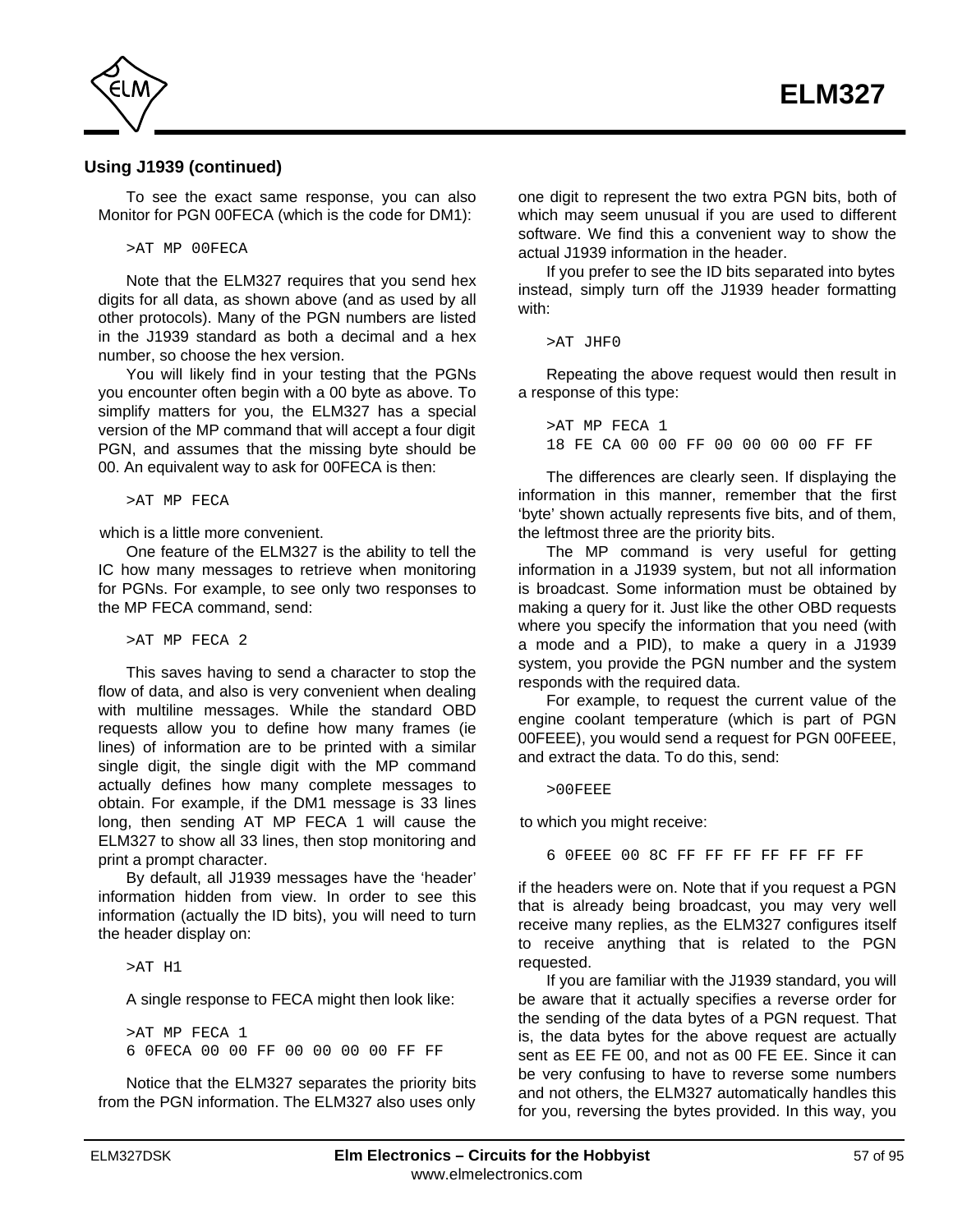## Using J1939 (continued)

To see the exact same response, you can also Monitor for PGN 00FECA (which is the code for DM1):

```
>AT MP 00FECA
```

Note that the ELM327 requires that you send hex digits for all data, as shown above (and as used by all other protocols). Many of the PGN numbers are listed in the J1939 standard as both a decimal and a hex number, so choose the hex version.

You will likely find in your testing that the PGNs you encounter often begin with a 00 byte as above. To simplify matters for you, the ELM327 has a special version of the MP command that will accept a four digit PGN, and assumes that the missing byte should be 00. An equivalent way to ask for 00FECA is then:

```
>AT MP FECA
```

which is a little more convenient.

One feature of the ELM327 is the ability to tell the IC how many messages to retrieve when monitoring for PGNs. For example, to see only two responses to the MP FECA command, send:

```
>AT MP FECA 2
```

This saves having to send a character to stop the flow of data, and also is very convenient when dealing with multiline messages. While the standard OBD requests allow you to define how many frames (ie lines) of information are to be printed with a similar single digit, the single digit with the MP command actually defines how many complete messages to obtain. For example, if the DM1 message is 33 lines long, then sending AT MP FECA 1 will cause the ELM327 to show all 33 lines, then stop monitoring and print a prompt character.

By default, all J1939 messages have the 'header' information hidden from view. In order to see this information (actually the ID bits), you will need to turn the header display on:

```
>AT H1
```

A single response to FECA might then look like:

```
>AT MP FECA 1
6 0FECA 00 00 FF 00 00 00 00 FF FF
```

Notice that the ELM327 separates the priority bits from the PGN information. The ELM327 also uses only one digit to represent the two extra PGN bits, both of which may seem unusual if you are used to different software. We find this a convenient way to show the actual J1939 information in the header.

If you prefer to see the ID bits separated into bytes instead, simply turn off the J1939 header formatting with:

```
>AT JHF0
```

Repeating the above request would then result in a response of this type:

```
>AT MP FECA 1
18 FE CA 00 00 FF 00 00 00 00 FF FF
```

The differences are clearly seen. If displaying the information in this manner, remember that the first 'byte' shown actually represents five bits, and of them, the leftmost three are the priority bits.

The MP command is very useful for getting information in a J1939 system, but not all information is broadcast. Some information must be obtained by making a query for it. Just like the other OBD requests where you specify the information that you need (with a mode and a PID), to make a query in a J1939 system, you provide the PGN number and the system responds with the required data.

For example, to request the current value of the engine coolant temperature (which is part of PGN 00FEEE), you would send a request for PGN 00FEEE, and extract the data. To do this, send:

```
>00FEEE
```

to which you might receive:

```
6 0FEEE 00 8C FF FF FF FF FF FF FF
```

if the headers were on. Note that if you request a PGN that is already being broadcast, you may very well receive many replies, as the ELM327 configures itself to receive anything that is related to the PGN requested.

If you are familiar with the J1939 standard, you will be aware that it actually specifies a reverse order for the sending of the data bytes of a PGN request. That is, the data bytes for the above request are actually sent as EE FE 00, and not as 00 FE EE. Since it can be very confusing to have to reverse some numbers and not others, the ELM327 automatically handles this for you, reversing the bytes provided. In this way, you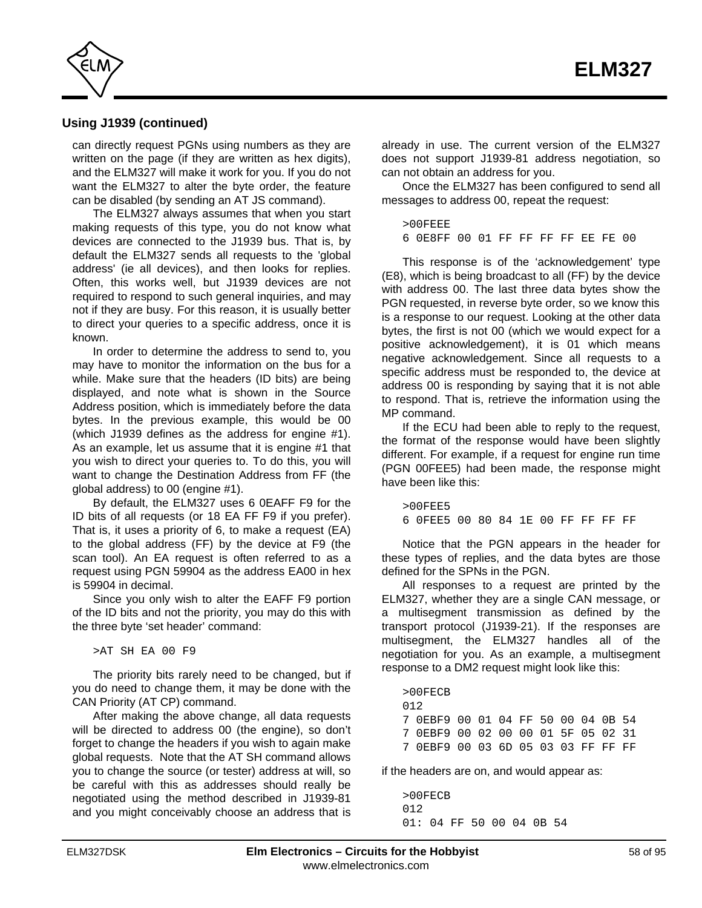## Using J1939 (continued)

can directly request PGNs using numbers as they are written on the page (if they are written as hex digits), and the ELM327 will make it work for you. If you do not want the ELM327 to alter the byte order, the feature can be disabled (by sending an AT JS command).

The ELM327 always assumes that when you start making requests of this type, you do not know what devices are connected to the J1939 bus. That is, by default the ELM327 sends all requests to the 'global address' (ie all devices), and then looks for replies. Often, this works well, but J1939 devices are not required to respond to such general inquiries, and may not if they are busy. For this reason, it is usually better to direct your queries to a specific address, once it is known.

In order to determine the address to send to, you may have to monitor the information on the bus for a while. Make sure that the headers (ID bits) are being displayed, and note what is shown in the Source Address position, which is immediately before the data bytes. In the previous example, this would be 00 (which J1939 defines as the address for engine #1). As an example, let us assume that it is engine #1 that you wish to direct your queries to. To do this, you will want to change the Destination Address from FF (the global address) to 00 (engine #1).

By default, the ELM327 uses 6 0EAFF F9 for the ID bits of all requests (or 18 EA FF F9 if you prefer). That is, it uses a priority of 6, to make a request (EA) to the global address (FF) by the device at F9 (the scan tool). An EA request is often referred to as a request using PGN 59904 as the address EA00 in hex is 59904 in decimal.

Since you only wish to alter the EAFF F9 portion of the ID bits and not the priority, you may do this with the three byte 'set header' command:

```
>AT SH EA 00 F9
```

The priority bits rarely need to be changed, but if you do need to change them, it may be done with the CAN Priority (AT CP) command.

After making the above change, all data requests will be directed to address 00 (the engine), so don't forget to change the headers if you wish to again make global requests. Note that the AT SH command allows you to change the source (or tester) address at will, so be careful with this as addresses should really be negotiated using the method described in J1939-81 and you might conceivably choose an address that is already in use. The current version of the ELM327 does not support J1939-81 address negotiation, so can not obtain an address for you.

Once the ELM327 has been configured to send all messages to address 00, repeat the request:

```
>00FEEE
6 0E8FF 00 01 FF FF FF FF EE FE 00
```

This response is of the 'acknowledgement' type (E8), which is being broadcast to all (FF) by the device with address 00. The last three data bytes show the PGN requested, in reverse byte order, so we know this is a response to our request. Looking at the other data bytes, the first is not 00 (which we would expect for a positive acknowledgement), it is 01 which means negative acknowledgement. Since all requests to a specific address must be responded to, the device at address 00 is responding by saying that it is not able to respond. That is, retrieve the information using the MP command.

If the ECU had been able to reply to the request, the format of the response would have been slightly different. For example, if a request for engine run time (PGN 00FEE5) had been made, the response might have been like this:

```
>00FEE5
6 0FEE5 00 80 84 1E 00 FF FF FF FF
```

Notice that the PGN appears in the header for these types of replies, and the data bytes are those defined for the SPNs in the PGN.

All responses to a request are printed by the ELM327, whether they are a single CAN message, or a multisegment transmission as defined by the transport protocol (J1939-21). If the responses are multisegment, the ELM327 handles all of the negotiation for you. As an example, a multisegment response to a DM2 request might look like this:

```
>00FECB
012
7 0EBF9 00 01 04 FF 50 00 04 0B 54
7 0EBF9 00 02 00 00 01 5F 05 02 31
7 0EBF9 00 03 6D 05 03 03 FF FF FF
```

if the headers are on, and would appear as:

```
>00FECB
012
01: 04 FF 50 00 04 0B 54
```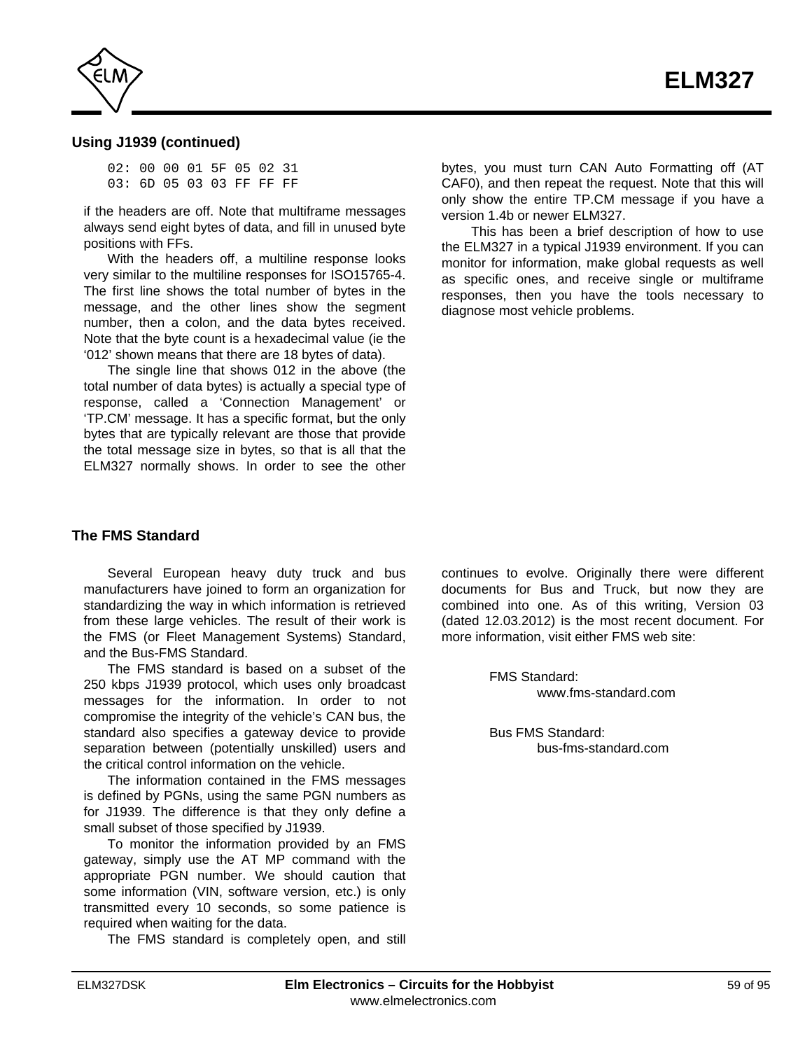### Using J1939 (continued)

```
02: 00 00 01 5F 05 02 31
03: 6D 05 03 03 FF FF FF
```

if the headers are off. Note that multiframe messages always send eight bytes of data, and fill in unused byte positions with FFs.

With the headers off, a multiline response looks very similar to the multiline responses for ISO15765-4. The first line shows the total number of bytes in the message, and the other lines show the segment number, then a colon, and the data bytes received. Note that the byte count is a hexadecimal value (ie the '012' shown means that there are 18 bytes of data).

The single line that shows 012 in the above (the total number of data bytes) is actually a special type of response, called a 'Connection Management' or 'TP.CM' message. It has a specific format, but the only bytes that are typically relevant are those that provide the total message size in bytes, so that is all that the ELM327 normally shows. In order to see the other bytes, you must turn CAN Auto Formatting off (AT CAF0), and then repeat the request. Note that this will only show the entire TP.CM message if you have a version 1.4b or newer ELM327.

This has been a brief description of how to use the ELM327 in a typical J1939 environment. If you can monitor for information, make global requests as well as specific ones, and receive single or multiframe responses, then you have the tools necessary to diagnose most vehicle problems.

### The FMS Standard

Several European heavy duty truck and bus manufacturers have joined to form an organization for standardizing the way in which information is retrieved from these large vehicles. The result of their work is the FMS (or Fleet Management Systems) Standard, and the Bus-FMS Standard.

The FMS standard is based on a subset of the 250 kbps J1939 protocol, which uses only broadcast messages for the information. In order to not compromise the integrity of the vehicle's CAN bus, the standard also specifies a gateway device to provide separation between (potentially unskilled) users and the critical control information on the vehicle.

The information contained in the FMS messages is defined by PGNs, using the same PGN numbers as for J1939. The difference is that they only define a small subset of those specified by J1939.

To monitor the information provided by an FMS gateway, simply use the AT MP command with the appropriate PGN number. We should caution that some information (VIN, software version, etc.) is only transmitted every 10 seconds, so some patience is required when waiting for the data.

The FMS standard is completely open, and still continues to evolve. Originally there were different documents for Bus and Truck, but now they are combined into one. As of this writing, Version 03 (dated 12.03.2012) is the most recent document. For more information, visit either FMS web site:

FMS Standard:
www.fms-standard.com

Bus FMS Standard:
bus-fms-standard.com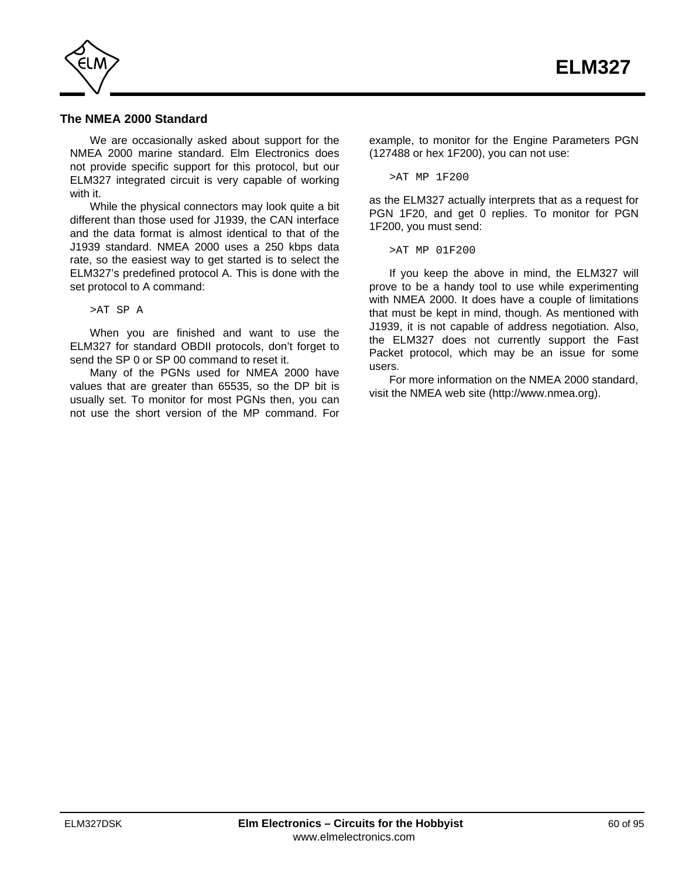## The NMEA 2000 Standard

We are occasionally asked about support for the NMEA 2000 marine standard. Elm Electronics does not provide specific support for this protocol, but our ELM327 integrated circuit is very capable of working with it.

While the physical connectors may look quite a bit different than those used for J1939, the CAN interface and the data format is almost identical to that of the J1939 standard. NMEA 2000 uses a 250 kbps data rate, so the easiest way to get started is to select the ELM327's predefined protocol A. This is done with the set protocol to A command:

```
>AT SP A
```

When you are finished and want to use the ELM327 for standard OBDII protocols, don't forget to send the SP 0 or SP 00 command to reset it.

Many of the PGNs used for NMEA 2000 have values that are greater than 65535, so the DP bit is usually set. To monitor for most PGNs then, you can not use the short version of the MP command. For example, to monitor for the Engine Parameters PGN (127488 or hex 1F200), you can not use:

```
>AT MP 1F200
```

as the ELM327 actually interprets that as a request for PGN 1F20, and get 0 replies. To monitor for PGN 1F200, you must send:

```
>AT MP 01F200
```

If you keep the above in mind, the ELM327 will prove to be a handy tool to use while experimenting with NMEA 2000. It does have a couple of limitations that must be kept in mind, though. As mentioned with J1939, it is not capable of address negotiation. Also, the ELM327 does not currently support the Fast Packet protocol, which may be an issue for some users.

For more information on the NMEA 2000 standard, visit the NMEA web site (http://www.nmea.org).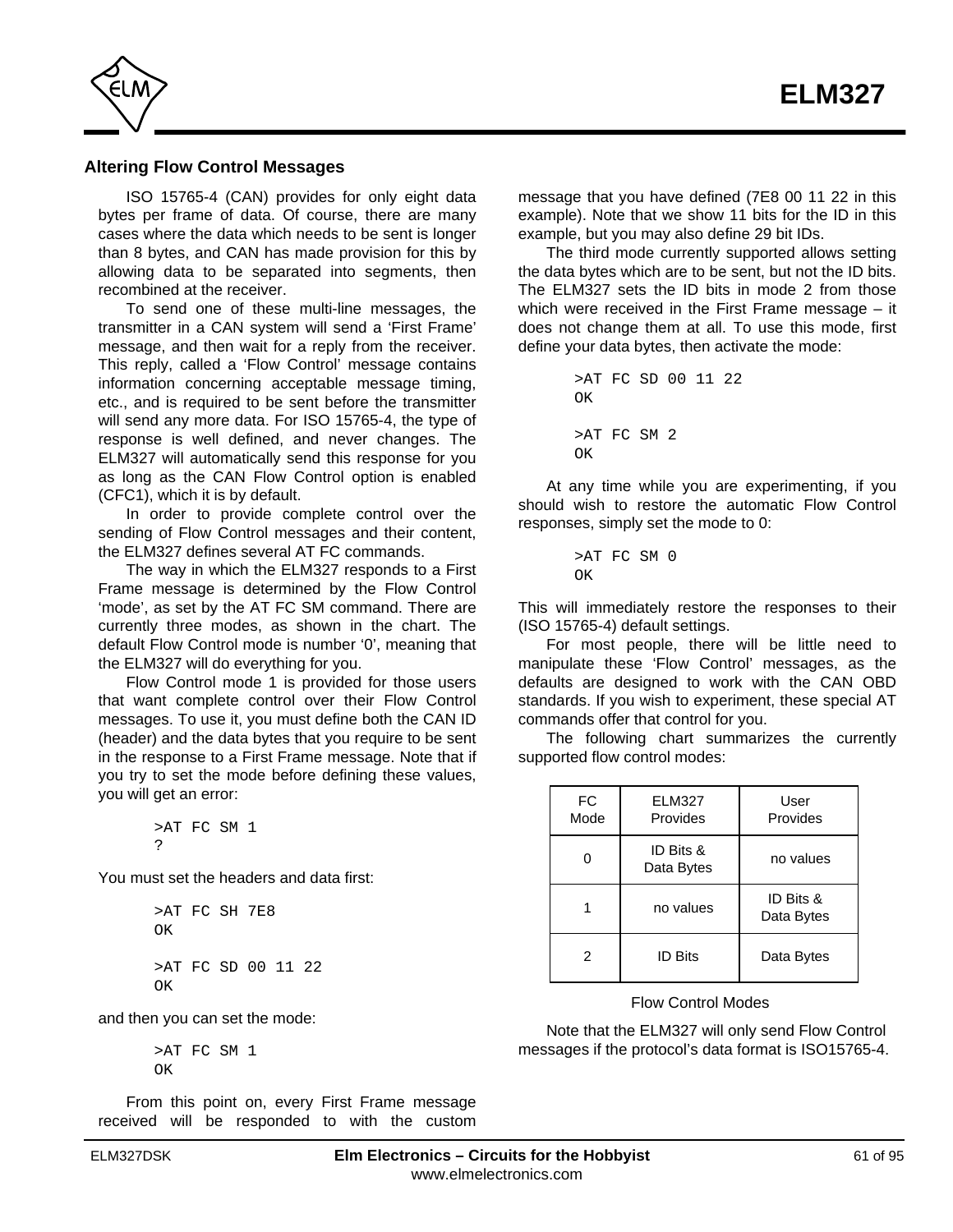## Altering Flow Control Messages

ISO 15765-4 (CAN) provides for only eight data bytes per frame of data. Of course, there are many cases where the data which needs to be sent is longer than 8 bytes, and CAN has made provision for this by allowing data to be separated into segments, then recombined at the receiver.

To send one of these multi-line messages, the transmitter in a CAN system will send a 'First Frame' message, and then wait for a reply from the receiver. This reply, called a 'Flow Control' message contains information concerning acceptable message timing, etc., and is required to be sent before the transmitter will send any more data. For ISO 15765-4, the type of response is well defined, and never changes. The ELM327 will automatically send this response for you as long as the CAN Flow Control option is enabled (CFC1), which it is by default.

In order to provide complete control over the sending of Flow Control messages and their content, the ELM327 defines several AT FC commands.

The way in which the ELM327 responds to a First Frame message is determined by the Flow Control 'mode', as set by the AT FC SM command. There are currently three modes, as shown in the chart. The default Flow Control mode is number '0', meaning that the ELM327 will do everything for you.

Flow Control mode 1 is provided for those users that want complete control over their Flow Control messages. To use it, you must define both the CAN ID (header) and the data bytes that you require to be sent in the response to a First Frame message. Note that if you try to set the mode before defining these values, you will get an error:

```
>AT FC SM 1
?
```

You must set the headers and data first:

```
>AT FC SH 7E8
OK

>AT FC SD 00 11 22
OK
```

and then you can set the mode:

```
>AT FC SM 1
OK
```

From this point on, every First Frame message received will be responded to with the custom message that you have defined (7E8 00 11 22 in this example). Note that we show 11 bits for the ID in this example, but you may also define 29 bit IDs.

The third mode currently supported allows setting the data bytes which are to be sent, but not the ID bits. The ELM327 sets the ID bits in mode 2 from those which were received in the First Frame message – it does not change them at all. To use this mode, first define your data bytes, then activate the mode:

```
>AT FC SD 00 11 22
OK

>AT FC SM 2
OK
```

At any time while you are experimenting, if you should wish to restore the automatic Flow Control responses, simply set the mode to 0:

```
>AT FC SM 0
OK
```

This will immediately restore the responses to their (ISO 15765-4) default settings.

For most people, there will be little need to manipulate these 'Flow Control' messages, as the defaults are designed to work with the CAN OBD standards. If you wish to experiment, these special AT commands offer that control for you.

The following chart summarizes the currently supported flow control modes:

| FC Mode | ELM327 Provides | User Provides |
|---|---|---|
| 0 | ID Bits & Data Bytes | no values |
| 1 | no values | ID Bits & Data Bytes |
| 2 | ID Bits | Data Bytes |

Flow Control Modes

Note that the ELM327 will only send Flow Control messages if the protocol's data format is ISO15765-4.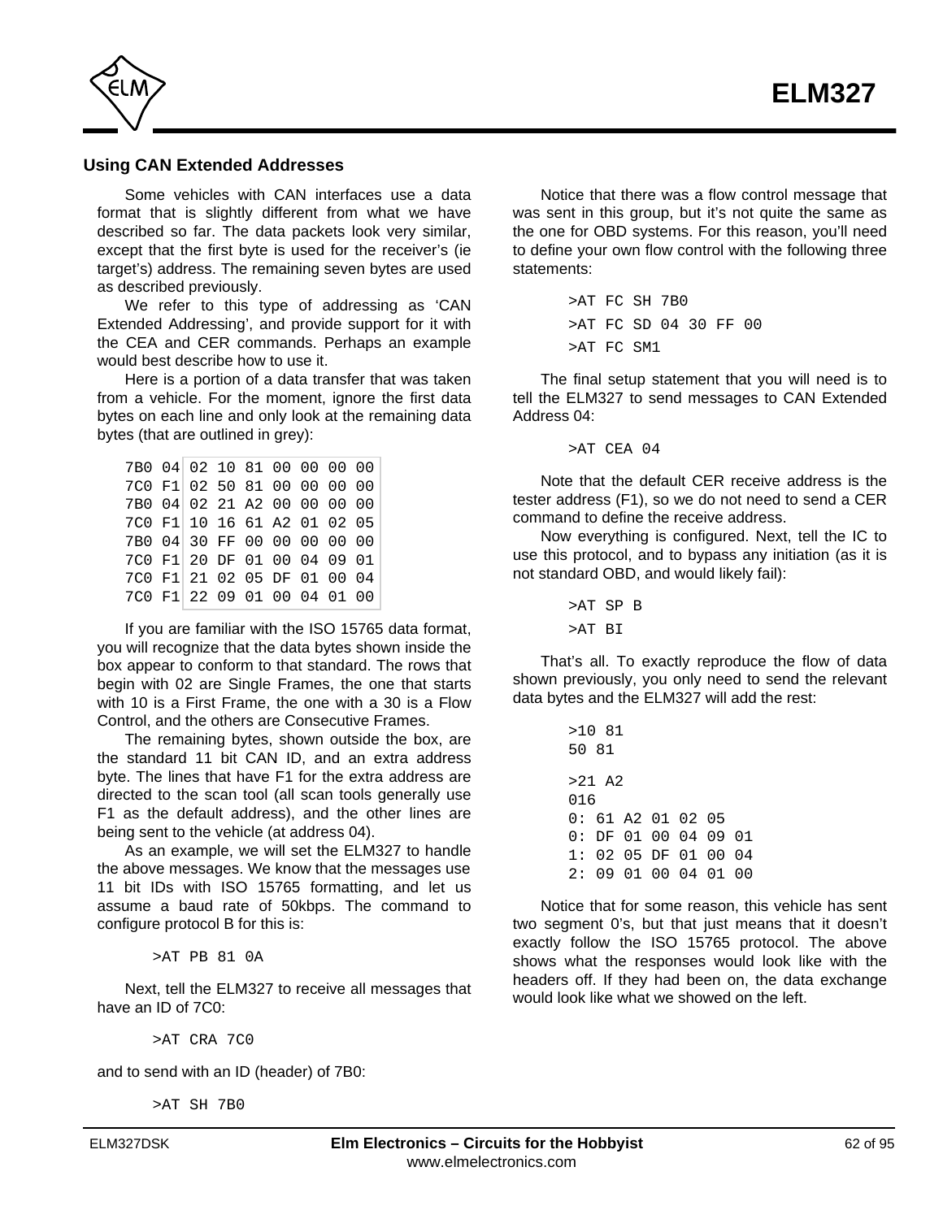### Using CAN Extended Addresses

Some vehicles with CAN interfaces use a data format that is slightly different from what we have described so far. The data packets look very similar, except that the first byte is used for the receiver's (ie target's) address. The remaining seven bytes are used as described previously.

We refer to this type of addressing as 'CAN Extended Addressing', and provide support for it with the CEA and CER commands. Perhaps an example would best describe how to use it.

Here is a portion of a data transfer that was taken from a vehicle. For the moment, ignore the first data bytes on each line and only look at the remaining data bytes (that are outlined in grey):

```
7B0 04 02 10 81 00 00 00 00
7C0 F1 02 50 81 00 00 00 00
7B0 04 02 21 A2 00 00 00 00
7C0 F1 10 16 61 A2 01 02 05
7B0 04 30 FF 00 00 00 00 00
7C0 F1 20 DF 01 00 04 09 01
7C0 F1 21 02 05 DF 01 00 04
7C0 F1 22 09 01 00 04 01 00
```

If you are familiar with the ISO 15765 data format, you will recognize that the data bytes shown inside the box appear to conform to that standard. The rows that begin with 02 are Single Frames, the one that starts with 10 is a First Frame, the one with a 30 is a Flow Control, and the others are Consecutive Frames.

The remaining bytes, shown outside the box, are the standard 11 bit CAN ID, and an extra address byte. The lines that have F1 for the extra address are directed to the scan tool (all scan tools generally use F1 as the default address), and the other lines are being sent to the vehicle (at address 04).

As an example, we will set the ELM327 to handle the above messages. We know that the messages use 11 bit IDs with ISO 15765 formatting, and let us assume a baud rate of 50kbps. The command to configure protocol B for this is:

```
>AT PB 81 0A
```

Next, tell the ELM327 to receive all messages that have an ID of 7C0:

```
>AT CRA 7C0
```

and to send with an ID (header) of 7B0:

```
>AT SH 7B0
```

Notice that there was a flow control message that was sent in this group, but it's not quite the same as the one for OBD systems. For this reason, you'll need to define your own flow control with the following three statements:

```
>AT FC SH 7B0
>AT FC SD 04 30 FF 00
>AT FC SM1
```

The final setup statement that you will need is to tell the ELM327 to send messages to CAN Extended Address 04:

```
>AT CEA 04
```

Note that the default CER receive address is the tester address (F1), so we do not need to send a CER command to define the receive address.

Now everything is configured. Next, tell the IC to use this protocol, and to bypass any initiation (as it is not standard OBD, and would likely fail):

```
>AT SP B
>AT BI
```

That's all. To exactly reproduce the flow of data shown previously, you only need to send the relevant data bytes and the ELM327 will add the rest:

```
>10 81
50 81

>21 A2
016
0: 61 A2 01 02 05
0: DF 01 00 04 09 01
1: 02 05 DF 01 00 04
2: 09 01 00 04 01 00
```

Notice that for some reason, this vehicle has sent two segment 0's, but that just means that it doesn't exactly follow the ISO 15765 protocol. The above shows what the responses would look like with the headers off. If they had been on, the data exchange would look like what we showed on the left.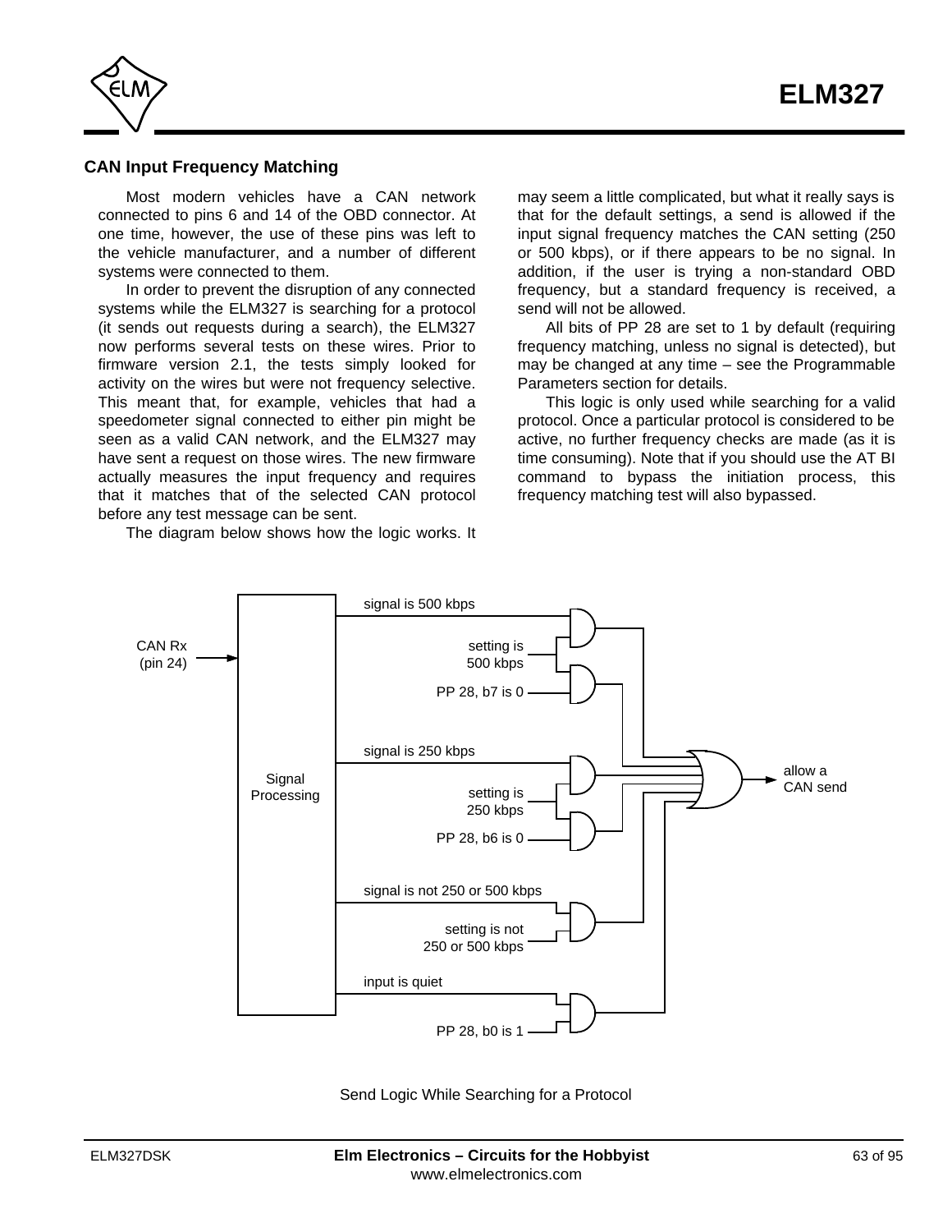## CAN Input Frequency Matching

Most modern vehicles have a CAN network connected to pins 6 and 14 of the OBD connector. At one time, however, the use of these pins was left to the vehicle manufacturer, and a number of different systems were connected to them.

In order to prevent the disruption of any connected systems while the ELM327 is searching for a protocol (it sends out requests during a search), the ELM327 now performs several tests on these wires. Prior to firmware version 2.1, the tests simply looked for activity on the wires but were not frequency selective. This meant that, for example, vehicles that had a speedometer signal connected to either pin might be seen as a valid CAN network, and the ELM327 may have sent a request on those wires. The new firmware actually measures the input frequency and requires that it matches that of the selected CAN protocol before any test message can be sent.

The diagram below shows how the logic works. It may seem a little complicated, but what it really says is that for the default settings, a send is allowed if the input signal frequency matches the CAN setting (250 or 500 kbps), or if there appears to be no signal. In addition, if the user is trying a non-standard OBD frequency, but a standard frequency is received, a send will not be allowed.

All bits of PP 28 are set to 1 by default (requiring frequency matching, unless no signal is detected), but may be changed at any time – see the Programmable Parameters section for details.

This logic is only used while searching for a valid protocol. Once a particular protocol is considered to be active, no further frequency checks are made (as it is time consuming). Note that if you should use the AT BI command to bypass the initiation process, this frequency matching test will also bypassed.

Send Logic While Searching for a Protocol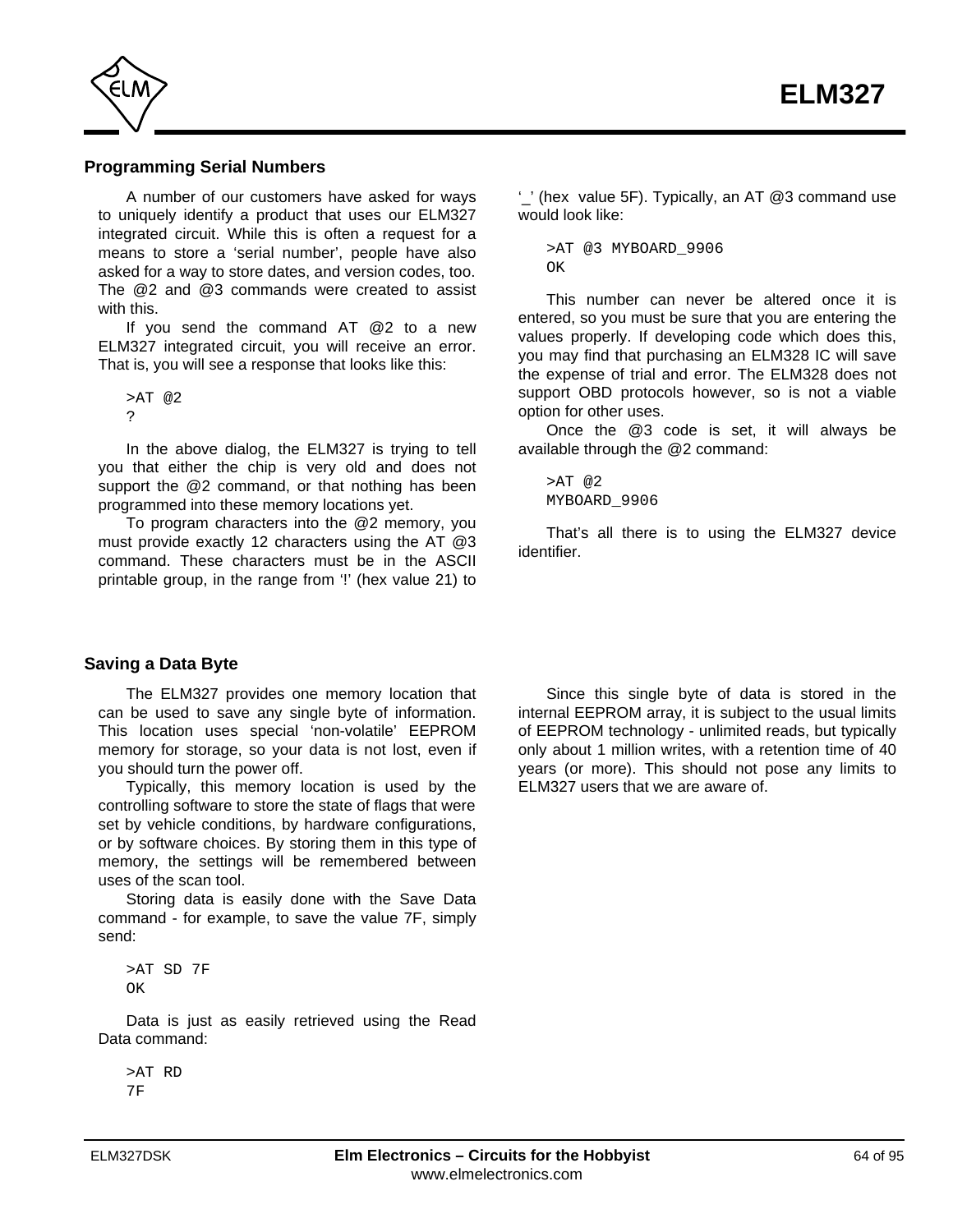## Programming Serial Numbers

A number of our customers have asked for ways to uniquely identify a product that uses our ELM327 integrated circuit. While this is often a request for a means to store a 'serial number', people have also asked for a way to store dates, and version codes, too. The @2 and @3 commands were created to assist with this.

If you send the command AT @2 to a new ELM327 integrated circuit, you will receive an error. That is, you will see a response that looks like this:

```
>AT @2
?
```

In the above dialog, the ELM327 is trying to tell you that either the chip is very old and does not support the @2 command, or that nothing has been programmed into these memory locations yet.

To program characters into the @2 memory, you must provide exactly 12 characters using the AT @3 command. These characters must be in the ASCII printable group, in the range from '!' (hex value 21) to '_' (hex value 5F). Typically, an AT @3 command use would look like:

```
>AT @3 MYBOARD_9906
OK
```

This number can never be altered once it is entered, so you must be sure that you are entering the values properly. If developing code which does this, you may find that purchasing an ELM328 IC will save the expense of trial and error. The ELM328 does not support OBD protocols however, so is not a viable option for other uses.

Once the @3 code is set, it will always be available through the @2 command:

```
>AT @2
MYBOARD_9906
```

That's all there is to using the ELM327 device identifier.

## Saving a Data Byte

The ELM327 provides one memory location that can be used to save any single byte of information. This location uses special 'non-volatile' EEPROM memory for storage, so your data is not lost, even if you should turn the power off.

Typically, this memory location is used by the controlling software to store the state of flags that were set by vehicle conditions, by hardware configurations, or by software choices. By storing them in this type of memory, the settings will be remembered between uses of the scan tool.

Storing data is easily done with the Save Data command - for example, to save the value 7F, simply send:

```
>AT SD 7F
OK
```

Data is just as easily retrieved using the Read Data command:

```
>AT RD
7F
```

Since this single byte of data is stored in the internal EEPROM array, it is subject to the usual limits of EEPROM technology - unlimited reads, but typically only about 1 million writes, with a retention time of 40 years (or more). This should not pose any limits to ELM327 users that we are aware of.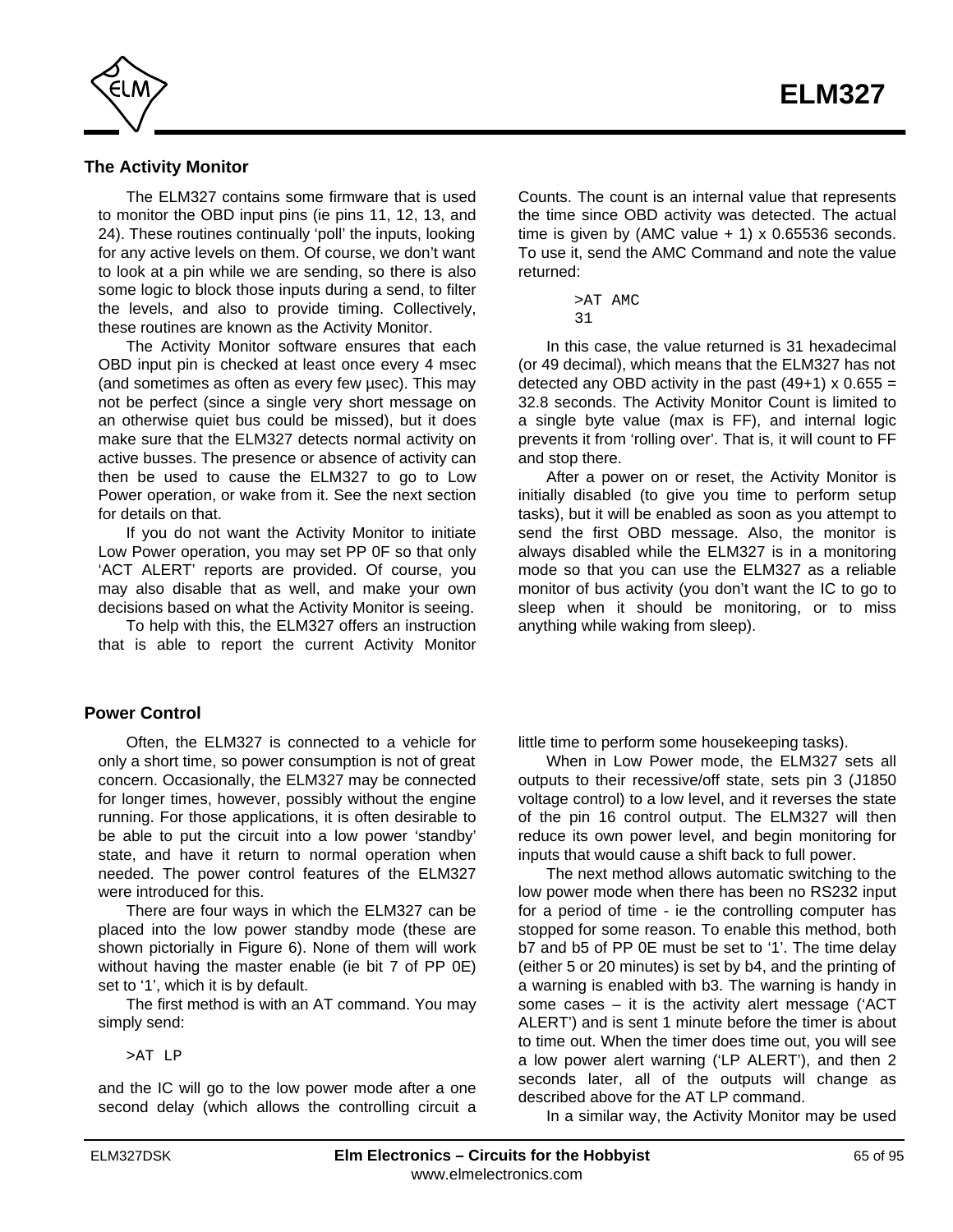## The Activity Monitor

The ELM327 contains some firmware that is used to monitor the OBD input pins (ie pins 11, 12, 13, and 24). These routines continually 'poll' the inputs, looking for any active levels on them. Of course, we don't want to look at a pin while we are sending, so there is also some logic to block those inputs during a send, to filter the levels, and also to provide timing. Collectively, these routines are known as the Activity Monitor.

The Activity Monitor software ensures that each OBD input pin is checked at least once every 4 msec (and sometimes as often as every few µsec). This may not be perfect (since a single very short message on an otherwise quiet bus could be missed), but it does make sure that the ELM327 detects normal activity on active busses. The presence or absence of activity can then be used to cause the ELM327 to go to Low Power operation, or wake from it. See the next section for details on that.

If you do not want the Activity Monitor to initiate Low Power operation, you may set PP 0F so that only 'ACT ALERT' reports are provided. Of course, you may also disable that as well, and make your own decisions based on what the Activity Monitor is seeing.

To help with this, the ELM327 offers an instruction that is able to report the current Activity Monitor Counts. The count is an internal value that represents the time since OBD activity was detected. The actual time is given by (AMC value + 1) x 0.65536 seconds. To use it, send the AMC Command and note the value returned:

```
>AT AMC
31
```

In this case, the value returned is 31 hexadecimal (or 49 decimal), which means that the ELM327 has not detected any OBD activity in the past (49+1) x 0.655 = 32.8 seconds. The Activity Monitor Count is limited to a single byte value (max is FF), and internal logic prevents it from 'rolling over'. That is, it will count to FF and stop there.

After a power on or reset, the Activity Monitor is initially disabled (to give you time to perform setup tasks), but it will be enabled as soon as you attempt to send the first OBD message. Also, the monitor is always disabled while the ELM327 is in a monitoring mode so that you can use the ELM327 as a reliable monitor of bus activity (you don't want the IC to go to sleep when it should be monitoring, or to miss anything while waking from sleep).

## Power Control

Often, the ELM327 is connected to a vehicle for only a short time, so power consumption is not of great concern. Occasionally, the ELM327 may be connected for longer times, however, possibly without the engine running. For those applications, it is often desirable to be able to put the circuit into a low power 'standby' state, and have it return to normal operation when needed. The power control features of the ELM327 were introduced for this.

There are four ways in which the ELM327 can be placed into the low power standby mode (these are shown pictorially in Figure 6). None of them will work without having the master enable (ie bit 7 of PP 0E) set to '1', which it is by default.

The first method is with an AT command. You may simply send:

```
>AT LP
```

and the IC will go to the low power mode after a one second delay (which allows the controlling circuit a little time to perform some housekeeping tasks).

When in Low Power mode, the ELM327 sets all outputs to their recessive/off state, sets pin 3 (J1850 voltage control) to a low level, and it reverses the state of the pin 16 control output. The ELM327 will then reduce its own power level, and begin monitoring for inputs that would cause a shift back to full power.

The next method allows automatic switching to the low power mode when there has been no RS232 input for a period of time - ie the controlling computer has stopped for some reason. To enable this method, both b7 and b5 of PP 0E must be set to '1'. The time delay (either 5 or 20 minutes) is set by b4, and the printing of a warning is enabled with b3. The warning is handy in some cases – it is the activity alert message ('ACT ALERT') and is sent 1 minute before the timer is about to time out. When the timer does time out, you will see a low power alert warning ('LP ALERT'), and then 2 seconds later, all of the outputs will change as described above for the AT LP command.

In a similar way, the Activity Monitor may be used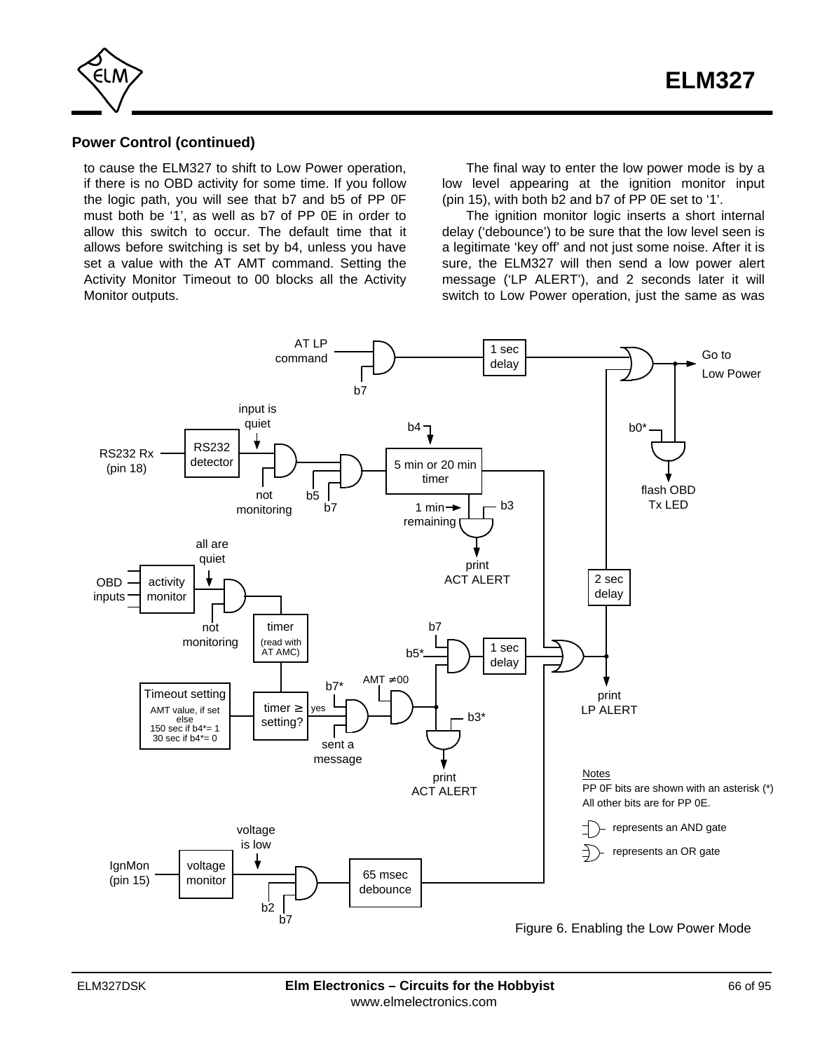## Power Control (continued)

to cause the ELM327 to shift to Low Power operation, if there is no OBD activity for some time. If you follow the logic path, you will see that b7 and b5 of PP 0F must both be ‘1’, as well as b7 of PP 0E in order to allow this switch to occur. The default time that it allows before switching is set by b4, unless you have set a value with the AT AMT command. Setting the Activity Monitor Timeout to 00 blocks all the Activity Monitor outputs.

The final way to enter the low power mode is by a low level appearing at the ignition monitor input (pin 15), with both b2 and b7 of PP 0E set to ‘1’.

The ignition monitor logic inserts a short internal delay (‘debounce’) to be sure that the low level seen is a legitimate ‘key off’ and not just some noise. After it is sure, the ELM327 will then send a low power alert message (‘LP ALERT’), and 2 seconds later it will switch to Low Power operation, just the same as was

Figure 6. Enabling the Low Power Mode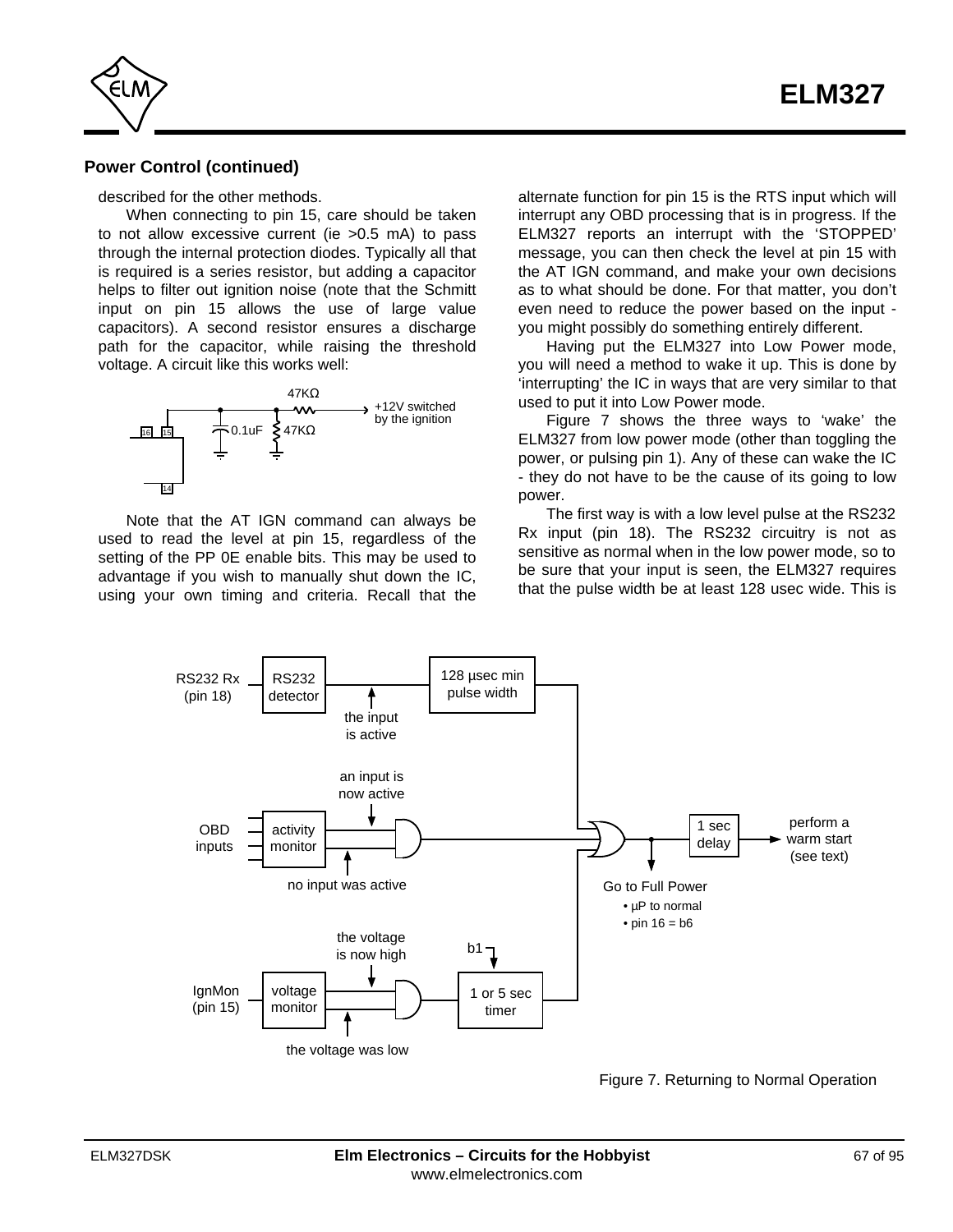## Power Control (continued)

described for the other methods.

When connecting to pin 15, care should be taken to not allow excessive current (ie >0.5 mA) to pass through the internal protection diodes. Typically all that is required is a series resistor, but adding a capacitor helps to filter out ignition noise (note that the Schmitt input on pin 15 allows the use of large value capacitors). A second resistor ensures a discharge path for the capacitor, while raising the threshold voltage. A circuit like this works well:

Note that the AT IGN command can always be used to read the level at pin 15, regardless of the setting of the PP 0E enable bits. This may be used to advantage if you wish to manually shut down the IC, using your own timing and criteria. Recall that the alternate function for pin 15 is the RTS input which will interrupt any OBD processing that is in progress. If the ELM327 reports an interrupt with the 'STOPPED' message, you can then check the level at pin 15 with the AT IGN command, and make your own decisions as to what should be done. For that matter, you don't even need to reduce the power based on the input - you might possibly do something entirely different.

Having put the ELM327 into Low Power mode, you will need a method to wake it up. This is done by 'interrupting' the IC in ways that are very similar to that used to put it into Low Power mode.

Figure 7 shows the three ways to 'wake' the ELM327 from low power mode (other than toggling the power, or pulsing pin 1). Any of these can wake the IC - they do not have to be the cause of its going to low power.

The first way is with a low level pulse at the RS232 Rx input (pin 18). The RS232 circuitry is not as sensitive as normal when in the low power mode, so to be sure that your input is seen, the ELM327 requires that the pulse width be at least 128 usec wide. This is

Figure 7. Returning to Normal Operation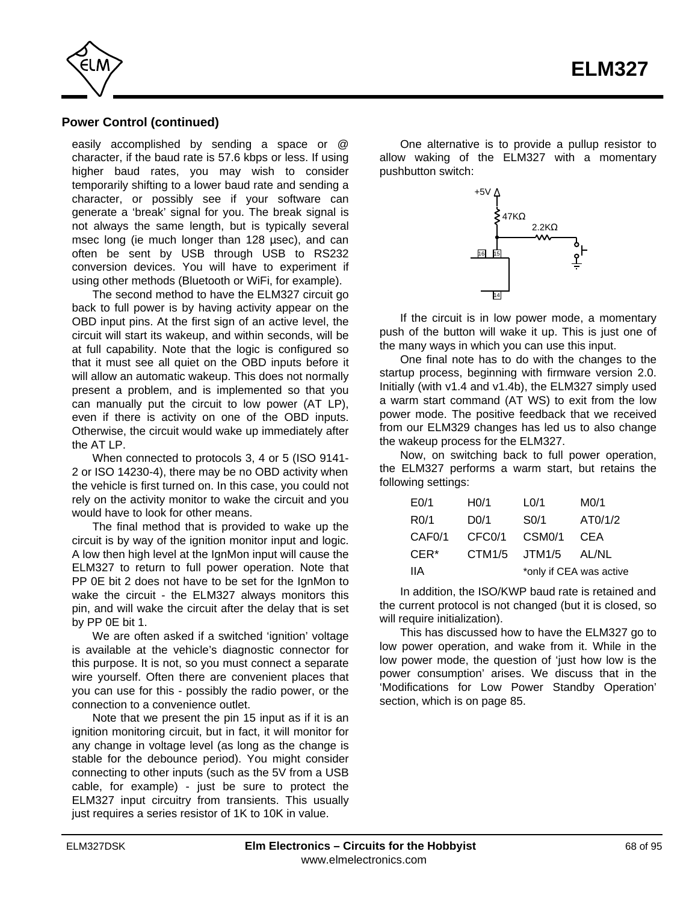### Power Control (continued)

easily accomplished by sending a space or @ character, if the baud rate is 57.6 kbps or less. If using higher baud rates, you may wish to consider temporarily shifting to a lower baud rate and sending a character, or possibly see if your software can generate a 'break' signal for you. The break signal is not always the same length, but is typically several msec long (ie much longer than 128 µsec), and can often be sent by USB through USB to RS232 conversion devices. You will have to experiment if using other methods (Bluetooth or WiFi, for example).

The second method to have the ELM327 circuit go back to full power is by having activity appear on the OBD input pins. At the first sign of an active level, the circuit will start its wakeup, and within seconds, will be at full capability. Note that the logic is configured so that it must see all quiet on the OBD inputs before it will allow an automatic wakeup. This does not normally present a problem, and is implemented so that you can manually put the circuit to low power (AT LP), even if there is activity on one of the OBD inputs. Otherwise, the circuit would wake up immediately after the AT LP.

When connected to protocols 3, 4 or 5 (ISO 9141-2 or ISO 14230-4), there may be no OBD activity when the vehicle is first turned on. In this case, you could not rely on the activity monitor to wake the circuit and you would have to look for other means.

The final method that is provided to wake up the circuit is by way of the ignition monitor input and logic. A low then high level at the IgnMon input will cause the ELM327 to return to full power operation. Note that PP 0E bit 2 does not have to be set for the IgnMon to wake the circuit - the ELM327 always monitors this pin, and will wake the circuit after the delay that is set by PP 0E bit 1.

We are often asked if a switched 'ignition' voltage is available at the vehicle's diagnostic connector for this purpose. It is not, so you must connect a separate wire yourself. Often there are convenient places that you can use for this - possibly the radio power, or the connection to a convenience outlet.

Note that we present the pin 15 input as if it is an ignition monitoring circuit, but in fact, it will monitor for any change in voltage level (as long as the change is stable for the debounce period). You might consider connecting to other inputs (such as the 5V from a USB cable, for example) - just be sure to protect the ELM327 input circuitry from transients. This usually just requires a series resistor of 1K to 10K in value.

One alternative is to provide a pullup resistor to allow waking of the ELM327 with a momentary pushbutton switch:

+5V, 47KΩ, 2.2KΩ, 16, 15, 14

If the circuit is in low power mode, a momentary push of the button will wake it up. This is just one of the many ways in which you can use this input.

One final note has to do with the changes to the startup process, beginning with firmware version 2.0. Initially (with v1.4 and v1.4b), the ELM327 simply used a warm start command (AT WS) to exit from the low power mode. The positive feedback that we received from our ELM329 changes has led us to also change the wakeup process for the ELM327.

Now, on switching back to full power operation, the ELM327 performs a warm start, but retains the following settings:

| | | | |
|---|---|---|---|
| E0/1 | H0/1 | L0/1 | M0/1 |
| R0/1 | D0/1 | S0/1 | AT0/1/2 |
| CAF0/1 | CFC0/1 | CSM0/1 | CEA |
| CER* | CTM1/5 | JTM1/5 | AL/NL |
| IIA | | *only if CEA was active | |

In addition, the ISO/KWP baud rate is retained and the current protocol is not changed (but it is closed, so will require initialization).

This has discussed how to have the ELM327 go to low power operation, and wake from it. While in the low power mode, the question of 'just how low is the power consumption' arises. We discuss that in the 'Modifications for Low Power Standby Operation' section, which is on page 85.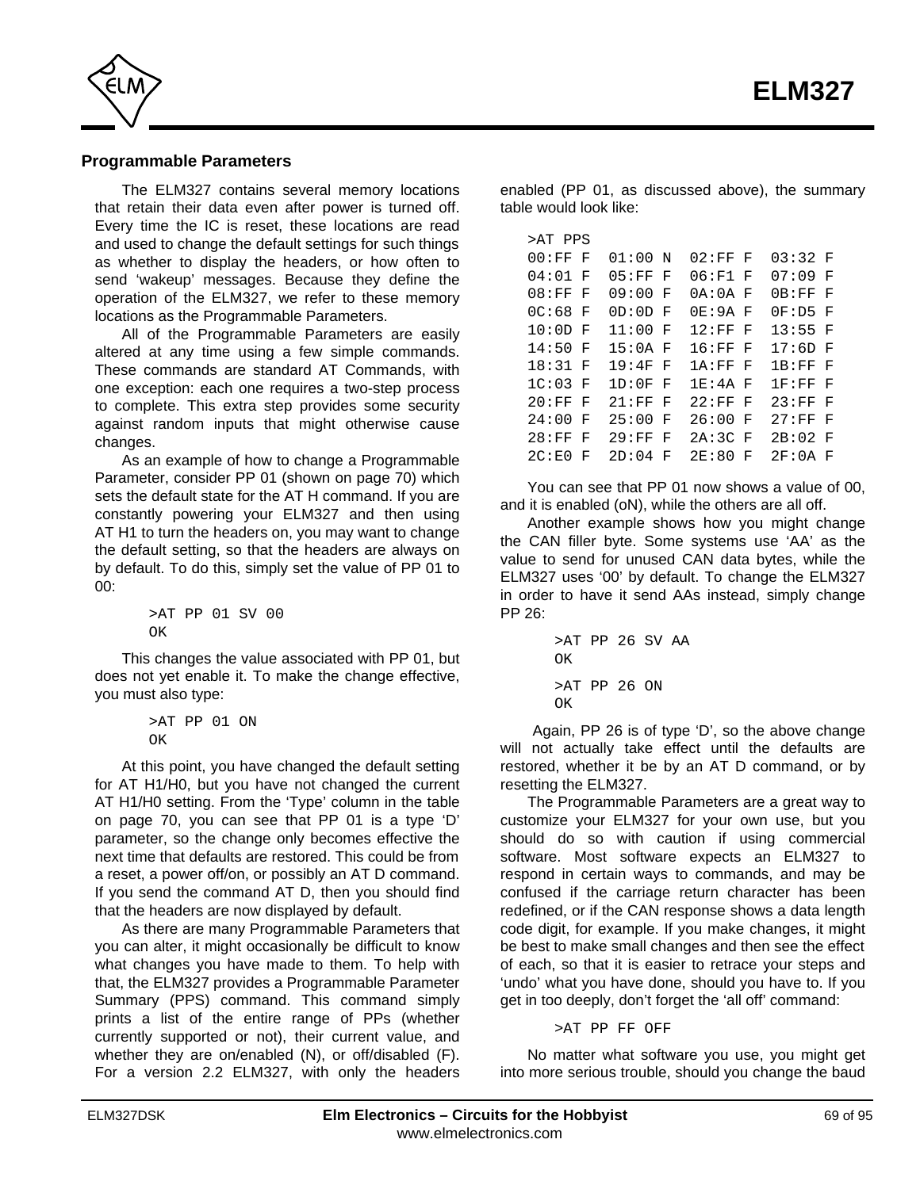## Programmable Parameters

The ELM327 contains several memory locations that retain their data even after power is turned off. Every time the IC is reset, these locations are read and used to change the default settings for such things as whether to display the headers, or how often to send 'wakeup' messages. Because they define the operation of the ELM327, we refer to these memory locations as the Programmable Parameters.

All of the Programmable Parameters are easily altered at any time using a few simple commands. These commands are standard AT Commands, with one exception: each one requires a two-step process to complete. This extra step provides some security against random inputs that might otherwise cause changes.

As an example of how to change a Programmable Parameter, consider PP 01 (shown on page 70) which sets the default state for the AT H command. If you are constantly powering your ELM327 and then using AT H1 to turn the headers on, you may want to change the default setting, so that the headers are always on by default. To do this, simply set the value of PP 01 to 00:

```
>AT PP 01 SV 00
OK
```

This changes the value associated with PP 01, but does not yet enable it. To make the change effective, you must also type:

```
>AT PP 01 ON
OK
```

At this point, you have changed the default setting for AT H1/H0, but you have not changed the current AT H1/H0 setting. From the 'Type' column in the table on page 70, you can see that PP 01 is a type 'D' parameter, so the change only becomes effective the next time that defaults are restored. This could be from a reset, a power off/on, or possibly an AT D command. If you send the command AT D, then you should find that the headers are now displayed by default.

As there are many Programmable Parameters that you can alter, it might occasionally be difficult to know what changes you have made to them. To help with that, the ELM327 provides a Programmable Parameter Summary (PPS) command. This command simply prints a list of the entire range of PPs (whether currently supported or not), their current value, and whether they are on/enabled (N), or off/disabled (F). For a version 2.2 ELM327, with only the headers enabled (PP 01, as discussed above), the summary table would look like:

```
>AT PPS
00:FF F  01:00 N  02:FF F  03:32 F
04:01 F  05:FF F  06:F1 F  07:09 F
08:FF F  09:00 F  0A:0A F  0B:FF F
0C:68 F  0D:0D F  0E:9A F  0F:D5 F
10:0D F  11:00 F  12:FF F  13:55 F
14:50 F  15:0A F  16:FF F  17:6D F
18:31 F  19:4F F  1A:FF F  1B:FF F
1C:03 F  1D:0F F  1E:4A F  1F:FF F
20:FF F  21:FF F  22:FF F  23:FF F
24:00 F  25:00 F  26:00 F  27:FF F
28:FF F  29:FF F  2A:3C F  2B:02 F
2C:E0 F  2D:04 F  2E:80 F  2F:0A F
```

You can see that PP 01 now shows a value of 00, and it is enabled (oN), while the others are all off.

Another example shows how you might change the CAN filler byte. Some systems use 'AA' as the value to send for unused CAN data bytes, while the ELM327 uses '00' by default. To change the ELM327 in order to have it send AAs instead, simply change PP 26:

```
>AT PP 26 SV AA
OK
>AT PP 26 ON
OK
```

Again, PP 26 is of type 'D', so the above change will not actually take effect until the defaults are restored, whether it be by an AT D command, or by resetting the ELM327.

The Programmable Parameters are a great way to customize your ELM327 for your own use, but you should do so with caution if using commercial software. Most software expects an ELM327 to respond in certain ways to commands, and may be confused if the carriage return character has been redefined, or if the CAN response shows a data length code digit, for example. If you make changes, it might be best to make small changes and then see the effect of each, so that it is easier to retrace your steps and 'undo' what you have done, should you have to. If you get in too deeply, don't forget the 'all off' command:

```
>AT PP FF OFF
```

No matter what software you use, you might get into more serious trouble, should you change the baud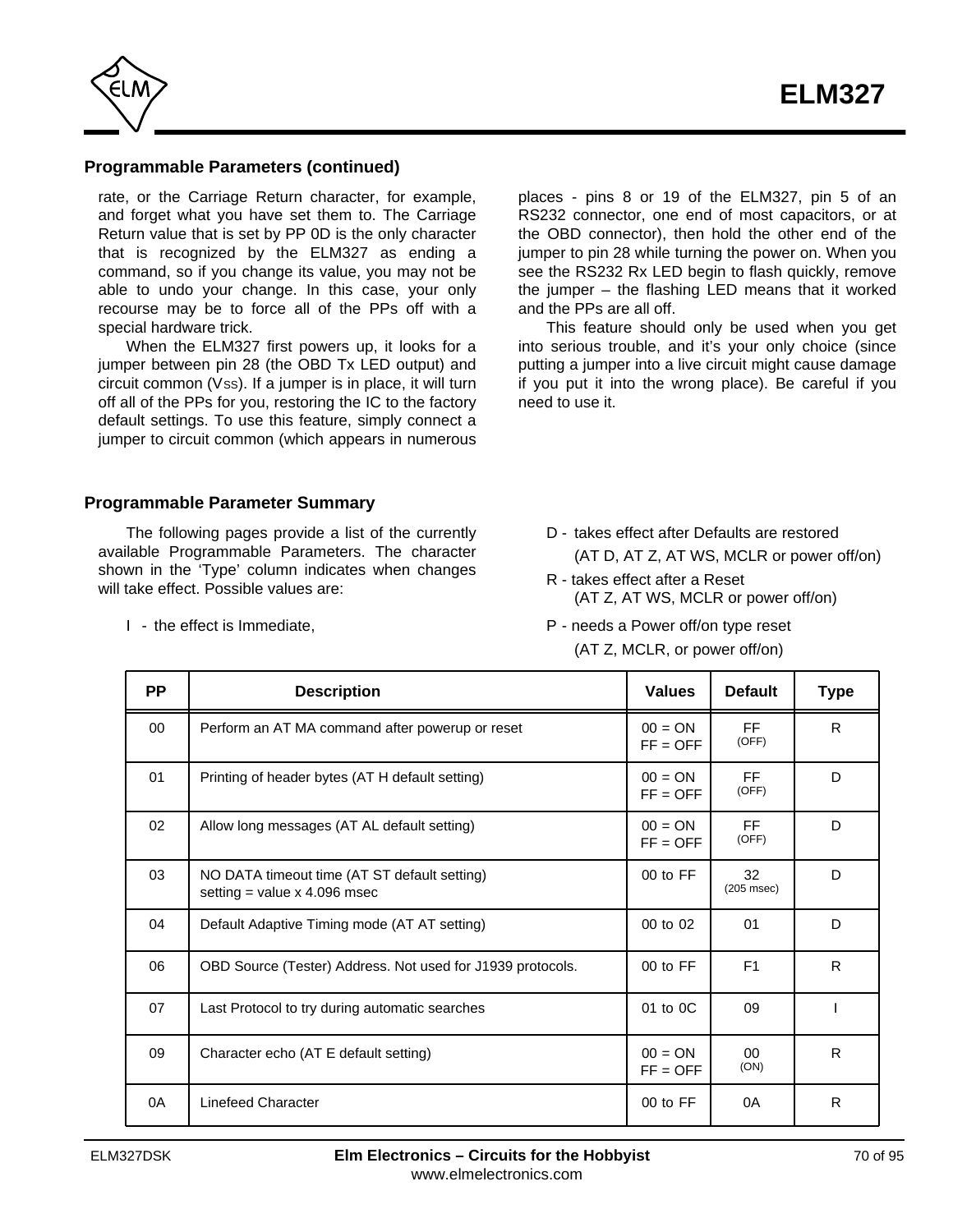## Programmable Parameters (continued)

rate, or the Carriage Return character, for example, and forget what you have set them to. The Carriage Return value that is set by PP 0D is the only character that is recognized by the ELM327 as ending a command, so if you change its value, you may not be able to undo your change. In this case, your only recourse may be to force all of the PPs off with a special hardware trick.

When the ELM327 first powers up, it looks for a jumper between pin 28 (the OBD Tx LED output) and circuit common ($V_{SS}$). If a jumper is in place, it will turn off all of the PPs for you, restoring the IC to the factory default settings. To use this feature, simply connect a jumper to circuit common (which appears in numerous places - pins 8 or 19 of the ELM327, pin 5 of an RS232 connector, one end of most capacitors, or at the OBD connector), then hold the other end of the jumper to pin 28 while turning the power on. When you see the RS232 Rx LED begin to flash quickly, remove the jumper – the flashing LED means that it worked and the PPs are all off.

This feature should only be used when you get into serious trouble, and it's your only choice (since putting a jumper into a live circuit might cause damage if you put it into the wrong place). Be careful if you need to use it.

## Programmable Parameter Summary

The following pages provide a list of the currently available Programmable Parameters. The character shown in the 'Type' column indicates when changes will take effect. Possible values are:

I - the effect is Immediate,

D - takes effect after Defaults are restored
(AT D, AT Z, AT WS, MCLR or power off/on)

R - takes effect after a Reset
(AT Z, AT WS, MCLR or power off/on)

P - needs a Power off/on type reset
(AT Z, MCLR, or power off/on)

| PP | Description | Values | Default | Type |
|---|---|---|---|---|
| 00 | Perform an AT MA command after powerup or reset | 00 = ON<br>FF = OFF | FF<br>(OFF) | R |
| 01 | Printing of header bytes (AT H default setting) | 00 = ON<br>FF = OFF | FF<br>(OFF) | D |
| 02 | Allow long messages (AT AL default setting) | 00 = ON<br>FF = OFF | FF<br>(OFF) | D |
| 03 | NO DATA timeout time (AT ST default setting)<br>setting = value x 4.096 msec | 00 to FF | 32<br>(205 msec) | D |
| 04 | Default Adaptive Timing mode (AT AT setting) | 00 to 02 | 01 | D |
| 06 | OBD Source (Tester) Address. Not used for J1939 protocols. | 00 to FF | F1 | R |
| 07 | Last Protocol to try during automatic searches | 01 to 0C | 09 | I |
| 09 | Character echo (AT E default setting) | 00 = ON<br>FF = OFF | 00<br>(ON) | R |
| 0A | Linefeed Character | 00 to FF | 0A | R |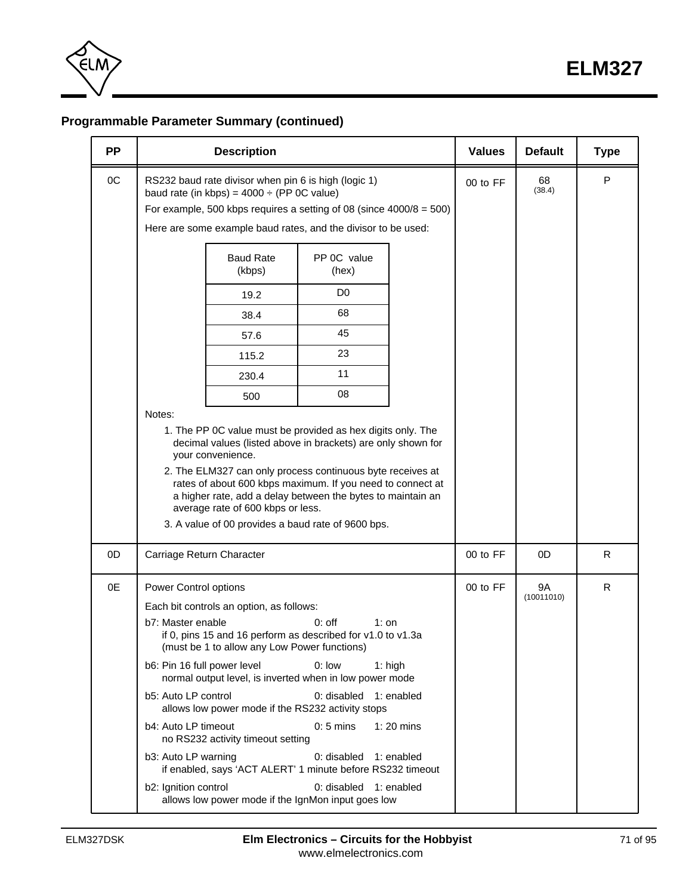## Programmable Parameter Summary (continued)

| PP | Description | Values | Default | Type |
|---|---|---|---|---|
| 0C | RS232 baud rate divisor when pin 6 is high (logic 1)<br>baud rate (in kbps) = 4000 ÷ (PP 0C value)<br>For example, 500 kbps requires a setting of 08 (since 4000/8 = 500)<br>Here are some example baud rates, and the divisor to be used:<br><br>Baud Rate (kbps) — PP 0C value (hex)<br>19.2 — D0<br>38.4 — 68<br>57.6 — 45<br>115.2 — 23<br>230.4 — 11<br>500 — 08<br><br>Notes:<br>1. The PP 0C value must be provided as hex digits only. The decimal values (listed above in brackets) are only shown for your convenience.<br>2. The ELM327 can only process continuous byte receives at rates of about 600 kbps maximum. If you need to connect at a higher rate, add a delay between the bytes to maintain an average rate of 600 kbps or less.<br>3. A value of 00 provides a baud rate of 9600 bps. | 00 to FF | 68<br>(38.4) | P |
| 0D | Carriage Return Character | 00 to FF | 0D | R |
| 0E | Power Control options<br>Each bit controls an option, as follows:<br>b7: Master enable — 0: off 1: on<br>if 0, pins 15 and 16 perform as described for v1.0 to v1.3a<br>(must be 1 to allow any Low Power functions)<br>b6: Pin 16 full power level — 0: low 1: high<br>normal output level, is inverted when in low power mode<br>b5: Auto LP control — 0: disabled 1: enabled<br>allows low power mode if the RS232 activity stops<br>b4: Auto LP timeout — 0: 5 mins 1: 20 mins<br>no RS232 activity timeout setting<br>b3: Auto LP warning — 0: disabled 1: enabled<br>if enabled, says 'ACT ALERT' 1 minute before RS232 timeout<br>b2: Ignition control — 0: disabled 1: enabled<br>allows low power mode if the IgnMon input goes low | 00 to FF | 9A<br>(10011010) | R |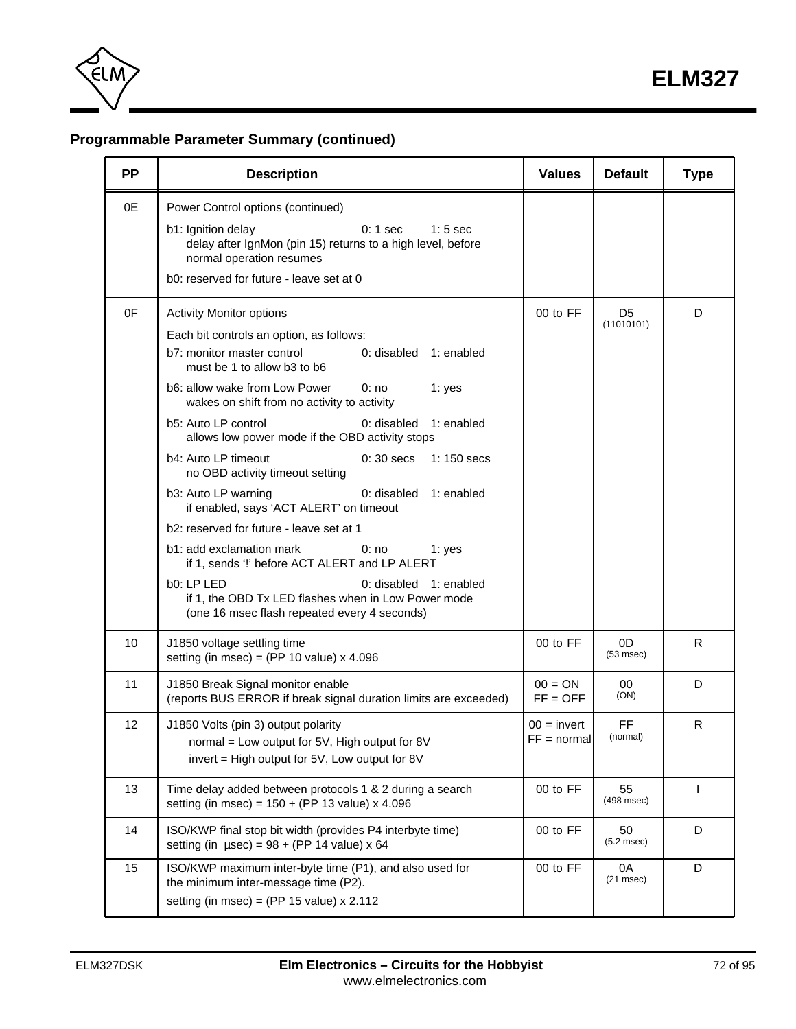## Programmable Parameter Summary (continued)

| PP | Description | Values | Default | Type |
|---|---|---|---|---|
| 0E | Power Control options (continued)<br><br>b1: Ignition delay        0: 1 sec    1: 5 sec<br>delay after IgnMon (pin 15) returns to a high level, before normal operation resumes<br><br>b0: reserved for future - leave set at 0 | | | |
| 0F | Activity Monitor options<br><br>Each bit controls an option, as follows:<br>b7: monitor master control        0: disabled    1: enabled<br>must be 1 to allow b3 to b6<br><br>b6: allow wake from Low Power        0: no    1: yes<br>wakes on shift from no activity to activity<br><br>b5: Auto LP control        0: disabled    1: enabled<br>allows low power mode if the OBD activity stops<br><br>b4: Auto LP timeout        0: 30 secs    1: 150 secs<br>no OBD activity timeout setting<br><br>b3: Auto LP warning        0: disabled    1: enabled<br>if enabled, says 'ACT ALERT' on timeout<br><br>b2: reserved for future - leave set at 1<br><br>b1: add exclamation mark        0: no    1: yes<br>if 1, sends '!' before ACT ALERT and LP ALERT<br><br>b0: LP LED        0: disabled    1: enabled<br>if 1, the OBD Tx LED flashes when in Low Power mode (one 16 msec flash repeated every 4 seconds) | 00 to FF | D5 (11010101) | D |
| 10 | J1850 voltage settling time<br>setting (in msec) = (PP 10 value) x 4.096 | 00 to FF | 0D (53 msec) | R |
| 11 | J1850 Break Signal monitor enable<br>(reports BUS ERROR if break signal duration limits are exceeded) | 00 = ON<br>FF = OFF | 00 (ON) | D |
| 12 | J1850 Volts (pin 3) output polarity<br>normal = Low output for 5V, High output for 8V<br>invert = High output for 5V, Low output for 8V | 00 = invert<br>FF = normal | FF (normal) | R |
| 13 | Time delay added between protocols 1 & 2 during a search<br>setting (in msec) = 150 + (PP 13 value) x 4.096 | 00 to FF | 55 (498 msec) | I |
| 14 | ISO/KWP final stop bit width (provides P4 interbyte time)<br>setting (in µsec) = 98 + (PP 14 value) x 64 | 00 to FF | 50 (5.2 msec) | D |
| 15 | ISO/KWP maximum inter-byte time (P1), and also used for the minimum inter-message time (P2).<br>setting (in msec) = (PP 15 value) x 2.112 | 00 to FF | 0A (21 msec) | D |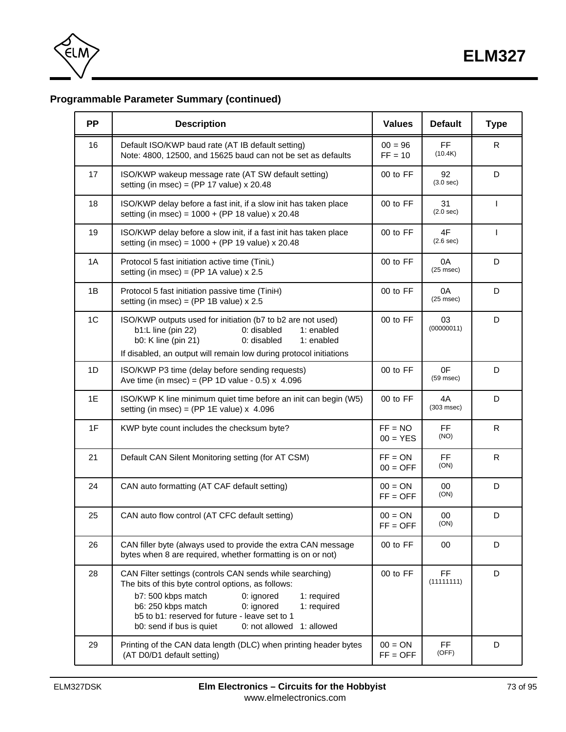### Programmable Parameter Summary (continued)

| PP | Description | Values | Default | Type |
|---|---|---|---|---|
| 16 | Default ISO/KWP baud rate (AT IB default setting)<br>Note: 4800, 12500, and 15625 baud can not be set as defaults | 00 = 96<br>FF = 10 | FF<br>(10.4K) | R |
| 17 | ISO/KWP wakeup message rate (AT SW default setting)<br>setting (in msec) = (PP 17 value) x 20.48 | 00 to FF | 92<br>(3.0 sec) | D |
| 18 | ISO/KWP delay before a fast init, if a slow init has taken place<br>setting (in msec) = 1000 + (PP 18 value) x 20.48 | 00 to FF | 31<br>(2.0 sec) | I |
| 19 | ISO/KWP delay before a slow init, if a fast init has taken place<br>setting (in msec) = 1000 + (PP 19 value) x 20.48 | 00 to FF | 4F<br>(2.6 sec) | I |
| 1A | Protocol 5 fast initiation active time (TiniL)<br>setting (in msec) = (PP 1A value) x 2.5 | 00 to FF | 0A<br>(25 msec) | D |
| 1B | Protocol 5 fast initiation passive time (TiniH)<br>setting (in msec) = (PP 1B value) x 2.5 | 00 to FF | 0A<br>(25 msec) | D |
| 1C | ISO/KWP outputs used for initiation (b7 to b2 are not used)<br>b1:L line (pin 22) 0: disabled 1: enabled<br>b0: K line (pin 21) 0: disabled 1: enabled<br>If disabled, an output will remain low during protocol initiations | 00 to FF | 03<br>(00000011) | D |
| 1D | ISO/KWP P3 time (delay before sending requests)<br>Ave time (in msec) = (PP 1D value - 0.5) x 4.096 | 00 to FF | 0F<br>(59 msec) | D |
| 1E | ISO/KWP K line minimum quiet time before an init can begin (W5)<br>setting (in msec) = (PP 1E value) x 4.096 | 00 to FF | 4A<br>(303 msec) | D |
| 1F | KWP byte count includes the checksum byte? | FF = NO<br>00 = YES | FF<br>(NO) | R |
| 21 | Default CAN Silent Monitoring setting (for AT CSM) | FF = ON<br>00 = OFF | FF<br>(ON) | R |
| 24 | CAN auto formatting (AT CAF default setting) | 00 = ON<br>FF = OFF | 00<br>(ON) | D |
| 25 | CAN auto flow control (AT CFC default setting) | 00 = ON<br>FF = OFF | 00<br>(ON) | D |
| 26 | CAN filler byte (always used to provide the extra CAN message bytes when 8 are required, whether formatting is on or not) | 00 to FF | 00 | D |
| 28 | CAN Filter settings (controls CAN sends while searching)<br>The bits of this byte control options, as follows:<br>b7: 500 kbps match 0: ignored 1: required<br>b6: 250 kbps match 0: ignored 1: required<br>b5 to b1: reserved for future - leave set to 1<br>b0: send if bus is quiet 0: not allowed 1: allowed | 00 to FF | FF<br>(11111111) | D |
| 29 | Printing of the CAN data length (DLC) when printing header bytes (AT D0/D1 default setting) | 00 = ON<br>FF = OFF | FF<br>(OFF) | D |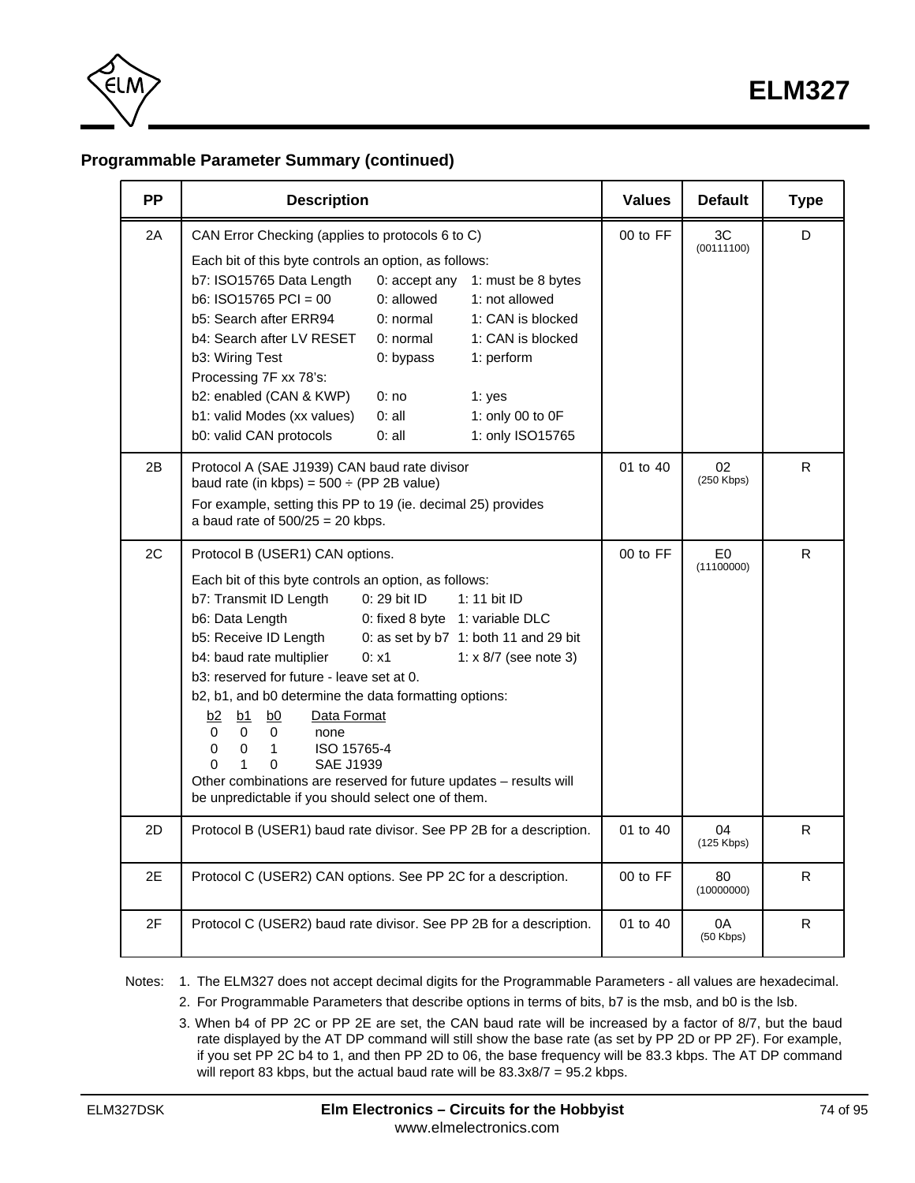## Programmable Parameter Summary (continued)

| PP | Description | Values | Default | Type |
|---|---|---|---|---|
| 2A | CAN Error Checking (applies to protocols 6 to C)<br><br>Each bit of this byte controls an option, as follows:<br>b7: ISO15765 Data Length     0: accept any     1: must be 8 bytes<br>b6: ISO15765 PCI = 00     0: allowed     1: not allowed<br>b5: Search after ERR94     0: normal     1: CAN is blocked<br>b4: Search after LV RESET     0: normal     1: CAN is blocked<br>b3: Wiring Test     0: bypass     1: perform<br>Processing 7F xx 78's:<br>b2: enabled (CAN & KWP)     0: no     1: yes<br>b1: valid Modes (xx values)     0: all     1: only 00 to 0F<br>b0: valid CAN protocols     0: all     1: only ISO15765 | 00 to FF | 3C<br>(00111100) | D |
| 2B | Protocol A (SAE J1939) CAN baud rate divisor<br>baud rate (in kbps) = 500 ÷ (PP 2B value)<br><br>For example, setting this PP to 19 (ie. decimal 25) provides a baud rate of 500/25 = 20 kbps. | 01 to 40 | 02<br>(250 Kbps) | R |
| 2C | Protocol B (USER1) CAN options.<br><br>Each bit of this byte controls an option, as follows:<br>b7: Transmit ID Length     0: 29 bit ID     1: 11 bit ID<br>b6: Data Length     0: fixed 8 byte     1: variable DLC<br>b5: Receive ID Length     0: as set by b7     1: both 11 and 29 bit<br>b4: baud rate multiplier     0: x1     1: x 8/7 (see note 3)<br>b3: reserved for future - leave set at 0.<br>b2, b1, and b0 determine the data formatting options:<br>b2 b1 b0 — Data Format<br>0 0 0 — none<br>0 0 1 — ISO 15765-4<br>0 1 0 — SAE J1939<br>Other combinations are reserved for future updates – results will be unpredictable if you should select one of them. | 00 to FF | E0<br>(11100000) | R |
| 2D | Protocol B (USER1) baud rate divisor. See PP 2B for a description. | 01 to 40 | 04<br>(125 Kbps) | R |
| 2E | Protocol C (USER2) CAN options. See PP 2C for a description. | 00 to FF | 80<br>(10000000) | R |
| 2F | Protocol C (USER2) baud rate divisor. See PP 2B for a description. | 01 to 40 | 0A<br>(50 Kbps) | R |

Notes:

1. The ELM327 does not accept decimal digits for the Programmable Parameters - all values are hexadecimal.
2. For Programmable Parameters that describe options in terms of bits, b7 is the msb, and b0 is the lsb.
3. When b4 of PP 2C or PP 2E are set, the CAN baud rate will be increased by a factor of 8/7, but the baud rate displayed by the AT DP command will still show the base rate (as set by PP 2D or PP 2F). For example, if you set PP 2C b4 to 1, and then PP 2D to 06, the base frequency will be 83.3 kbps. The AT DP command will report 83 kbps, but the actual baud rate will be 83.3x8/7 = 95.2 kbps.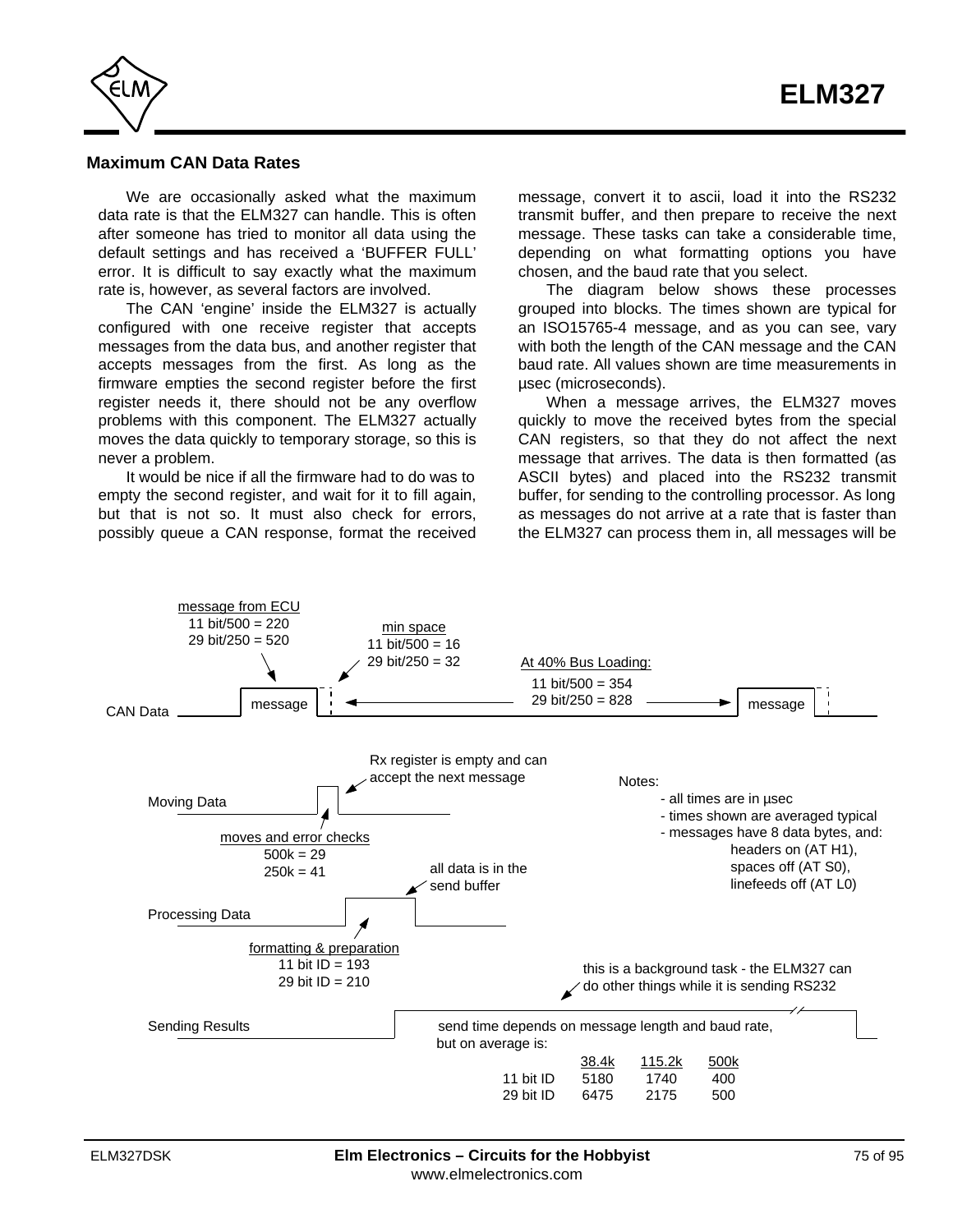## Maximum CAN Data Rates

We are occasionally asked what the maximum data rate is that the ELM327 can handle. This is often after someone has tried to monitor all data using the default settings and has received a 'BUFFER FULL' error. It is difficult to say exactly what the maximum rate is, however, as several factors are involved.

The CAN 'engine' inside the ELM327 is actually configured with one receive register that accepts messages from the data bus, and another register that accepts messages from the first. As long as the firmware empties the second register before the first register needs it, there should not be any overflow problems with this component. The ELM327 actually moves the data quickly to temporary storage, so this is never a problem.

It would be nice if all the firmware had to do was to empty the second register, and wait for it to fill again, but that is not so. It must also check for errors, possibly queue a CAN response, format the received message, convert it to ascii, load it into the RS232 transmit buffer, and then prepare to receive the next message. These tasks can take a considerable time, depending on what formatting options you have chosen, and the baud rate that you select.

The diagram below shows these processes grouped into blocks. The times shown are typical for an ISO15765-4 message, and as you can see, vary with both the length of the CAN message and the CAN baud rate. All values shown are time measurements in µsec (microseconds).

When a message arrives, the ELM327 moves quickly to move the received bytes from the special CAN registers, so that they do not affect the next message that arrives. The data is then formatted (as ASCII bytes) and placed into the RS232 transmit buffer, for sending to the controlling processor. As long as messages do not arrive at a rate that is faster than the ELM327 can process them in, all messages will be

**CAN Data**

- message from ECU: 11 bit/500 = 220, 29 bit/250 = 520
- min space: 11 bit/500 = 16, 29 bit/250 = 32
- At 40% Bus Loading: 11 bit/500 = 354, 29 bit/250 = 828

**Moving Data**

- moves and error checks: 500k = 29, 250k = 41
- Rx register is empty and can accept the next message

**Processing Data**

- formatting & preparation: 11 bit ID = 193, 29 bit ID = 210
- all data is in the send buffer

**Sending Results**

- this is a background task - the ELM327 can do other things while it is sending RS232
- send time depends on message length and baud rate, but on average is:

| | 38.4k | 115.2k | 500k |
|---|---|---|---|
| 11 bit ID | 5180 | 1740 | 400 |
| 29 bit ID | 6475 | 2175 | 500 |

Notes:
- all times are in µsec
- times shown are averaged typical
- messages have 8 data bytes, and: headers on (AT H1), spaces off (AT S0), linefeeds off (AT L0)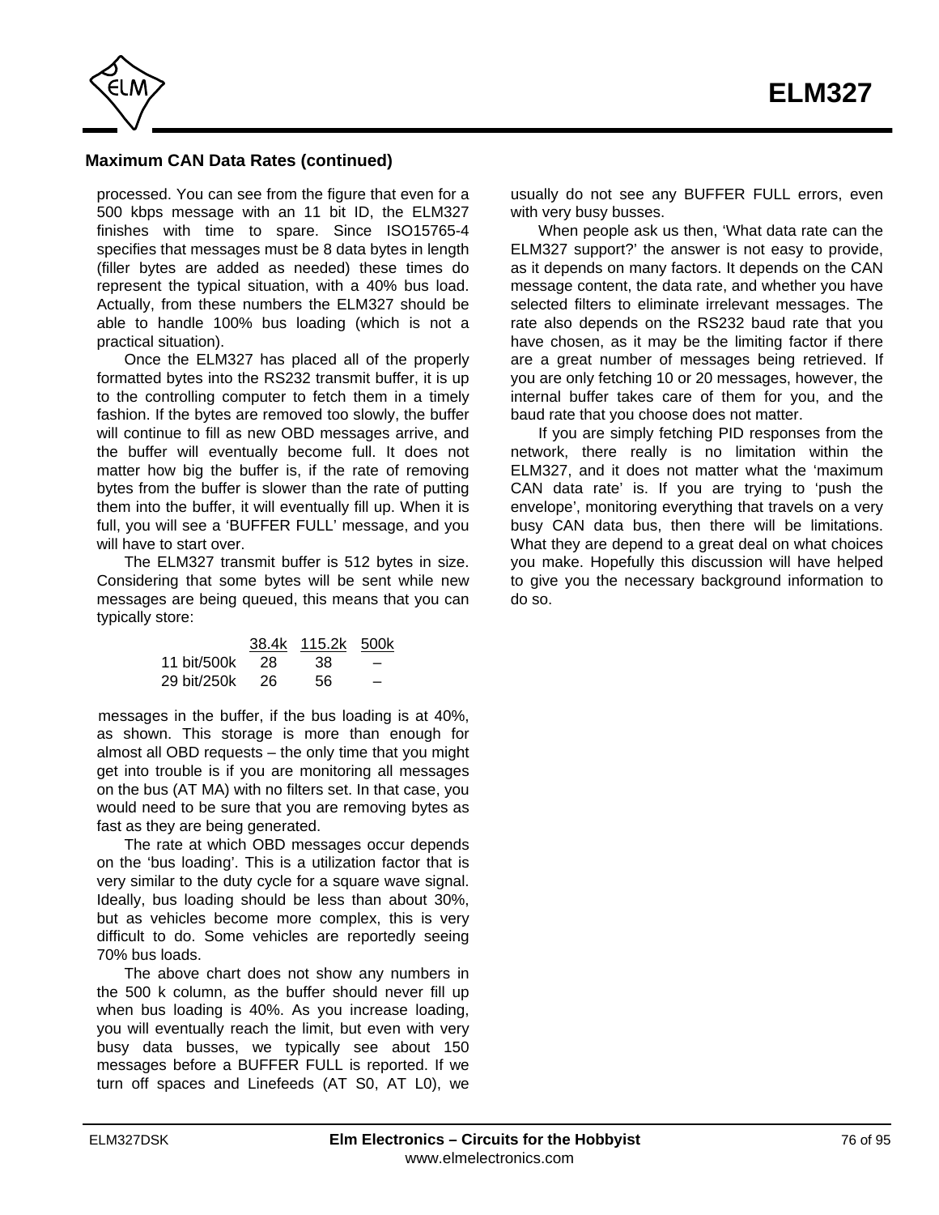## Maximum CAN Data Rates (continued)

processed. You can see from the figure that even for a 500 kbps message with an 11 bit ID, the ELM327 finishes with time to spare. Since ISO15765-4 specifies that messages must be 8 data bytes in length (filler bytes are added as needed) these times do represent the typical situation, with a 40% bus load. Actually, from these numbers the ELM327 should be able to handle 100% bus loading (which is not a practical situation).

Once the ELM327 has placed all of the properly formatted bytes into the RS232 transmit buffer, it is up to the controlling computer to fetch them in a timely fashion. If the bytes are removed too slowly, the buffer will continue to fill as new OBD messages arrive, and the buffer will eventually become full. It does not matter how big the buffer is, if the rate of removing bytes from the buffer is slower than the rate of putting them into the buffer, it will eventually fill up. When it is full, you will see a 'BUFFER FULL' message, and you will have to start over.

The ELM327 transmit buffer is 512 bytes in size. Considering that some bytes will be sent while new messages are being queued, this means that you can typically store:

| | 38.4k | 115.2k | 500k |
|---|---|---|---|
| 11 bit/500k | 28 | 38 | – |
| 29 bit/250k | 26 | 56 | – |

messages in the buffer, if the bus loading is at 40%, as shown. This storage is more than enough for almost all OBD requests – the only time that you might get into trouble is if you are monitoring all messages on the bus (AT MA) with no filters set. In that case, you would need to be sure that you are removing bytes as fast as they are being generated.

The rate at which OBD messages occur depends on the 'bus loading'. This is a utilization factor that is very similar to the duty cycle for a square wave signal. Ideally, bus loading should be less than about 30%, but as vehicles become more complex, this is very difficult to do. Some vehicles are reportedly seeing 70% bus loads.

The above chart does not show any numbers in the 500 k column, as the buffer should never fill up when bus loading is 40%. As you increase loading, you will eventually reach the limit, but even with very busy data busses, we typically see about 150 messages before a BUFFER FULL is reported. If we turn off spaces and Linefeeds (AT S0, AT L0), we usually do not see any BUFFER FULL errors, even with very busy busses.

When people ask us then, 'What data rate can the ELM327 support?' the answer is not easy to provide, as it depends on many factors. It depends on the CAN message content, the data rate, and whether you have selected filters to eliminate irrelevant messages. The rate also depends on the RS232 baud rate that you have chosen, as it may be the limiting factor if there are a great number of messages being retrieved. If you are only fetching 10 or 20 messages, however, the internal buffer takes care of them for you, and the baud rate that you choose does not matter.

If you are simply fetching PID responses from the network, there really is no limitation within the ELM327, and it does not matter what the 'maximum CAN data rate' is. If you are trying to 'push the envelope', monitoring everything that travels on a very busy CAN data bus, then there will be limitations. What they are depend to a great deal on what choices you make. Hopefully this discussion will have helped to give you the necessary background information to do so.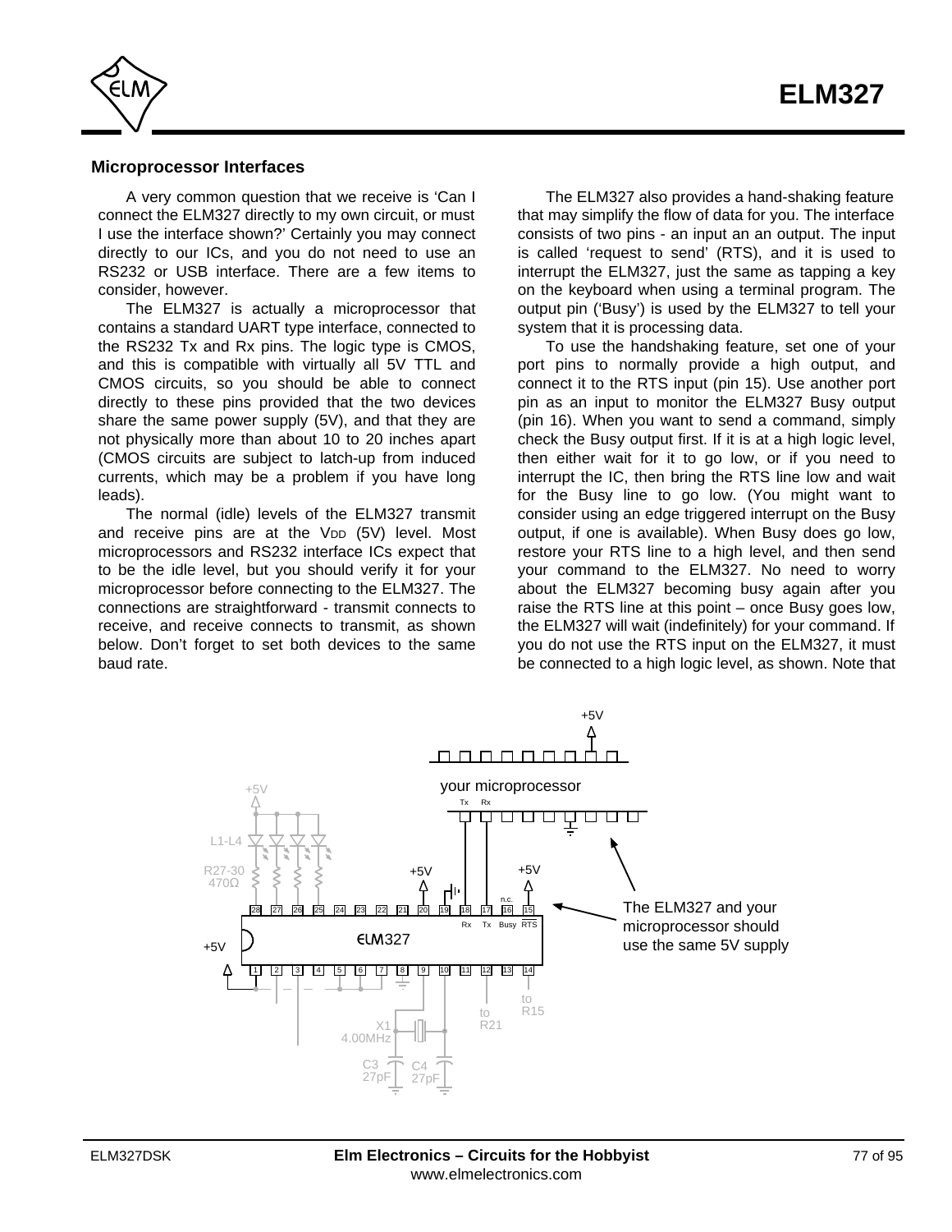## Microprocessor Interfaces

A very common question that we receive is 'Can I connect the ELM327 directly to my own circuit, or must I use the interface shown?' Certainly you may connect directly to our ICs, and you do not need to use an RS232 or USB interface. There are a few items to consider, however.

The ELM327 is actually a microprocessor that contains a standard UART type interface, connected to the RS232 Tx and Rx pins. The logic type is CMOS, and this is compatible with virtually all 5V TTL and CMOS circuits, so you should be able to connect directly to these pins provided that the two devices share the same power supply (5V), and that they are not physically more than about 10 to 20 inches apart (CMOS circuits are subject to latch-up from induced currents, which may be a problem if you have long leads).

The normal (idle) levels of the ELM327 transmit and receive pins are at the $V_{DD}$ (5V) level. Most microprocessors and RS232 interface ICs expect that to be the idle level, but you should verify it for your microprocessor before connecting to the ELM327. The connections are straightforward - transmit connects to receive, and receive connects to transmit, as shown below. Don't forget to set both devices to the same baud rate.

The ELM327 also provides a hand-shaking feature that may simplify the flow of data for you. The interface consists of two pins - an input an an output. The input is called 'request to send' (RTS), and it is used to interrupt the ELM327, just the same as tapping a key on the keyboard when using a terminal program. The output pin ('Busy') is used by the ELM327 to tell your system that it is processing data.

To use the handshaking feature, set one of your port pins to normally provide a high output, and connect it to the RTS input (pin 15). Use another port pin as an input to monitor the ELM327 Busy output (pin 16). When you want to send a command, simply check the Busy output first. If it is at a high logic level, then either wait for it to go low, or if you need to interrupt the IC, then bring the RTS line low and wait for the Busy line to go low. (You might want to consider using an edge triggered interrupt on the Busy output, if one is available). When Busy does go low, restore your RTS line to a high level, and then send your command to the ELM327. No need to worry about the ELM327 becoming busy again after you raise the RTS line at this point – once Busy goes low, the ELM327 will wait (indefinitely) for your command. If you do not use the RTS input on the ELM327, it must be connected to a high logic level, as shown. Note that

The ELM327 and your microprocessor should use the same 5V supply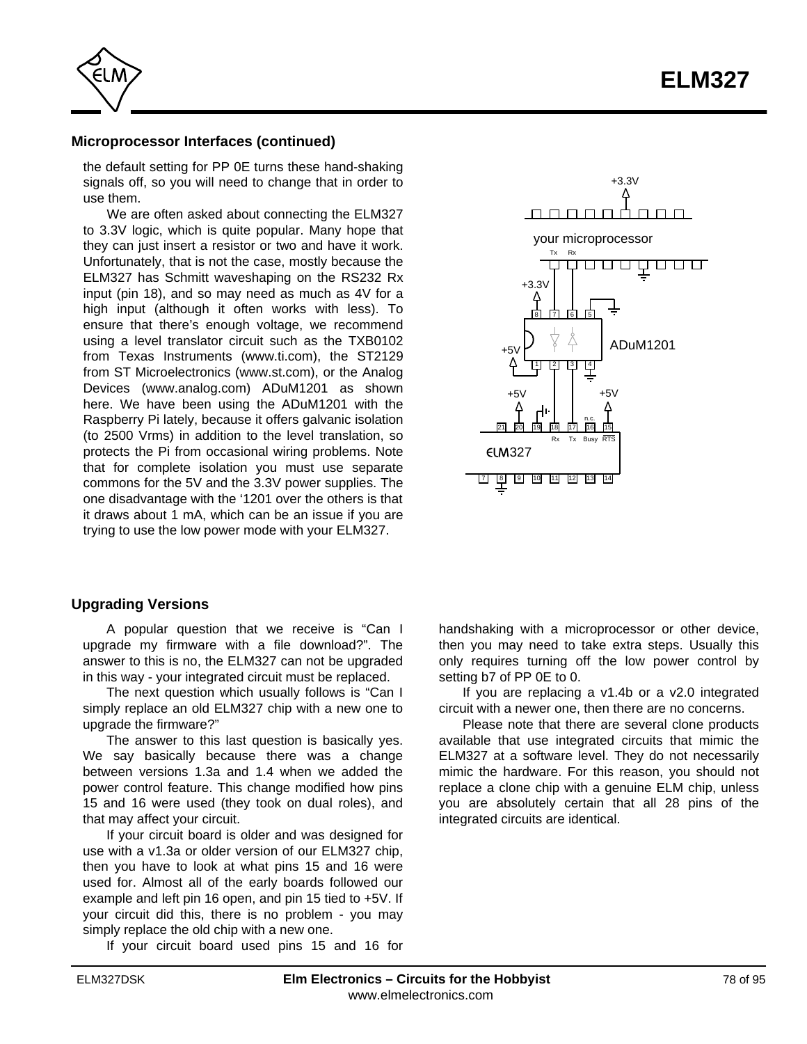## Microprocessor Interfaces (continued)

the default setting for PP 0E turns these hand-shaking signals off, so you will need to change that in order to use them.

We are often asked about connecting the ELM327 to 3.3V logic, which is quite popular. Many hope that they can just insert a resistor or two and have it work. Unfortunately, that is not the case, mostly because the ELM327 has Schmitt waveshaping on the RS232 Rx input (pin 18), and so may need as much as 4V for a high input (although it often works with less). To ensure that there's enough voltage, we recommend using a level translator circuit such as the TXB0102 from Texas Instruments (www.ti.com), the ST2129 from ST Microelectronics (www.st.com), or the Analog Devices (www.analog.com) ADuM1201 as shown here. We have been using the ADuM1201 with the Raspberry Pi lately, because it offers galvanic isolation (to 2500 Vrms) in addition to the level translation, so protects the Pi from occasional wiring problems. Note that for complete isolation you must use separate commons for the 5V and the 3.3V power supplies. The one disadvantage with the '1201 over the others is that it draws about 1 mA, which can be an issue if you are trying to use the low power mode with your ELM327.

## Upgrading Versions

A popular question that we receive is "Can I upgrade my firmware with a file download?". The answer to this is no, the ELM327 can not be upgraded in this way - your integrated circuit must be replaced.

The next question which usually follows is "Can I simply replace an old ELM327 chip with a new one to upgrade the firmware?"

The answer to this last question is basically yes. We say basically because there was a change between versions 1.3a and 1.4 when we added the power control feature. This change modified how pins 15 and 16 were used (they took on dual roles), and that may affect your circuit.

If your circuit board is older and was designed for use with a v1.3a or older version of our ELM327 chip, then you have to look at what pins 15 and 16 were used for. Almost all of the early boards followed our example and left pin 16 open, and pin 15 tied to +5V. If your circuit did this, there is no problem - you may simply replace the old chip with a new one.

If your circuit board used pins 15 and 16 for handshaking with a microprocessor or other device, then you may need to take extra steps. Usually this only requires turning off the low power control by setting b7 of PP 0E to 0.

If you are replacing a v1.4b or a v2.0 integrated circuit with a newer one, then there are no concerns.

Please note that there are several clone products available that use integrated circuits that mimic the ELM327 at a software level. They do not necessarily mimic the hardware. For this reason, you should not replace a clone chip with a genuine ELM chip, unless you are absolutely certain that all 28 pins of the integrated circuits are identical.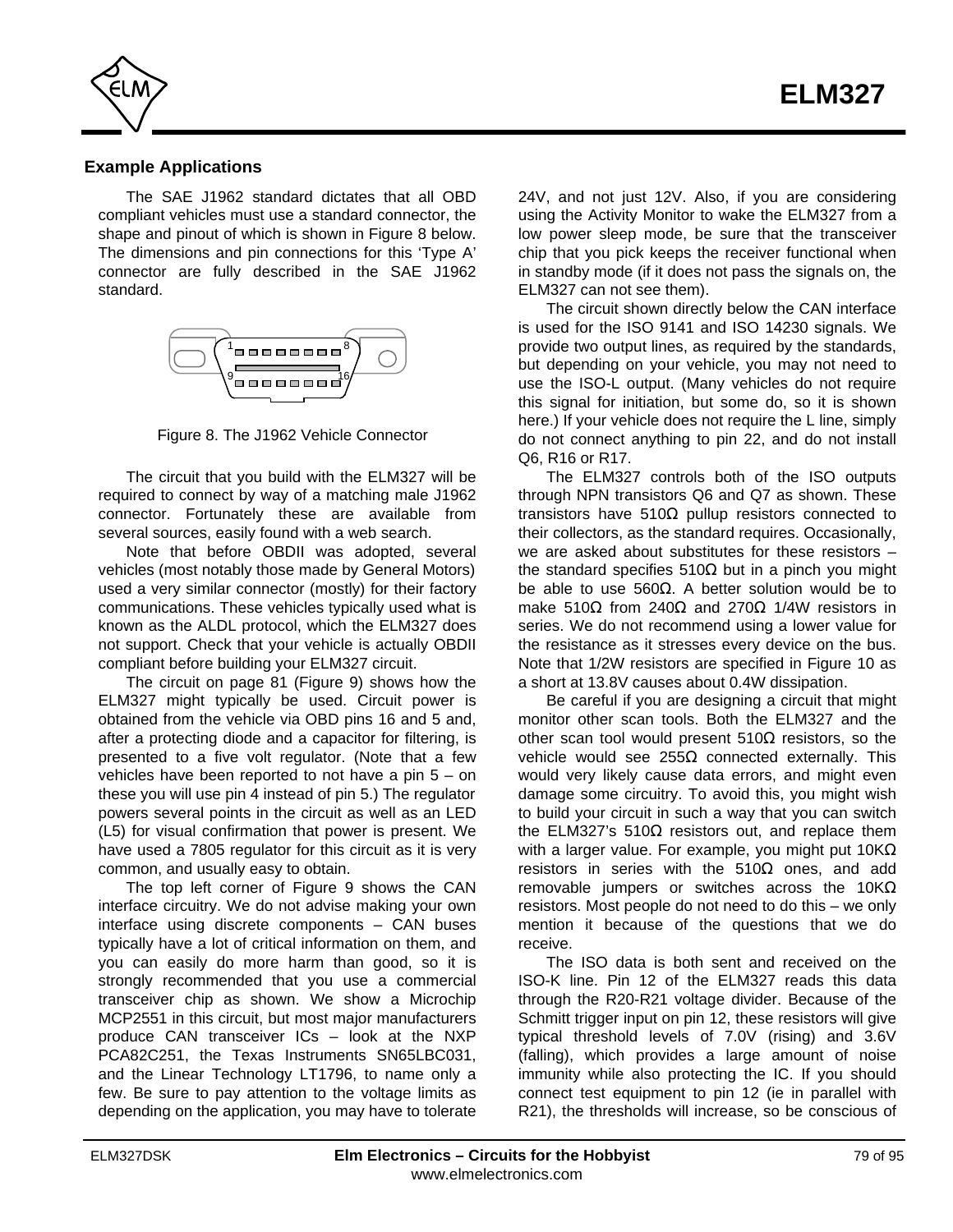## Example Applications

The SAE J1962 standard dictates that all OBD compliant vehicles must use a standard connector, the shape and pinout of which is shown in Figure 8 below. The dimensions and pin connections for this 'Type A' connector are fully described in the SAE J1962 standard.

Figure 8. The J1962 Vehicle Connector

The circuit that you build with the ELM327 will be required to connect by way of a matching male J1962 connector. Fortunately these are available from several sources, easily found with a web search.

Note that before OBDII was adopted, several vehicles (most notably those made by General Motors) used a very similar connector (mostly) for their factory communications. These vehicles typically used what is known as the ALDL protocol, which the ELM327 does not support. Check that your vehicle is actually OBDII compliant before building your ELM327 circuit.

The circuit on page 81 (Figure 9) shows how the ELM327 might typically be used. Circuit power is obtained from the vehicle via OBD pins 16 and 5 and, after a protecting diode and a capacitor for filtering, is presented to a five volt regulator. (Note that a few vehicles have been reported to not have a pin 5 – on these you will use pin 4 instead of pin 5.) The regulator powers several points in the circuit as well as an LED (L5) for visual confirmation that power is present. We have used a 7805 regulator for this circuit as it is very common, and usually easy to obtain.

The top left corner of Figure 9 shows the CAN interface circuitry. We do not advise making your own interface using discrete components – CAN buses typically have a lot of critical information on them, and you can easily do more harm than good, so it is strongly recommended that you use a commercial transceiver chip as shown. We show a Microchip MCP2551 in this circuit, but most major manufacturers produce CAN transceiver ICs – look at the NXP PCA82C251, the Texas Instruments SN65LBC031, and the Linear Technology LT1796, to name only a few. Be sure to pay attention to the voltage limits as depending on the application, you may have to tolerate 24V, and not just 12V. Also, if you are considering using the Activity Monitor to wake the ELM327 from a low power sleep mode, be sure that the transceiver chip that you pick keeps the receiver functional when in standby mode (if it does not pass the signals on, the ELM327 can not see them).

The circuit shown directly below the CAN interface is used for the ISO 9141 and ISO 14230 signals. We provide two output lines, as required by the standards, but depending on your vehicle, you may not need to use the ISO-L output. (Many vehicles do not require this signal for initiation, but some do, so it is shown here.) If your vehicle does not require the L line, simply do not connect anything to pin 22, and do not install Q6, R16 or R17.

The ELM327 controls both of the ISO outputs through NPN transistors Q6 and Q7 as shown. These transistors have 510Ω pullup resistors connected to their collectors, as the standard requires. Occasionally, we are asked about substitutes for these resistors – the standard specifies 510Ω but in a pinch you might be able to use 560Ω. A better solution would be to make 510Ω from 240Ω and 270Ω 1/4W resistors in series. We do not recommend using a lower value for the resistance as it stresses every device on the bus. Note that 1/2W resistors are specified in Figure 10 as a short at 13.8V causes about 0.4W dissipation.

Be careful if you are designing a circuit that might monitor other scan tools. Both the ELM327 and the other scan tool would present 510Ω resistors, so the vehicle would see 255Ω connected externally. This would very likely cause data errors, and might even damage some circuitry. To avoid this, you might wish to build your circuit in such a way that you can switch the ELM327's 510Ω resistors out, and replace them with a larger value. For example, you might put 10KΩ resistors in series with the 510Ω ones, and add removable jumpers or switches across the 10KΩ resistors. Most people do not need to do this – we only mention it because of the questions that we do receive.

The ISO data is both sent and received on the ISO-K line. Pin 12 of the ELM327 reads this data through the R20-R21 voltage divider. Because of the Schmitt trigger input on pin 12, these resistors will give typical threshold levels of 7.0V (rising) and 3.6V (falling), which provides a large amount of noise immunity while also protecting the IC. If you should connect test equipment to pin 12 (ie in parallel with R21), the thresholds will increase, so be conscious of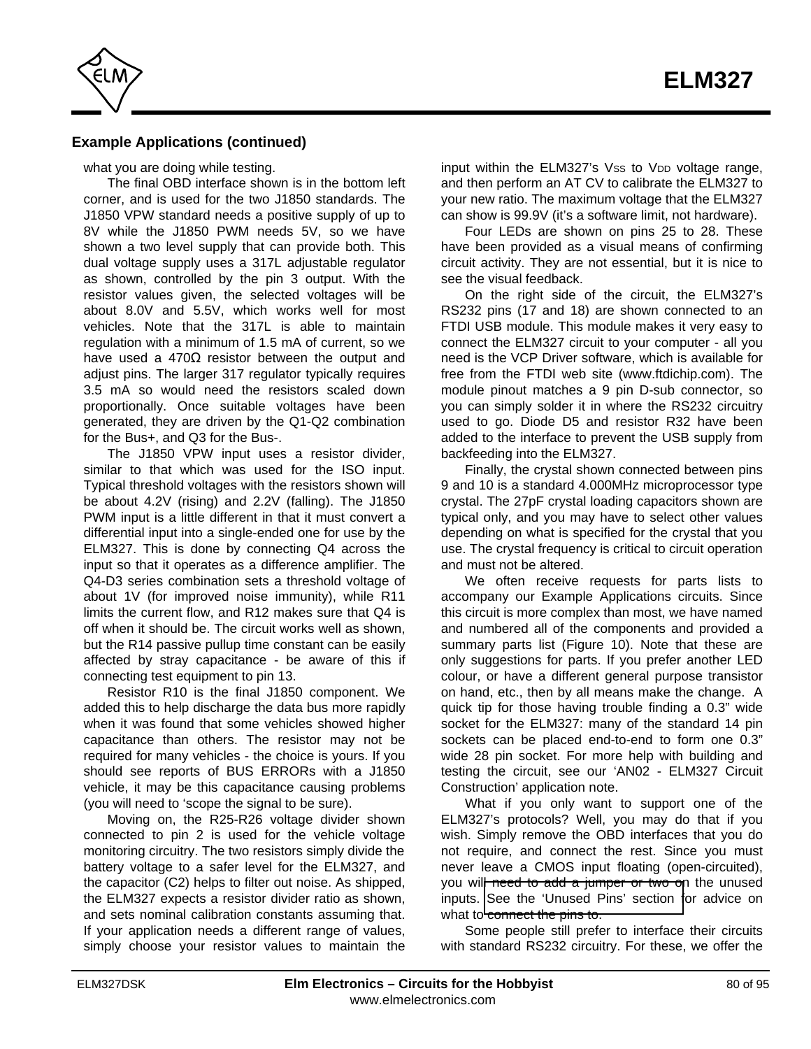## Example Applications (continued)

what you are doing while testing.

The final OBD interface shown is in the bottom left corner, and is used for the two J1850 standards. The J1850 VPW standard needs a positive supply of up to 8V while the J1850 PWM needs 5V, so we have shown a two level supply that can provide both. This dual voltage supply uses a 317L adjustable regulator as shown, controlled by the pin 3 output. With the resistor values given, the selected voltages will be about 8.0V and 5.5V, which works well for most vehicles. Note that the 317L is able to maintain regulation with a minimum of 1.5 mA of current, so we have used a 470Ω resistor between the output and adjust pins. The larger 317 regulator typically requires 3.5 mA so would need the resistors scaled down proportionally. Once suitable voltages have been generated, they are driven by the Q1-Q2 combination for the Bus+, and Q3 for the Bus-.

The J1850 VPW input uses a resistor divider, similar to that which was used for the ISO input. Typical threshold voltages with the resistors shown will be about 4.2V (rising) and 2.2V (falling). The J1850 PWM input is a little different in that it must convert a differential input into a single-ended one for use by the ELM327. This is done by connecting Q4 across the input so that it operates as a difference amplifier. The Q4-D3 series combination sets a threshold voltage of about 1V (for improved noise immunity), while R11 limits the current flow, and R12 makes sure that Q4 is off when it should be. The circuit works well as shown, but the R14 passive pullup time constant can be easily affected by stray capacitance - be aware of this if connecting test equipment to pin 13.

Resistor R10 is the final J1850 component. We added this to help discharge the data bus more rapidly when it was found that some vehicles showed higher capacitance than others. The resistor may not be required for many vehicles - the choice is yours. If you should see reports of BUS ERRORs with a J1850 vehicle, it may be this capacitance causing problems (you will need to ‘scope the signal to be sure).

Moving on, the R25-R26 voltage divider shown connected to pin 2 is used for the vehicle voltage monitoring circuitry. The two resistors simply divide the battery voltage to a safer level for the ELM327, and the capacitor (C2) helps to filter out noise. As shipped, the ELM327 expects a resistor divider ratio as shown, and sets nominal calibration constants assuming that. If your application needs a different range of values, simply choose your resistor values to maintain the input within the ELM327’s $V_{SS}$ to $V_{DD}$ voltage range, and then perform an AT CV to calibrate the ELM327 to your new ratio. The maximum voltage that the ELM327 can show is 99.9V (it’s a software limit, not hardware).

Four LEDs are shown on pins 25 to 28. These have been provided as a visual means of confirming circuit activity. They are not essential, but it is nice to see the visual feedback.

On the right side of the circuit, the ELM327’s RS232 pins (17 and 18) are shown connected to an FTDI USB module. This module makes it very easy to connect the ELM327 circuit to your computer - all you need is the VCP Driver software, which is available for free from the FTDI web site (www.ftdichip.com). The module pinout matches a 9 pin D-sub connector, so you can simply solder it in where the RS232 circuitry used to go. Diode D5 and resistor R32 have been added to the interface to prevent the USB supply from backfeeding into the ELM327.

Finally, the crystal shown connected between pins 9 and 10 is a standard 4.000MHz microprocessor type crystal. The 27pF crystal loading capacitors shown are typical only, and you may have to select other values depending on what is specified for the crystal that you use. The crystal frequency is critical to circuit operation and must not be altered.

We often receive requests for parts lists to accompany our Example Applications circuits. Since this circuit is more complex than most, we have named and numbered all of the components and provided a summary parts list (Figure 10). Note that these are only suggestions for parts. If you prefer another LED colour, or have a different general purpose transistor on hand, etc., then by all means make the change. A quick tip for those having trouble finding a 0.3” wide socket for the ELM327: many of the standard 14 pin sockets can be placed end-to-end to form one 0.3” wide 28 pin socket. For more help with building and testing the circuit, see our ‘AN02 - ELM327 Circuit Construction’ application note.

What if you only want to support one of the ELM327’s protocols? Well, you may do that if you wish. Simply remove the OBD interfaces that you do not require, and connect the rest. Since you must never leave a CMOS input floating (open-circuited), you will need to add a jumper or two on the unused inputs. See the ‘Unused Pins’ section for advice on what to connect the pins to.

Some people still prefer to interface their circuits with standard RS232 circuitry. For these, we offer the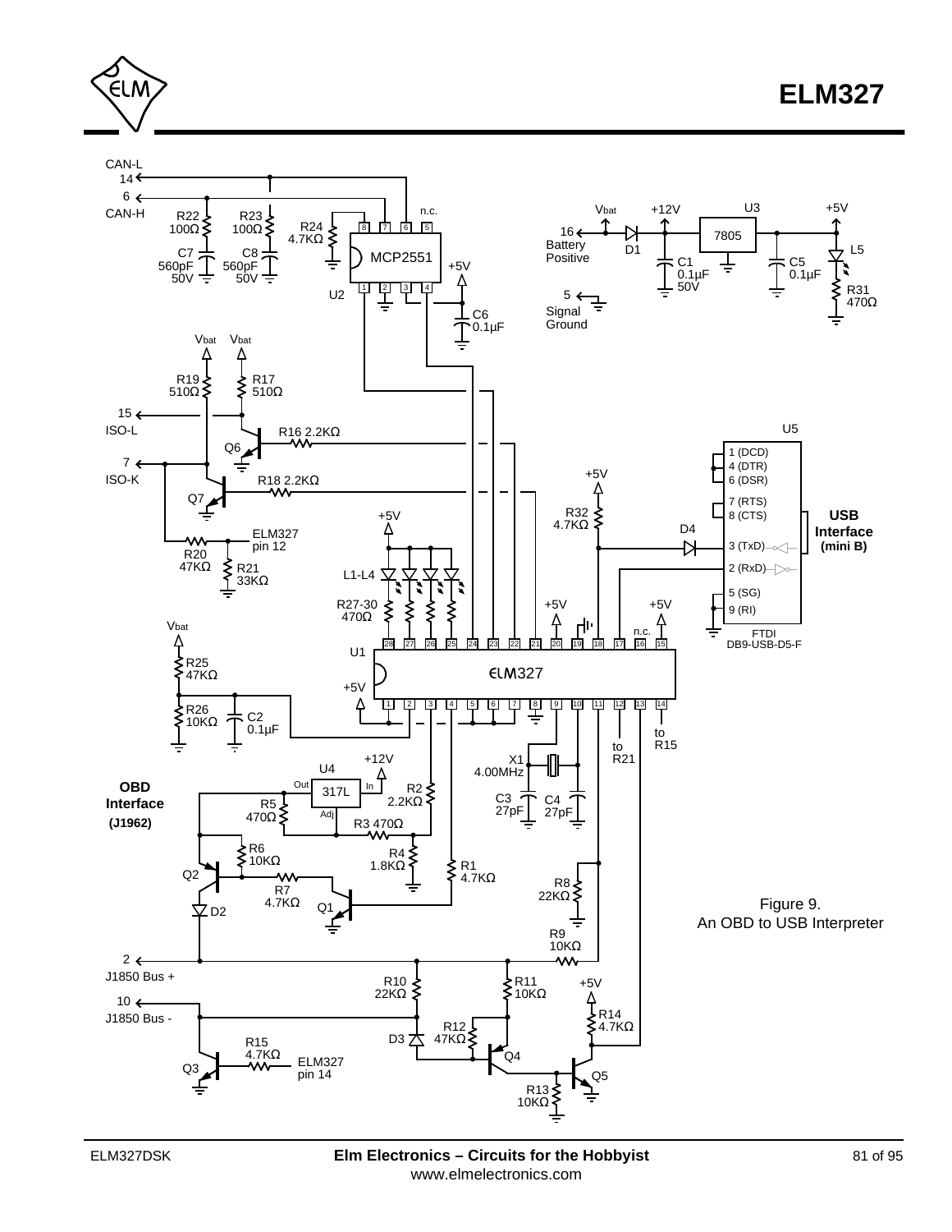Figure 9.
An OBD to USB Interpreter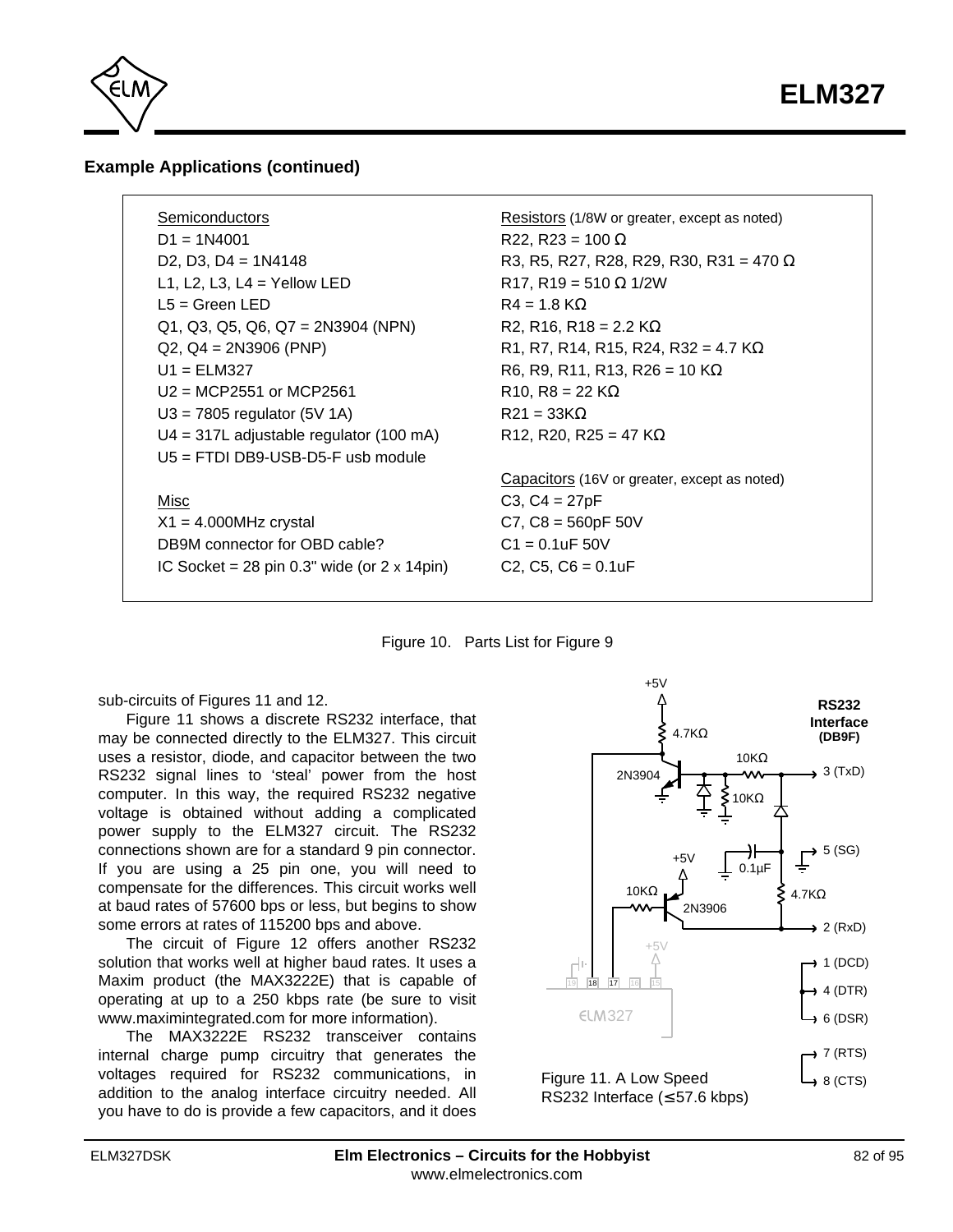## Example Applications (continued)

| Semiconductors | Resistors (1/8W or greater, except as noted) |
|---|---|
| D1 = 1N4001 | R22, R23 = 100 Ω |
| D2, D3, D4 = 1N4148 | R3, R5, R27, R28, R29, R30, R31 = 470 Ω |
| L1, L2, L3, L4 = Yellow LED | R17, R19 = 510 Ω 1/2W |
| L5 = Green LED | R4 = 1.8 KΩ |
| Q1, Q3, Q5, Q6, Q7 = 2N3904 (NPN) | R2, R16, R18 = 2.2 KΩ |
| Q2, Q4 = 2N3906 (PNP) | R1, R7, R14, R15, R24, R32 = 4.7 KΩ |
| U1 = ELM327 | R6, R9, R11, R13, R26 = 10 KΩ |
| U2 = MCP2551 or MCP2561 | R10, R8 = 22 KΩ |
| U3 = 7805 regulator (5V 1A) | R21 = 33KΩ |
| U4 = 317L adjustable regulator (100 mA) | R12, R20, R25 = 47 KΩ |
| U5 = FTDI DB9-USB-D5-F usb module | |
| | Capacitors (16V or greater, except as noted) |
| Misc | C3, C4 = 27pF |
| X1 = 4.000MHz crystal | C7, C8 = 560pF 50V |
| DB9M connector for OBD cable? | C1 = 0.1uF 50V |
| IC Socket = 28 pin 0.3" wide (or 2 x 14pin) | C2, C5, C6 = 0.1uF |

Figure 10. Parts List for Figure 9

sub-circuits of Figures 11 and 12.

Figure 11 shows a discrete RS232 interface, that may be connected directly to the ELM327. This circuit uses a resistor, diode, and capacitor between the two RS232 signal lines to 'steal' power from the host computer. In this way, the required RS232 negative voltage is obtained without adding a complicated power supply to the ELM327 circuit. The RS232 connections shown are for a standard 9 pin connector. If you are using a 25 pin one, you will need to compensate for the differences. This circuit works well at baud rates of 57600 bps or less, but begins to show some errors at rates of 115200 bps and above.

The circuit of Figure 12 offers another RS232 solution that works well at higher baud rates. It uses a Maxim product (the MAX3222E) that is capable of operating at up to a 250 kbps rate (be sure to visit www.maximintegrated.com for more information).

The MAX3222E RS232 transceiver contains internal charge pump circuitry that generates the voltages required for RS232 communications, in addition to the analog interface circuitry needed. All you have to do is provide a few capacitors, and it does

Figure 11. A Low Speed RS232 Interface (≤57.6 kbps)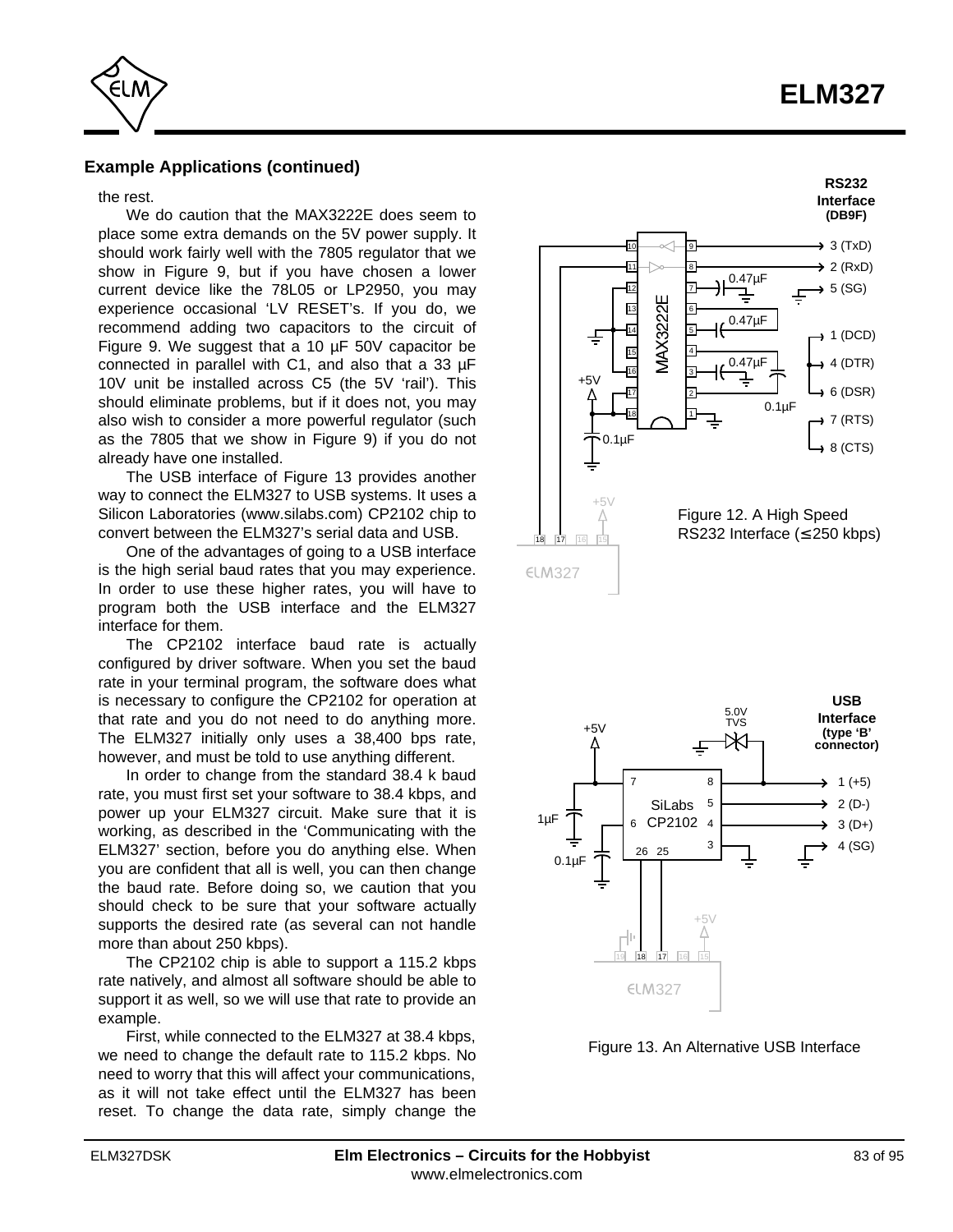## Example Applications (continued)

the rest.

We do caution that the MAX3222E does seem to place some extra demands on the 5V power supply. It should work fairly well with the 7805 regulator that we show in Figure 9, but if you have chosen a lower current device like the 78L05 or LP2950, you may experience occasional 'LV RESET's. If you do, we recommend adding two capacitors to the circuit of Figure 9. We suggest that a 10 µF 50V capacitor be connected in parallel with C1, and also that a 33 µF 10V unit be installed across C5 (the 5V 'rail'). This should eliminate problems, but if it does not, you may also wish to consider a more powerful regulator (such as the 7805 that we show in Figure 9) if you do not already have one installed.

The USB interface of Figure 13 provides another way to connect the ELM327 to USB systems. It uses a Silicon Laboratories (www.silabs.com) CP2102 chip to convert between the ELM327's serial data and USB.

One of the advantages of going to a USB interface is the high serial baud rates that you may experience. In order to use these higher rates, you will have to program both the USB interface and the ELM327 interface for them.

The CP2102 interface baud rate is actually configured by driver software. When you set the baud rate in your terminal program, the software does what is necessary to configure the CP2102 for operation at that rate and you do not need to do anything more. The ELM327 initially only uses a 38,400 bps rate, however, and must be told to use anything different.

In order to change from the standard 38.4 k baud rate, you must first set your software to 38.4 kbps, and power up your ELM327 circuit. Make sure that it is working, as described in the 'Communicating with the ELM327' section, before you do anything else. When you are confident that all is well, you can then change the baud rate. Before doing so, we caution that you should check to be sure that your software actually supports the desired rate (as several can not handle more than about 250 kbps).

The CP2102 chip is able to support a 115.2 kbps rate natively, and almost all software should be able to support it as well, so we will use that rate to provide an example.

First, while connected to the ELM327 at 38.4 kbps, we need to change the default rate to 115.2 kbps. No need to worry that this will affect your communications, as it will not take effect until the ELM327 has been reset. To change the data rate, simply change the

Figure 12. A High Speed RS232 Interface (≤250 kbps)

Figure 13. An Alternative USB Interface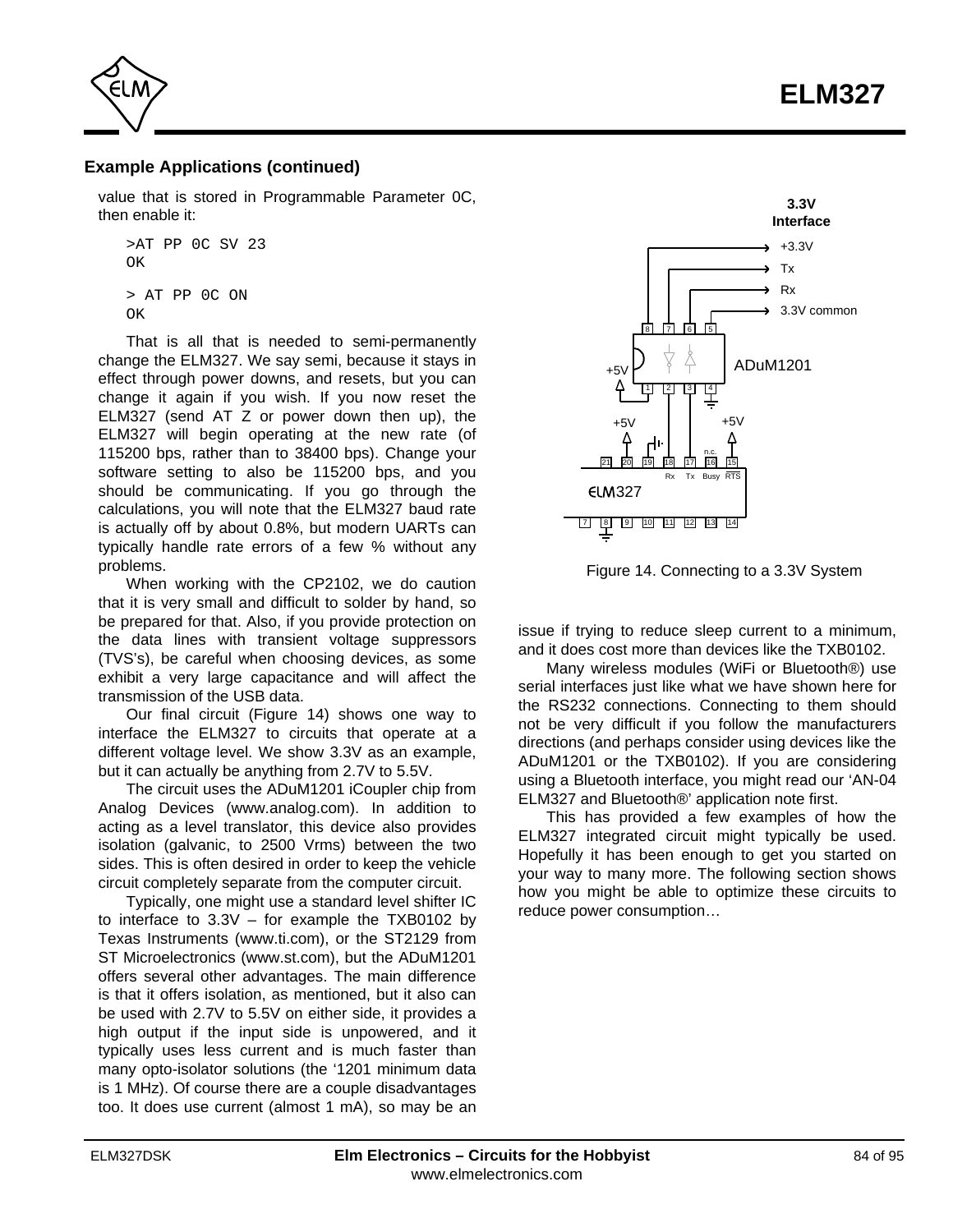## Example Applications (continued)

value that is stored in Programmable Parameter 0C, then enable it:

```
>AT PP 0C SV 23
OK

> AT PP 0C ON
OK
```

That is all that is needed to semi-permanently change the ELM327. We say semi, because it stays in effect through power downs, and resets, but you can change it again if you wish. If you now reset the ELM327 (send AT Z or power down then up), the ELM327 will begin operating at the new rate (of 115200 bps, rather than to 38400 bps). Change your software setting to also be 115200 bps, and you should be communicating. If you go through the calculations, you will note that the ELM327 baud rate is actually off by about 0.8%, but modern UARTs can typically handle rate errors of a few % without any problems.

When working with the CP2102, we do caution that it is very small and difficult to solder by hand, so be prepared for that. Also, if you provide protection on the data lines with transient voltage suppressors (TVS's), be careful when choosing devices, as some exhibit a very large capacitance and will affect the transmission of the USB data.

Our final circuit (Figure 14) shows one way to interface the ELM327 to circuits that operate at a different voltage level. We show 3.3V as an example, but it can actually be anything from 2.7V to 5.5V.

The circuit uses the ADuM1201 iCoupler chip from Analog Devices (www.analog.com). In addition to acting as a level translator, this device also provides isolation (galvanic, to 2500 Vrms) between the two sides. This is often desired in order to keep the vehicle circuit completely separate from the computer circuit.

Typically, one might use a standard level shifter IC to interface to 3.3V – for example the TXB0102 by Texas Instruments (www.ti.com), or the ST2129 from ST Microelectronics (www.st.com), but the ADuM1201 offers several other advantages. The main difference is that it offers isolation, as mentioned, but it also can be used with 2.7V to 5.5V on either side, it provides a high output if the input side is unpowered, and it typically uses less current and is much faster than many opto-isolator solutions (the '1201 minimum data is 1 MHz). Of course there are a couple disadvantages too. It does use current (almost 1 mA), so may be an issue if trying to reduce sleep current to a minimum, and it does cost more than devices like the TXB0102.

Figure 14. Connecting to a 3.3V System

Many wireless modules (WiFi or Bluetooth®) use serial interfaces just like what we have shown here for the RS232 connections. Connecting to them should not be very difficult if you follow the manufacturers directions (and perhaps consider using devices like the ADuM1201 or the TXB0102). If you are considering using a Bluetooth interface, you might read our 'AN-04 ELM327 and Bluetooth®' application note first.

This has provided a few examples of how the ELM327 integrated circuit might typically be used. Hopefully it has been enough to get you started on your way to many more. The following section shows how you might be able to optimize these circuits to reduce power consumption…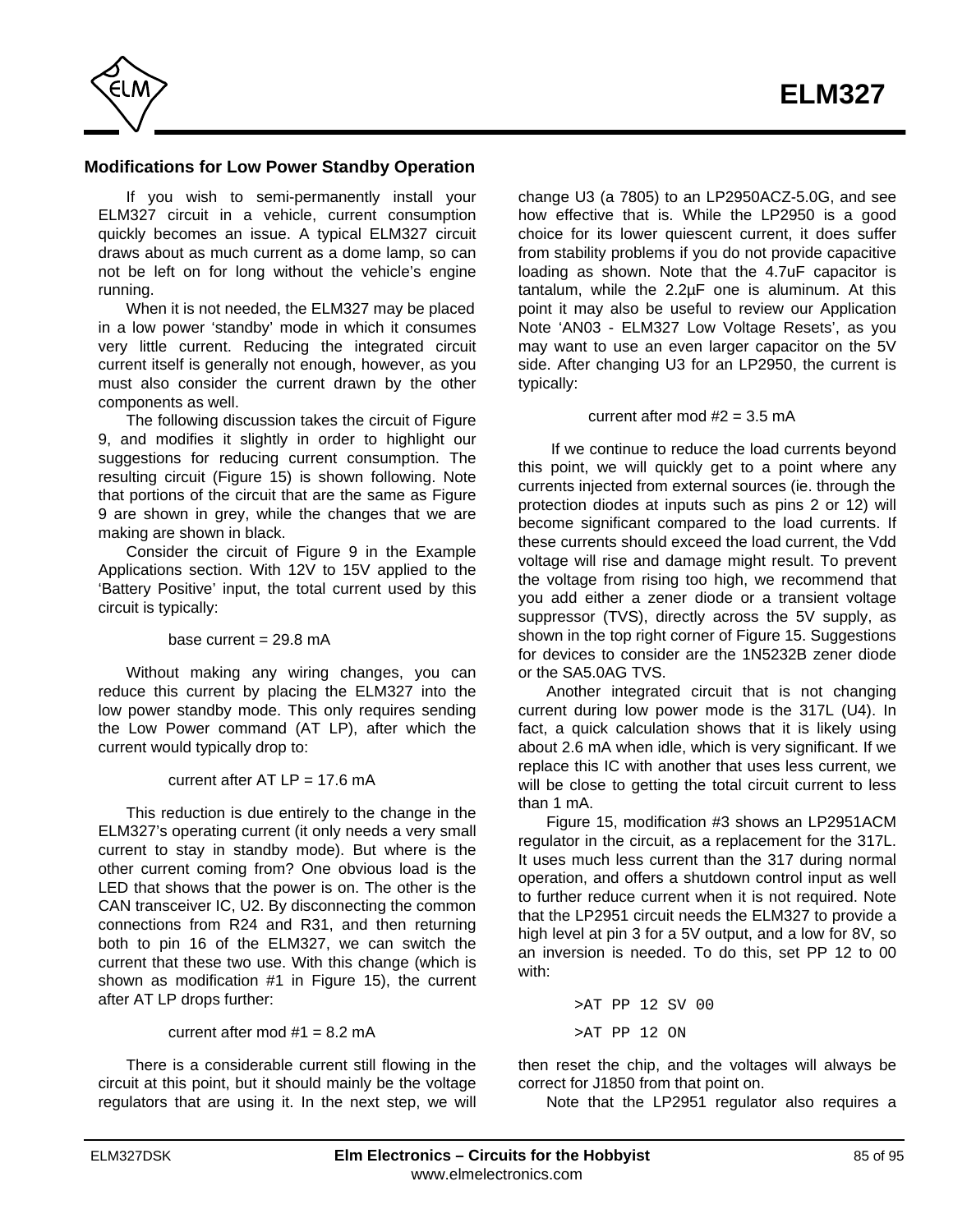## Modifications for Low Power Standby Operation

If you wish to semi-permanently install your ELM327 circuit in a vehicle, current consumption quickly becomes an issue. A typical ELM327 circuit draws about as much current as a dome lamp, so can not be left on for long without the vehicle's engine running.

When it is not needed, the ELM327 may be placed in a low power 'standby' mode in which it consumes very little current. Reducing the integrated circuit current itself is generally not enough, however, as you must also consider the current drawn by the other components as well.

The following discussion takes the circuit of Figure 9, and modifies it slightly in order to highlight our suggestions for reducing current consumption. The resulting circuit (Figure 15) is shown following. Note that portions of the circuit that are the same as Figure 9 are shown in grey, while the changes that we are making are shown in black.

Consider the circuit of Figure 9 in the Example Applications section. With 12V to 15V applied to the 'Battery Positive' input, the total current used by this circuit is typically:

base current = 29.8 mA

Without making any wiring changes, you can reduce this current by placing the ELM327 into the low power standby mode. This only requires sending the Low Power command (AT LP), after which the current would typically drop to:

current after AT LP = 17.6 mA

This reduction is due entirely to the change in the ELM327's operating current (it only needs a very small current to stay in standby mode). But where is the other current coming from? One obvious load is the LED that shows that the power is on. The other is the CAN transceiver IC, U2. By disconnecting the common connections from R24 and R31, and then returning both to pin 16 of the ELM327, we can switch the current that these two use. With this change (which is shown as modification #1 in Figure 15), the current after AT LP drops further:

current after mod #1 = 8.2 mA

There is a considerable current still flowing in the circuit at this point, but it should mainly be the voltage regulators that are using it. In the next step, we will change U3 (a 7805) to an LP2950ACZ-5.0G, and see how effective that is. While the LP2950 is a good choice for its lower quiescent current, it does suffer from stability problems if you do not provide capacitive loading as shown. Note that the 4.7uF capacitor is tantalum, while the 2.2µF one is aluminum. At this point it may also be useful to review our Application Note 'AN03 - ELM327 Low Voltage Resets', as you may want to use an even larger capacitor on the 5V side. After changing U3 for an LP2950, the current is typically:

current after mod #2 = 3.5 mA

If we continue to reduce the load currents beyond this point, we will quickly get to a point where any currents injected from external sources (ie. through the protection diodes at inputs such as pins 2 or 12) will become significant compared to the load currents. If these currents should exceed the load current, the Vdd voltage will rise and damage might result. To prevent the voltage from rising too high, we recommend that you add either a zener diode or a transient voltage suppressor (TVS), directly across the 5V supply, as shown in the top right corner of Figure 15. Suggestions for devices to consider are the 1N5232B zener diode or the SA5.0AG TVS.

Another integrated circuit that is not changing current during low power mode is the 317L (U4). In fact, a quick calculation shows that it is likely using about 2.6 mA when idle, which is very significant. If we replace this IC with another that uses less current, we will be close to getting the total circuit current to less than 1 mA.

Figure 15, modification #3 shows an LP2951ACM regulator in the circuit, as a replacement for the 317L. It uses much less current than the 317 during normal operation, and offers a shutdown control input as well to further reduce current when it is not required. Note that the LP2951 circuit needs the ELM327 to provide a high level at pin 3 for a 5V output, and a low for 8V, so an inversion is needed. To do this, set PP 12 to 00 with:

```
>AT PP 12 SV 00
>AT PP 12 ON
```

then reset the chip, and the voltages will always be correct for J1850 from that point on.

Note that the LP2951 regulator also requires a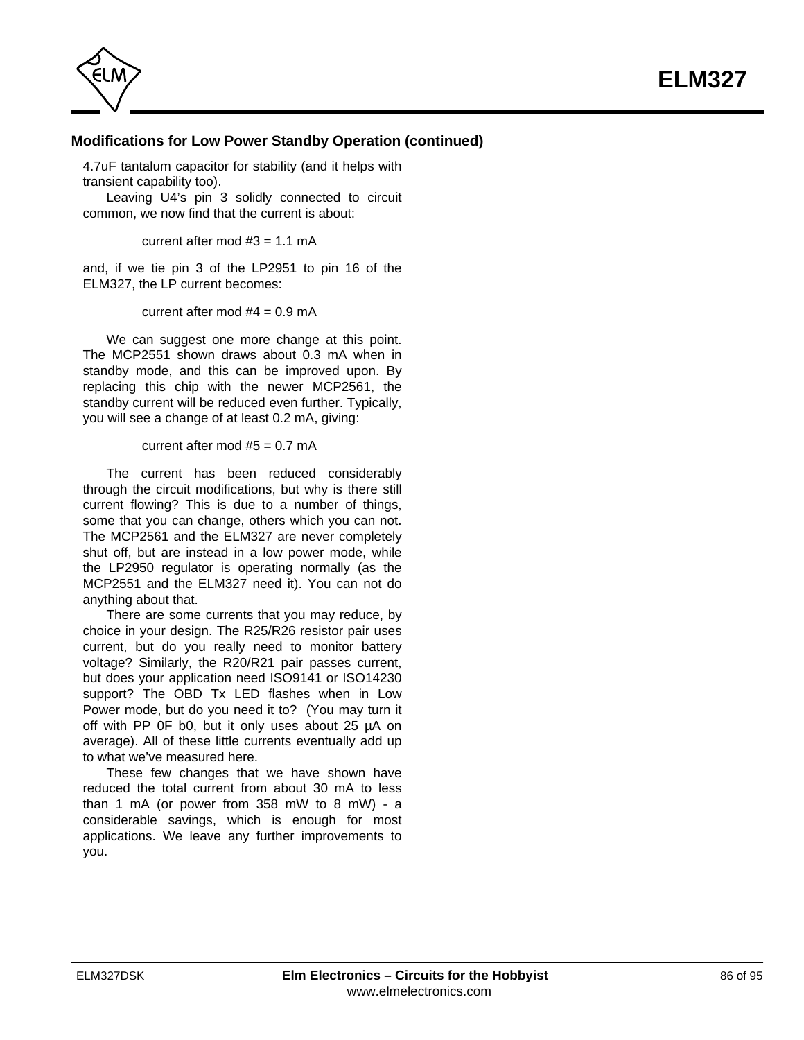## Modifications for Low Power Standby Operation (continued)

4.7uF tantalum capacitor for stability (and it helps with transient capability too).

Leaving U4's pin 3 solidly connected to circuit common, we now find that the current is about:

current after mod #3 = 1.1 mA

and, if we tie pin 3 of the LP2951 to pin 16 of the ELM327, the LP current becomes:

current after mod #4 = 0.9 mA

We can suggest one more change at this point. The MCP2551 shown draws about 0.3 mA when in standby mode, and this can be improved upon. By replacing this chip with the newer MCP2561, the standby current will be reduced even further. Typically, you will see a change of at least 0.2 mA, giving:

current after mod #5 = 0.7 mA

The current has been reduced considerably through the circuit modifications, but why is there still current flowing? This is due to a number of things, some that you can change, others which you can not. The MCP2561 and the ELM327 are never completely shut off, but are instead in a low power mode, while the LP2950 regulator is operating normally (as the MCP2551 and the ELM327 need it). You can not do anything about that.

There are some currents that you may reduce, by choice in your design. The R25/R26 resistor pair uses current, but do you really need to monitor battery voltage? Similarly, the R20/R21 pair passes current, but does your application need ISO9141 or ISO14230 support? The OBD Tx LED flashes when in Low Power mode, but do you need it to? (You may turn it off with PP 0F b0, but it only uses about 25 µA on average). All of these little currents eventually add up to what we've measured here.

These few changes that we have shown have reduced the total current from about 30 mA to less than 1 mA (or power from 358 mW to 8 mW) - a considerable savings, which is enough for most applications. We leave any further improvements to you.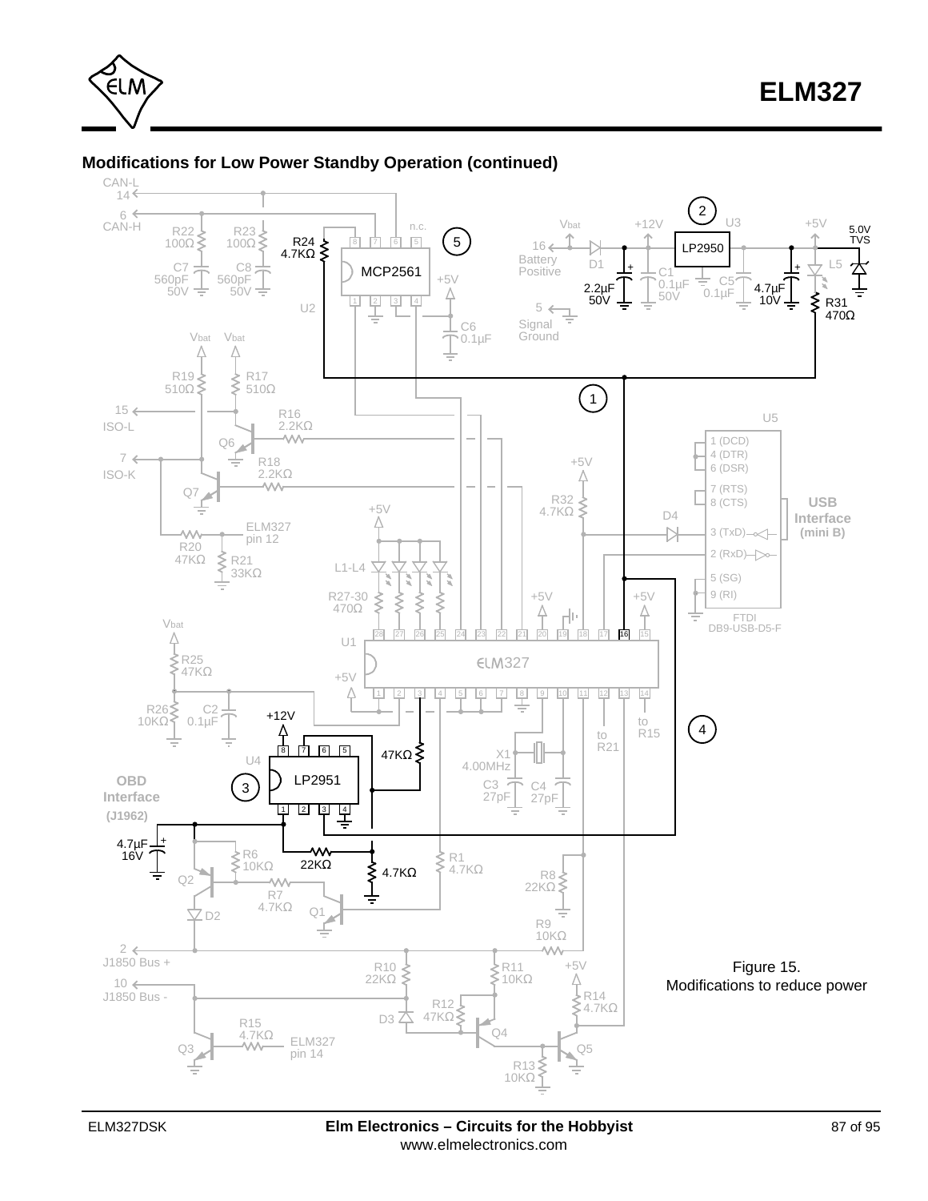## Modifications for Low Power Standby Operation (continued)

Figure 15.
Modifications to reduce power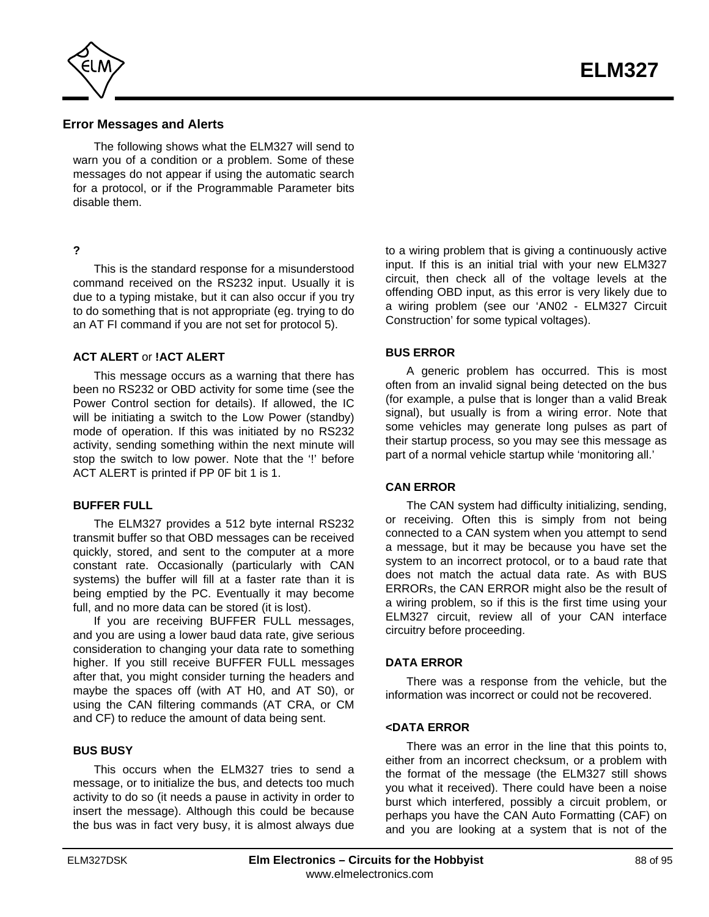## Error Messages and Alerts

The following shows what the ELM327 will send to warn you of a condition or a problem. Some of these messages do not appear if using the automatic search for a protocol, or if the Programmable Parameter bits disable them.

**?**

This is the standard response for a misunderstood command received on the RS232 input. Usually it is due to a typing mistake, but it can also occur if you try to do something that is not appropriate (eg. trying to do an AT FI command if you are not set for protocol 5).

**ACT ALERT** or **!ACT ALERT**

This message occurs as a warning that there has been no RS232 or OBD activity for some time (see the Power Control section for details). If allowed, the IC will be initiating a switch to the Low Power (standby) mode of operation. If this was initiated by no RS232 activity, sending something within the next minute will stop the switch to low power. Note that the '!' before ACT ALERT is printed if PP 0F bit 1 is 1.

**BUFFER FULL**

The ELM327 provides a 512 byte internal RS232 transmit buffer so that OBD messages can be received quickly, stored, and sent to the computer at a more constant rate. Occasionally (particularly with CAN systems) the buffer will fill at a faster rate than it is being emptied by the PC. Eventually it may become full, and no more data can be stored (it is lost).

If you are receiving BUFFER FULL messages, and you are using a lower baud data rate, give serious consideration to changing your data rate to something higher. If you still receive BUFFER FULL messages after that, you might consider turning the headers and maybe the spaces off (with AT H0, and AT S0), or using the CAN filtering commands (AT CRA, or CM and CF) to reduce the amount of data being sent.

**BUS BUSY**

This occurs when the ELM327 tries to send a message, or to initialize the bus, and detects too much activity to do so (it needs a pause in activity in order to insert the message). Although this could be because the bus was in fact very busy, it is almost always due to a wiring problem that is giving a continuously active input. If this is an initial trial with your new ELM327 circuit, then check all of the voltage levels at the offending OBD input, as this error is very likely due to a wiring problem (see our 'AN02 - ELM327 Circuit Construction' for some typical voltages).

**BUS ERROR**

A generic problem has occurred. This is most often from an invalid signal being detected on the bus (for example, a pulse that is longer than a valid Break signal), but usually is from a wiring error. Note that some vehicles may generate long pulses as part of their startup process, so you may see this message as part of a normal vehicle startup while 'monitoring all.'

**CAN ERROR**

The CAN system had difficulty initializing, sending, or receiving. Often this is simply from not being connected to a CAN system when you attempt to send a message, but it may be because you have set the system to an incorrect protocol, or to a baud rate that does not match the actual data rate. As with BUS ERRORs, the CAN ERROR might also be the result of a wiring problem, so if this is the first time using your ELM327 circuit, review all of your CAN interface circuitry before proceeding.

**DATA ERROR**

There was a response from the vehicle, but the information was incorrect or could not be recovered.

**<DATA ERROR**

There was an error in the line that this points to, either from an incorrect checksum, or a problem with the format of the message (the ELM327 still shows you what it received). There could have been a noise burst which interfered, possibly a circuit problem, or perhaps you have the CAN Auto Formatting (CAF) on and you are looking at a system that is not of the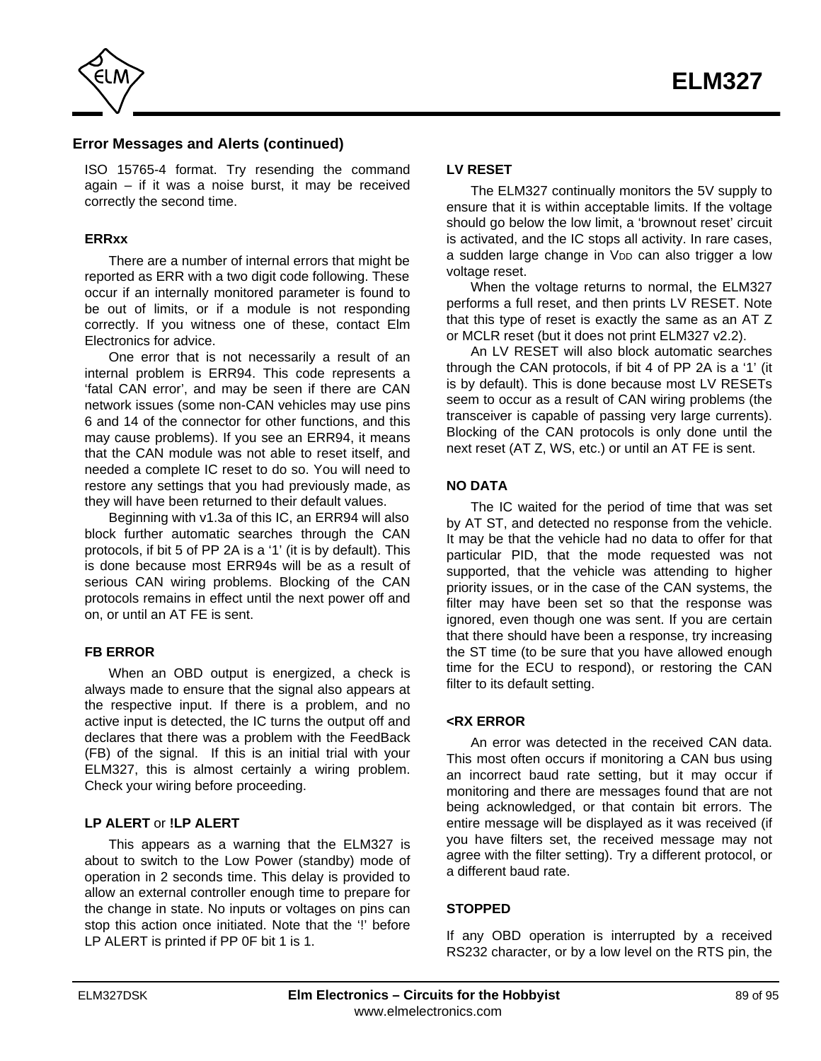## Error Messages and Alerts (continued)

ISO 15765-4 format. Try resending the command again – if it was a noise burst, it may be received correctly the second time.

### ERRxx

There are a number of internal errors that might be reported as ERR with a two digit code following. These occur if an internally monitored parameter is found to be out of limits, or if a module is not responding correctly. If you witness one of these, contact Elm Electronics for advice.

One error that is not necessarily a result of an internal problem is ERR94. This code represents a 'fatal CAN error', and may be seen if there are CAN network issues (some non-CAN vehicles may use pins 6 and 14 of the connector for other functions, and this may cause problems). If you see an ERR94, it means that the CAN module was not able to reset itself, and needed a complete IC reset to do so. You will need to restore any settings that you had previously made, as they will have been returned to their default values.

Beginning with v1.3a of this IC, an ERR94 will also block further automatic searches through the CAN protocols, if bit 5 of PP 2A is a '1' (it is by default). This is done because most ERR94s will be as a result of serious CAN wiring problems. Blocking of the CAN protocols remains in effect until the next power off and on, or until an AT FE is sent.

### FB ERROR

When an OBD output is energized, a check is always made to ensure that the signal also appears at the respective input. If there is a problem, and no active input is detected, the IC turns the output off and declares that there was a problem with the FeedBack (FB) of the signal. If this is an initial trial with your ELM327, this is almost certainly a wiring problem. Check your wiring before proceeding.

### LP ALERT or !LP ALERT

This appears as a warning that the ELM327 is about to switch to the Low Power (standby) mode of operation in 2 seconds time. This delay is provided to allow an external controller enough time to prepare for the change in state. No inputs or voltages on pins can stop this action once initiated. Note that the '!' before LP ALERT is printed if PP 0F bit 1 is 1.

### LV RESET

The ELM327 continually monitors the 5V supply to ensure that it is within acceptable limits. If the voltage should go below the low limit, a 'brownout reset' circuit is activated, and the IC stops all activity. In rare cases, a sudden large change in $V_{DD}$ can also trigger a low voltage reset.

When the voltage returns to normal, the ELM327 performs a full reset, and then prints LV RESET. Note that this type of reset is exactly the same as an AT Z or MCLR reset (but it does not print ELM327 v2.2).

An LV RESET will also block automatic searches through the CAN protocols, if bit 4 of PP 2A is a '1' (it is by default). This is done because most LV RESETs seem to occur as a result of CAN wiring problems (the transceiver is capable of passing very large currents). Blocking of the CAN protocols is only done until the next reset (AT Z, WS, etc.) or until an AT FE is sent.

### NO DATA

The IC waited for the period of time that was set by AT ST, and detected no response from the vehicle. It may be that the vehicle had no data to offer for that particular PID, that the mode requested was not supported, that the vehicle was attending to higher priority issues, or in the case of the CAN systems, the filter may have been set so that the response was ignored, even though one was sent. If you are certain that there should have been a response, try increasing the ST time (to be sure that you have allowed enough time for the ECU to respond), or restoring the CAN filter to its default setting.

### <RX ERROR

An error was detected in the received CAN data. This most often occurs if monitoring a CAN bus using an incorrect baud rate setting, but it may occur if monitoring and there are messages found that are not being acknowledged, or that contain bit errors. The entire message will be displayed as it was received (if you have filters set, the received message may not agree with the filter setting). Try a different protocol, or a different baud rate.

### STOPPED

If any OBD operation is interrupted by a received RS232 character, or by a low level on the RTS pin, the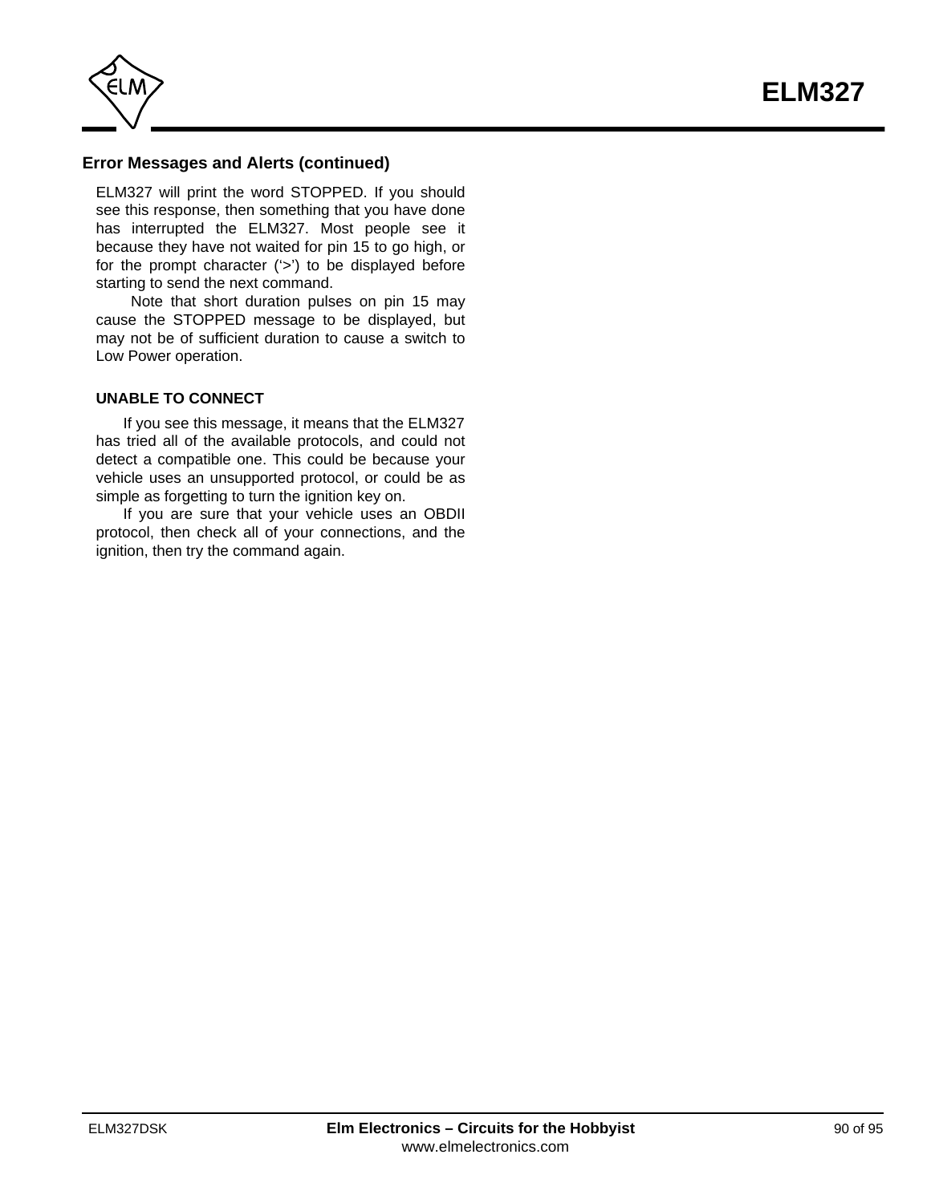## Error Messages and Alerts (continued)

ELM327 will print the word STOPPED. If you should see this response, then something that you have done has interrupted the ELM327. Most people see it because they have not waited for pin 15 to go high, or for the prompt character ('>') to be displayed before starting to send the next command.

Note that short duration pulses on pin 15 may cause the STOPPED message to be displayed, but may not be of sufficient duration to cause a switch to Low Power operation.

### UNABLE TO CONNECT

If you see this message, it means that the ELM327 has tried all of the available protocols, and could not detect a compatible one. This could be because your vehicle uses an unsupported protocol, or could be as simple as forgetting to turn the ignition key on.

If you are sure that your vehicle uses an OBDII protocol, then check all of your connections, and the ignition, then try the command again.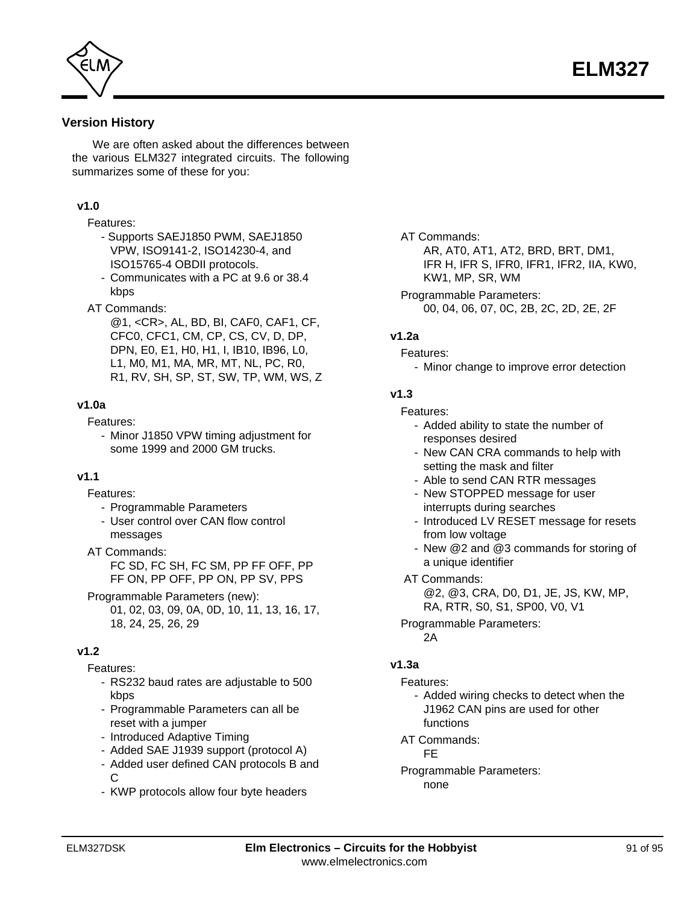## Version History

We are often asked about the differences between the various ELM327 integrated circuits. The following summarizes some of these for you:

### v1.0

Features:

- Supports SAEJ1850 PWM, SAEJ1850 VPW, ISO9141-2, ISO14230-4, and ISO15765-4 OBDII protocols.
- Communicates with a PC at 9.6 or 38.4 kbps

AT Commands:

@1, <CR>, AL, BD, BI, CAF0, CAF1, CF, CFC0, CFC1, CM, CP, CS, CV, D, DP, DPN, E0, E1, H0, H1, I, IB10, IB96, L0, L1, M0, M1, MA, MR, MT, NL, PC, R0, R1, RV, SH, SP, ST, SW, TP, WM, WS, Z

### v1.0a

Features:

- Minor J1850 VPW timing adjustment for some 1999 and 2000 GM trucks.

### v1.1

Features:

- Programmable Parameters
- User control over CAN flow control messages

AT Commands:

FC SD, FC SH, FC SM, PP FF OFF, PP FF ON, PP OFF, PP ON, PP SV, PPS

Programmable Parameters (new):

01, 02, 03, 09, 0A, 0D, 10, 11, 13, 16, 17, 18, 24, 25, 26, 29

### v1.2

Features:

- RS232 baud rates are adjustable to 500 kbps
- Programmable Parameters can all be reset with a jumper
- Introduced Adaptive Timing
- Added SAE J1939 support (protocol A)
- Added user defined CAN protocols B and C
- KWP protocols allow four byte headers

AT Commands:

AR, AT0, AT1, AT2, BRD, BRT, DM1, IFR H, IFR S, IFR0, IFR1, IFR2, IIA, KW0, KW1, MP, SR, WM

Programmable Parameters:

00, 04, 06, 07, 0C, 2B, 2C, 2D, 2E, 2F

### v1.2a

Features:

- Minor change to improve error detection

### v1.3

Features:

- Added ability to state the number of responses desired
- New CAN CRA commands to help with setting the mask and filter
- Able to send CAN RTR messages
- New STOPPED message for user interrupts during searches
- Introduced LV RESET message for resets from low voltage
- New @2 and @3 commands for storing of a unique identifier

AT Commands:

@2, @3, CRA, D0, D1, JE, JS, KW, MP, RA, RTR, S0, S1, SP00, V0, V1

Programmable Parameters:

2A

### v1.3a

Features:

- Added wiring checks to detect when the J1962 CAN pins are used for other functions

AT Commands:

FE

Programmable Parameters:

none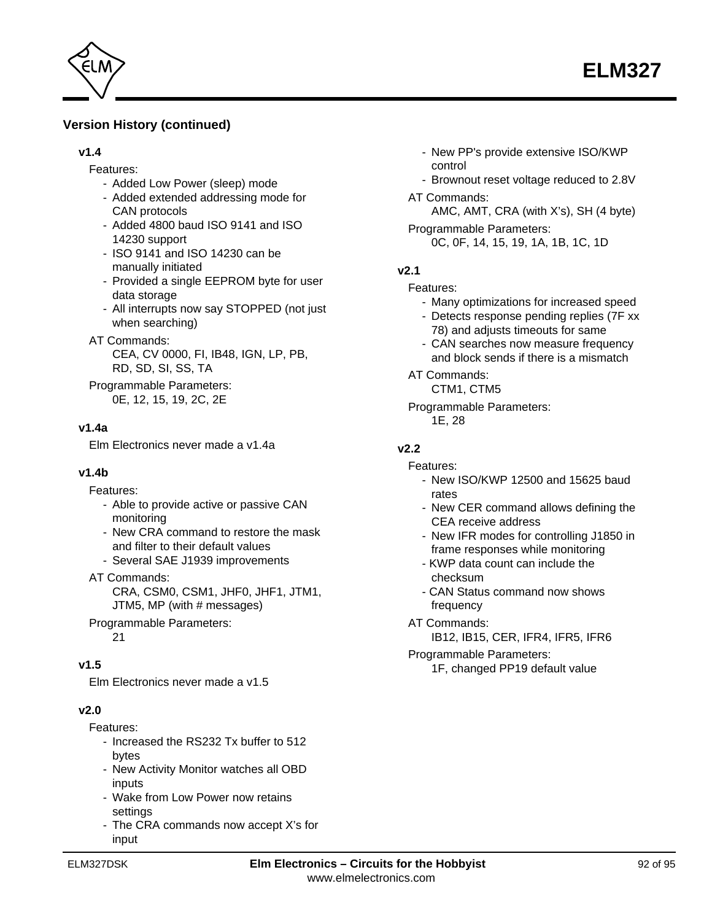## Version History (continued)

### v1.4

Features:

- Added Low Power (sleep) mode
- Added extended addressing mode for CAN protocols
- Added 4800 baud ISO 9141 and ISO 14230 support
- ISO 9141 and ISO 14230 can be manually initiated
- Provided a single EEPROM byte for user data storage
- All interrupts now say STOPPED (not just when searching)

AT Commands:

CEA, CV 0000, FI, IB48, IGN, LP, PB, RD, SD, SI, SS, TA

Programmable Parameters:

0E, 12, 15, 19, 2C, 2E

### v1.4a

Elm Electronics never made a v1.4a

### v1.4b

Features:

- Able to provide active or passive CAN monitoring
- New CRA command to restore the mask and filter to their default values
- Several SAE J1939 improvements

AT Commands:

CRA, CSM0, CSM1, JHF0, JHF1, JTM1, JTM5, MP (with # messages)

Programmable Parameters:

21

### v1.5

Elm Electronics never made a v1.5

### v2.0

Features:

- Increased the RS232 Tx buffer to 512 bytes
- New Activity Monitor watches all OBD inputs
- Wake from Low Power now retains settings
- The CRA commands now accept X's for input
- New PP's provide extensive ISO/KWP control
- Brownout reset voltage reduced to 2.8V

AT Commands:

AMC, AMT, CRA (with X's), SH (4 byte)

Programmable Parameters:

0C, 0F, 14, 15, 19, 1A, 1B, 1C, 1D

### v2.1

Features:

- Many optimizations for increased speed
- Detects response pending replies (7F xx 78) and adjusts timeouts for same
- CAN searches now measure frequency and block sends if there is a mismatch

AT Commands:

CTM1, CTM5

Programmable Parameters:

1E, 28

### v2.2

Features:

- New ISO/KWP 12500 and 15625 baud rates
- New CER command allows defining the CEA receive address
- New IFR modes for controlling J1850 in frame responses while monitoring
- KWP data count can include the checksum
- CAN Status command now shows frequency

AT Commands:

IB12, IB15, CER, IFR4, IFR5, IFR6

Programmable Parameters:

1F, changed PP19 default value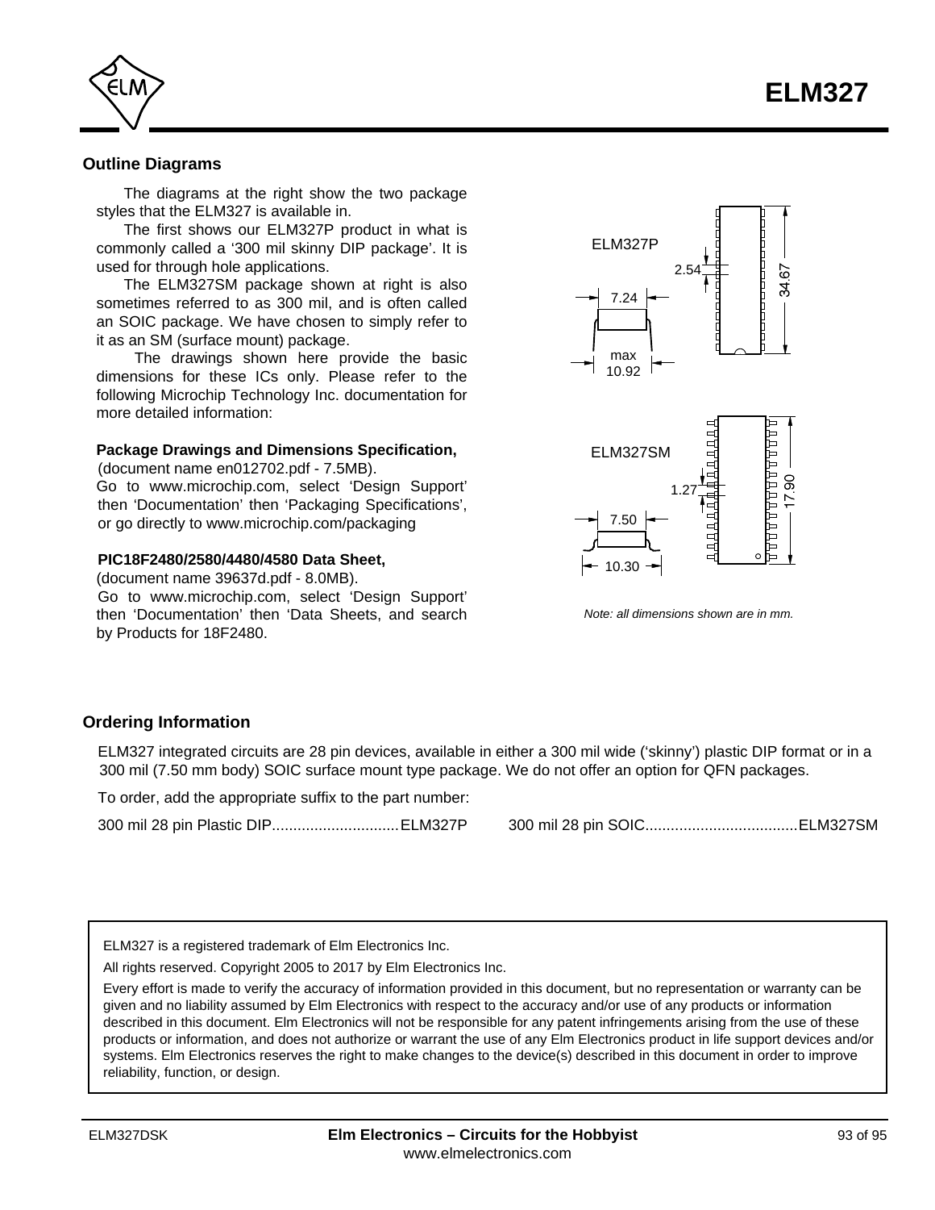## Outline Diagrams

The diagrams at the right show the two package styles that the ELM327 is available in.

The first shows our ELM327P product in what is commonly called a ‘300 mil skinny DIP package’. It is used for through hole applications.

The ELM327SM package shown at right is also sometimes referred to as 300 mil, and is often called an SOIC package. We have chosen to simply refer to it as an SM (surface mount) package.

The drawings shown here provide the basic dimensions for these ICs only. Please refer to the following Microchip Technology Inc. documentation for more detailed information:

**Package Drawings and Dimensions Specification,**
(document name en012702.pdf - 7.5MB).
Go to www.microchip.com, select ‘Design Support’ then ‘Documentation’ then ‘Packaging Specifications’, or go directly to www.microchip.com/packaging

**PIC18F2480/2580/4480/4580 Data Sheet,**
(document name 39637d.pdf - 8.0MB).
Go to www.microchip.com, select ‘Design Support’ then ‘Documentation’ then ‘Data Sheets, and search by Products for 18F2480.

ELM327P

2.54

34.67

7.24

max 10.92

ELM327SM

1.27

17.90

7.50

10.30

*Note: all dimensions shown are in mm.*

## Ordering Information

ELM327 integrated circuits are 28 pin devices, available in either a 300 mil wide (‘skinny’) plastic DIP format or in a 300 mil (7.50 mm body) SOIC surface mount type package. We do not offer an option for QFN packages.

To order, add the appropriate suffix to the part number:

300 mil 28 pin Plastic DIP..............................ELM327P

300 mil 28 pin SOIC....................................ELM327SM

ELM327 is a registered trademark of Elm Electronics Inc.

All rights reserved. Copyright 2005 to 2017 by Elm Electronics Inc.

Every effort is made to verify the accuracy of information provided in this document, but no representation or warranty can be given and no liability assumed by Elm Electronics with respect to the accuracy and/or use of any products or information described in this document. Elm Electronics will not be responsible for any patent infringements arising from the use of these products or information, and does not authorize or warrant the use of any Elm Electronics product in life support devices and/or systems. Elm Electronics reserves the right to make changes to the device(s) described in this document in order to improve reliability, function, or design.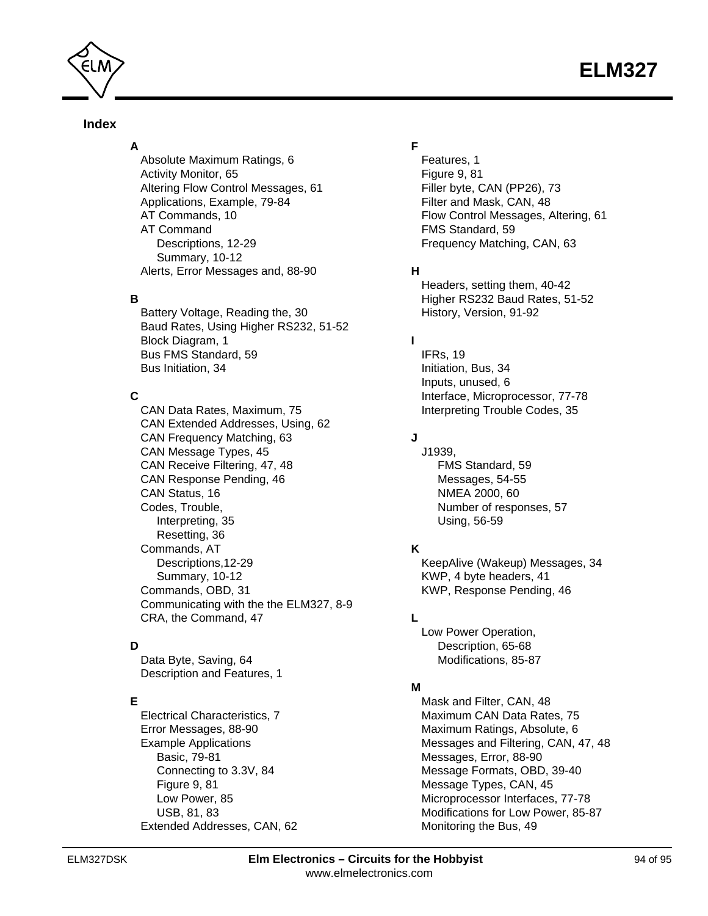## Index

**A**

- Absolute Maximum Ratings, 6
- Activity Monitor, 65
- Altering Flow Control Messages, 61
- Applications, Example, 79-84
- AT Commands, 10
- AT Command
  - Descriptions, 12-29
  - Summary, 10-12
- Alerts, Error Messages and, 88-90

**B**

- Battery Voltage, Reading the, 30
- Baud Rates, Using Higher RS232, 51-52
- Block Diagram, 1
- Bus FMS Standard, 59
- Bus Initiation, 34

**C**

- CAN Data Rates, Maximum, 75
- CAN Extended Addresses, Using, 62
- CAN Frequency Matching, 63
- CAN Message Types, 45
- CAN Receive Filtering, 47, 48
- CAN Response Pending, 46
- CAN Status, 16
- Codes, Trouble,
  - Interpreting, 35
  - Resetting, 36
- Commands, AT
  - Descriptions,12-29
  - Summary, 10-12
- Commands, OBD, 31
- Communicating with the the ELM327, 8-9
- CRA, the Command, 47

**D**

- Data Byte, Saving, 64
- Description and Features, 1

**E**

- Electrical Characteristics, 7
- Error Messages, 88-90
- Example Applications
  - Basic, 79-81
  - Connecting to 3.3V, 84
  - Figure 9, 81
  - Low Power, 85
  - USB, 81, 83
- Extended Addresses, CAN, 62

**F**

- Features, 1
- Figure 9, 81
- Filler byte, CAN (PP26), 73
- Filter and Mask, CAN, 48
- Flow Control Messages, Altering, 61
- FMS Standard, 59
- Frequency Matching, CAN, 63

**H**

- Headers, setting them, 40-42
- Higher RS232 Baud Rates, 51-52
- History, Version, 91-92

**I**

- IFRs, 19
- Initiation, Bus, 34
- Inputs, unused, 6
- Interface, Microprocessor, 77-78
- Interpreting Trouble Codes, 35

**J**

- J1939,
  - FMS Standard, 59
  - Messages, 54-55
  - NMEA 2000, 60
  - Number of responses, 57
  - Using, 56-59

**K**

- KeepAlive (Wakeup) Messages, 34
- KWP, 4 byte headers, 41
- KWP, Response Pending, 46

**L**

- Low Power Operation,
  - Description, 65-68
  - Modifications, 85-87

**M**

- Mask and Filter, CAN, 48
- Maximum CAN Data Rates, 75
- Maximum Ratings, Absolute, 6
- Messages and Filtering, CAN, 47, 48
- Messages, Error, 88-90
- Message Formats, OBD, 39-40
- Message Types, CAN, 45
- Microprocessor Interfaces, 77-78
- Modifications for Low Power, 85-87
- Monitoring the Bus, 49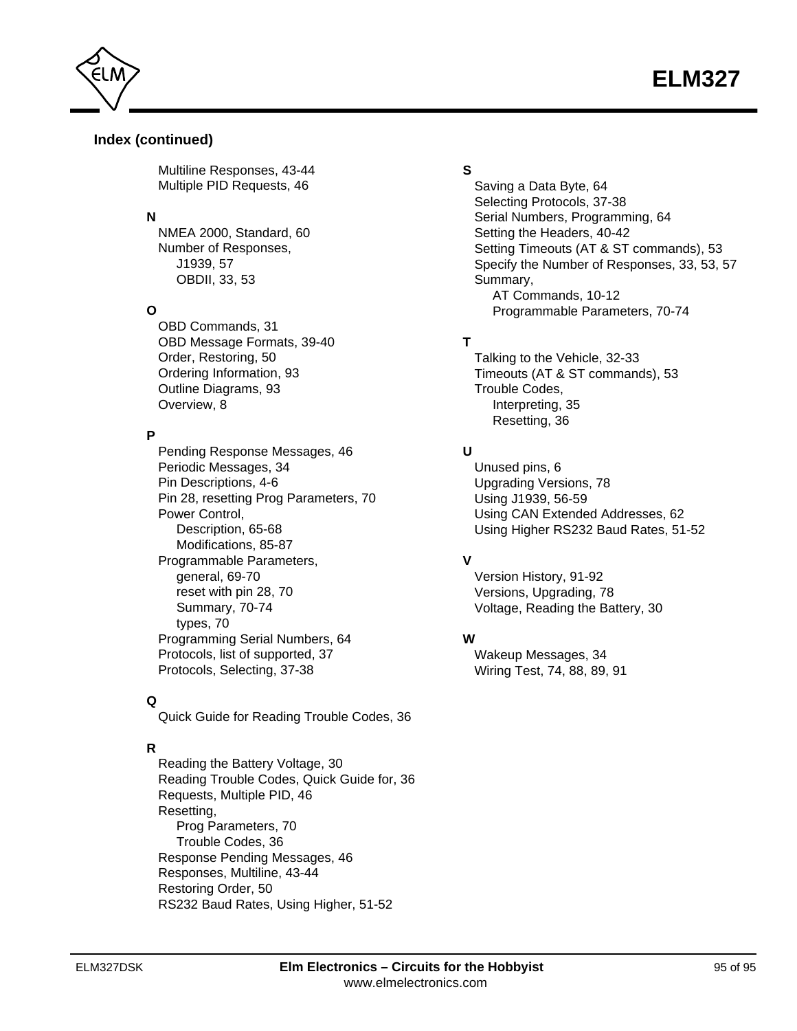### Index (continued)

Multiline Responses, 43-44
Multiple PID Requests, 46

**N**

NMEA 2000, Standard, 60
Number of Responses,
  J1939, 57
  OBDII, 33, 53

**O**

OBD Commands, 31
OBD Message Formats, 39-40
Order, Restoring, 50
Ordering Information, 93
Outline Diagrams, 93
Overview, 8

**P**

Pending Response Messages, 46
Periodic Messages, 34
Pin Descriptions, 4-6
Pin 28, resetting Prog Parameters, 70
Power Control,
  Description, 65-68
  Modifications, 85-87
Programmable Parameters,
  general, 69-70
  reset with pin 28, 70
  Summary, 70-74
  types, 70
Programming Serial Numbers, 64
Protocols, list of supported, 37
Protocols, Selecting, 37-38

**Q**

Quick Guide for Reading Trouble Codes, 36

**R**

Reading the Battery Voltage, 30
Reading Trouble Codes, Quick Guide for, 36
Requests, Multiple PID, 46
Resetting,
  Prog Parameters, 70
  Trouble Codes, 36
Response Pending Messages, 46
Responses, Multiline, 43-44
Restoring Order, 50
RS232 Baud Rates, Using Higher, 51-52

**S**

Saving a Data Byte, 64
Selecting Protocols, 37-38
Serial Numbers, Programming, 64
Setting the Headers, 40-42
Setting Timeouts (AT & ST commands), 53
Specify the Number of Responses, 33, 53, 57
Summary,
  AT Commands, 10-12
  Programmable Parameters, 70-74

**T**

Talking to the Vehicle, 32-33
Timeouts (AT & ST commands), 53
Trouble Codes,
  Interpreting, 35
  Resetting, 36

**U**

Unused pins, 6
Upgrading Versions, 78
Using J1939, 56-59
Using CAN Extended Addresses, 62
Using Higher RS232 Baud Rates, 51-52

**V**

Version History, 91-92
Versions, Upgrading, 78
Voltage, Reading the Battery, 30

**W**

Wakeup Messages, 34
Wiring Test, 74, 88, 89, 91